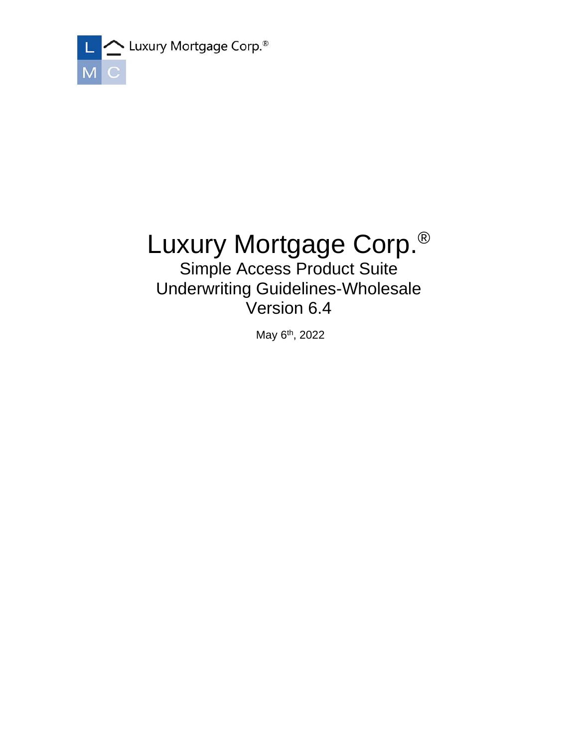Luxury Mortgage Corp.®

# Luxury Mortgage Corp.®

## Simple Access Product Suite
## Underwriting Guidelines-Wholesale
## Version 6.4

May 6th, 2022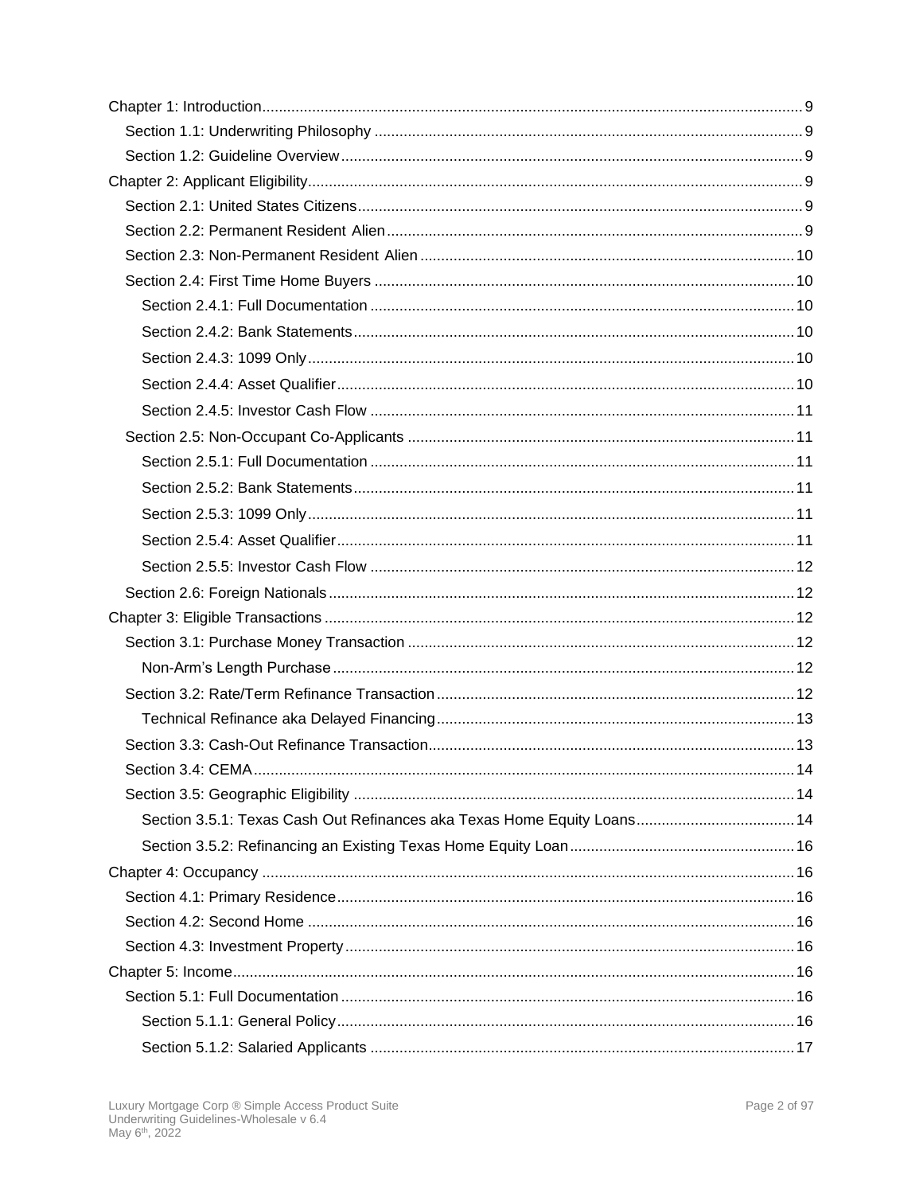Chapter 1: Introduction ..... 9
- Section 1.1: Underwriting Philosophy ..... 9
- Section 1.2: Guideline Overview ..... 9

Chapter 2: Applicant Eligibility ..... 9
- Section 2.1: United States Citizens ..... 9
- Section 2.2: Permanent Resident Alien ..... 9
- Section 2.3: Non-Permanent Resident Alien ..... 10
- Section 2.4: First Time Home Buyers ..... 10
  - Section 2.4.1: Full Documentation ..... 10
  - Section 2.4.2: Bank Statements ..... 10
  - Section 2.4.3: 1099 Only ..... 10
  - Section 2.4.4: Asset Qualifier ..... 10
  - Section 2.4.5: Investor Cash Flow ..... 11
- Section 2.5: Non-Occupant Co-Applicants ..... 11
  - Section 2.5.1: Full Documentation ..... 11
  - Section 2.5.2: Bank Statements ..... 11
  - Section 2.5.3: 1099 Only ..... 11
  - Section 2.5.4: Asset Qualifier ..... 11
  - Section 2.5.5: Investor Cash Flow ..... 12
- Section 2.6: Foreign Nationals ..... 12

Chapter 3: Eligible Transactions ..... 12
- Section 3.1: Purchase Money Transaction ..... 12
  - Non-Arm's Length Purchase ..... 12
- Section 3.2: Rate/Term Refinance Transaction ..... 12
  - Technical Refinance aka Delayed Financing ..... 13
- Section 3.3: Cash-Out Refinance Transaction ..... 13
- Section 3.4: CEMA ..... 14
- Section 3.5: Geographic Eligibility ..... 14
  - Section 3.5.1: Texas Cash Out Refinances aka Texas Home Equity Loans ..... 14
  - Section 3.5.2: Refinancing an Existing Texas Home Equity Loan ..... 16

Chapter 4: Occupancy ..... 16
- Section 4.1: Primary Residence ..... 16
- Section 4.2: Second Home ..... 16
- Section 4.3: Investment Property ..... 16

Chapter 5: Income ..... 16
- Section 5.1: Full Documentation ..... 16
  - Section 5.1.1: General Policy ..... 16
  - Section 5.1.2: Salaried Applicants ..... 17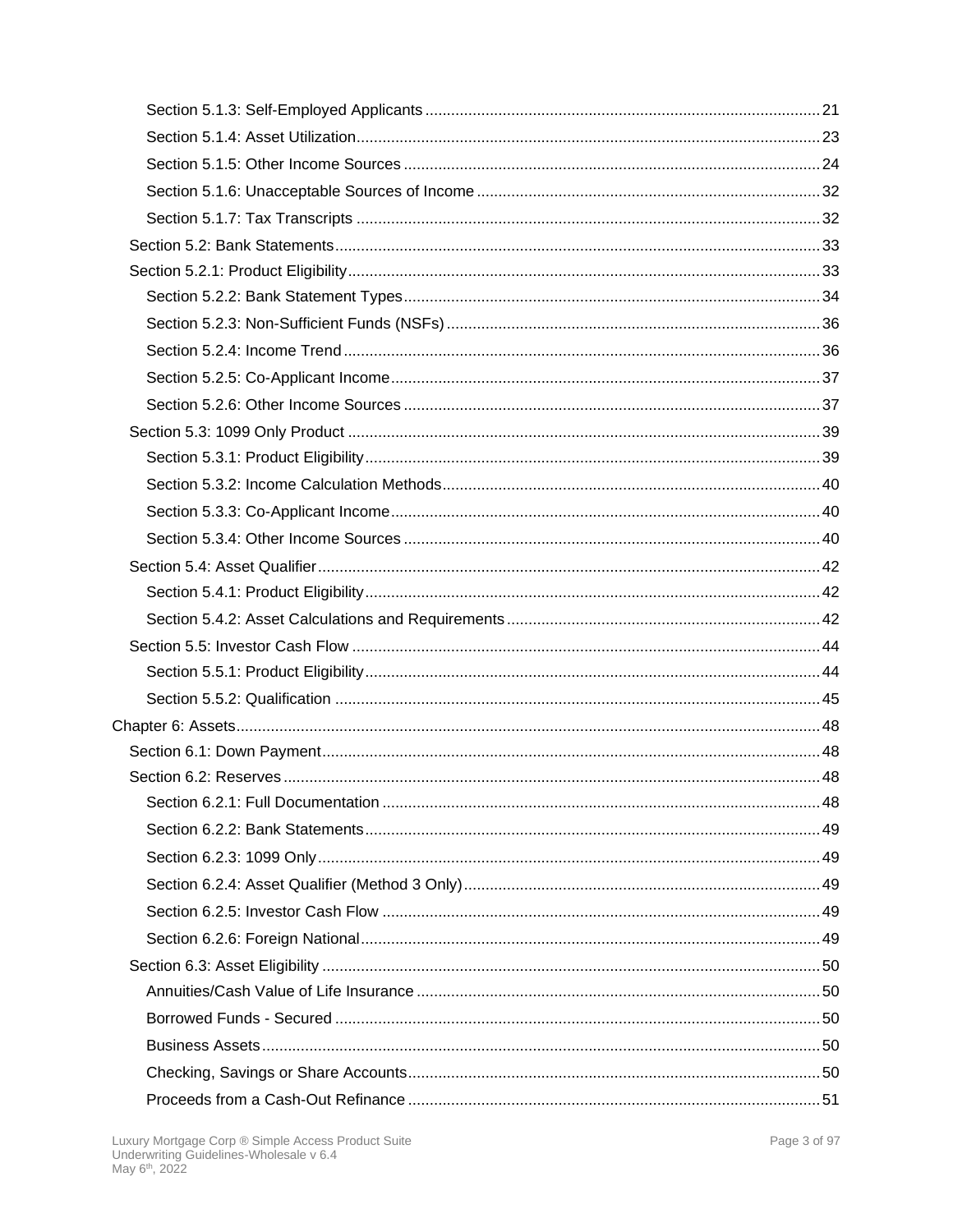Section 5.1.3: Self-Employed Applicants ........ 21

Section 5.1.4: Asset Utilization ........ 23

Section 5.1.5: Other Income Sources ........ 24

Section 5.1.6: Unacceptable Sources of Income ........ 32

Section 5.1.7: Tax Transcripts ........ 32

Section 5.2: Bank Statements ........ 33

Section 5.2.1: Product Eligibility ........ 33

Section 5.2.2: Bank Statement Types ........ 34

Section 5.2.3: Non-Sufficient Funds (NSFs) ........ 36

Section 5.2.4: Income Trend ........ 36

Section 5.2.5: Co-Applicant Income ........ 37

Section 5.2.6: Other Income Sources ........ 37

Section 5.3: 1099 Only Product ........ 39

Section 5.3.1: Product Eligibility ........ 39

Section 5.3.2: Income Calculation Methods ........ 40

Section 5.3.3: Co-Applicant Income ........ 40

Section 5.3.4: Other Income Sources ........ 40

Section 5.4: Asset Qualifier ........ 42

Section 5.4.1: Product Eligibility ........ 42

Section 5.4.2: Asset Calculations and Requirements ........ 42

Section 5.5: Investor Cash Flow ........ 44

Section 5.5.1: Product Eligibility ........ 44

Section 5.5.2: Qualification ........ 45

Chapter 6: Assets ........ 48

Section 6.1: Down Payment ........ 48

Section 6.2: Reserves ........ 48

Section 6.2.1: Full Documentation ........ 48

Section 6.2.2: Bank Statements ........ 49

Section 6.2.3: 1099 Only ........ 49

Section 6.2.4: Asset Qualifier (Method 3 Only) ........ 49

Section 6.2.5: Investor Cash Flow ........ 49

Section 6.2.6: Foreign National ........ 49

Section 6.3: Asset Eligibility ........ 50

Annuities/Cash Value of Life Insurance ........ 50

Borrowed Funds - Secured ........ 50

Business Assets ........ 50

Checking, Savings or Share Accounts ........ 50

Proceeds from a Cash-Out Refinance ........ 51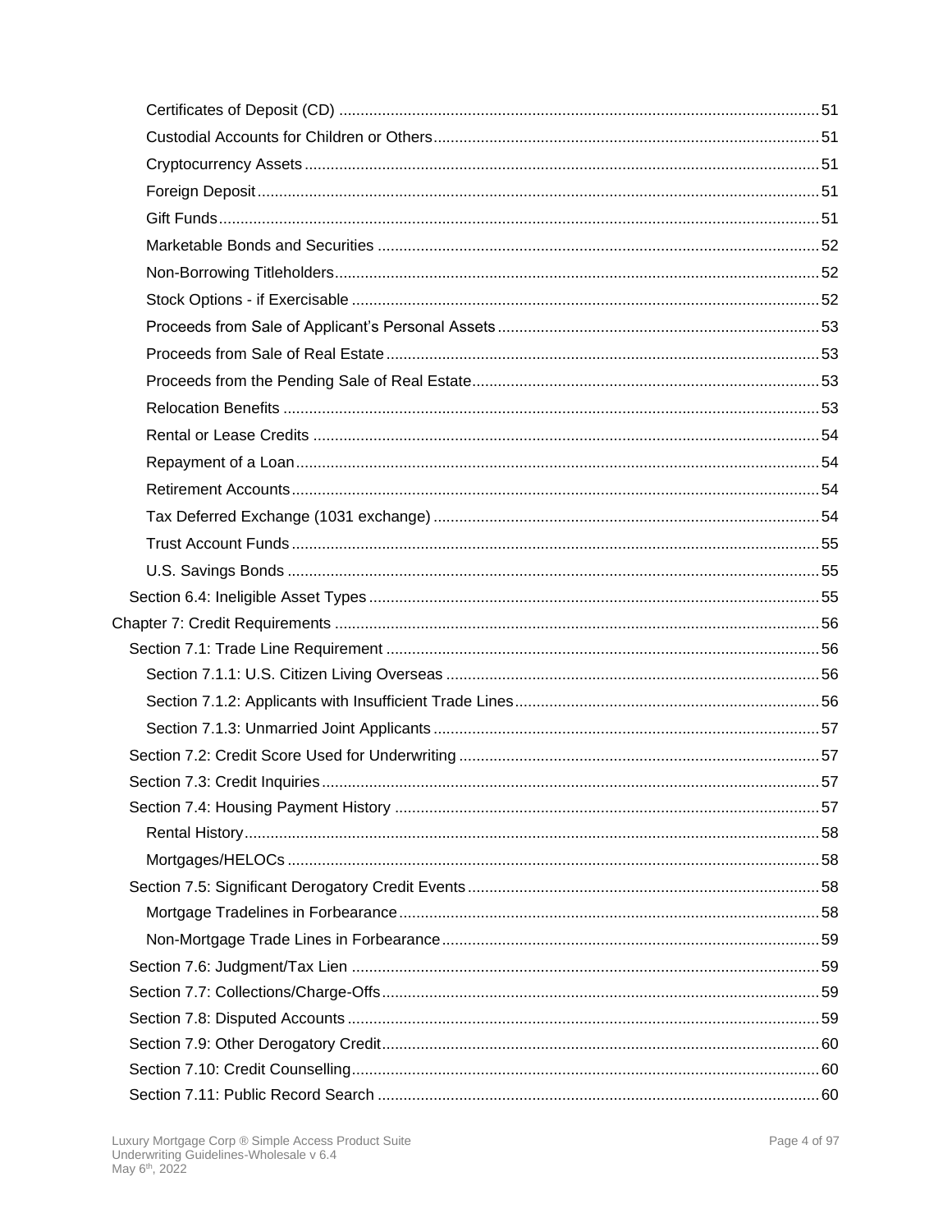- Certificates of Deposit (CD) ........ 51
- Custodial Accounts for Children or Others ........ 51
- Cryptocurrency Assets ........ 51
- Foreign Deposit ........ 51
- Gift Funds ........ 51
- Marketable Bonds and Securities ........ 52
- Non-Borrowing Titleholders ........ 52
- Stock Options - if Exercisable ........ 52
- Proceeds from Sale of Applicant's Personal Assets ........ 53
- Proceeds from Sale of Real Estate ........ 53
- Proceeds from the Pending Sale of Real Estate ........ 53
- Relocation Benefits ........ 53
- Rental or Lease Credits ........ 54
- Repayment of a Loan ........ 54
- Retirement Accounts ........ 54
- Tax Deferred Exchange (1031 exchange) ........ 54
- Trust Account Funds ........ 55
- U.S. Savings Bonds ........ 55

Section 6.4: Ineligible Asset Types ........ 55

Chapter 7: Credit Requirements ........ 56

Section 7.1: Trade Line Requirement ........ 56

- Section 7.1.1: U.S. Citizen Living Overseas ........ 56
- Section 7.1.2: Applicants with Insufficient Trade Lines ........ 56
- Section 7.1.3: Unmarried Joint Applicants ........ 57

Section 7.2: Credit Score Used for Underwriting ........ 57

Section 7.3: Credit Inquiries ........ 57

Section 7.4: Housing Payment History ........ 57

- Rental History ........ 58
- Mortgages/HELOCs ........ 58

Section 7.5: Significant Derogatory Credit Events ........ 58

- Mortgage Tradelines in Forbearance ........ 58
- Non-Mortgage Trade Lines in Forbearance ........ 59

Section 7.6: Judgment/Tax Lien ........ 59

Section 7.7: Collections/Charge-Offs ........ 59

Section 7.8: Disputed Accounts ........ 59

Section 7.9: Other Derogatory Credit ........ 60

Section 7.10: Credit Counselling ........ 60

Section 7.11: Public Record Search ........ 60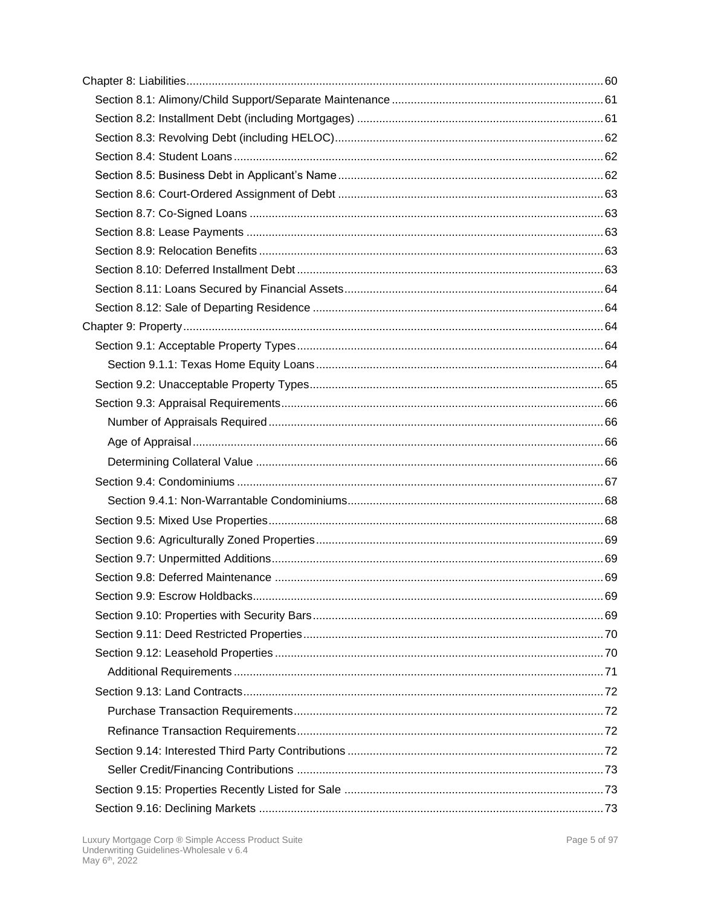Chapter 8: Liabilities ... 60
- Section 8.1: Alimony/Child Support/Separate Maintenance ... 61
- Section 8.2: Installment Debt (including Mortgages) ... 61
- Section 8.3: Revolving Debt (including HELOC) ... 62
- Section 8.4: Student Loans ... 62
- Section 8.5: Business Debt in Applicant's Name ... 62
- Section 8.6: Court-Ordered Assignment of Debt ... 63
- Section 8.7: Co-Signed Loans ... 63
- Section 8.8: Lease Payments ... 63
- Section 8.9: Relocation Benefits ... 63
- Section 8.10: Deferred Installment Debt ... 63
- Section 8.11: Loans Secured by Financial Assets ... 64
- Section 8.12: Sale of Departing Residence ... 64

Chapter 9: Property ... 64
- Section 9.1: Acceptable Property Types ... 64
  - Section 9.1.1: Texas Home Equity Loans ... 64
- Section 9.2: Unacceptable Property Types ... 65
- Section 9.3: Appraisal Requirements ... 66
  - Number of Appraisals Required ... 66
  - Age of Appraisal ... 66
  - Determining Collateral Value ... 66
- Section 9.4: Condominiums ... 67
  - Section 9.4.1: Non-Warrantable Condominiums ... 68
- Section 9.5: Mixed Use Properties ... 68
- Section 9.6: Agriculturally Zoned Properties ... 69
- Section 9.7: Unpermitted Additions ... 69
- Section 9.8: Deferred Maintenance ... 69
- Section 9.9: Escrow Holdbacks ... 69
- Section 9.10: Properties with Security Bars ... 69
- Section 9.11: Deed Restricted Properties ... 70
- Section 9.12: Leasehold Properties ... 70
  - Additional Requirements ... 71
- Section 9.13: Land Contracts ... 72
  - Purchase Transaction Requirements ... 72
  - Refinance Transaction Requirements ... 72
- Section 9.14: Interested Third Party Contributions ... 72
  - Seller Credit/Financing Contributions ... 73
- Section 9.15: Properties Recently Listed for Sale ... 73
- Section 9.16: Declining Markets ... 73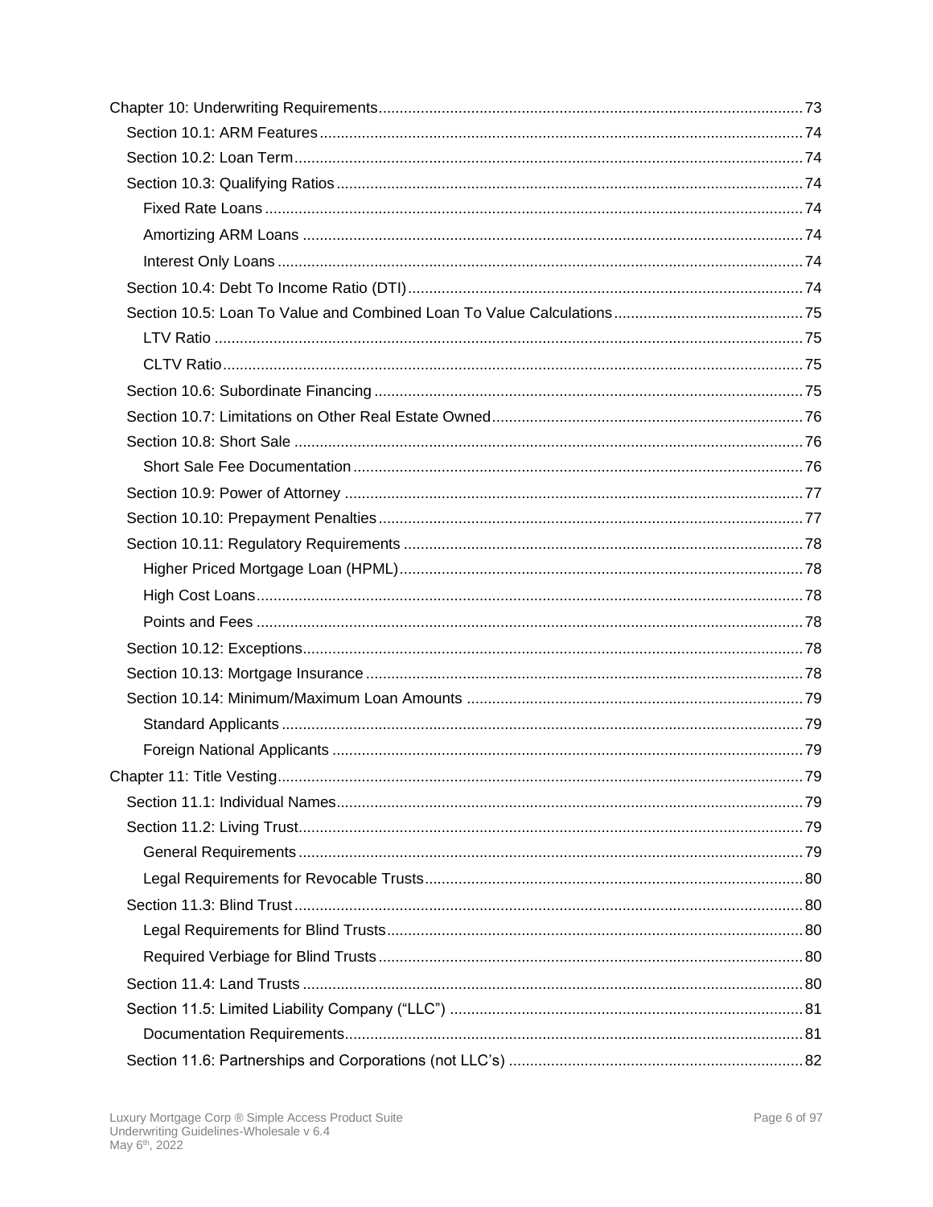- Chapter 10: Underwriting Requirements ... 73
  - Section 10.1: ARM Features ... 74
  - Section 10.2: Loan Term ... 74
  - Section 10.3: Qualifying Ratios ... 74
    - Fixed Rate Loans ... 74
    - Amortizing ARM Loans ... 74
    - Interest Only Loans ... 74
  - Section 10.4: Debt To Income Ratio (DTI) ... 74
  - Section 10.5: Loan To Value and Combined Loan To Value Calculations ... 75
    - LTV Ratio ... 75
    - CLTV Ratio ... 75
  - Section 10.6: Subordinate Financing ... 75
  - Section 10.7: Limitations on Other Real Estate Owned ... 76
  - Section 10.8: Short Sale ... 76
    - Short Sale Fee Documentation ... 76
  - Section 10.9: Power of Attorney ... 77
  - Section 10.10: Prepayment Penalties ... 77
  - Section 10.11: Regulatory Requirements ... 78
    - Higher Priced Mortgage Loan (HPML) ... 78
    - High Cost Loans ... 78
    - Points and Fees ... 78
  - Section 10.12: Exceptions ... 78
  - Section 10.13: Mortgage Insurance ... 78
  - Section 10.14: Minimum/Maximum Loan Amounts ... 79
    - Standard Applicants ... 79
    - Foreign National Applicants ... 79
- Chapter 11: Title Vesting ... 79
  - Section 11.1: Individual Names ... 79
  - Section 11.2: Living Trust ... 79
    - General Requirements ... 79
    - Legal Requirements for Revocable Trusts ... 80
  - Section 11.3: Blind Trust ... 80
    - Legal Requirements for Blind Trusts ... 80
    - Required Verbiage for Blind Trusts ... 80
  - Section 11.4: Land Trusts ... 80
  - Section 11.5: Limited Liability Company ("LLC") ... 81
    - Documentation Requirements ... 81
  - Section 11.6: Partnerships and Corporations (not LLC's) ... 82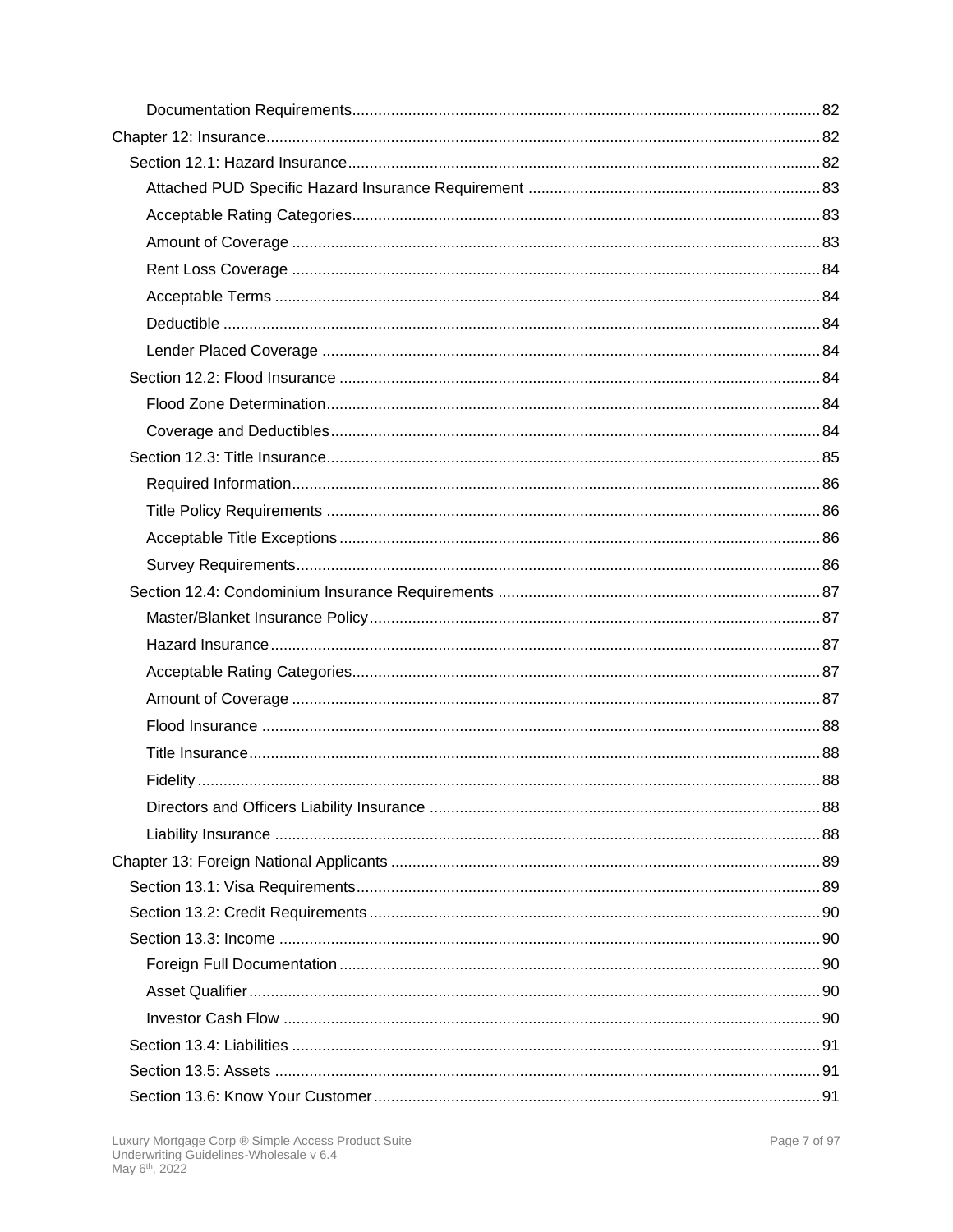Documentation Requirements....82

Chapter 12: Insurance....82

Section 12.1: Hazard Insurance....82

Attached PUD Specific Hazard Insurance Requirement....83

Acceptable Rating Categories....83

Amount of Coverage....83

Rent Loss Coverage....84

Acceptable Terms....84

Deductible....84

Lender Placed Coverage....84

Section 12.2: Flood Insurance....84

Flood Zone Determination....84

Coverage and Deductibles....84

Section 12.3: Title Insurance....85

Required Information....86

Title Policy Requirements....86

Acceptable Title Exceptions....86

Survey Requirements....86

Section 12.4: Condominium Insurance Requirements....87

Master/Blanket Insurance Policy....87

Hazard Insurance....87

Acceptable Rating Categories....87

Amount of Coverage....87

Flood Insurance....88

Title Insurance....88

Fidelity....88

Directors and Officers Liability Insurance....88

Liability Insurance....88

Chapter 13: Foreign National Applicants....89

Section 13.1: Visa Requirements....89

Section 13.2: Credit Requirements....90

Section 13.3: Income....90

Foreign Full Documentation....90

Asset Qualifier....90

Investor Cash Flow....90

Section 13.4: Liabilities....91

Section 13.5: Assets....91

Section 13.6: Know Your Customer....91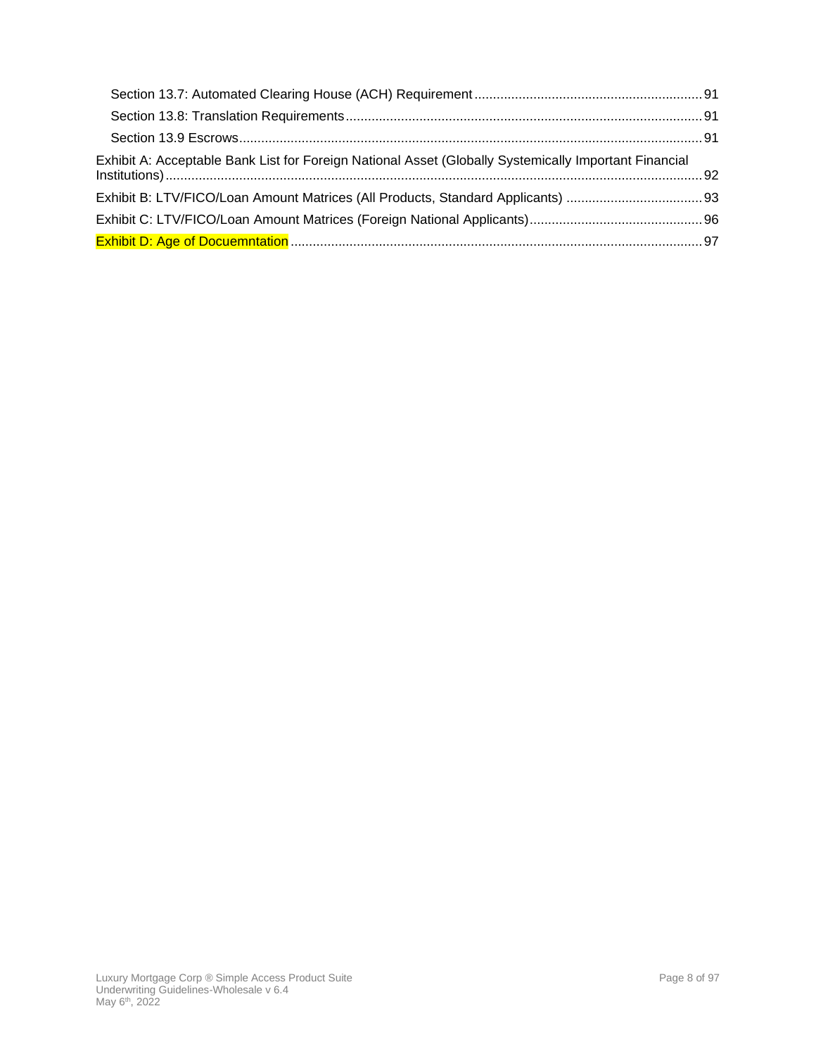Section 13.7: Automated Clearing House (ACH) Requirement ........ 91

Section 13.8: Translation Requirements ........ 91

Section 13.9 Escrows ........ 91

Exhibit A: Acceptable Bank List for Foreign National Asset (Globally Systemically Important Financial Institutions) ........ 92

Exhibit B: LTV/FICO/Loan Amount Matrices (All Products, Standard Applicants) ........ 93

Exhibit C: LTV/FICO/Loan Amount Matrices (Foreign National Applicants) ........ 96

Exhibit D: Age of Docuemntation ........ 97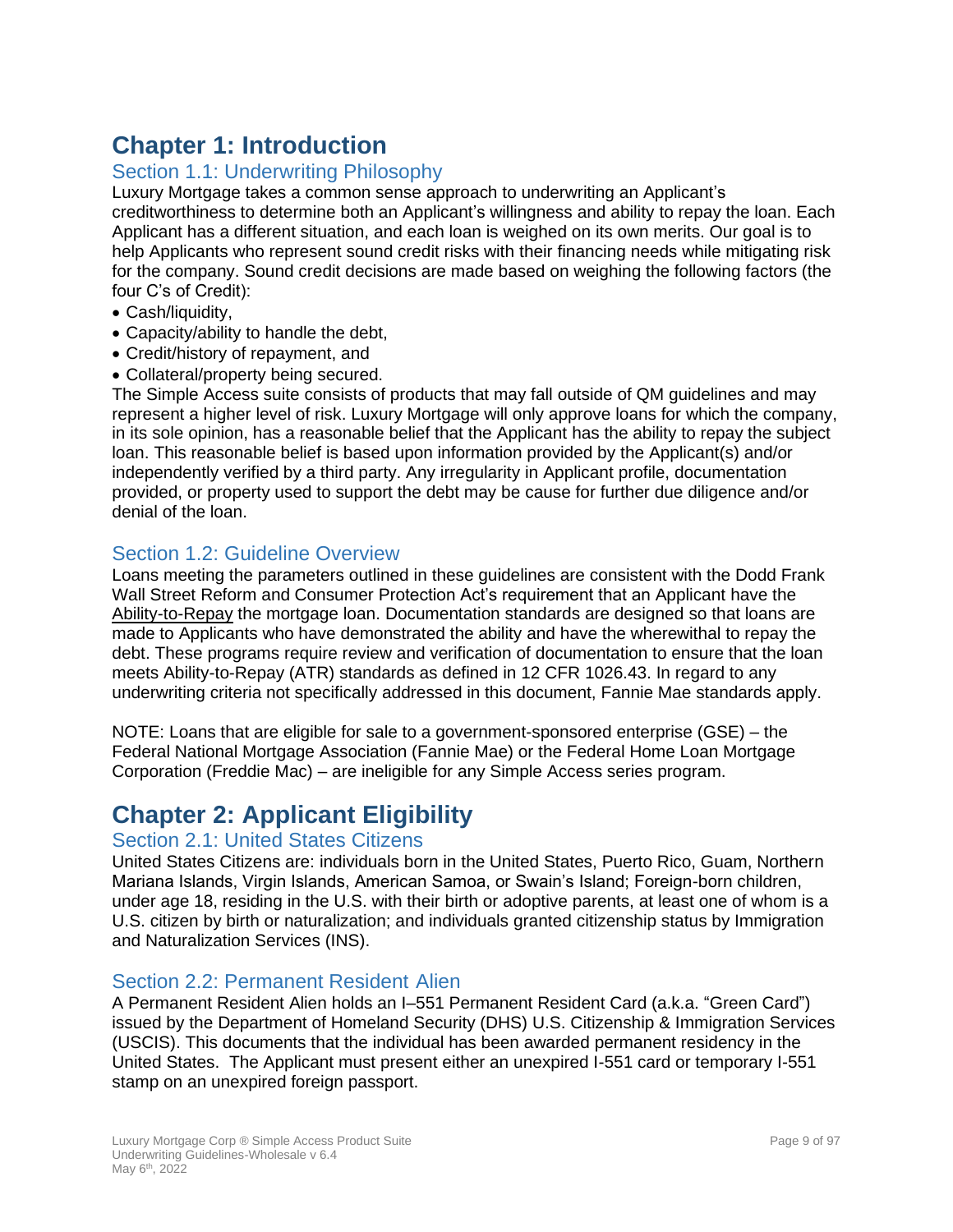# Chapter 1: Introduction

## Section 1.1: Underwriting Philosophy

Luxury Mortgage takes a common sense approach to underwriting an Applicant's creditworthiness to determine both an Applicant's willingness and ability to repay the loan. Each Applicant has a different situation, and each loan is weighed on its own merits. Our goal is to help Applicants who represent sound credit risks with their financing needs while mitigating risk for the company. Sound credit decisions are made based on weighing the following factors (the four C's of Credit):

- Cash/liquidity,
- Capacity/ability to handle the debt,
- Credit/history of repayment, and
- Collateral/property being secured.

The Simple Access suite consists of products that may fall outside of QM guidelines and may represent a higher level of risk. Luxury Mortgage will only approve loans for which the company, in its sole opinion, has a reasonable belief that the Applicant has the ability to repay the subject loan. This reasonable belief is based upon information provided by the Applicant(s) and/or independently verified by a third party. Any irregularity in Applicant profile, documentation provided, or property used to support the debt may be cause for further due diligence and/or denial of the loan.

## Section 1.2: Guideline Overview

Loans meeting the parameters outlined in these guidelines are consistent with the Dodd Frank Wall Street Reform and Consumer Protection Act's requirement that an Applicant have the Ability-to-Repay the mortgage loan. Documentation standards are designed so that loans are made to Applicants who have demonstrated the ability and have the wherewithal to repay the debt. These programs require review and verification of documentation to ensure that the loan meets Ability-to-Repay (ATR) standards as defined in 12 CFR 1026.43. In regard to any underwriting criteria not specifically addressed in this document, Fannie Mae standards apply.

NOTE: Loans that are eligible for sale to a government-sponsored enterprise (GSE) – the Federal National Mortgage Association (Fannie Mae) or the Federal Home Loan Mortgage Corporation (Freddie Mac) – are ineligible for any Simple Access series program.

# Chapter 2: Applicant Eligibility

## Section 2.1: United States Citizens

United States Citizens are: individuals born in the United States, Puerto Rico, Guam, Northern Mariana Islands, Virgin Islands, American Samoa, or Swain's Island; Foreign-born children, under age 18, residing in the U.S. with their birth or adoptive parents, at least one of whom is a U.S. citizen by birth or naturalization; and individuals granted citizenship status by Immigration and Naturalization Services (INS).

## Section 2.2: Permanent Resident Alien

A Permanent Resident Alien holds an I–551 Permanent Resident Card (a.k.a. "Green Card") issued by the Department of Homeland Security (DHS) U.S. Citizenship & Immigration Services (USCIS). This documents that the individual has been awarded permanent residency in the United States. The Applicant must present either an unexpired I-551 card or temporary I-551 stamp on an unexpired foreign passport.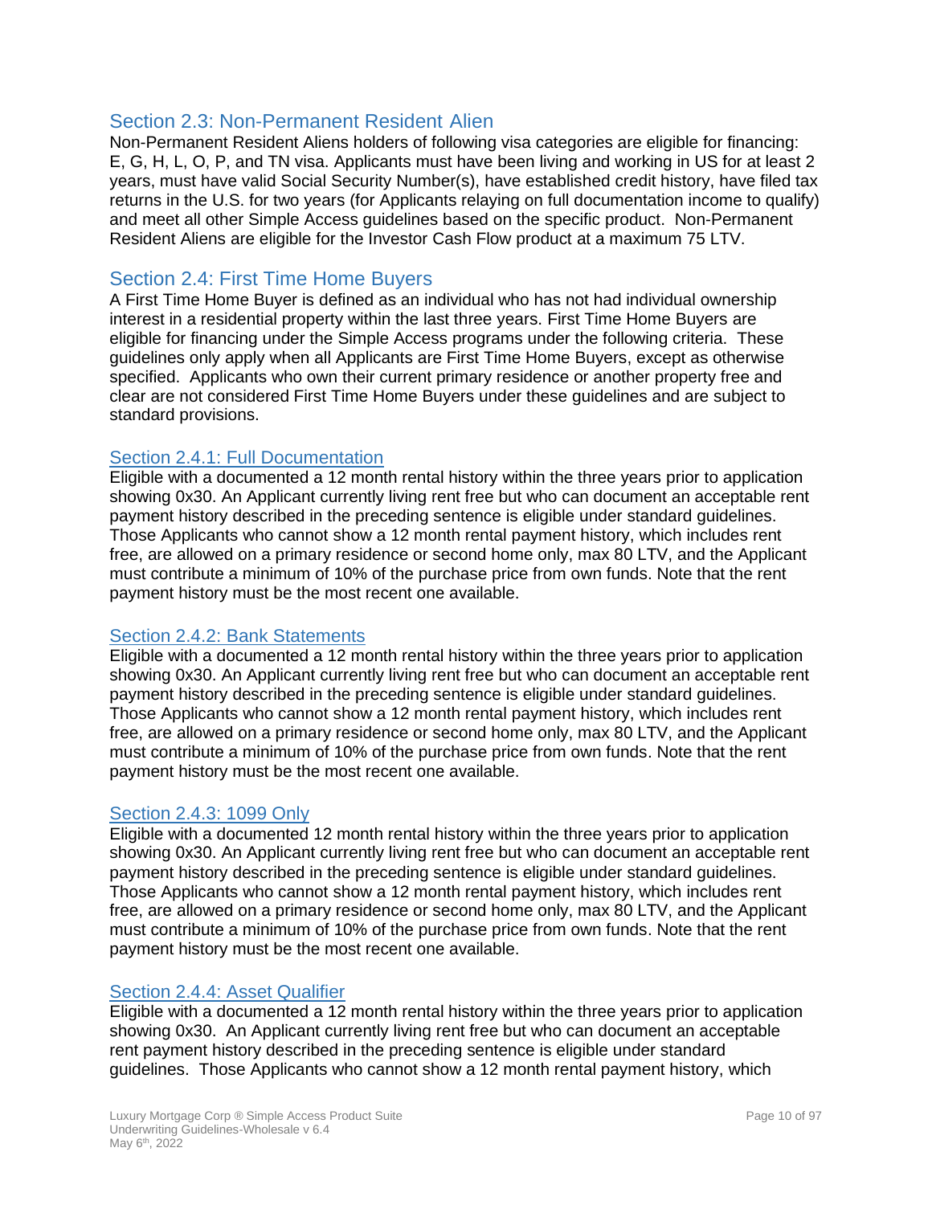## Section 2.3: Non-Permanent Resident Alien

Non-Permanent Resident Aliens holders of following visa categories are eligible for financing: E, G, H, L, O, P, and TN visa. Applicants must have been living and working in US for at least 2 years, must have valid Social Security Number(s), have established credit history, have filed tax returns in the U.S. for two years (for Applicants relaying on full documentation income to qualify) and meet all other Simple Access guidelines based on the specific product. Non-Permanent Resident Aliens are eligible for the Investor Cash Flow product at a maximum 75 LTV.

## Section 2.4: First Time Home Buyers

A First Time Home Buyer is defined as an individual who has not had individual ownership interest in a residential property within the last three years. First Time Home Buyers are eligible for financing under the Simple Access programs under the following criteria. These guidelines only apply when all Applicants are First Time Home Buyers, except as otherwise specified. Applicants who own their current primary residence or another property free and clear are not considered First Time Home Buyers under these guidelines and are subject to standard provisions.

### Section 2.4.1: Full Documentation

Eligible with a documented a 12 month rental history within the three years prior to application showing 0x30. An Applicant currently living rent free but who can document an acceptable rent payment history described in the preceding sentence is eligible under standard guidelines. Those Applicants who cannot show a 12 month rental payment history, which includes rent free, are allowed on a primary residence or second home only, max 80 LTV, and the Applicant must contribute a minimum of 10% of the purchase price from own funds. Note that the rent payment history must be the most recent one available.

### Section 2.4.2: Bank Statements

Eligible with a documented a 12 month rental history within the three years prior to application showing 0x30. An Applicant currently living rent free but who can document an acceptable rent payment history described in the preceding sentence is eligible under standard guidelines. Those Applicants who cannot show a 12 month rental payment history, which includes rent free, are allowed on a primary residence or second home only, max 80 LTV, and the Applicant must contribute a minimum of 10% of the purchase price from own funds. Note that the rent payment history must be the most recent one available.

### Section 2.4.3: 1099 Only

Eligible with a documented 12 month rental history within the three years prior to application showing 0x30. An Applicant currently living rent free but who can document an acceptable rent payment history described in the preceding sentence is eligible under standard guidelines. Those Applicants who cannot show a 12 month rental payment history, which includes rent free, are allowed on a primary residence or second home only, max 80 LTV, and the Applicant must contribute a minimum of 10% of the purchase price from own funds. Note that the rent payment history must be the most recent one available.

### Section 2.4.4: Asset Qualifier

Eligible with a documented a 12 month rental history within the three years prior to application showing 0x30. An Applicant currently living rent free but who can document an acceptable rent payment history described in the preceding sentence is eligible under standard guidelines. Those Applicants who cannot show a 12 month rental payment history, which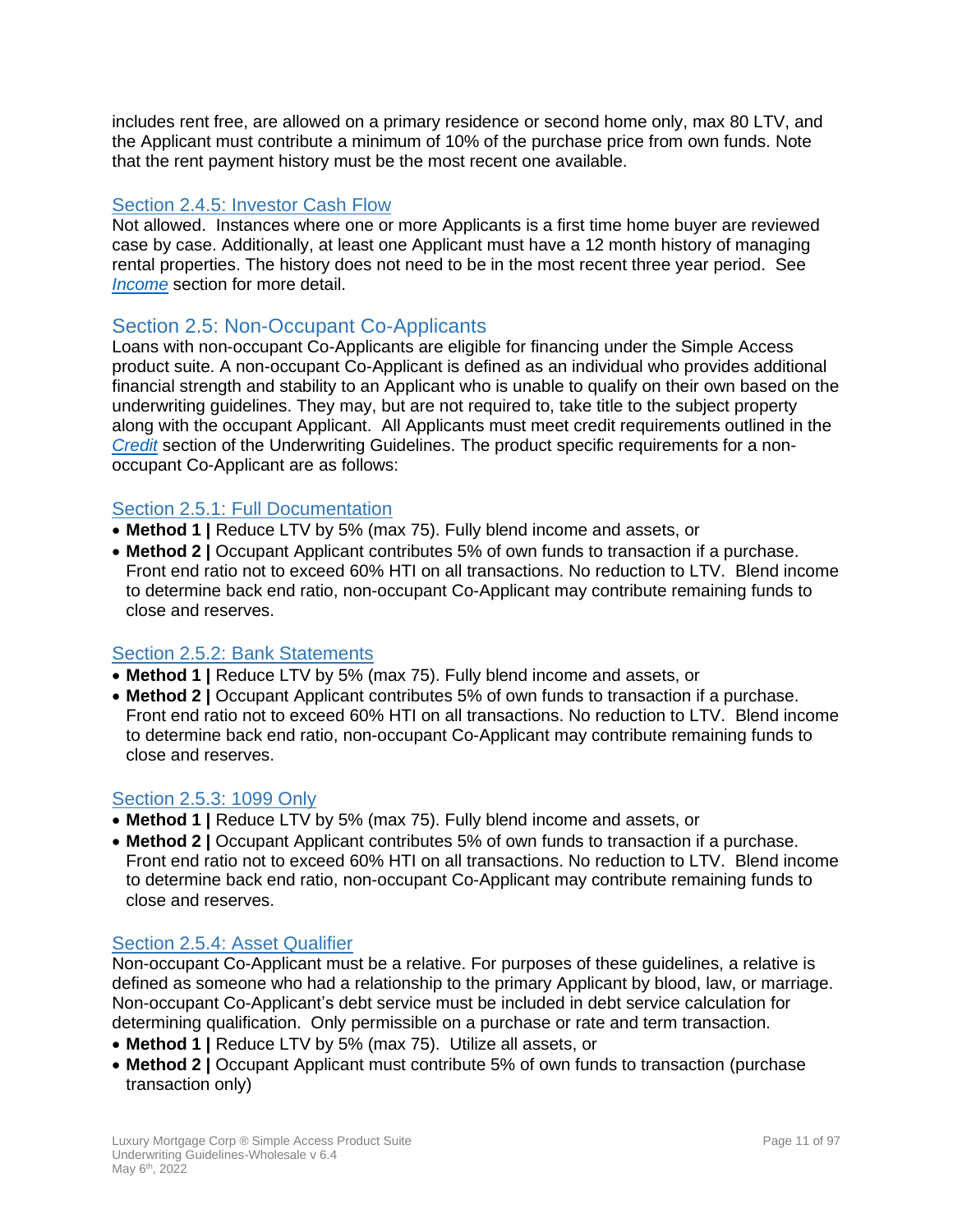includes rent free, are allowed on a primary residence or second home only, max 80 LTV, and the Applicant must contribute a minimum of 10% of the purchase price from own funds. Note that the rent payment history must be the most recent one available.

### Section 2.4.5: Investor Cash Flow

Not allowed. Instances where one or more Applicants is a first time home buyer are reviewed case by case. Additionally, at least one Applicant must have a 12 month history of managing rental properties. The history does not need to be in the most recent three year period. See *Income* section for more detail.

## Section 2.5: Non-Occupant Co-Applicants

Loans with non-occupant Co-Applicants are eligible for financing under the Simple Access product suite. A non-occupant Co-Applicant is defined as an individual who provides additional financial strength and stability to an Applicant who is unable to qualify on their own based on the underwriting guidelines. They may, but are not required to, take title to the subject property along with the occupant Applicant. All Applicants must meet credit requirements outlined in the *Credit* section of the Underwriting Guidelines. The product specific requirements for a non-occupant Co-Applicant are as follows:

### Section 2.5.1: Full Documentation

- **Method 1 |** Reduce LTV by 5% (max 75). Fully blend income and assets, or
- **Method 2 |** Occupant Applicant contributes 5% of own funds to transaction if a purchase. Front end ratio not to exceed 60% HTI on all transactions. No reduction to LTV. Blend income to determine back end ratio, non-occupant Co-Applicant may contribute remaining funds to close and reserves.

### Section 2.5.2: Bank Statements

- **Method 1 |** Reduce LTV by 5% (max 75). Fully blend income and assets, or
- **Method 2 |** Occupant Applicant contributes 5% of own funds to transaction if a purchase. Front end ratio not to exceed 60% HTI on all transactions. No reduction to LTV. Blend income to determine back end ratio, non-occupant Co-Applicant may contribute remaining funds to close and reserves.

### Section 2.5.3: 1099 Only

- **Method 1 |** Reduce LTV by 5% (max 75). Fully blend income and assets, or
- **Method 2 |** Occupant Applicant contributes 5% of own funds to transaction if a purchase. Front end ratio not to exceed 60% HTI on all transactions. No reduction to LTV. Blend income to determine back end ratio, non-occupant Co-Applicant may contribute remaining funds to close and reserves.

### Section 2.5.4: Asset Qualifier

Non-occupant Co-Applicant must be a relative. For purposes of these guidelines, a relative is defined as someone who had a relationship to the primary Applicant by blood, law, or marriage. Non-occupant Co-Applicant's debt service must be included in debt service calculation for determining qualification. Only permissible on a purchase or rate and term transaction.

- **Method 1 |** Reduce LTV by 5% (max 75). Utilize all assets, or
- **Method 2 |** Occupant Applicant must contribute 5% of own funds to transaction (purchase transaction only)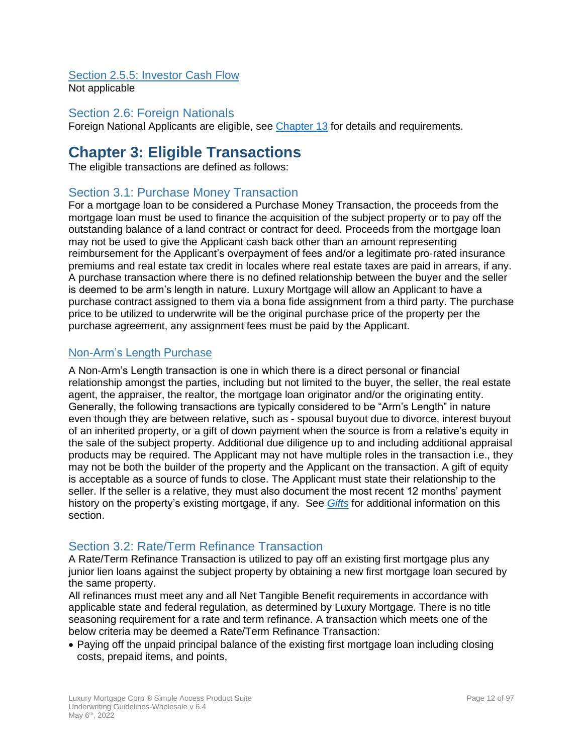### Section 2.5.5: Investor Cash Flow

Not applicable

## Section 2.6: Foreign Nationals

Foreign National Applicants are eligible, see Chapter 13 for details and requirements.

# Chapter 3: Eligible Transactions

The eligible transactions are defined as follows:

## Section 3.1: Purchase Money Transaction

For a mortgage loan to be considered a Purchase Money Transaction, the proceeds from the mortgage loan must be used to finance the acquisition of the subject property or to pay off the outstanding balance of a land contract or contract for deed. Proceeds from the mortgage loan may not be used to give the Applicant cash back other than an amount representing reimbursement for the Applicant's overpayment of fees and/or a legitimate pro-rated insurance premiums and real estate tax credit in locales where real estate taxes are paid in arrears, if any. A purchase transaction where there is no defined relationship between the buyer and the seller is deemed to be arm's length in nature. Luxury Mortgage will allow an Applicant to have a purchase contract assigned to them via a bona fide assignment from a third party. The purchase price to be utilized to underwrite will be the original purchase price of the property per the purchase agreement, any assignment fees must be paid by the Applicant.

### Non-Arm's Length Purchase

A Non-Arm's Length transaction is one in which there is a direct personal or financial relationship amongst the parties, including but not limited to the buyer, the seller, the real estate agent, the appraiser, the realtor, the mortgage loan originator and/or the originating entity. Generally, the following transactions are typically considered to be "Arm's Length" in nature even though they are between relative, such as - spousal buyout due to divorce, interest buyout of an inherited property, or a gift of down payment when the source is from a relative's equity in the sale of the subject property. Additional due diligence up to and including additional appraisal products may be required. The Applicant may not have multiple roles in the transaction i.e., they may not be both the builder of the property and the Applicant on the transaction. A gift of equity is acceptable as a source of funds to close. The Applicant must state their relationship to the seller. If the seller is a relative, they must also document the most recent 12 months' payment history on the property's existing mortgage, if any. See *Gifts* for additional information on this section.

## Section 3.2: Rate/Term Refinance Transaction

A Rate/Term Refinance Transaction is utilized to pay off an existing first mortgage plus any junior lien loans against the subject property by obtaining a new first mortgage loan secured by the same property.

All refinances must meet any and all Net Tangible Benefit requirements in accordance with applicable state and federal regulation, as determined by Luxury Mortgage. There is no title seasoning requirement for a rate and term refinance. A transaction which meets one of the below criteria may be deemed a Rate/Term Refinance Transaction:

- Paying off the unpaid principal balance of the existing first mortgage loan including closing costs, prepaid items, and points,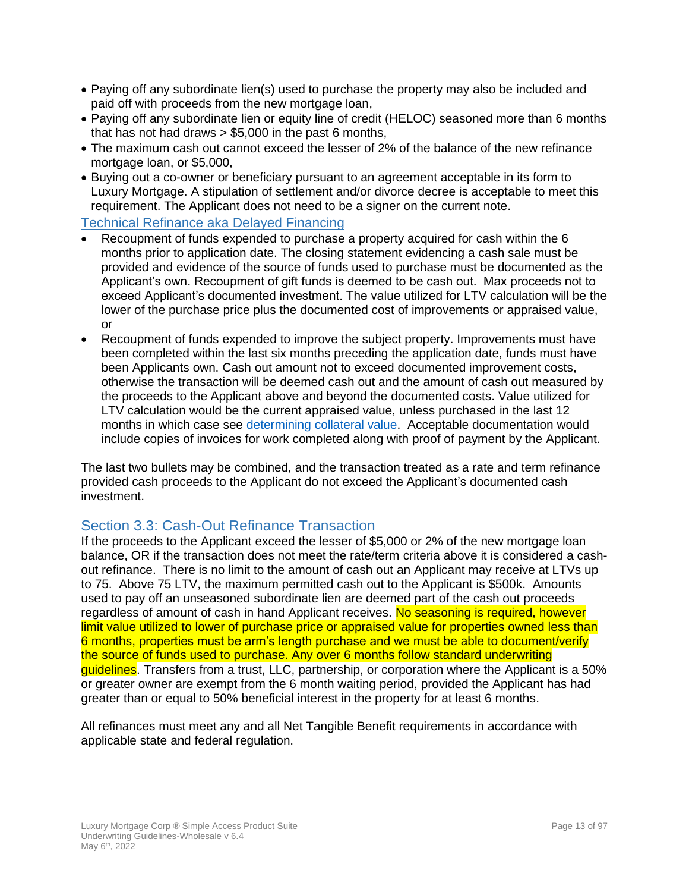- Paying off any subordinate lien(s) used to purchase the property may also be included and paid off with proceeds from the new mortgage loan,
- Paying off any subordinate lien or equity line of credit (HELOC) seasoned more than 6 months that has not had draws > $5,000 in the past 6 months,
- The maximum cash out cannot exceed the lesser of 2% of the balance of the new refinance mortgage loan, or $5,000,
- Buying out a co-owner or beneficiary pursuant to an agreement acceptable in its form to Luxury Mortgage. A stipulation of settlement and/or divorce decree is acceptable to meet this requirement. The Applicant does not need to be a signer on the current note.

### Technical Refinance aka Delayed Financing

- Recoupment of funds expended to purchase a property acquired for cash within the 6 months prior to application date. The closing statement evidencing a cash sale must be provided and evidence of the source of funds used to purchase must be documented as the Applicant's own. Recoupment of gift funds is deemed to be cash out. Max proceeds not to exceed Applicant's documented investment. The value utilized for LTV calculation will be the lower of the purchase price plus the documented cost of improvements or appraised value, or
- Recoupment of funds expended to improve the subject property. Improvements must have been completed within the last six months preceding the application date, funds must have been Applicants own. Cash out amount not to exceed documented improvement costs, otherwise the transaction will be deemed cash out and the amount of cash out measured by the proceeds to the Applicant above and beyond the documented costs. Value utilized for LTV calculation would be the current appraised value, unless purchased in the last 12 months in which case see determining collateral value. Acceptable documentation would include copies of invoices for work completed along with proof of payment by the Applicant.

The last two bullets may be combined, and the transaction treated as a rate and term refinance provided cash proceeds to the Applicant do not exceed the Applicant's documented cash investment.

## Section 3.3: Cash-Out Refinance Transaction

If the proceeds to the Applicant exceed the lesser of $5,000 or 2% of the new mortgage loan balance, OR if the transaction does not meet the rate/term criteria above it is considered a cash-out refinance. There is no limit to the amount of cash out an Applicant may receive at LTVs up to 75. Above 75 LTV, the maximum permitted cash out to the Applicant is $500k. Amounts used to pay off an unseasoned subordinate lien are deemed part of the cash out proceeds regardless of amount of cash in hand Applicant receives. No seasoning is required, however limit value utilized to lower of purchase price or appraised value for properties owned less than 6 months, properties must be arm's length purchase and we must be able to document/verify the source of funds used to purchase. Any over 6 months follow standard underwriting guidelines. Transfers from a trust, LLC, partnership, or corporation where the Applicant is a 50% or greater owner are exempt from the 6 month waiting period, provided the Applicant has had greater than or equal to 50% beneficial interest in the property for at least 6 months.

All refinances must meet any and all Net Tangible Benefit requirements in accordance with applicable state and federal regulation.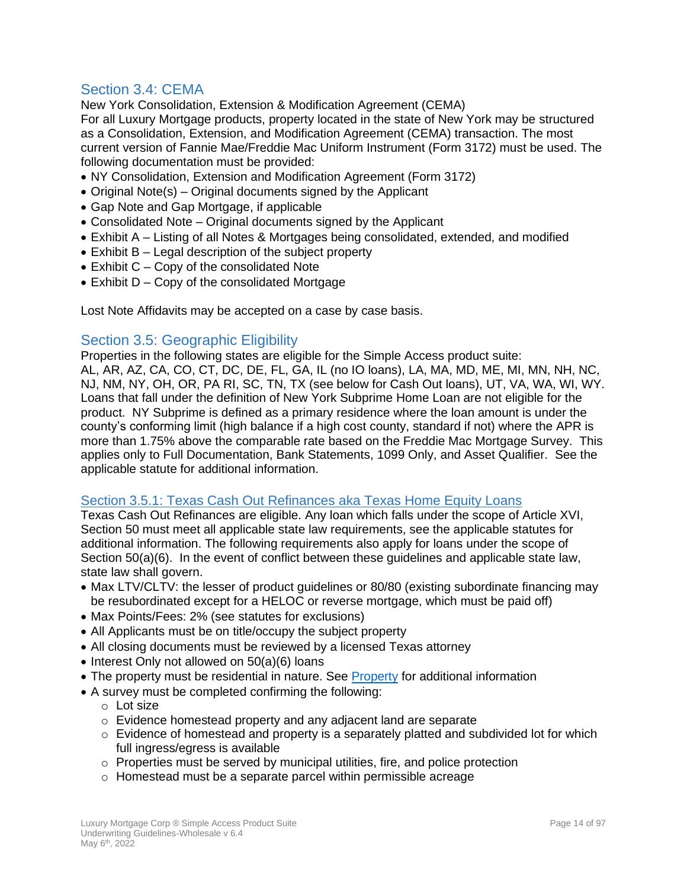## Section 3.4: CEMA

New York Consolidation, Extension & Modification Agreement (CEMA)
For all Luxury Mortgage products, property located in the state of New York may be structured as a Consolidation, Extension, and Modification Agreement (CEMA) transaction. The most current version of Fannie Mae/Freddie Mac Uniform Instrument (Form 3172) must be used. The following documentation must be provided:

- NY Consolidation, Extension and Modification Agreement (Form 3172)
- Original Note(s) – Original documents signed by the Applicant
- Gap Note and Gap Mortgage, if applicable
- Consolidated Note – Original documents signed by the Applicant
- Exhibit A – Listing of all Notes & Mortgages being consolidated, extended, and modified
- Exhibit B – Legal description of the subject property
- Exhibit C – Copy of the consolidated Note
- Exhibit D – Copy of the consolidated Mortgage

Lost Note Affidavits may be accepted on a case by case basis.

## Section 3.5: Geographic Eligibility

Properties in the following states are eligible for the Simple Access product suite:
AL, AR, AZ, CA, CO, CT, DC, DE, FL, GA, IL (no IO loans), LA, MA, MD, ME, MI, MN, NH, NC, NJ, NM, NY, OH, OR, PA RI, SC, TN, TX (see below for Cash Out loans), UT, VA, WA, WI, WY. Loans that fall under the definition of New York Subprime Home Loan are not eligible for the product. NY Subprime is defined as a primary residence where the loan amount is under the county's conforming limit (high balance if a high cost county, standard if not) where the APR is more than 1.75% above the comparable rate based on the Freddie Mac Mortgage Survey. This applies only to Full Documentation, Bank Statements, 1099 Only, and Asset Qualifier. See the applicable statute for additional information.

### Section 3.5.1: Texas Cash Out Refinances aka Texas Home Equity Loans

Texas Cash Out Refinances are eligible. Any loan which falls under the scope of Article XVI, Section 50 must meet all applicable state law requirements, see the applicable statutes for additional information. The following requirements also apply for loans under the scope of Section 50(a)(6). In the event of conflict between these guidelines and applicable state law, state law shall govern.

- Max LTV/CLTV: the lesser of product guidelines or 80/80 (existing subordinate financing may be resubordinated except for a HELOC or reverse mortgage, which must be paid off)
- Max Points/Fees: 2% (see statutes for exclusions)
- All Applicants must be on title/occupy the subject property
- All closing documents must be reviewed by a licensed Texas attorney
- Interest Only not allowed on 50(a)(6) loans
- The property must be residential in nature. See Property for additional information
- A survey must be completed confirming the following:
  - Lot size
  - Evidence homestead property and any adjacent land are separate
  - Evidence of homestead and property is a separately platted and subdivided lot for which full ingress/egress is available
  - Properties must be served by municipal utilities, fire, and police protection
  - Homestead must be a separate parcel within permissible acreage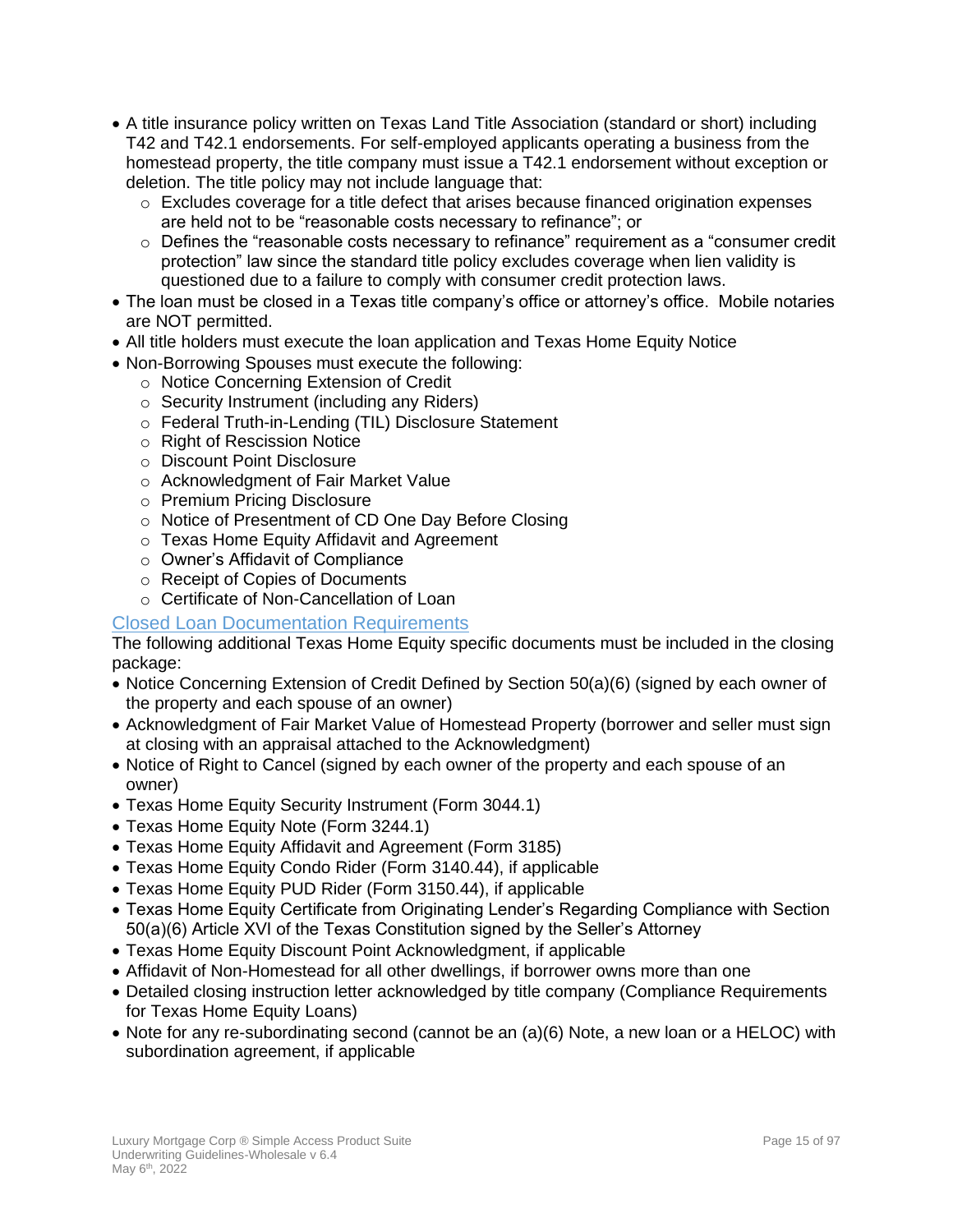- A title insurance policy written on Texas Land Title Association (standard or short) including T42 and T42.1 endorsements. For self-employed applicants operating a business from the homestead property, the title company must issue a T42.1 endorsement without exception or deletion. The title policy may not include language that:
  - Excludes coverage for a title defect that arises because financed origination expenses are held not to be "reasonable costs necessary to refinance"; or
  - Defines the "reasonable costs necessary to refinance" requirement as a "consumer credit protection" law since the standard title policy excludes coverage when lien validity is questioned due to a failure to comply with consumer credit protection laws.
- The loan must be closed in a Texas title company's office or attorney's office. Mobile notaries are NOT permitted.
- All title holders must execute the loan application and Texas Home Equity Notice
- Non-Borrowing Spouses must execute the following:
  - Notice Concerning Extension of Credit
  - Security Instrument (including any Riders)
  - Federal Truth-in-Lending (TIL) Disclosure Statement
  - Right of Rescission Notice
  - Discount Point Disclosure
  - Acknowledgment of Fair Market Value
  - Premium Pricing Disclosure
  - Notice of Presentment of CD One Day Before Closing
  - Texas Home Equity Affidavit and Agreement
  - Owner's Affidavit of Compliance
  - Receipt of Copies of Documents
  - Certificate of Non-Cancellation of Loan

## Closed Loan Documentation Requirements

The following additional Texas Home Equity specific documents must be included in the closing package:

- Notice Concerning Extension of Credit Defined by Section 50(a)(6) (signed by each owner of the property and each spouse of an owner)
- Acknowledgment of Fair Market Value of Homestead Property (borrower and seller must sign at closing with an appraisal attached to the Acknowledgment)
- Notice of Right to Cancel (signed by each owner of the property and each spouse of an owner)
- Texas Home Equity Security Instrument (Form 3044.1)
- Texas Home Equity Note (Form 3244.1)
- Texas Home Equity Affidavit and Agreement (Form 3185)
- Texas Home Equity Condo Rider (Form 3140.44), if applicable
- Texas Home Equity PUD Rider (Form 3150.44), if applicable
- Texas Home Equity Certificate from Originating Lender's Regarding Compliance with Section 50(a)(6) Article XVI of the Texas Constitution signed by the Seller's Attorney
- Texas Home Equity Discount Point Acknowledgment, if applicable
- Affidavit of Non-Homestead for all other dwellings, if borrower owns more than one
- Detailed closing instruction letter acknowledged by title company (Compliance Requirements for Texas Home Equity Loans)
- Note for any re-subordinating second (cannot be an (a)(6) Note, a new loan or a HELOC) with subordination agreement, if applicable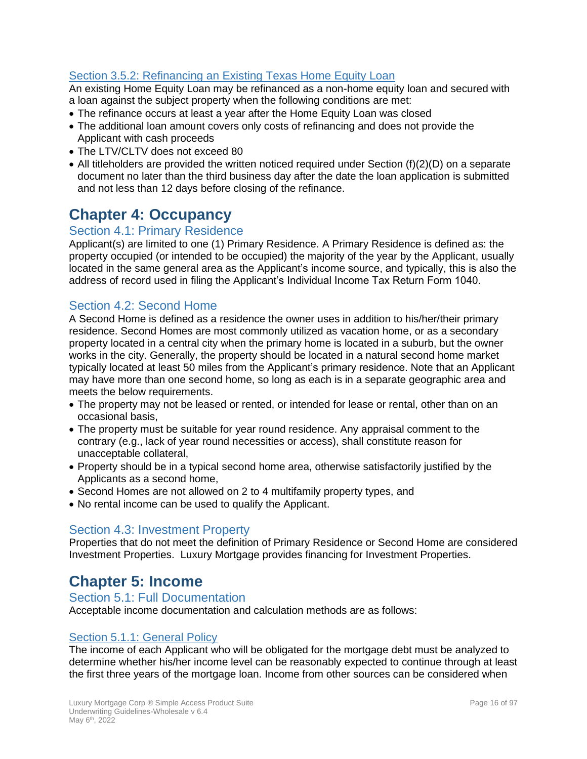#### Section 3.5.2: Refinancing an Existing Texas Home Equity Loan

An existing Home Equity Loan may be refinanced as a non-home equity loan and secured with a loan against the subject property when the following conditions are met:

- The refinance occurs at least a year after the Home Equity Loan was closed
- The additional loan amount covers only costs of refinancing and does not provide the Applicant with cash proceeds
- The LTV/CLTV does not exceed 80
- All titleholders are provided the written noticed required under Section (f)(2)(D) on a separate document no later than the third business day after the date the loan application is submitted and not less than 12 days before closing of the refinance.

# Chapter 4: Occupancy

## Section 4.1: Primary Residence

Applicant(s) are limited to one (1) Primary Residence. A Primary Residence is defined as: the property occupied (or intended to be occupied) the majority of the year by the Applicant, usually located in the same general area as the Applicant's income source, and typically, this is also the address of record used in filing the Applicant's Individual Income Tax Return Form 1040.

## Section 4.2: Second Home

A Second Home is defined as a residence the owner uses in addition to his/her/their primary residence. Second Homes are most commonly utilized as vacation home, or as a secondary property located in a central city when the primary home is located in a suburb, but the owner works in the city. Generally, the property should be located in a natural second home market typically located at least 50 miles from the Applicant's primary residence. Note that an Applicant may have more than one second home, so long as each is in a separate geographic area and meets the below requirements.

- The property may not be leased or rented, or intended for lease or rental, other than on an occasional basis,
- The property must be suitable for year round residence. Any appraisal comment to the contrary (e.g., lack of year round necessities or access), shall constitute reason for unacceptable collateral,
- Property should be in a typical second home area, otherwise satisfactorily justified by the Applicants as a second home,
- Second Homes are not allowed on 2 to 4 multifamily property types, and
- No rental income can be used to qualify the Applicant.

## Section 4.3: Investment Property

Properties that do not meet the definition of Primary Residence or Second Home are considered Investment Properties. Luxury Mortgage provides financing for Investment Properties.

# Chapter 5: Income

## Section 5.1: Full Documentation

Acceptable income documentation and calculation methods are as follows:

#### Section 5.1.1: General Policy

The income of each Applicant who will be obligated for the mortgage debt must be analyzed to determine whether his/her income level can be reasonably expected to continue through at least the first three years of the mortgage loan. Income from other sources can be considered when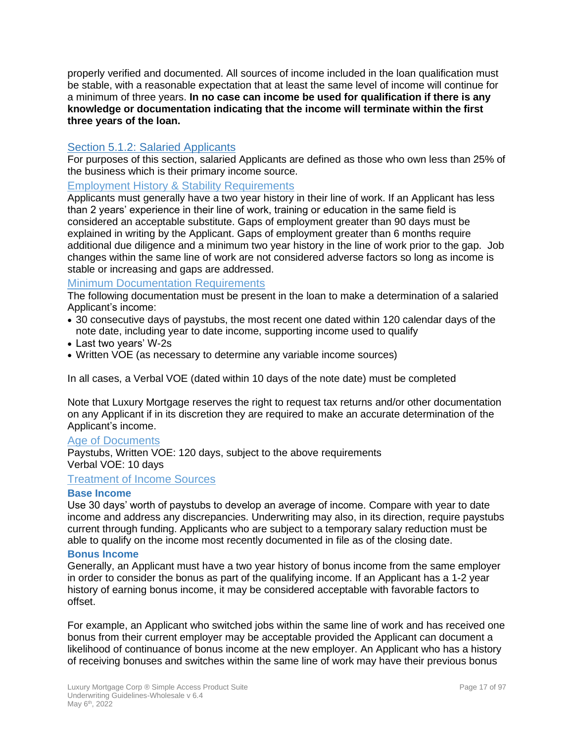properly verified and documented. All sources of income included in the loan qualification must be stable, with a reasonable expectation that at least the same level of income will continue for a minimum of three years. **In no case can income be used for qualification if there is any knowledge or documentation indicating that the income will terminate within the first three years of the loan.**

## Section 5.1.2: Salaried Applicants

For purposes of this section, salaried Applicants are defined as those who own less than 25% of the business which is their primary income source.

### Employment History & Stability Requirements

Applicants must generally have a two year history in their line of work. If an Applicant has less than 2 years' experience in their line of work, training or education in the same field is considered an acceptable substitute. Gaps of employment greater than 90 days must be explained in writing by the Applicant. Gaps of employment greater than 6 months require additional due diligence and a minimum two year history in the line of work prior to the gap. Job changes within the same line of work are not considered adverse factors so long as income is stable or increasing and gaps are addressed.

### Minimum Documentation Requirements

The following documentation must be present in the loan to make a determination of a salaried Applicant's income:

- 30 consecutive days of paystubs, the most recent one dated within 120 calendar days of the note date, including year to date income, supporting income used to qualify
- Last two years' W-2s
- Written VOE (as necessary to determine any variable income sources)

In all cases, a Verbal VOE (dated within 10 days of the note date) must be completed

Note that Luxury Mortgage reserves the right to request tax returns and/or other documentation on any Applicant if in its discretion they are required to make an accurate determination of the Applicant's income.

### Age of Documents

Paystubs, Written VOE: 120 days, subject to the above requirements
Verbal VOE: 10 days

### Treatment of Income Sources

#### Base Income

Use 30 days' worth of paystubs to develop an average of income. Compare with year to date income and address any discrepancies. Underwriting may also, in its direction, require paystubs current through funding. Applicants who are subject to a temporary salary reduction must be able to qualify on the income most recently documented in file as of the closing date.

#### Bonus Income

Generally, an Applicant must have a two year history of bonus income from the same employer in order to consider the bonus as part of the qualifying income. If an Applicant has a 1-2 year history of earning bonus income, it may be considered acceptable with favorable factors to offset.

For example, an Applicant who switched jobs within the same line of work and has received one bonus from their current employer may be acceptable provided the Applicant can document a likelihood of continuance of bonus income at the new employer. An Applicant who has a history of receiving bonuses and switches within the same line of work may have their previous bonus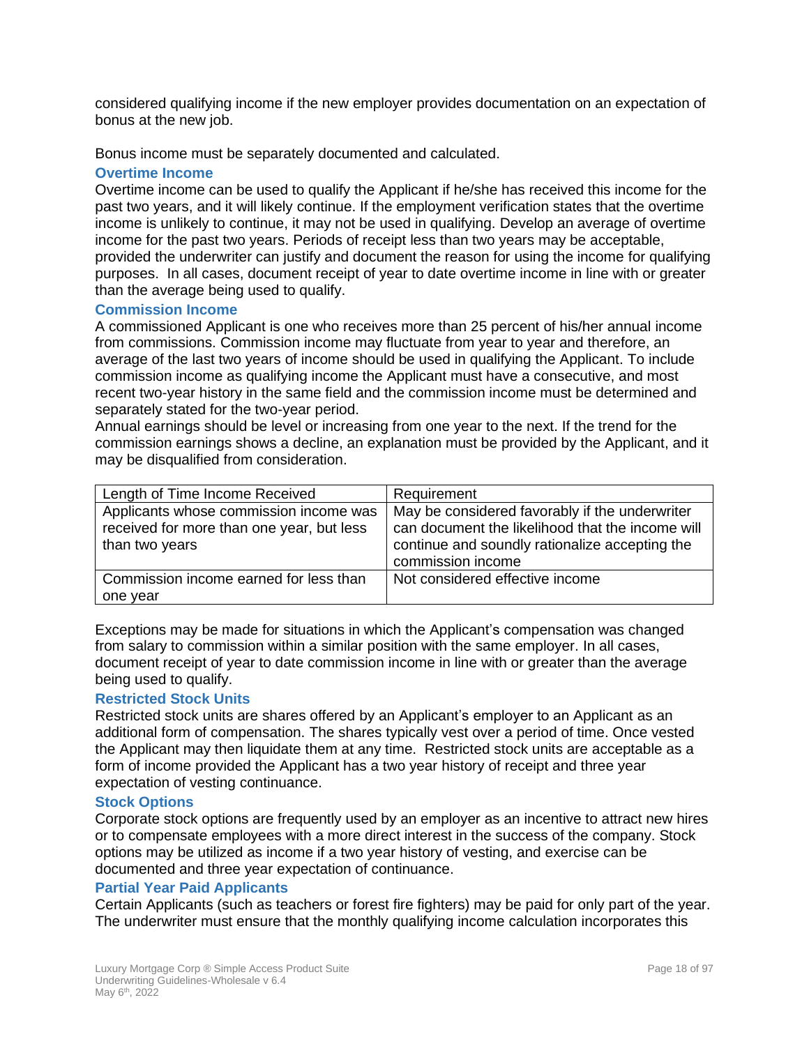considered qualifying income if the new employer provides documentation on an expectation of bonus at the new job.

Bonus income must be separately documented and calculated.

### Overtime Income

Overtime income can be used to qualify the Applicant if he/she has received this income for the past two years, and it will likely continue. If the employment verification states that the overtime income is unlikely to continue, it may not be used in qualifying. Develop an average of overtime income for the past two years. Periods of receipt less than two years may be acceptable, provided the underwriter can justify and document the reason for using the income for qualifying purposes. In all cases, document receipt of year to date overtime income in line with or greater than the average being used to qualify.

### Commission Income

A commissioned Applicant is one who receives more than 25 percent of his/her annual income from commissions. Commission income may fluctuate from year to year and therefore, an average of the last two years of income should be used in qualifying the Applicant. To include commission income as qualifying income the Applicant must have a consecutive, and most recent two-year history in the same field and the commission income must be determined and separately stated for the two-year period.

Annual earnings should be level or increasing from one year to the next. If the trend for the commission earnings shows a decline, an explanation must be provided by the Applicant, and it may be disqualified from consideration.

| Length of Time Income Received | Requirement |
| --- | --- |
| Applicants whose commission income was received for more than one year, but less than two years | May be considered favorably if the underwriter can document the likelihood that the income will continue and soundly rationalize accepting the commission income |
| Commission income earned for less than one year | Not considered effective income |

Exceptions may be made for situations in which the Applicant's compensation was changed from salary to commission within a similar position with the same employer. In all cases, document receipt of year to date commission income in line with or greater than the average being used to qualify.

### Restricted Stock Units

Restricted stock units are shares offered by an Applicant's employer to an Applicant as an additional form of compensation. The shares typically vest over a period of time. Once vested the Applicant may then liquidate them at any time. Restricted stock units are acceptable as a form of income provided the Applicant has a two year history of receipt and three year expectation of vesting continuance.

### Stock Options

Corporate stock options are frequently used by an employer as an incentive to attract new hires or to compensate employees with a more direct interest in the success of the company. Stock options may be utilized as income if a two year history of vesting, and exercise can be documented and three year expectation of continuance.

### Partial Year Paid Applicants

Certain Applicants (such as teachers or forest fire fighters) may be paid for only part of the year. The underwriter must ensure that the monthly qualifying income calculation incorporates this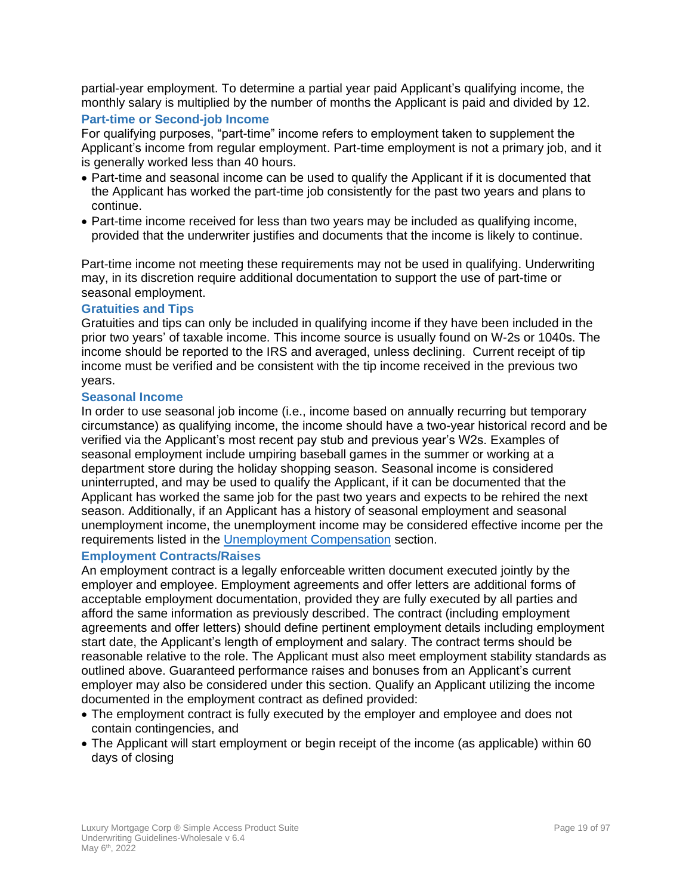partial-year employment. To determine a partial year paid Applicant's qualifying income, the monthly salary is multiplied by the number of months the Applicant is paid and divided by 12.

### Part-time or Second-job Income

For qualifying purposes, "part-time" income refers to employment taken to supplement the Applicant's income from regular employment. Part-time employment is not a primary job, and it is generally worked less than 40 hours.

- Part-time and seasonal income can be used to qualify the Applicant if it is documented that the Applicant has worked the part-time job consistently for the past two years and plans to continue.
- Part-time income received for less than two years may be included as qualifying income, provided that the underwriter justifies and documents that the income is likely to continue.

Part-time income not meeting these requirements may not be used in qualifying. Underwriting may, in its discretion require additional documentation to support the use of part-time or seasonal employment.

### Gratuities and Tips

Gratuities and tips can only be included in qualifying income if they have been included in the prior two years' of taxable income. This income source is usually found on W-2s or 1040s. The income should be reported to the IRS and averaged, unless declining. Current receipt of tip income must be verified and be consistent with the tip income received in the previous two years.

### Seasonal Income

In order to use seasonal job income (i.e., income based on annually recurring but temporary circumstance) as qualifying income, the income should have a two-year historical record and be verified via the Applicant's most recent pay stub and previous year's W2s. Examples of seasonal employment include umpiring baseball games in the summer or working at a department store during the holiday shopping season. Seasonal income is considered uninterrupted, and may be used to qualify the Applicant, if it can be documented that the Applicant has worked the same job for the past two years and expects to be rehired the next season. Additionally, if an Applicant has a history of seasonal employment and seasonal unemployment income, the unemployment income may be considered effective income per the requirements listed in the Unemployment Compensation section.

### Employment Contracts/Raises

An employment contract is a legally enforceable written document executed jointly by the employer and employee. Employment agreements and offer letters are additional forms of acceptable employment documentation, provided they are fully executed by all parties and afford the same information as previously described. The contract (including employment agreements and offer letters) should define pertinent employment details including employment start date, the Applicant's length of employment and salary. The contract terms should be reasonable relative to the role. The Applicant must also meet employment stability standards as outlined above. Guaranteed performance raises and bonuses from an Applicant's current employer may also be considered under this section. Qualify an Applicant utilizing the income documented in the employment contract as defined provided:

- The employment contract is fully executed by the employer and employee and does not contain contingencies, and
- The Applicant will start employment or begin receipt of the income (as applicable) within 60 days of closing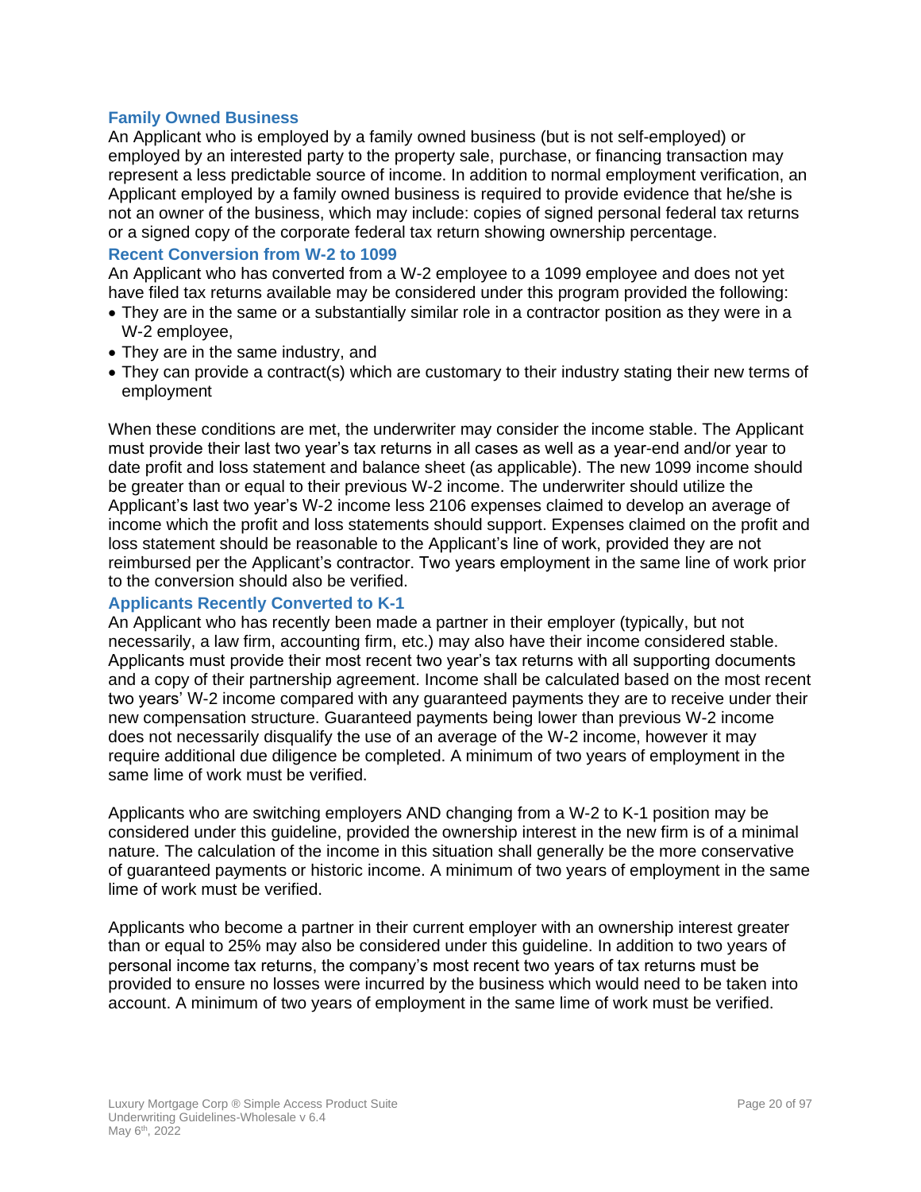### Family Owned Business

An Applicant who is employed by a family owned business (but is not self-employed) or employed by an interested party to the property sale, purchase, or financing transaction may represent a less predictable source of income. In addition to normal employment verification, an Applicant employed by a family owned business is required to provide evidence that he/she is not an owner of the business, which may include: copies of signed personal federal tax returns or a signed copy of the corporate federal tax return showing ownership percentage.

### Recent Conversion from W-2 to 1099

An Applicant who has converted from a W-2 employee to a 1099 employee and does not yet have filed tax returns available may be considered under this program provided the following:

- They are in the same or a substantially similar role in a contractor position as they were in a W-2 employee,
- They are in the same industry, and
- They can provide a contract(s) which are customary to their industry stating their new terms of employment

When these conditions are met, the underwriter may consider the income stable. The Applicant must provide their last two year's tax returns in all cases as well as a year-end and/or year to date profit and loss statement and balance sheet (as applicable). The new 1099 income should be greater than or equal to their previous W-2 income. The underwriter should utilize the Applicant's last two year's W-2 income less 2106 expenses claimed to develop an average of income which the profit and loss statements should support. Expenses claimed on the profit and loss statement should be reasonable to the Applicant's line of work, provided they are not reimbursed per the Applicant's contractor. Two years employment in the same line of work prior to the conversion should also be verified.

### Applicants Recently Converted to K-1

An Applicant who has recently been made a partner in their employer (typically, but not necessarily, a law firm, accounting firm, etc.) may also have their income considered stable. Applicants must provide their most recent two year's tax returns with all supporting documents and a copy of their partnership agreement. Income shall be calculated based on the most recent two years' W-2 income compared with any guaranteed payments they are to receive under their new compensation structure. Guaranteed payments being lower than previous W-2 income does not necessarily disqualify the use of an average of the W-2 income, however it may require additional due diligence be completed. A minimum of two years of employment in the same lime of work must be verified.

Applicants who are switching employers AND changing from a W-2 to K-1 position may be considered under this guideline, provided the ownership interest in the new firm is of a minimal nature. The calculation of the income in this situation shall generally be the more conservative of guaranteed payments or historic income. A minimum of two years of employment in the same lime of work must be verified.

Applicants who become a partner in their current employer with an ownership interest greater than or equal to 25% may also be considered under this guideline. In addition to two years of personal income tax returns, the company's most recent two years of tax returns must be provided to ensure no losses were incurred by the business which would need to be taken into account. A minimum of two years of employment in the same lime of work must be verified.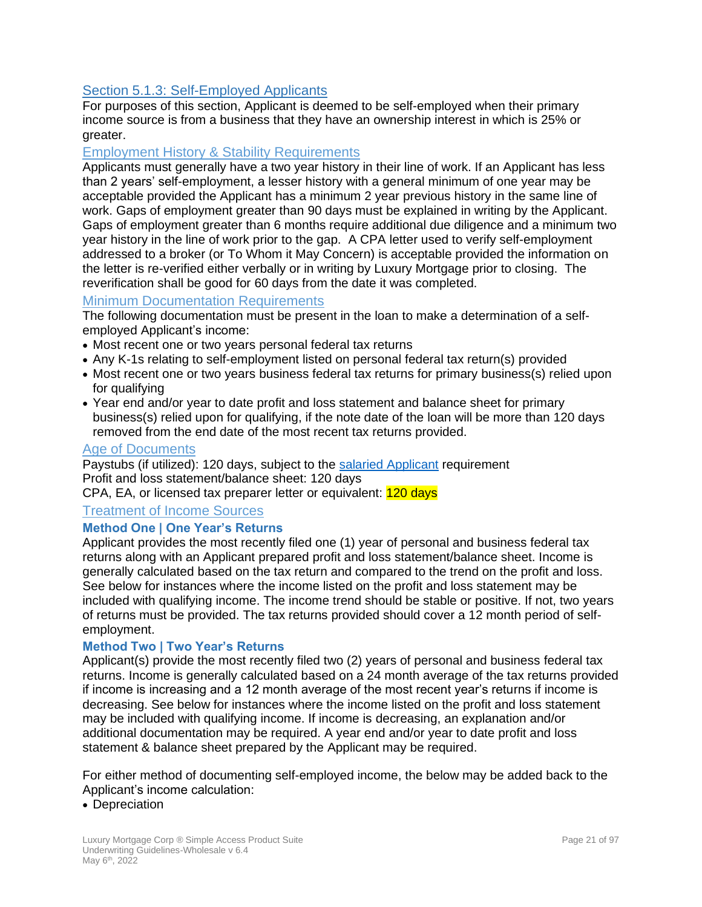## Section 5.1.3: Self-Employed Applicants

For purposes of this section, Applicant is deemed to be self-employed when their primary income source is from a business that they have an ownership interest in which is 25% or greater.

### Employment History & Stability Requirements

Applicants must generally have a two year history in their line of work. If an Applicant has less than 2 years' self-employment, a lesser history with a general minimum of one year may be acceptable provided the Applicant has a minimum 2 year previous history in the same line of work. Gaps of employment greater than 90 days must be explained in writing by the Applicant. Gaps of employment greater than 6 months require additional due diligence and a minimum two year history in the line of work prior to the gap. A CPA letter used to verify self-employment addressed to a broker (or To Whom it May Concern) is acceptable provided the information on the letter is re-verified either verbally or in writing by Luxury Mortgage prior to closing. The reverification shall be good for 60 days from the date it was completed.

### Minimum Documentation Requirements

The following documentation must be present in the loan to make a determination of a self-employed Applicant's income:

- Most recent one or two years personal federal tax returns
- Any K-1s relating to self-employment listed on personal federal tax return(s) provided
- Most recent one or two years business federal tax returns for primary business(s) relied upon for qualifying
- Year end and/or year to date profit and loss statement and balance sheet for primary business(s) relied upon for qualifying, if the note date of the loan will be more than 120 days removed from the end date of the most recent tax returns provided.

### Age of Documents

Paystubs (if utilized): 120 days, subject to the salaried Applicant requirement
Profit and loss statement/balance sheet: 120 days
CPA, EA, or licensed tax preparer letter or equivalent: 120 days

### Treatment of Income Sources

#### Method One | One Year's Returns

Applicant provides the most recently filed one (1) year of personal and business federal tax returns along with an Applicant prepared profit and loss statement/balance sheet. Income is generally calculated based on the tax return and compared to the trend on the profit and loss. See below for instances where the income listed on the profit and loss statement may be included with qualifying income. The income trend should be stable or positive. If not, two years of returns must be provided. The tax returns provided should cover a 12 month period of self-employment.

#### Method Two | Two Year's Returns

Applicant(s) provide the most recently filed two (2) years of personal and business federal tax returns. Income is generally calculated based on a 24 month average of the tax returns provided if income is increasing and a 12 month average of the most recent year's returns if income is decreasing. See below for instances where the income listed on the profit and loss statement may be included with qualifying income. If income is decreasing, an explanation and/or additional documentation may be required. A year end and/or year to date profit and loss statement & balance sheet prepared by the Applicant may be required.

For either method of documenting self-employed income, the below may be added back to the Applicant's income calculation:

- Depreciation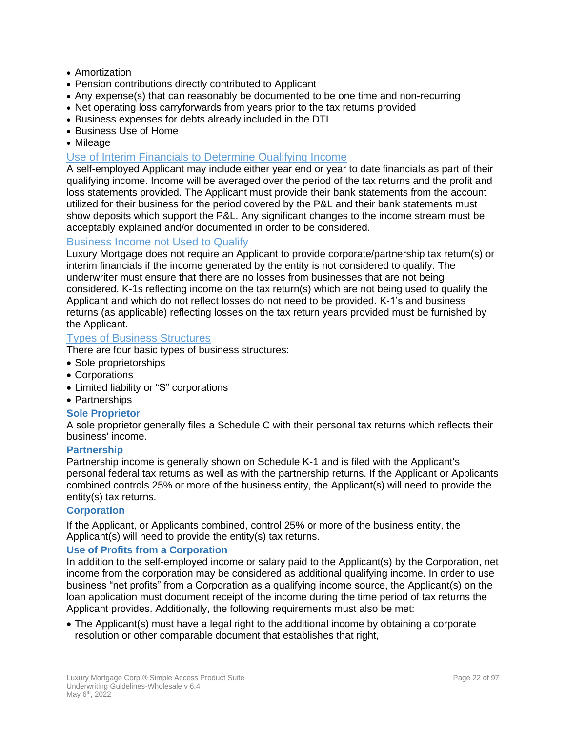- Amortization
- Pension contributions directly contributed to Applicant
- Any expense(s) that can reasonably be documented to be one time and non-recurring
- Net operating loss carryforwards from years prior to the tax returns provided
- Business expenses for debts already included in the DTI
- Business Use of Home
- Mileage

## Use of Interim Financials to Determine Qualifying Income

A self-employed Applicant may include either year end or year to date financials as part of their qualifying income. Income will be averaged over the period of the tax returns and the profit and loss statements provided. The Applicant must provide their bank statements from the account utilized for their business for the period covered by the P&L and their bank statements must show deposits which support the P&L. Any significant changes to the income stream must be acceptably explained and/or documented in order to be considered.

## Business Income not Used to Qualify

Luxury Mortgage does not require an Applicant to provide corporate/partnership tax return(s) or interim financials if the income generated by the entity is not considered to qualify. The underwriter must ensure that there are no losses from businesses that are not being considered. K-1s reflecting income on the tax return(s) which are not being used to qualify the Applicant and which do not reflect losses do not need to be provided. K-1's and business returns (as applicable) reflecting losses on the tax return years provided must be furnished by the Applicant.

## Types of Business Structures

There are four basic types of business structures:

- Sole proprietorships
- Corporations
- Limited liability or "S" corporations
- Partnerships

### Sole Proprietor

A sole proprietor generally files a Schedule C with their personal tax returns which reflects their business' income.

### Partnership

Partnership income is generally shown on Schedule K-1 and is filed with the Applicant's personal federal tax returns as well as with the partnership returns. If the Applicant or Applicants combined controls 25% or more of the business entity, the Applicant(s) will need to provide the entity(s) tax returns.

### Corporation

If the Applicant, or Applicants combined, control 25% or more of the business entity, the Applicant(s) will need to provide the entity(s) tax returns.

### Use of Profits from a Corporation

In addition to the self-employed income or salary paid to the Applicant(s) by the Corporation, net income from the corporation may be considered as additional qualifying income. In order to use business "net profits" from a Corporation as a qualifying income source, the Applicant(s) on the loan application must document receipt of the income during the time period of tax returns the Applicant provides. Additionally, the following requirements must also be met:

- The Applicant(s) must have a legal right to the additional income by obtaining a corporate resolution or other comparable document that establishes that right,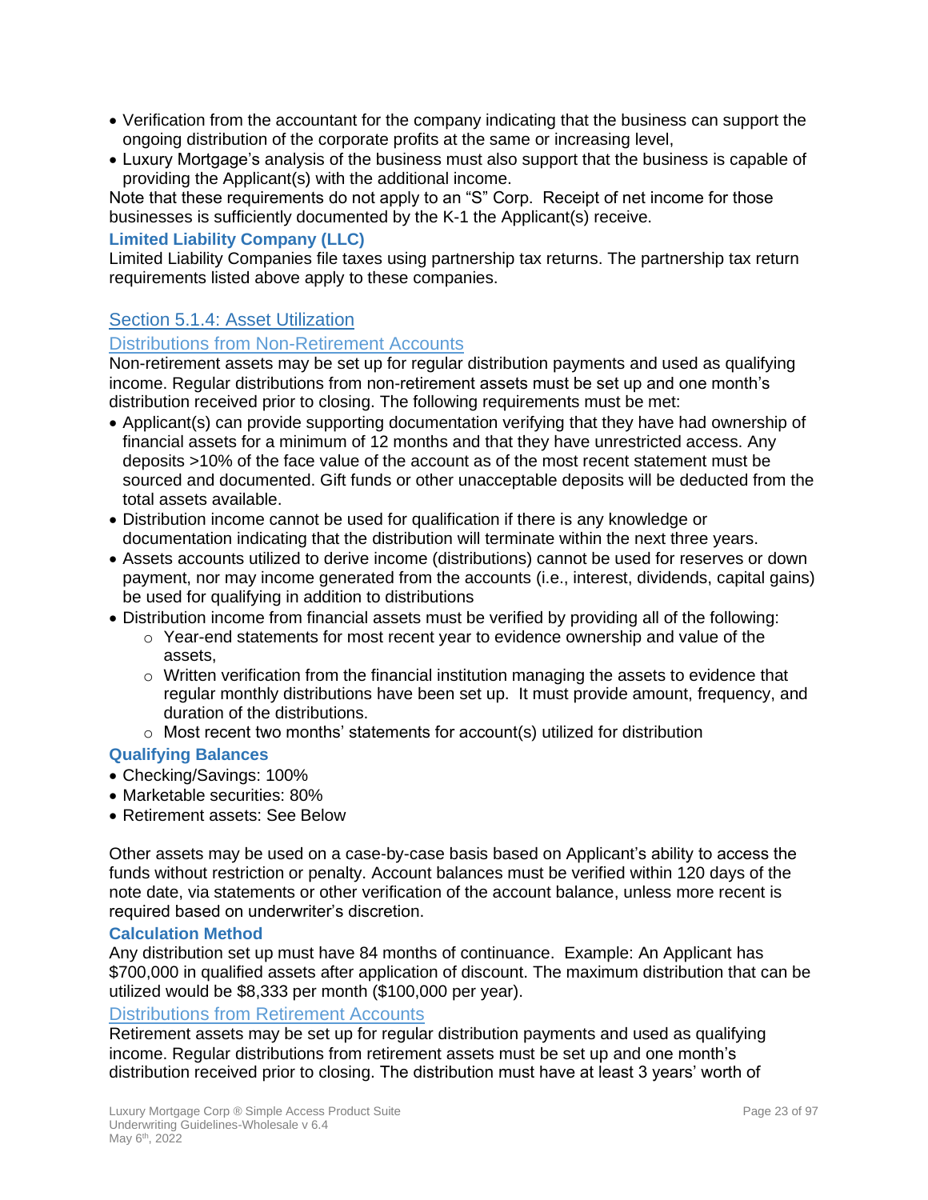- Verification from the accountant for the company indicating that the business can support the ongoing distribution of the corporate profits at the same or increasing level,
- Luxury Mortgage's analysis of the business must also support that the business is capable of providing the Applicant(s) with the additional income.

Note that these requirements do not apply to an "S" Corp. Receipt of net income for those businesses is sufficiently documented by the K-1 the Applicant(s) receive.

#### Limited Liability Company (LLC)

Limited Liability Companies file taxes using partnership tax returns. The partnership tax return requirements listed above apply to these companies.

## Section 5.1.4: Asset Utilization

### Distributions from Non-Retirement Accounts

Non-retirement assets may be set up for regular distribution payments and used as qualifying income. Regular distributions from non-retirement assets must be set up and one month's distribution received prior to closing. The following requirements must be met:

- Applicant(s) can provide supporting documentation verifying that they have had ownership of financial assets for a minimum of 12 months and that they have unrestricted access. Any deposits >10% of the face value of the account as of the most recent statement must be sourced and documented. Gift funds or other unacceptable deposits will be deducted from the total assets available.
- Distribution income cannot be used for qualification if there is any knowledge or documentation indicating that the distribution will terminate within the next three years.
- Assets accounts utilized to derive income (distributions) cannot be used for reserves or down payment, nor may income generated from the accounts (i.e., interest, dividends, capital gains) be used for qualifying in addition to distributions
- Distribution income from financial assets must be verified by providing all of the following:
  - Year-end statements for most recent year to evidence ownership and value of the assets,
  - Written verification from the financial institution managing the assets to evidence that regular monthly distributions have been set up. It must provide amount, frequency, and duration of the distributions.
  - Most recent two months' statements for account(s) utilized for distribution

#### Qualifying Balances

- Checking/Savings: 100%
- Marketable securities: 80%
- Retirement assets: See Below

Other assets may be used on a case-by-case basis based on Applicant's ability to access the funds without restriction or penalty. Account balances must be verified within 120 days of the note date, via statements or other verification of the account balance, unless more recent is required based on underwriter's discretion.

#### Calculation Method

Any distribution set up must have 84 months of continuance. Example: An Applicant has $700,000 in qualified assets after application of discount. The maximum distribution that can be utilized would be $8,333 per month ($100,000 per year).

### Distributions from Retirement Accounts

Retirement assets may be set up for regular distribution payments and used as qualifying income. Regular distributions from retirement assets must be set up and one month's distribution received prior to closing. The distribution must have at least 3 years' worth of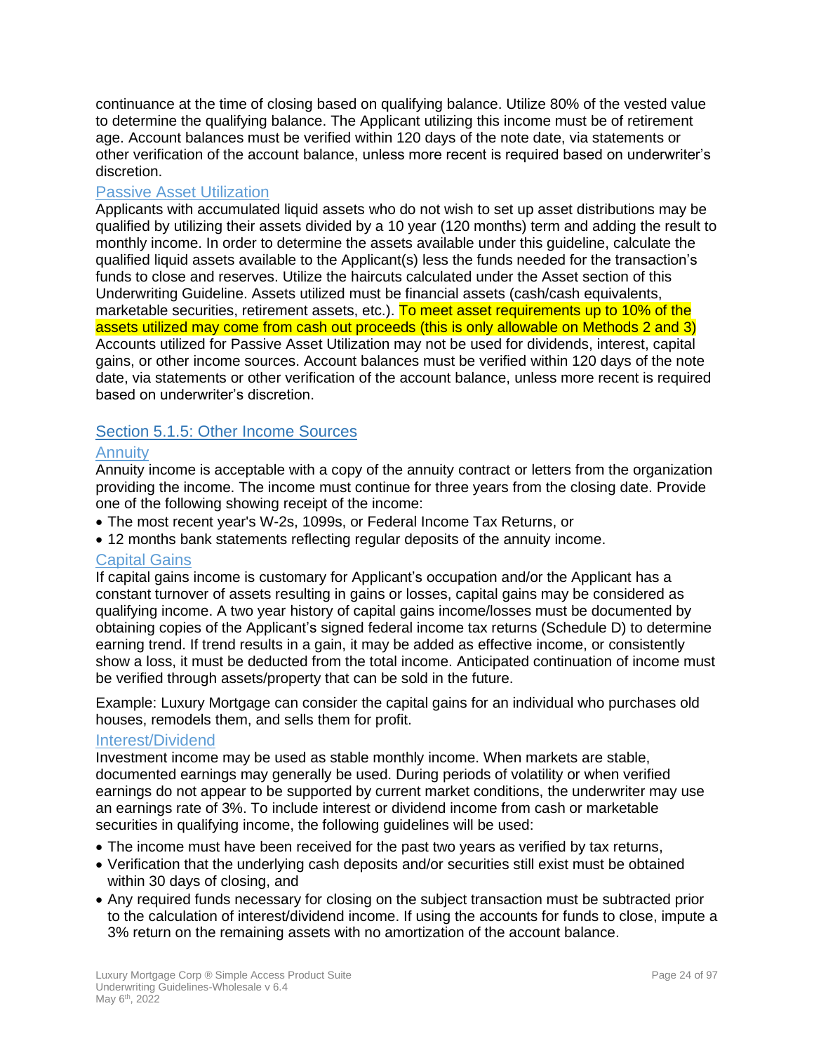continuance at the time of closing based on qualifying balance. Utilize 80% of the vested value to determine the qualifying balance. The Applicant utilizing this income must be of retirement age. Account balances must be verified within 120 days of the note date, via statements or other verification of the account balance, unless more recent is required based on underwriter's discretion.

#### Passive Asset Utilization

Applicants with accumulated liquid assets who do not wish to set up asset distributions may be qualified by utilizing their assets divided by a 10 year (120 months) term and adding the result to monthly income. In order to determine the assets available under this guideline, calculate the qualified liquid assets available to the Applicant(s) less the funds needed for the transaction's funds to close and reserves. Utilize the haircuts calculated under the Asset section of this Underwriting Guideline. Assets utilized must be financial assets (cash/cash equivalents, marketable securities, retirement assets, etc.). To meet asset requirements up to 10% of the assets utilized may come from cash out proceeds (this is only allowable on Methods 2 and 3) Accounts utilized for Passive Asset Utilization may not be used for dividends, interest, capital gains, or other income sources. Account balances must be verified within 120 days of the note date, via statements or other verification of the account balance, unless more recent is required based on underwriter's discretion.

### Section 5.1.5: Other Income Sources

#### Annuity

Annuity income is acceptable with a copy of the annuity contract or letters from the organization providing the income. The income must continue for three years from the closing date. Provide one of the following showing receipt of the income:

- The most recent year's W-2s, 1099s, or Federal Income Tax Returns, or
- 12 months bank statements reflecting regular deposits of the annuity income.

#### Capital Gains

If capital gains income is customary for Applicant's occupation and/or the Applicant has a constant turnover of assets resulting in gains or losses, capital gains may be considered as qualifying income. A two year history of capital gains income/losses must be documented by obtaining copies of the Applicant's signed federal income tax returns (Schedule D) to determine earning trend. If trend results in a gain, it may be added as effective income, or consistently show a loss, it must be deducted from the total income. Anticipated continuation of income must be verified through assets/property that can be sold in the future.

Example: Luxury Mortgage can consider the capital gains for an individual who purchases old houses, remodels them, and sells them for profit.

#### Interest/Dividend

Investment income may be used as stable monthly income. When markets are stable, documented earnings may generally be used. During periods of volatility or when verified earnings do not appear to be supported by current market conditions, the underwriter may use an earnings rate of 3%. To include interest or dividend income from cash or marketable securities in qualifying income, the following guidelines will be used:

- The income must have been received for the past two years as verified by tax returns,
- Verification that the underlying cash deposits and/or securities still exist must be obtained within 30 days of closing, and
- Any required funds necessary for closing on the subject transaction must be subtracted prior to the calculation of interest/dividend income. If using the accounts for funds to close, impute a 3% return on the remaining assets with no amortization of the account balance.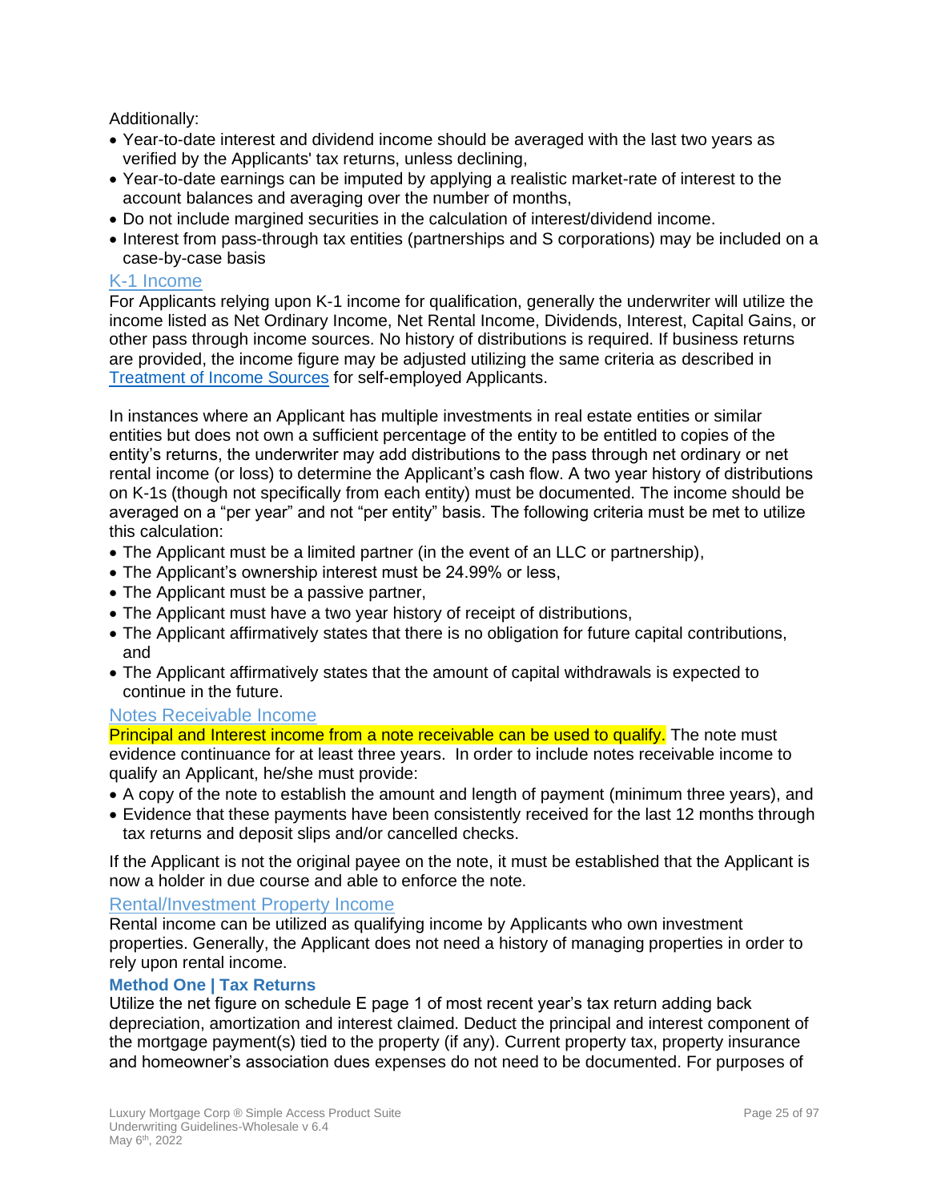Additionally:

- Year-to-date interest and dividend income should be averaged with the last two years as verified by the Applicants' tax returns, unless declining,
- Year-to-date earnings can be imputed by applying a realistic market-rate of interest to the account balances and averaging over the number of months,
- Do not include margined securities in the calculation of interest/dividend income.
- Interest from pass-through tax entities (partnerships and S corporations) may be included on a case-by-case basis

## K-1 Income

For Applicants relying upon K-1 income for qualification, generally the underwriter will utilize the income listed as Net Ordinary Income, Net Rental Income, Dividends, Interest, Capital Gains, or other pass through income sources. No history of distributions is required. If business returns are provided, the income figure may be adjusted utilizing the same criteria as described in Treatment of Income Sources for self-employed Applicants.

In instances where an Applicant has multiple investments in real estate entities or similar entities but does not own a sufficient percentage of the entity to be entitled to copies of the entity's returns, the underwriter may add distributions to the pass through net ordinary or net rental income (or loss) to determine the Applicant's cash flow. A two year history of distributions on K-1s (though not specifically from each entity) must be documented. The income should be averaged on a "per year" and not "per entity" basis. The following criteria must be met to utilize this calculation:

- The Applicant must be a limited partner (in the event of an LLC or partnership),
- The Applicant's ownership interest must be 24.99% or less,
- The Applicant must be a passive partner,
- The Applicant must have a two year history of receipt of distributions,
- The Applicant affirmatively states that there is no obligation for future capital contributions, and
- The Applicant affirmatively states that the amount of capital withdrawals is expected to continue in the future.

## Notes Receivable Income

Principal and Interest income from a note receivable can be used to qualify. The note must evidence continuance for at least three years. In order to include notes receivable income to qualify an Applicant, he/she must provide:

- A copy of the note to establish the amount and length of payment (minimum three years), and
- Evidence that these payments have been consistently received for the last 12 months through tax returns and deposit slips and/or cancelled checks.

If the Applicant is not the original payee on the note, it must be established that the Applicant is now a holder in due course and able to enforce the note.

## Rental/Investment Property Income

Rental income can be utilized as qualifying income by Applicants who own investment properties. Generally, the Applicant does not need a history of managing properties in order to rely upon rental income.

### Method One | Tax Returns

Utilize the net figure on schedule E page 1 of most recent year's tax return adding back depreciation, amortization and interest claimed. Deduct the principal and interest component of the mortgage payment(s) tied to the property (if any). Current property tax, property insurance and homeowner's association dues expenses do not need to be documented. For purposes of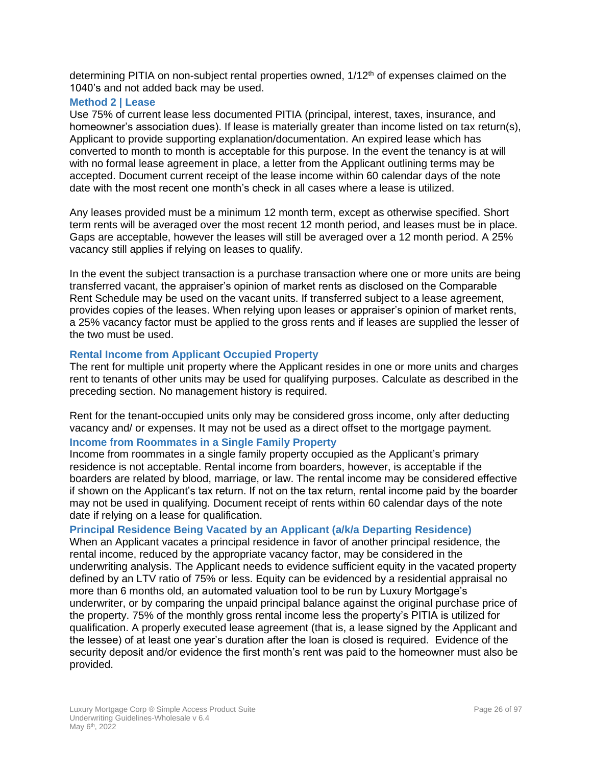determining PITIA on non-subject rental properties owned, 1/12th of expenses claimed on the 1040's and not added back may be used.

### Method 2 | Lease

Use 75% of current lease less documented PITIA (principal, interest, taxes, insurance, and homeowner's association dues). If lease is materially greater than income listed on tax return(s), Applicant to provide supporting explanation/documentation. An expired lease which has converted to month to month is acceptable for this purpose. In the event the tenancy is at will with no formal lease agreement in place, a letter from the Applicant outlining terms may be accepted. Document current receipt of the lease income within 60 calendar days of the note date with the most recent one month's check in all cases where a lease is utilized.

Any leases provided must be a minimum 12 month term, except as otherwise specified. Short term rents will be averaged over the most recent 12 month period, and leases must be in place. Gaps are acceptable, however the leases will still be averaged over a 12 month period. A 25% vacancy still applies if relying on leases to qualify.

In the event the subject transaction is a purchase transaction where one or more units are being transferred vacant, the appraiser's opinion of market rents as disclosed on the Comparable Rent Schedule may be used on the vacant units. If transferred subject to a lease agreement, provides copies of the leases. When relying upon leases or appraiser's opinion of market rents, a 25% vacancy factor must be applied to the gross rents and if leases are supplied the lesser of the two must be used.

### Rental Income from Applicant Occupied Property

The rent for multiple unit property where the Applicant resides in one or more units and charges rent to tenants of other units may be used for qualifying purposes. Calculate as described in the preceding section. No management history is required.

Rent for the tenant-occupied units only may be considered gross income, only after deducting vacancy and/ or expenses. It may not be used as a direct offset to the mortgage payment.

### Income from Roommates in a Single Family Property

Income from roommates in a single family property occupied as the Applicant's primary residence is not acceptable. Rental income from boarders, however, is acceptable if the boarders are related by blood, marriage, or law. The rental income may be considered effective if shown on the Applicant's tax return. If not on the tax return, rental income paid by the boarder may not be used in qualifying. Document receipt of rents within 60 calendar days of the note date if relying on a lease for qualification.

### Principal Residence Being Vacated by an Applicant (a/k/a Departing Residence)

When an Applicant vacates a principal residence in favor of another principal residence, the rental income, reduced by the appropriate vacancy factor, may be considered in the underwriting analysis. The Applicant needs to evidence sufficient equity in the vacated property defined by an LTV ratio of 75% or less. Equity can be evidenced by a residential appraisal no more than 6 months old, an automated valuation tool to be run by Luxury Mortgage's underwriter, or by comparing the unpaid principal balance against the original purchase price of the property. 75% of the monthly gross rental income less the property's PITIA is utilized for qualification. A properly executed lease agreement (that is, a lease signed by the Applicant and the lessee) of at least one year's duration after the loan is closed is required. Evidence of the security deposit and/or evidence the first month's rent was paid to the homeowner must also be provided.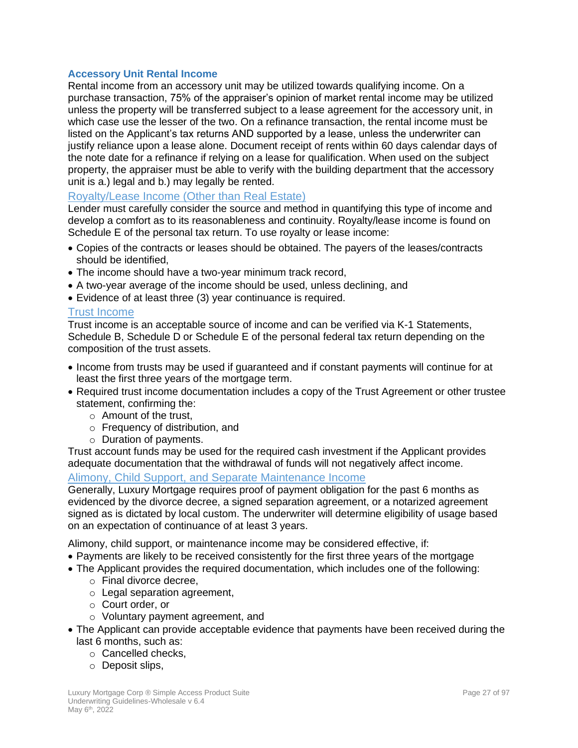### Accessory Unit Rental Income

Rental income from an accessory unit may be utilized towards qualifying income. On a purchase transaction, 75% of the appraiser's opinion of market rental income may be utilized unless the property will be transferred subject to a lease agreement for the accessory unit, in which case use the lesser of the two. On a refinance transaction, the rental income must be listed on the Applicant's tax returns AND supported by a lease, unless the underwriter can justify reliance upon a lease alone. Document receipt of rents within 60 days calendar days of the note date for a refinance if relying on a lease for qualification. When used on the subject property, the appraiser must be able to verify with the building department that the accessory unit is a.) legal and b.) may legally be rented.

### Royalty/Lease Income (Other than Real Estate)

Lender must carefully consider the source and method in quantifying this type of income and develop a comfort as to its reasonableness and continuity. Royalty/lease income is found on Schedule E of the personal tax return. To use royalty or lease income:

- Copies of the contracts or leases should be obtained. The payers of the leases/contracts should be identified,
- The income should have a two-year minimum track record,
- A two-year average of the income should be used, unless declining, and
- Evidence of at least three (3) year continuance is required.

### Trust Income

Trust income is an acceptable source of income and can be verified via K-1 Statements, Schedule B, Schedule D or Schedule E of the personal federal tax return depending on the composition of the trust assets.

- Income from trusts may be used if guaranteed and if constant payments will continue for at least the first three years of the mortgage term.
- Required trust income documentation includes a copy of the Trust Agreement or other trustee statement, confirming the:
  - Amount of the trust,
  - Frequency of distribution, and
  - Duration of payments.

Trust account funds may be used for the required cash investment if the Applicant provides adequate documentation that the withdrawal of funds will not negatively affect income.

### Alimony, Child Support, and Separate Maintenance Income

Generally, Luxury Mortgage requires proof of payment obligation for the past 6 months as evidenced by the divorce decree, a signed separation agreement, or a notarized agreement signed as is dictated by local custom. The underwriter will determine eligibility of usage based on an expectation of continuance of at least 3 years.

Alimony, child support, or maintenance income may be considered effective, if:

- Payments are likely to be received consistently for the first three years of the mortgage
- The Applicant provides the required documentation, which includes one of the following:
  - Final divorce decree,
  - Legal separation agreement,
  - Court order, or
  - Voluntary payment agreement, and
- The Applicant can provide acceptable evidence that payments have been received during the last 6 months, such as:
  - Cancelled checks,
  - Deposit slips,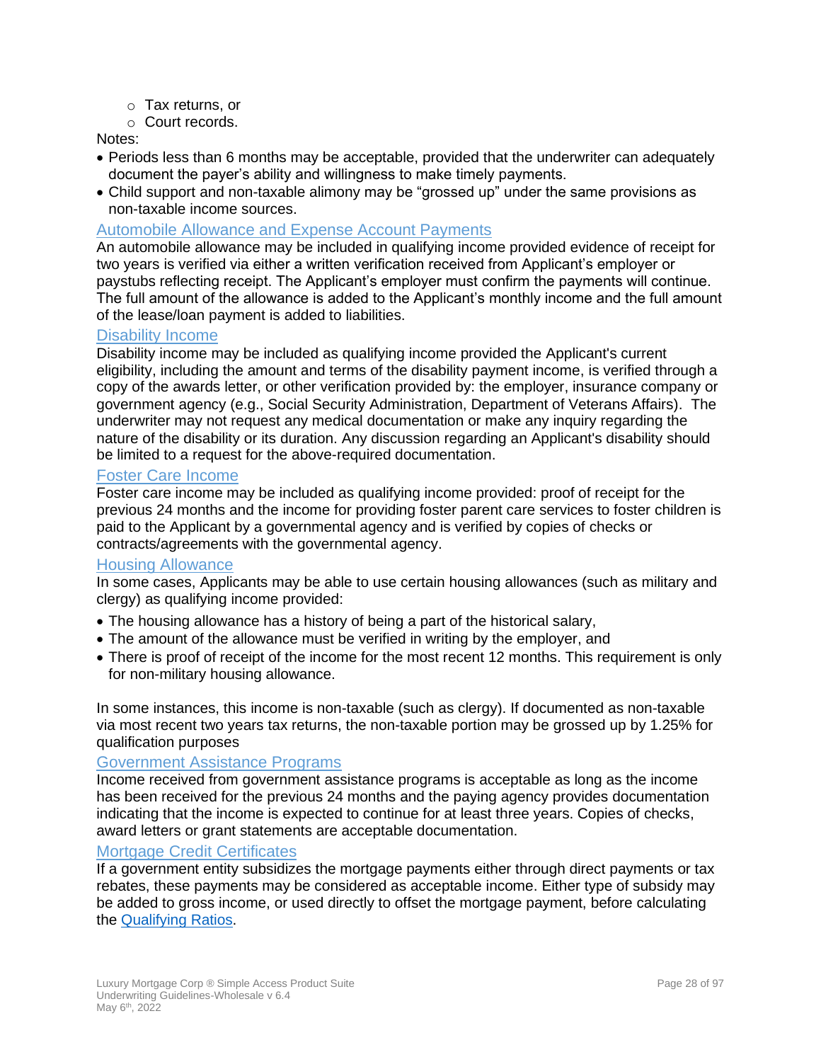- Tax returns, or
- Court records.

Notes:

- Periods less than 6 months may be acceptable, provided that the underwriter can adequately document the payer's ability and willingness to make timely payments.
- Child support and non-taxable alimony may be "grossed up" under the same provisions as non-taxable income sources.

### Automobile Allowance and Expense Account Payments

An automobile allowance may be included in qualifying income provided evidence of receipt for two years is verified via either a written verification received from Applicant's employer or paystubs reflecting receipt. The Applicant's employer must confirm the payments will continue. The full amount of the allowance is added to the Applicant's monthly income and the full amount of the lease/loan payment is added to liabilities.

### Disability Income

Disability income may be included as qualifying income provided the Applicant's current eligibility, including the amount and terms of the disability payment income, is verified through a copy of the awards letter, or other verification provided by: the employer, insurance company or government agency (e.g., Social Security Administration, Department of Veterans Affairs). The underwriter may not request any medical documentation or make any inquiry regarding the nature of the disability or its duration. Any discussion regarding an Applicant's disability should be limited to a request for the above-required documentation.

### Foster Care Income

Foster care income may be included as qualifying income provided: proof of receipt for the previous 24 months and the income for providing foster parent care services to foster children is paid to the Applicant by a governmental agency and is verified by copies of checks or contracts/agreements with the governmental agency.

### Housing Allowance

In some cases, Applicants may be able to use certain housing allowances (such as military and clergy) as qualifying income provided:

- The housing allowance has a history of being a part of the historical salary,
- The amount of the allowance must be verified in writing by the employer, and
- There is proof of receipt of the income for the most recent 12 months. This requirement is only for non-military housing allowance.

In some instances, this income is non-taxable (such as clergy). If documented as non-taxable via most recent two years tax returns, the non-taxable portion may be grossed up by 1.25% for qualification purposes

### Government Assistance Programs

Income received from government assistance programs is acceptable as long as the income has been received for the previous 24 months and the paying agency provides documentation indicating that the income is expected to continue for at least three years. Copies of checks, award letters or grant statements are acceptable documentation.

### Mortgage Credit Certificates

If a government entity subsidizes the mortgage payments either through direct payments or tax rebates, these payments may be considered as acceptable income. Either type of subsidy may be added to gross income, or used directly to offset the mortgage payment, before calculating the Qualifying Ratios.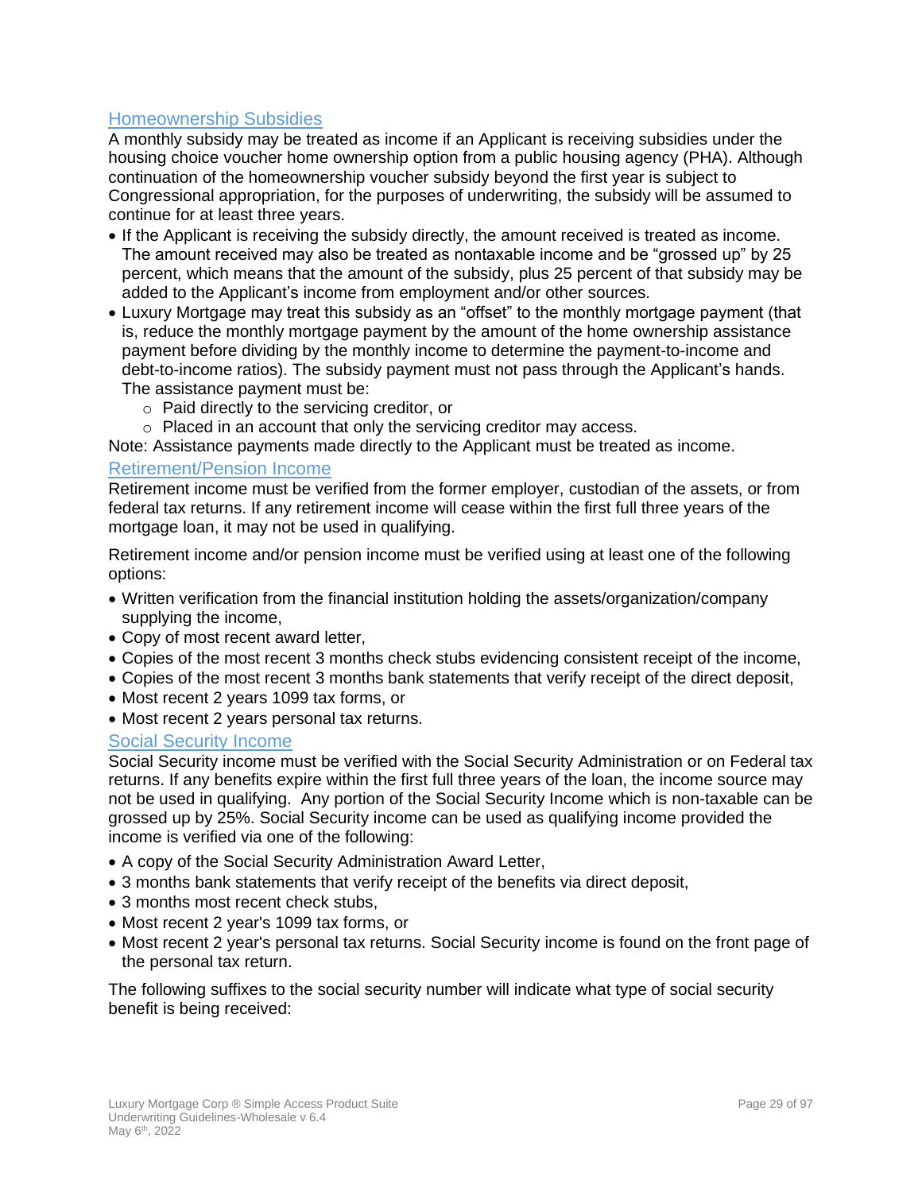## Homeownership Subsidies

A monthly subsidy may be treated as income if an Applicant is receiving subsidies under the housing choice voucher home ownership option from a public housing agency (PHA). Although continuation of the homeownership voucher subsidy beyond the first year is subject to Congressional appropriation, for the purposes of underwriting, the subsidy will be assumed to continue for at least three years.

- If the Applicant is receiving the subsidy directly, the amount received is treated as income. The amount received may also be treated as nontaxable income and be "grossed up" by 25 percent, which means that the amount of the subsidy, plus 25 percent of that subsidy may be added to the Applicant's income from employment and/or other sources.
- Luxury Mortgage may treat this subsidy as an "offset" to the monthly mortgage payment (that is, reduce the monthly mortgage payment by the amount of the home ownership assistance payment before dividing by the monthly income to determine the payment-to-income and debt-to-income ratios). The subsidy payment must not pass through the Applicant's hands. The assistance payment must be:
  - Paid directly to the servicing creditor, or
  - Placed in an account that only the servicing creditor may access.

Note: Assistance payments made directly to the Applicant must be treated as income.

## Retirement/Pension Income

Retirement income must be verified from the former employer, custodian of the assets, or from federal tax returns. If any retirement income will cease within the first full three years of the mortgage loan, it may not be used in qualifying.

Retirement income and/or pension income must be verified using at least one of the following options:

- Written verification from the financial institution holding the assets/organization/company supplying the income,
- Copy of most recent award letter,
- Copies of the most recent 3 months check stubs evidencing consistent receipt of the income,
- Copies of the most recent 3 months bank statements that verify receipt of the direct deposit,
- Most recent 2 years 1099 tax forms, or
- Most recent 2 years personal tax returns.

## Social Security Income

Social Security income must be verified with the Social Security Administration or on Federal tax returns. If any benefits expire within the first full three years of the loan, the income source may not be used in qualifying. Any portion of the Social Security Income which is non-taxable can be grossed up by 25%. Social Security income can be used as qualifying income provided the income is verified via one of the following:

- A copy of the Social Security Administration Award Letter,
- 3 months bank statements that verify receipt of the benefits via direct deposit,
- 3 months most recent check stubs,
- Most recent 2 year's 1099 tax forms, or
- Most recent 2 year's personal tax returns. Social Security income is found on the front page of the personal tax return.

The following suffixes to the social security number will indicate what type of social security benefit is being received: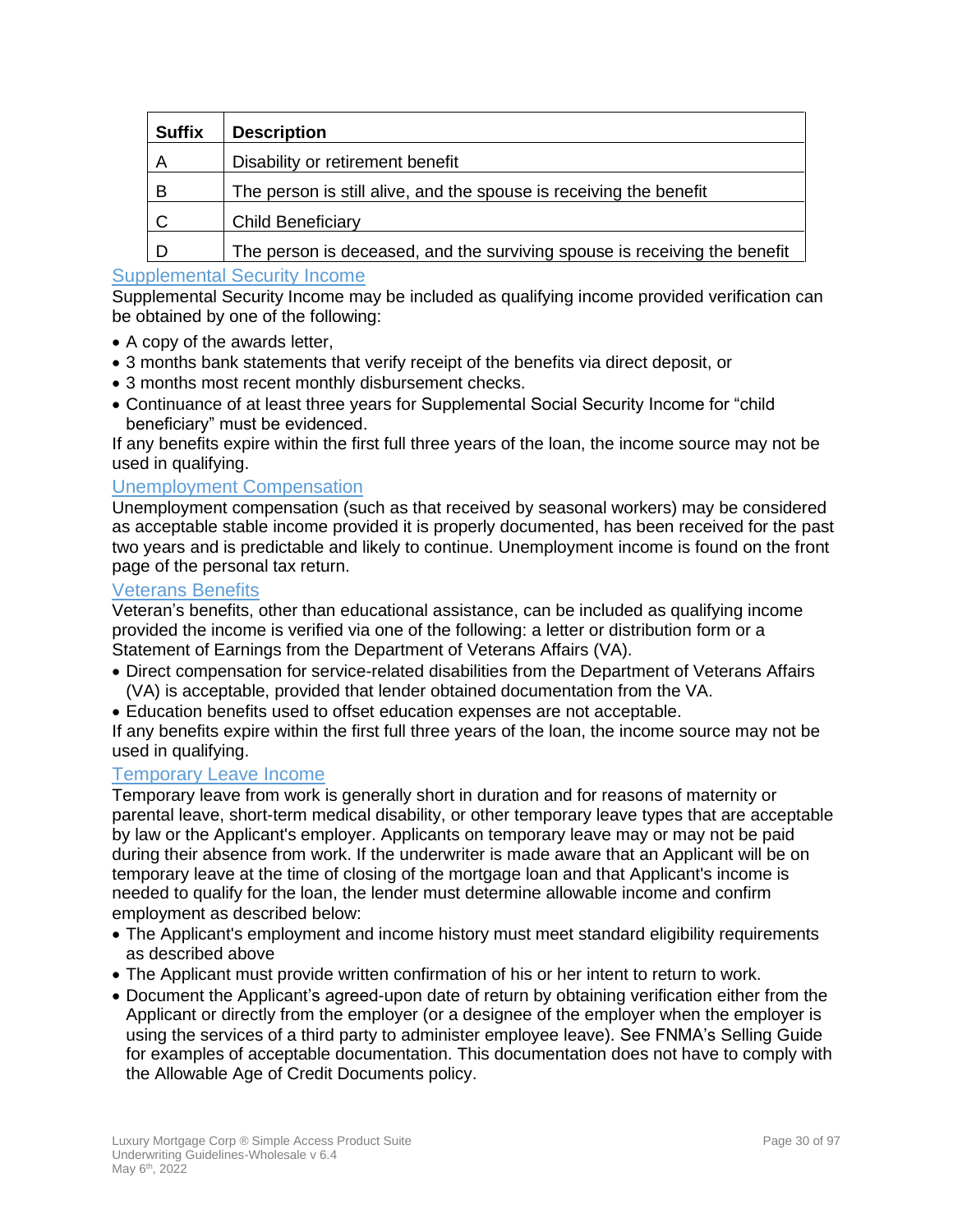| Suffix | Description |
|---|---|
| A | Disability or retirement benefit |
| B | The person is still alive, and the spouse is receiving the benefit |
| C | Child Beneficiary |
| D | The person is deceased, and the surviving spouse is receiving the benefit |

### Supplemental Security Income

Supplemental Security Income may be included as qualifying income provided verification can be obtained by one of the following:

- A copy of the awards letter,
- 3 months bank statements that verify receipt of the benefits via direct deposit, or
- 3 months most recent monthly disbursement checks.
- Continuance of at least three years for Supplemental Social Security Income for “child beneficiary” must be evidenced.

If any benefits expire within the first full three years of the loan, the income source may not be used in qualifying.

### Unemployment Compensation

Unemployment compensation (such as that received by seasonal workers) may be considered as acceptable stable income provided it is properly documented, has been received for the past two years and is predictable and likely to continue. Unemployment income is found on the front page of the personal tax return.

### Veterans Benefits

Veteran’s benefits, other than educational assistance, can be included as qualifying income provided the income is verified via one of the following: a letter or distribution form or a Statement of Earnings from the Department of Veterans Affairs (VA).

- Direct compensation for service-related disabilities from the Department of Veterans Affairs (VA) is acceptable, provided that lender obtained documentation from the VA.
- Education benefits used to offset education expenses are not acceptable.

If any benefits expire within the first full three years of the loan, the income source may not be used in qualifying.

### Temporary Leave Income

Temporary leave from work is generally short in duration and for reasons of maternity or parental leave, short-term medical disability, or other temporary leave types that are acceptable by law or the Applicant's employer. Applicants on temporary leave may or may not be paid during their absence from work. If the underwriter is made aware that an Applicant will be on temporary leave at the time of closing of the mortgage loan and that Applicant's income is needed to qualify for the loan, the lender must determine allowable income and confirm employment as described below:

- The Applicant's employment and income history must meet standard eligibility requirements as described above
- The Applicant must provide written confirmation of his or her intent to return to work.
- Document the Applicant’s agreed-upon date of return by obtaining verification either from the Applicant or directly from the employer (or a designee of the employer when the employer is using the services of a third party to administer employee leave). See FNMA’s Selling Guide for examples of acceptable documentation. This documentation does not have to comply with the Allowable Age of Credit Documents policy.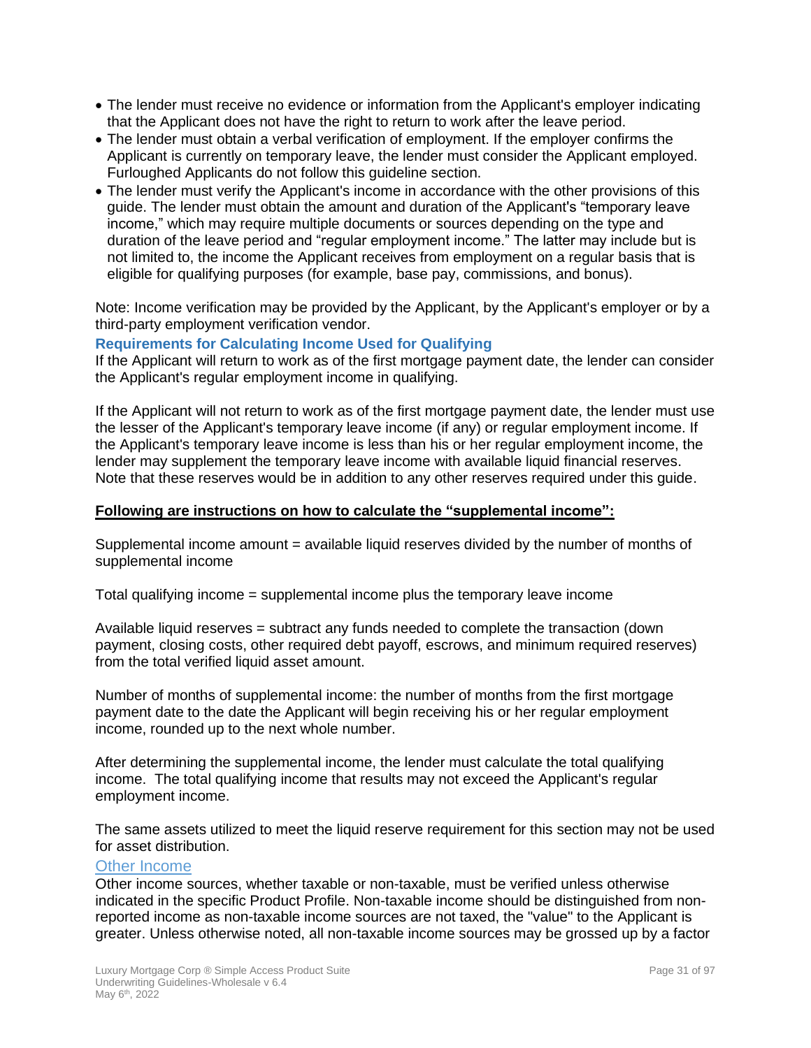- The lender must receive no evidence or information from the Applicant's employer indicating that the Applicant does not have the right to return to work after the leave period.
- The lender must obtain a verbal verification of employment. If the employer confirms the Applicant is currently on temporary leave, the lender must consider the Applicant employed. Furloughed Applicants do not follow this guideline section.
- The lender must verify the Applicant's income in accordance with the other provisions of this guide. The lender must obtain the amount and duration of the Applicant's "temporary leave income," which may require multiple documents or sources depending on the type and duration of the leave period and "regular employment income." The latter may include but is not limited to, the income the Applicant receives from employment on a regular basis that is eligible for qualifying purposes (for example, base pay, commissions, and bonus).

Note: Income verification may be provided by the Applicant, by the Applicant's employer or by a third-party employment verification vendor.

### Requirements for Calculating Income Used for Qualifying

If the Applicant will return to work as of the first mortgage payment date, the lender can consider the Applicant's regular employment income in qualifying.

If the Applicant will not return to work as of the first mortgage payment date, the lender must use the lesser of the Applicant's temporary leave income (if any) or regular employment income. If the Applicant's temporary leave income is less than his or her regular employment income, the lender may supplement the temporary leave income with available liquid financial reserves. Note that these reserves would be in addition to any other reserves required under this guide.

**Following are instructions on how to calculate the "supplemental income":**

Supplemental income amount = available liquid reserves divided by the number of months of supplemental income

Total qualifying income = supplemental income plus the temporary leave income

Available liquid reserves = subtract any funds needed to complete the transaction (down payment, closing costs, other required debt payoff, escrows, and minimum required reserves) from the total verified liquid asset amount.

Number of months of supplemental income: the number of months from the first mortgage payment date to the date the Applicant will begin receiving his or her regular employment income, rounded up to the next whole number.

After determining the supplemental income, the lender must calculate the total qualifying income. The total qualifying income that results may not exceed the Applicant's regular employment income.

The same assets utilized to meet the liquid reserve requirement for this section may not be used for asset distribution.

## Other Income

Other income sources, whether taxable or non-taxable, must be verified unless otherwise indicated in the specific Product Profile. Non-taxable income should be distinguished from non-reported income as non-taxable income sources are not taxed, the "value" to the Applicant is greater. Unless otherwise noted, all non-taxable income sources may be grossed up by a factor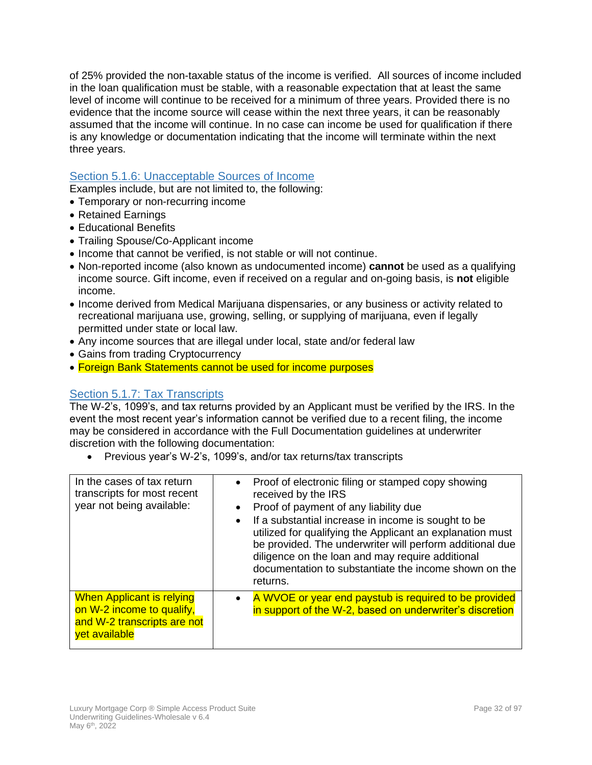of 25% provided the non-taxable status of the income is verified. All sources of income included in the loan qualification must be stable, with a reasonable expectation that at least the same level of income will continue to be received for a minimum of three years. Provided there is no evidence that the income source will cease within the next three years, it can be reasonably assumed that the income will continue. In no case can income be used for qualification if there is any knowledge or documentation indicating that the income will terminate within the next three years.

### Section 5.1.6: Unacceptable Sources of Income

Examples include, but are not limited to, the following:

- Temporary or non-recurring income
- Retained Earnings
- Educational Benefits
- Trailing Spouse/Co-Applicant income
- Income that cannot be verified, is not stable or will not continue.
- Non-reported income (also known as undocumented income) **cannot** be used as a qualifying income source. Gift income, even if received on a regular and on-going basis, is **not** eligible income.
- Income derived from Medical Marijuana dispensaries, or any business or activity related to recreational marijuana use, growing, selling, or supplying of marijuana, even if legally permitted under state or local law.
- Any income sources that are illegal under local, state and/or federal law
- Gains from trading Cryptocurrency
- Foreign Bank Statements cannot be used for income purposes

### Section 5.1.7: Tax Transcripts

The W-2's, 1099's, and tax returns provided by an Applicant must be verified by the IRS. In the event the most recent year's information cannot be verified due to a recent filing, the income may be considered in accordance with the Full Documentation guidelines at underwriter discretion with the following documentation:

- Previous year's W-2's, 1099's, and/or tax returns/tax transcripts

| | |
|---|---|
| In the cases of tax return transcripts for most recent year not being available: | • Proof of electronic filing or stamped copy showing received by the IRS<br>• Proof of payment of any liability due<br>• If a substantial increase in income is sought to be utilized for qualifying the Applicant an explanation must be provided. The underwriter will perform additional due diligence on the loan and may require additional documentation to substantiate the income shown on the returns. |
| When Applicant is relying on W-2 income to qualify, and W-2 transcripts are not yet available | • A WVOE or year end paystub is required to be provided in support of the W-2, based on underwriter's discretion |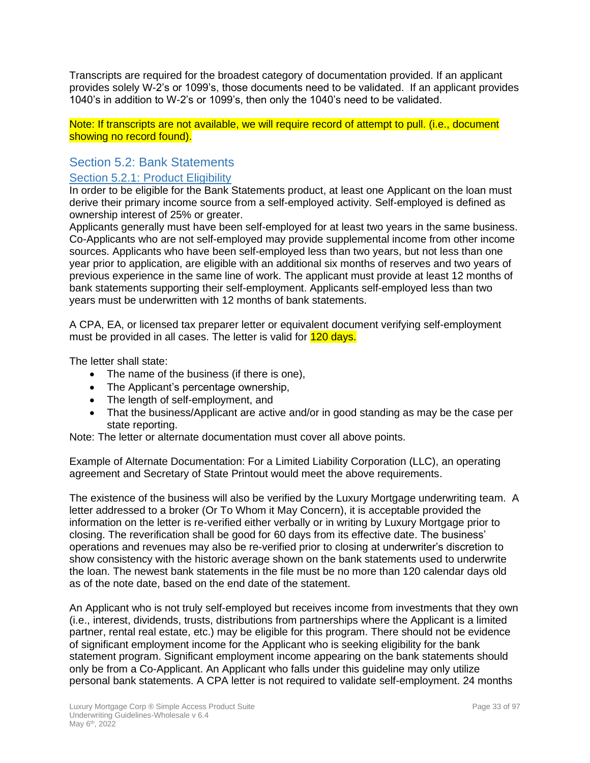Transcripts are required for the broadest category of documentation provided. If an applicant provides solely W-2's or 1099's, those documents need to be validated. If an applicant provides 1040's in addition to W-2's or 1099's, then only the 1040's need to be validated.

Note: If transcripts are not available, we will require record of attempt to pull. (i.e., document showing no record found).

## Section 5.2: Bank Statements

### Section 5.2.1: Product Eligibility

In order to be eligible for the Bank Statements product, at least one Applicant on the loan must derive their primary income source from a self-employed activity. Self-employed is defined as ownership interest of 25% or greater.

Applicants generally must have been self-employed for at least two years in the same business. Co-Applicants who are not self-employed may provide supplemental income from other income sources. Applicants who have been self-employed less than two years, but not less than one year prior to application, are eligible with an additional six months of reserves and two years of previous experience in the same line of work. The applicant must provide at least 12 months of bank statements supporting their self-employment. Applicants self-employed less than two years must be underwritten with 12 months of bank statements.

A CPA, EA, or licensed tax preparer letter or equivalent document verifying self-employment must be provided in all cases. The letter is valid for 120 days.

The letter shall state:

- The name of the business (if there is one),
- The Applicant's percentage ownership,
- The length of self-employment, and
- That the business/Applicant are active and/or in good standing as may be the case per state reporting.

Note: The letter or alternate documentation must cover all above points.

Example of Alternate Documentation: For a Limited Liability Corporation (LLC), an operating agreement and Secretary of State Printout would meet the above requirements.

The existence of the business will also be verified by the Luxury Mortgage underwriting team. A letter addressed to a broker (Or To Whom it May Concern), it is acceptable provided the information on the letter is re-verified either verbally or in writing by Luxury Mortgage prior to closing. The reverification shall be good for 60 days from its effective date. The business' operations and revenues may also be re-verified prior to closing at underwriter's discretion to show consistency with the historic average shown on the bank statements used to underwrite the loan. The newest bank statements in the file must be no more than 120 calendar days old as of the note date, based on the end date of the statement.

An Applicant who is not truly self-employed but receives income from investments that they own (i.e., interest, dividends, trusts, distributions from partnerships where the Applicant is a limited partner, rental real estate, etc.) may be eligible for this program. There should not be evidence of significant employment income for the Applicant who is seeking eligibility for the bank statement program. Significant employment income appearing on the bank statements should only be from a Co-Applicant. An Applicant who falls under this guideline may only utilize personal bank statements. A CPA letter is not required to validate self-employment. 24 months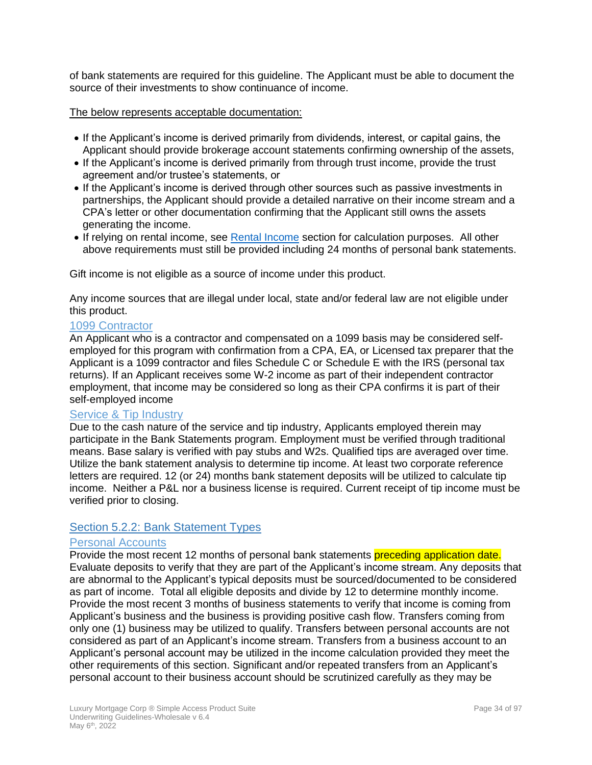of bank statements are required for this guideline. The Applicant must be able to document the source of their investments to show continuance of income.

The below represents acceptable documentation:

- If the Applicant's income is derived primarily from dividends, interest, or capital gains, the Applicant should provide brokerage account statements confirming ownership of the assets,
- If the Applicant's income is derived primarily from through trust income, provide the trust agreement and/or trustee's statements, or
- If the Applicant's income is derived through other sources such as passive investments in partnerships, the Applicant should provide a detailed narrative on their income stream and a CPA's letter or other documentation confirming that the Applicant still owns the assets generating the income.
- If relying on rental income, see Rental Income section for calculation purposes. All other above requirements must still be provided including 24 months of personal bank statements.

Gift income is not eligible as a source of income under this product.

Any income sources that are illegal under local, state and/or federal law are not eligible under this product.

### 1099 Contractor

An Applicant who is a contractor and compensated on a 1099 basis may be considered self-employed for this program with confirmation from a CPA, EA, or Licensed tax preparer that the Applicant is a 1099 contractor and files Schedule C or Schedule E with the IRS (personal tax returns). If an Applicant receives some W-2 income as part of their independent contractor employment, that income may be considered so long as their CPA confirms it is part of their self-employed income

### Service & Tip Industry

Due to the cash nature of the service and tip industry, Applicants employed therein may participate in the Bank Statements program. Employment must be verified through traditional means. Base salary is verified with pay stubs and W2s. Qualified tips are averaged over time. Utilize the bank statement analysis to determine tip income. At least two corporate reference letters are required. 12 (or 24) months bank statement deposits will be utilized to calculate tip income. Neither a P&L nor a business license is required. Current receipt of tip income must be verified prior to closing.

## Section 5.2.2: Bank Statement Types

### Personal Accounts

Provide the most recent 12 months of personal bank statements preceding application date. Evaluate deposits to verify that they are part of the Applicant's income stream. Any deposits that are abnormal to the Applicant's typical deposits must be sourced/documented to be considered as part of income. Total all eligible deposits and divide by 12 to determine monthly income. Provide the most recent 3 months of business statements to verify that income is coming from Applicant's business and the business is providing positive cash flow. Transfers coming from only one (1) business may be utilized to qualify. Transfers between personal accounts are not considered as part of an Applicant's income stream. Transfers from a business account to an Applicant's personal account may be utilized in the income calculation provided they meet the other requirements of this section. Significant and/or repeated transfers from an Applicant's personal account to their business account should be scrutinized carefully as they may be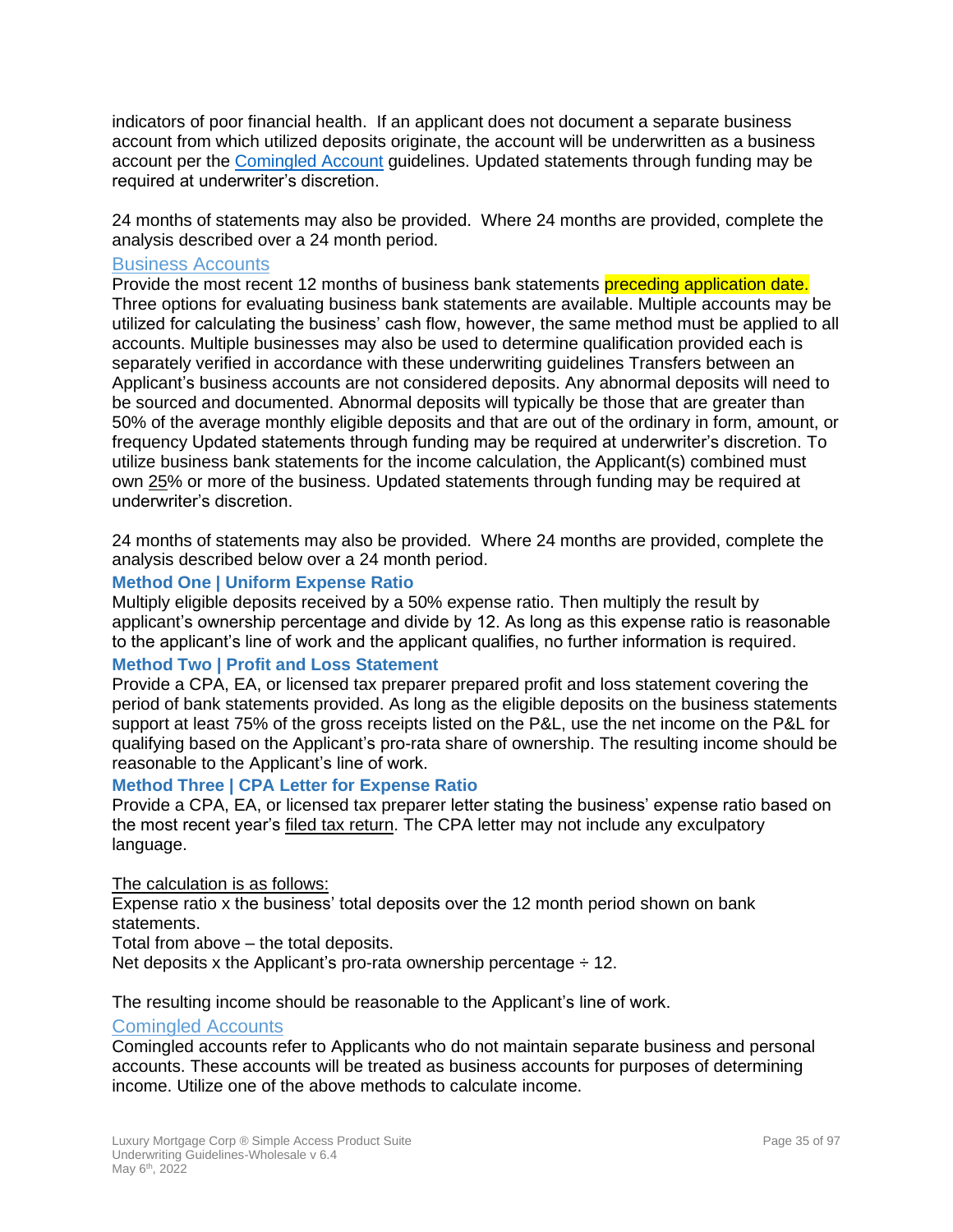indicators of poor financial health. If an applicant does not document a separate business account from which utilized deposits originate, the account will be underwritten as a business account per the Comingled Account guidelines. Updated statements through funding may be required at underwriter's discretion.

24 months of statements may also be provided. Where 24 months are provided, complete the analysis described over a 24 month period.

## Business Accounts

Provide the most recent 12 months of business bank statements preceding application date. Three options for evaluating business bank statements are available. Multiple accounts may be utilized for calculating the business' cash flow, however, the same method must be applied to all accounts. Multiple businesses may also be used to determine qualification provided each is separately verified in accordance with these underwriting guidelines Transfers between an Applicant's business accounts are not considered deposits. Any abnormal deposits will need to be sourced and documented. Abnormal deposits will typically be those that are greater than 50% of the average monthly eligible deposits and that are out of the ordinary in form, amount, or frequency Updated statements through funding may be required at underwriter's discretion. To utilize business bank statements for the income calculation, the Applicant(s) combined must own 25% or more of the business. Updated statements through funding may be required at underwriter's discretion.

24 months of statements may also be provided. Where 24 months are provided, complete the analysis described below over a 24 month period.

### Method One | Uniform Expense Ratio

Multiply eligible deposits received by a 50% expense ratio. Then multiply the result by applicant's ownership percentage and divide by 12. As long as this expense ratio is reasonable to the applicant's line of work and the applicant qualifies, no further information is required.

### Method Two | Profit and Loss Statement

Provide a CPA, EA, or licensed tax preparer prepared profit and loss statement covering the period of bank statements provided. As long as the eligible deposits on the business statements support at least 75% of the gross receipts listed on the P&L, use the net income on the P&L for qualifying based on the Applicant's pro-rata share of ownership. The resulting income should be reasonable to the Applicant's line of work.

### Method Three | CPA Letter for Expense Ratio

Provide a CPA, EA, or licensed tax preparer letter stating the business' expense ratio based on the most recent year's filed tax return. The CPA letter may not include any exculpatory language.

The calculation is as follows:

Expense ratio x the business' total deposits over the 12 month period shown on bank statements.

Total from above – the total deposits.

Net deposits x the Applicant's pro-rata ownership percentage ÷ 12.

The resulting income should be reasonable to the Applicant's line of work.

## Comingled Accounts

Comingled accounts refer to Applicants who do not maintain separate business and personal accounts. These accounts will be treated as business accounts for purposes of determining income. Utilize one of the above methods to calculate income.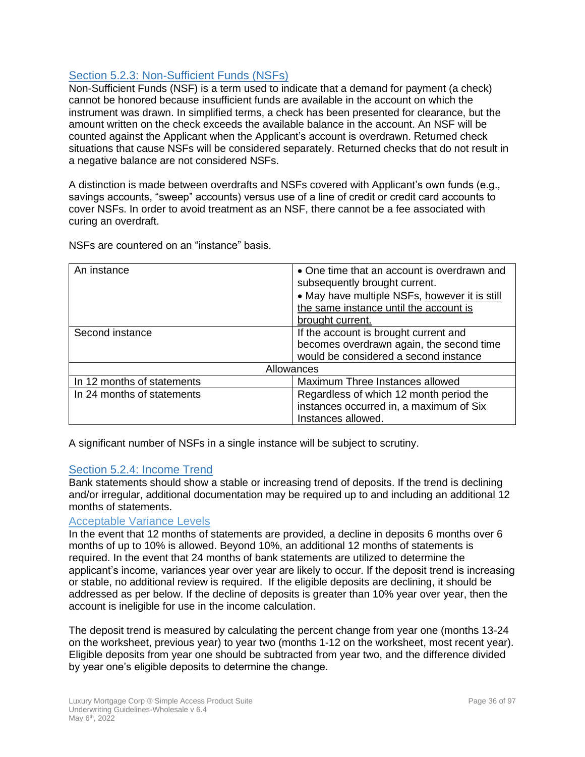## Section 5.2.3: Non-Sufficient Funds (NSFs)

Non-Sufficient Funds (NSF) is a term used to indicate that a demand for payment (a check) cannot be honored because insufficient funds are available in the account on which the instrument was drawn. In simplified terms, a check has been presented for clearance, but the amount written on the check exceeds the available balance in the account. An NSF will be counted against the Applicant when the Applicant's account is overdrawn. Returned check situations that cause NSFs will be considered separately. Returned checks that do not result in a negative balance are not considered NSFs.

A distinction is made between overdrafts and NSFs covered with Applicant's own funds (e.g., savings accounts, "sweep" accounts) versus use of a line of credit or credit card accounts to cover NSFs. In order to avoid treatment as an NSF, there cannot be a fee associated with curing an overdraft.

NSFs are countered on an "instance" basis.

| | |
|---|---|
| An instance | • One time that an account is overdrawn and subsequently brought current.<br>• May have multiple NSFs, <u>however it is still the same instance until the account is brought current.</u> |
| Second instance | If the account is brought current and becomes overdrawn again, the second time would be considered a second instance |
| Allowances | |
| In 12 months of statements | Maximum Three Instances allowed |
| In 24 months of statements | Regardless of which 12 month period the instances occurred in, a maximum of Six Instances allowed. |

A significant number of NSFs in a single instance will be subject to scrutiny.

## Section 5.2.4: Income Trend

Bank statements should show a stable or increasing trend of deposits. If the trend is declining and/or irregular, additional documentation may be required up to and including an additional 12 months of statements.

### Acceptable Variance Levels

In the event that 12 months of statements are provided, a decline in deposits 6 months over 6 months of up to 10% is allowed. Beyond 10%, an additional 12 months of statements is required. In the event that 24 months of bank statements are utilized to determine the applicant's income, variances year over year are likely to occur. If the deposit trend is increasing or stable, no additional review is required. If the eligible deposits are declining, it should be addressed as per below. If the decline of deposits is greater than 10% year over year, then the account is ineligible for use in the income calculation.

The deposit trend is measured by calculating the percent change from year one (months 13-24 on the worksheet, previous year) to year two (months 1-12 on the worksheet, most recent year). Eligible deposits from year one should be subtracted from year two, and the difference divided by year one's eligible deposits to determine the change.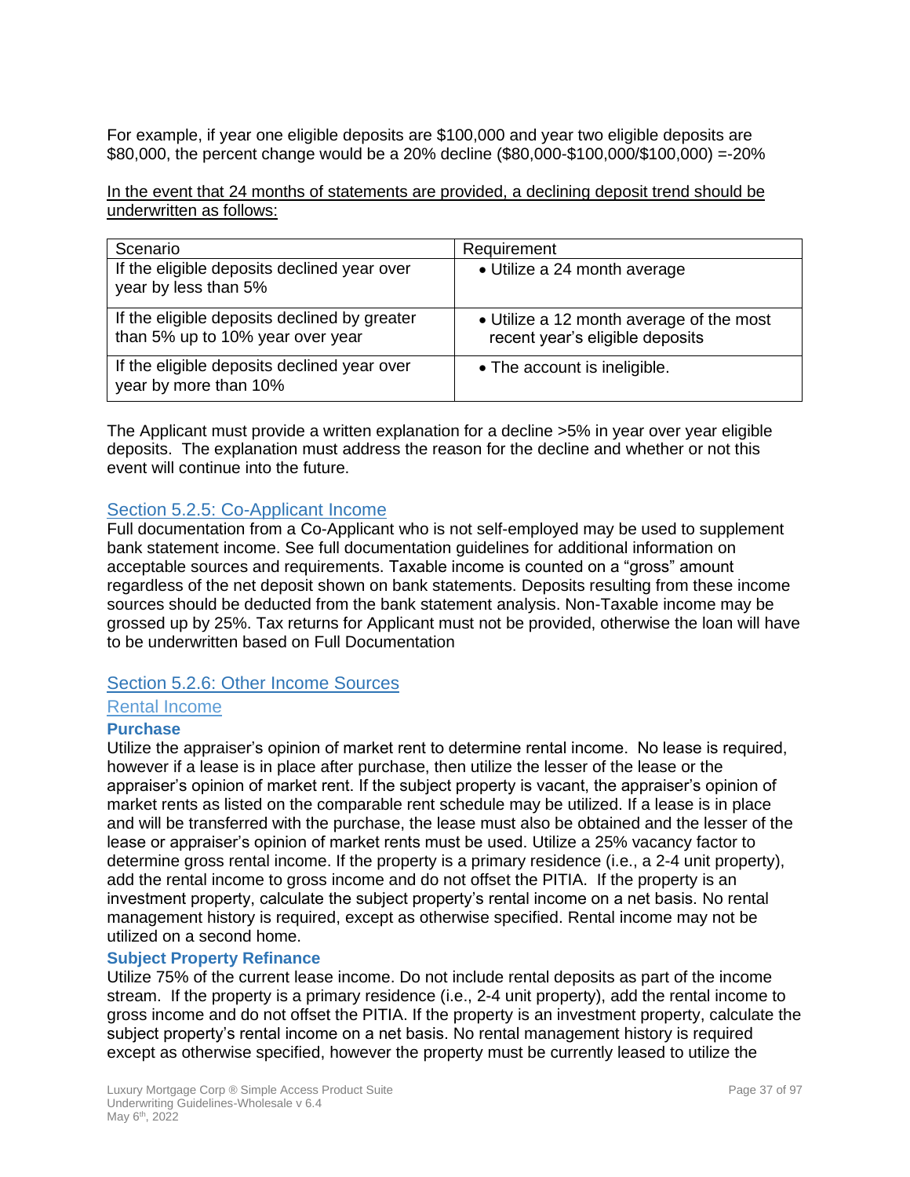For example, if year one eligible deposits are $100,000 and year two eligible deposits are $80,000, the percent change would be a 20% decline ($80,000-$100,000/$100,000) =-20%

<u>In the event that 24 months of statements are provided, a declining deposit trend should be underwritten as follows:</u>

| Scenario | Requirement |
|---|---|
| If the eligible deposits declined year over year by less than 5% | • Utilize a 24 month average |
| If the eligible deposits declined by greater than 5% up to 10% year over year | • Utilize a 12 month average of the most recent year's eligible deposits |
| If the eligible deposits declined year over year by more than 10% | • The account is ineligible. |

The Applicant must provide a written explanation for a decline >5% in year over year eligible deposits. The explanation must address the reason for the decline and whether or not this event will continue into the future.

## Section 5.2.5: Co-Applicant Income

Full documentation from a Co-Applicant who is not self-employed may be used to supplement bank statement income. See full documentation guidelines for additional information on acceptable sources and requirements. Taxable income is counted on a "gross" amount regardless of the net deposit shown on bank statements. Deposits resulting from these income sources should be deducted from the bank statement analysis. Non-Taxable income may be grossed up by 25%. Tax returns for Applicant must not be provided, otherwise the loan will have to be underwritten based on Full Documentation

## Section 5.2.6: Other Income Sources

### Rental Income

**Purchase**

Utilize the appraiser's opinion of market rent to determine rental income. No lease is required, however if a lease is in place after purchase, then utilize the lesser of the lease or the appraiser's opinion of market rent. If the subject property is vacant, the appraiser's opinion of market rents as listed on the comparable rent schedule may be utilized. If a lease is in place and will be transferred with the purchase, the lease must also be obtained and the lesser of the lease or appraiser's opinion of market rents must be used. Utilize a 25% vacancy factor to determine gross rental income. If the property is a primary residence (i.e., a 2-4 unit property), add the rental income to gross income and do not offset the PITIA. If the property is an investment property, calculate the subject property's rental income on a net basis. No rental management history is required, except as otherwise specified. Rental income may not be utilized on a second home.

**Subject Property Refinance**

Utilize 75% of the current lease income. Do not include rental deposits as part of the income stream. If the property is a primary residence (i.e., 2-4 unit property), add the rental income to gross income and do not offset the PITIA. If the property is an investment property, calculate the subject property's rental income on a net basis. No rental management history is required except as otherwise specified, however the property must be currently leased to utilize the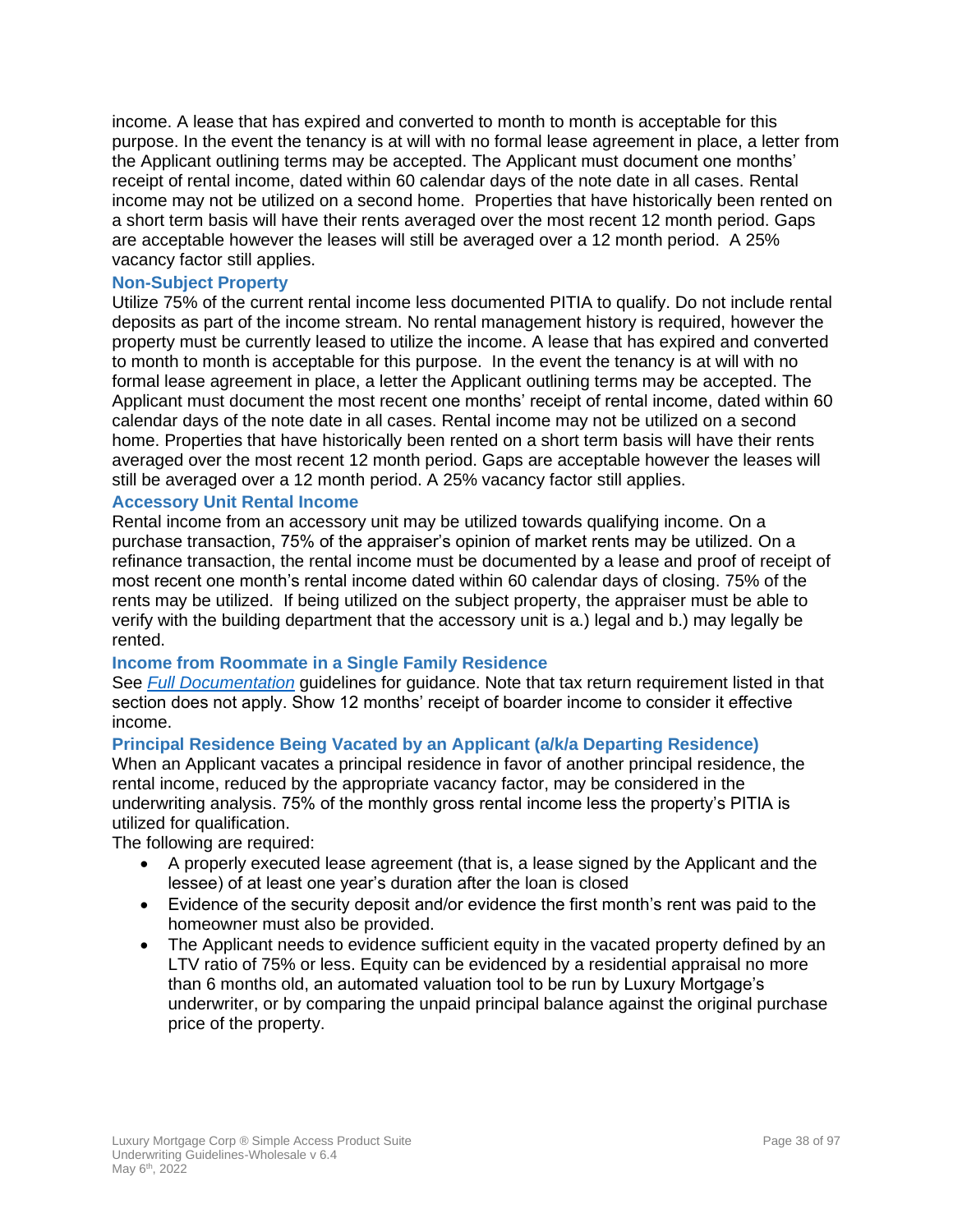income. A lease that has expired and converted to month to month is acceptable for this purpose. In the event the tenancy is at will with no formal lease agreement in place, a letter from the Applicant outlining terms may be accepted. The Applicant must document one months' receipt of rental income, dated within 60 calendar days of the note date in all cases. Rental income may not be utilized on a second home. Properties that have historically been rented on a short term basis will have their rents averaged over the most recent 12 month period. Gaps are acceptable however the leases will still be averaged over a 12 month period. A 25% vacancy factor still applies.

### Non-Subject Property

Utilize 75% of the current rental income less documented PITIA to qualify. Do not include rental deposits as part of the income stream. No rental management history is required, however the property must be currently leased to utilize the income. A lease that has expired and converted to month to month is acceptable for this purpose. In the event the tenancy is at will with no formal lease agreement in place, a letter the Applicant outlining terms may be accepted. The Applicant must document the most recent one months' receipt of rental income, dated within 60 calendar days of the note date in all cases. Rental income may not be utilized on a second home. Properties that have historically been rented on a short term basis will have their rents averaged over the most recent 12 month period. Gaps are acceptable however the leases will still be averaged over a 12 month period. A 25% vacancy factor still applies.

### Accessory Unit Rental Income

Rental income from an accessory unit may be utilized towards qualifying income. On a purchase transaction, 75% of the appraiser's opinion of market rents may be utilized. On a refinance transaction, the rental income must be documented by a lease and proof of receipt of most recent one month's rental income dated within 60 calendar days of closing. 75% of the rents may be utilized. If being utilized on the subject property, the appraiser must be able to verify with the building department that the accessory unit is a.) legal and b.) may legally be rented.

### Income from Roommate in a Single Family Residence

See *Full Documentation* guidelines for guidance. Note that tax return requirement listed in that section does not apply. Show 12 months' receipt of boarder income to consider it effective income.

### Principal Residence Being Vacated by an Applicant (a/k/a Departing Residence)

When an Applicant vacates a principal residence in favor of another principal residence, the rental income, reduced by the appropriate vacancy factor, may be considered in the underwriting analysis. 75% of the monthly gross rental income less the property's PITIA is utilized for qualification.

The following are required:

- A properly executed lease agreement (that is, a lease signed by the Applicant and the lessee) of at least one year's duration after the loan is closed
- Evidence of the security deposit and/or evidence the first month's rent was paid to the homeowner must also be provided.
- The Applicant needs to evidence sufficient equity in the vacated property defined by an LTV ratio of 75% or less. Equity can be evidenced by a residential appraisal no more than 6 months old, an automated valuation tool to be run by Luxury Mortgage's underwriter, or by comparing the unpaid principal balance against the original purchase price of the property.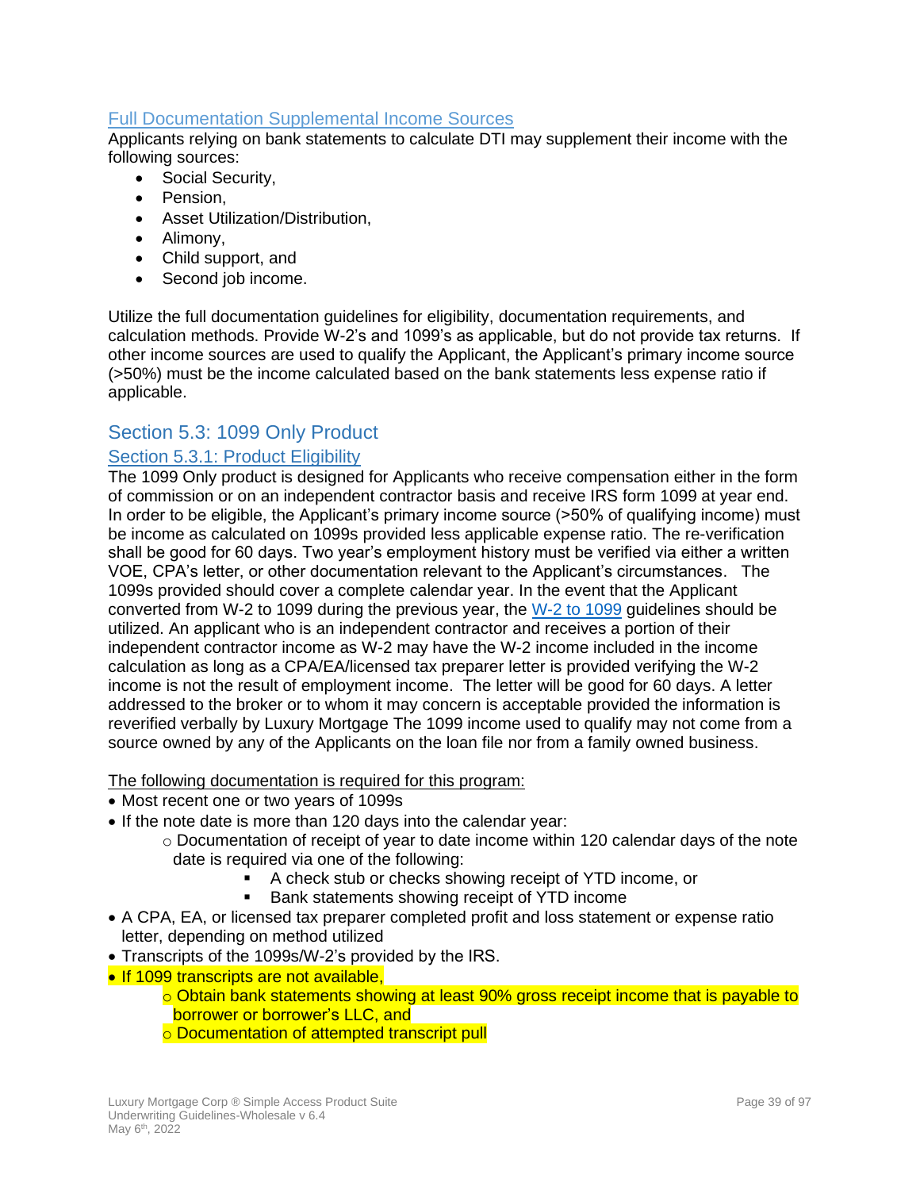### Full Documentation Supplemental Income Sources

Applicants relying on bank statements to calculate DTI may supplement their income with the following sources:

- Social Security,
- Pension,
- Asset Utilization/Distribution,
- Alimony,
- Child support, and
- Second job income.

Utilize the full documentation guidelines for eligibility, documentation requirements, and calculation methods. Provide W-2's and 1099's as applicable, but do not provide tax returns. If other income sources are used to qualify the Applicant, the Applicant's primary income source (>50%) must be the income calculated based on the bank statements less expense ratio if applicable.

## Section 5.3: 1099 Only Product

### Section 5.3.1: Product Eligibility

The 1099 Only product is designed for Applicants who receive compensation either in the form of commission or on an independent contractor basis and receive IRS form 1099 at year end. In order to be eligible, the Applicant's primary income source (>50% of qualifying income) must be income as calculated on 1099s provided less applicable expense ratio. The re-verification shall be good for 60 days. Two year's employment history must be verified via either a written VOE, CPA's letter, or other documentation relevant to the Applicant's circumstances. The 1099s provided should cover a complete calendar year. In the event that the Applicant converted from W-2 to 1099 during the previous year, the W-2 to 1099 guidelines should be utilized. An applicant who is an independent contractor and receives a portion of their independent contractor income as W-2 may have the W-2 income included in the income calculation as long as a CPA/EA/licensed tax preparer letter is provided verifying the W-2 income is not the result of employment income. The letter will be good for 60 days. A letter addressed to the broker or to whom it may concern is acceptable provided the information is reverified verbally by Luxury Mortgage The 1099 income used to qualify may not come from a source owned by any of the Applicants on the loan file nor from a family owned business.

The following documentation is required for this program:

- Most recent one or two years of 1099s
- If the note date is more than 120 days into the calendar year:
  - Documentation of receipt of year to date income within 120 calendar days of the note date is required via one of the following:
    - A check stub or checks showing receipt of YTD income, or
    - Bank statements showing receipt of YTD income
- A CPA, EA, or licensed tax preparer completed profit and loss statement or expense ratio letter, depending on method utilized
- Transcripts of the 1099s/W-2's provided by the IRS.
- If 1099 transcripts are not available,
  - Obtain bank statements showing at least 90% gross receipt income that is payable to borrower or borrower's LLC, and
  - Documentation of attempted transcript pull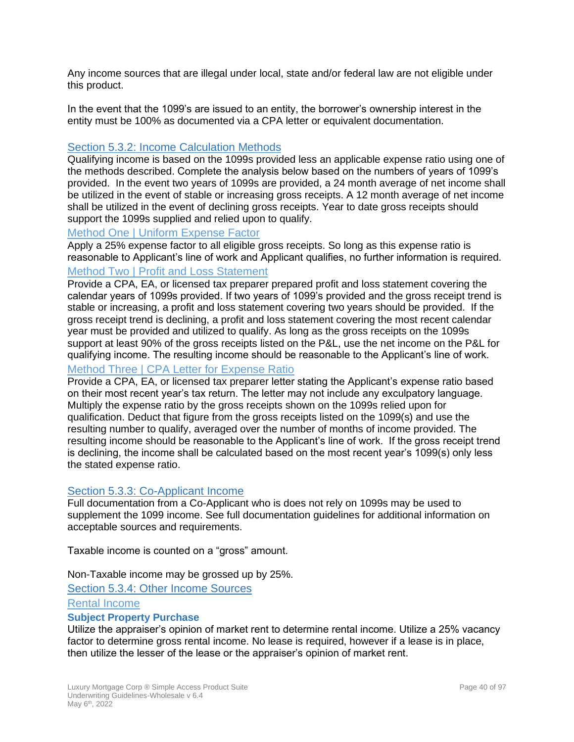Any income sources that are illegal under local, state and/or federal law are not eligible under this product.

In the event that the 1099's are issued to an entity, the borrower's ownership interest in the entity must be 100% as documented via a CPA letter or equivalent documentation.

## Section 5.3.2: Income Calculation Methods

Qualifying income is based on the 1099s provided less an applicable expense ratio using one of the methods described. Complete the analysis below based on the numbers of years of 1099's provided. In the event two years of 1099s are provided, a 24 month average of net income shall be utilized in the event of stable or increasing gross receipts. A 12 month average of net income shall be utilized in the event of declining gross receipts. Year to date gross receipts should support the 1099s supplied and relied upon to qualify.

### Method One | Uniform Expense Factor

Apply a 25% expense factor to all eligible gross receipts. So long as this expense ratio is reasonable to Applicant's line of work and Applicant qualifies, no further information is required.

### Method Two | Profit and Loss Statement

Provide a CPA, EA, or licensed tax preparer prepared profit and loss statement covering the calendar years of 1099s provided. If two years of 1099's provided and the gross receipt trend is stable or increasing, a profit and loss statement covering two years should be provided. If the gross receipt trend is declining, a profit and loss statement covering the most recent calendar year must be provided and utilized to qualify. As long as the gross receipts on the 1099s support at least 90% of the gross receipts listed on the P&L, use the net income on the P&L for qualifying income. The resulting income should be reasonable to the Applicant's line of work.

### Method Three | CPA Letter for Expense Ratio

Provide a CPA, EA, or licensed tax preparer letter stating the Applicant's expense ratio based on their most recent year's tax return. The letter may not include any exculpatory language. Multiply the expense ratio by the gross receipts shown on the 1099s relied upon for qualification. Deduct that figure from the gross receipts listed on the 1099(s) and use the resulting number to qualify, averaged over the number of months of income provided. The resulting income should be reasonable to the Applicant's line of work. If the gross receipt trend is declining, the income shall be calculated based on the most recent year's 1099(s) only less the stated expense ratio.

## Section 5.3.3: Co-Applicant Income

Full documentation from a Co-Applicant who is does not rely on 1099s may be used to supplement the 1099 income. See full documentation guidelines for additional information on acceptable sources and requirements.

Taxable income is counted on a "gross" amount.

Non-Taxable income may be grossed up by 25%.

## Section 5.3.4: Other Income Sources

### Rental Income

**Subject Property Purchase**

Utilize the appraiser's opinion of market rent to determine rental income. Utilize a 25% vacancy factor to determine gross rental income. No lease is required, however if a lease is in place, then utilize the lesser of the lease or the appraiser's opinion of market rent.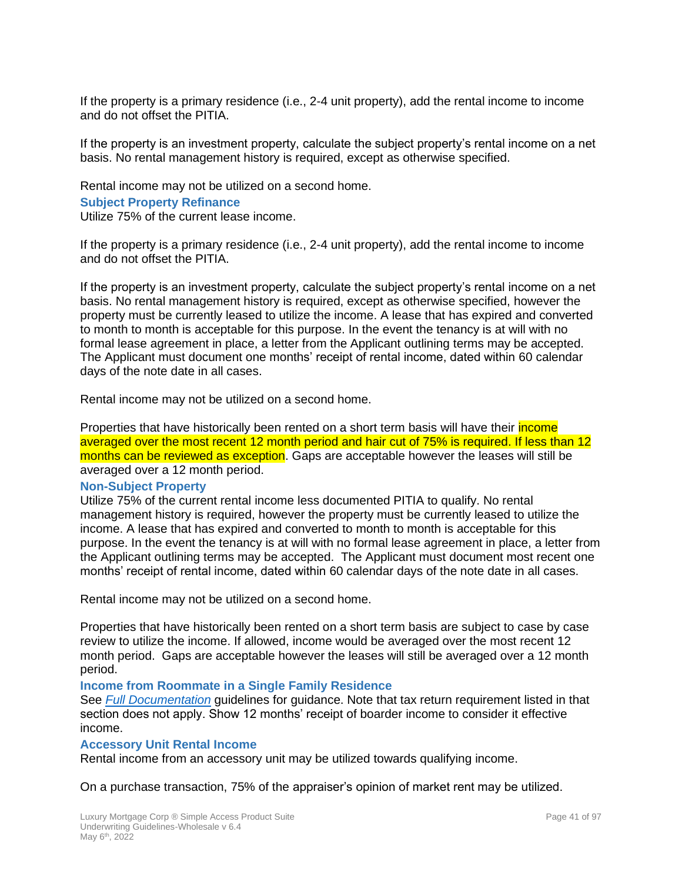If the property is a primary residence (i.e., 2-4 unit property), add the rental income to income and do not offset the PITIA.

If the property is an investment property, calculate the subject property's rental income on a net basis. No rental management history is required, except as otherwise specified.

Rental income may not be utilized on a second home.

### Subject Property Refinance

Utilize 75% of the current lease income.

If the property is a primary residence (i.e., 2-4 unit property), add the rental income to income and do not offset the PITIA.

If the property is an investment property, calculate the subject property's rental income on a net basis. No rental management history is required, except as otherwise specified, however the property must be currently leased to utilize the income. A lease that has expired and converted to month to month is acceptable for this purpose. In the event the tenancy is at will with no formal lease agreement in place, a letter from the Applicant outlining terms may be accepted. The Applicant must document one months' receipt of rental income, dated within 60 calendar days of the note date in all cases.

Rental income may not be utilized on a second home.

Properties that have historically been rented on a short term basis will have their income averaged over the most recent 12 month period and hair cut of 75% is required. If less than 12 months can be reviewed as exception. Gaps are acceptable however the leases will still be averaged over a 12 month period.

### Non-Subject Property

Utilize 75% of the current rental income less documented PITIA to qualify. No rental management history is required, however the property must be currently leased to utilize the income. A lease that has expired and converted to month to month is acceptable for this purpose. In the event the tenancy is at will with no formal lease agreement in place, a letter from the Applicant outlining terms may be accepted. The Applicant must document most recent one months' receipt of rental income, dated within 60 calendar days of the note date in all cases.

Rental income may not be utilized on a second home.

Properties that have historically been rented on a short term basis are subject to case by case review to utilize the income. If allowed, income would be averaged over the most recent 12 month period. Gaps are acceptable however the leases will still be averaged over a 12 month period.

### Income from Roommate in a Single Family Residence

See *Full Documentation* guidelines for guidance. Note that tax return requirement listed in that section does not apply. Show 12 months' receipt of boarder income to consider it effective income.

### Accessory Unit Rental Income

Rental income from an accessory unit may be utilized towards qualifying income.

On a purchase transaction, 75% of the appraiser's opinion of market rent may be utilized.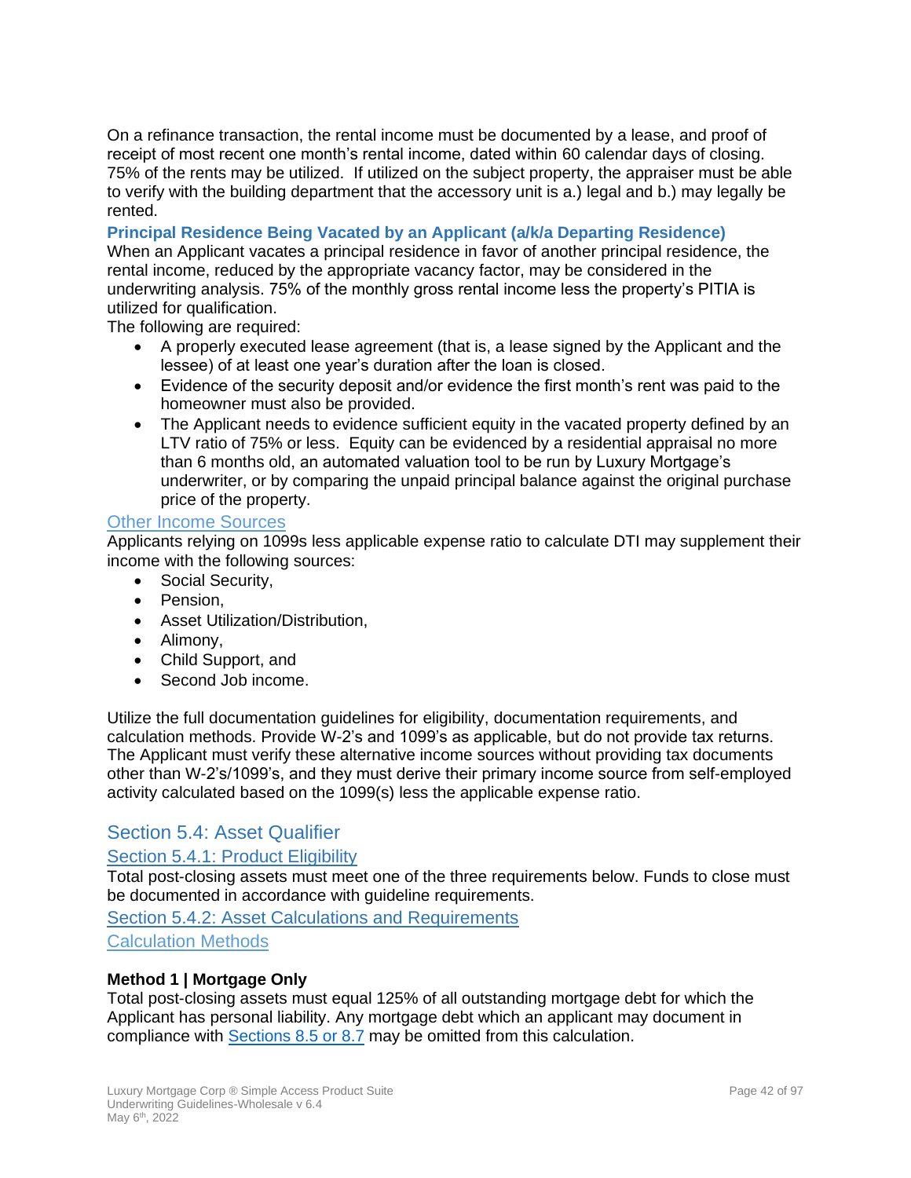On a refinance transaction, the rental income must be documented by a lease, and proof of receipt of most recent one month's rental income, dated within 60 calendar days of closing. 75% of the rents may be utilized. If utilized on the subject property, the appraiser must be able to verify with the building department that the accessory unit is a.) legal and b.) may legally be rented.

### Principal Residence Being Vacated by an Applicant (a/k/a Departing Residence)

When an Applicant vacates a principal residence in favor of another principal residence, the rental income, reduced by the appropriate vacancy factor, may be considered in the underwriting analysis. 75% of the monthly gross rental income less the property's PITIA is utilized for qualification.

The following are required:

- A properly executed lease agreement (that is, a lease signed by the Applicant and the lessee) of at least one year's duration after the loan is closed.
- Evidence of the security deposit and/or evidence the first month's rent was paid to the homeowner must also be provided.
- The Applicant needs to evidence sufficient equity in the vacated property defined by an LTV ratio of 75% or less. Equity can be evidenced by a residential appraisal no more than 6 months old, an automated valuation tool to be run by Luxury Mortgage's underwriter, or by comparing the unpaid principal balance against the original purchase price of the property.

### Other Income Sources

Applicants relying on 1099s less applicable expense ratio to calculate DTI may supplement their income with the following sources:

- Social Security,
- Pension,
- Asset Utilization/Distribution,
- Alimony,
- Child Support, and
- Second Job income.

Utilize the full documentation guidelines for eligibility, documentation requirements, and calculation methods. Provide W-2's and 1099's as applicable, but do not provide tax returns. The Applicant must verify these alternative income sources without providing tax documents other than W-2's/1099's, and they must derive their primary income source from self-employed activity calculated based on the 1099(s) less the applicable expense ratio.

## Section 5.4: Asset Qualifier

### Section 5.4.1: Product Eligibility

Total post-closing assets must meet one of the three requirements below. Funds to close must be documented in accordance with guideline requirements.

### Section 5.4.2: Asset Calculations and Requirements

### Calculation Methods

**Method 1 | Mortgage Only**

Total post-closing assets must equal 125% of all outstanding mortgage debt for which the Applicant has personal liability. Any mortgage debt which an applicant may document in compliance with Sections 8.5 or 8.7 may be omitted from this calculation.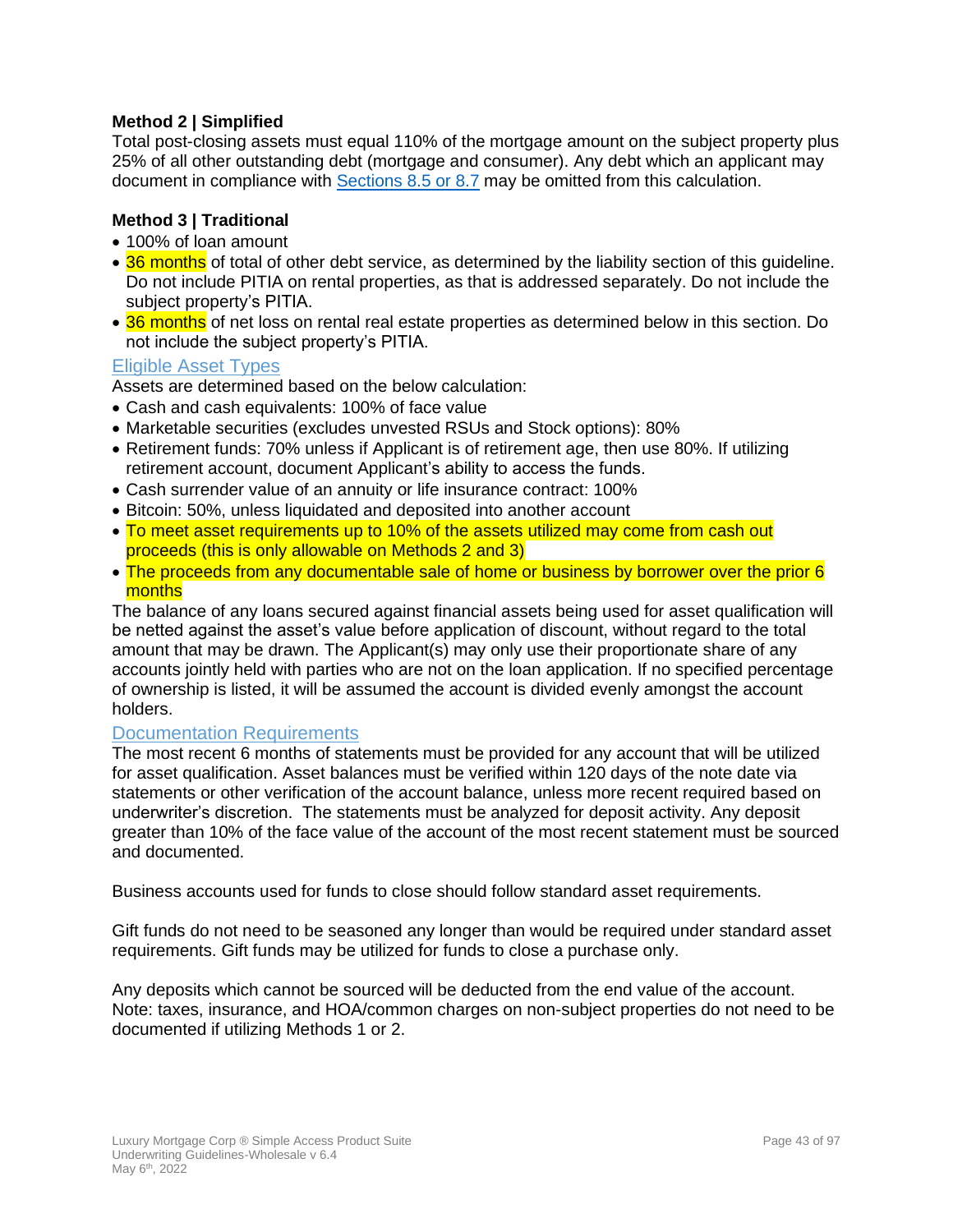**Method 2 | Simplified**

Total post-closing assets must equal 110% of the mortgage amount on the subject property plus 25% of all other outstanding debt (mortgage and consumer). Any debt which an applicant may document in compliance with Sections 8.5 or 8.7 may be omitted from this calculation.

**Method 3 | Traditional**

- 100% of loan amount
- 36 months of total of other debt service, as determined by the liability section of this guideline. Do not include PITIA on rental properties, as that is addressed separately. Do not include the subject property's PITIA.
- 36 months of net loss on rental real estate properties as determined below in this section. Do not include the subject property's PITIA.

### Eligible Asset Types

Assets are determined based on the below calculation:

- Cash and cash equivalents: 100% of face value
- Marketable securities (excludes unvested RSUs and Stock options): 80%
- Retirement funds: 70% unless if Applicant is of retirement age, then use 80%. If utilizing retirement account, document Applicant's ability to access the funds.
- Cash surrender value of an annuity or life insurance contract: 100%
- Bitcoin: 50%, unless liquidated and deposited into another account
- To meet asset requirements up to 10% of the assets utilized may come from cash out proceeds (this is only allowable on Methods 2 and 3)
- The proceeds from any documentable sale of home or business by borrower over the prior 6 months

The balance of any loans secured against financial assets being used for asset qualification will be netted against the asset's value before application of discount, without regard to the total amount that may be drawn. The Applicant(s) may only use their proportionate share of any accounts jointly held with parties who are not on the loan application. If no specified percentage of ownership is listed, it will be assumed the account is divided evenly amongst the account holders.

### Documentation Requirements

The most recent 6 months of statements must be provided for any account that will be utilized for asset qualification. Asset balances must be verified within 120 days of the note date via statements or other verification of the account balance, unless more recent required based on underwriter's discretion. The statements must be analyzed for deposit activity. Any deposit greater than 10% of the face value of the account of the most recent statement must be sourced and documented.

Business accounts used for funds to close should follow standard asset requirements.

Gift funds do not need to be seasoned any longer than would be required under standard asset requirements. Gift funds may be utilized for funds to close a purchase only.

Any deposits which cannot be sourced will be deducted from the end value of the account.
Note: taxes, insurance, and HOA/common charges on non-subject properties do not need to be documented if utilizing Methods 1 or 2.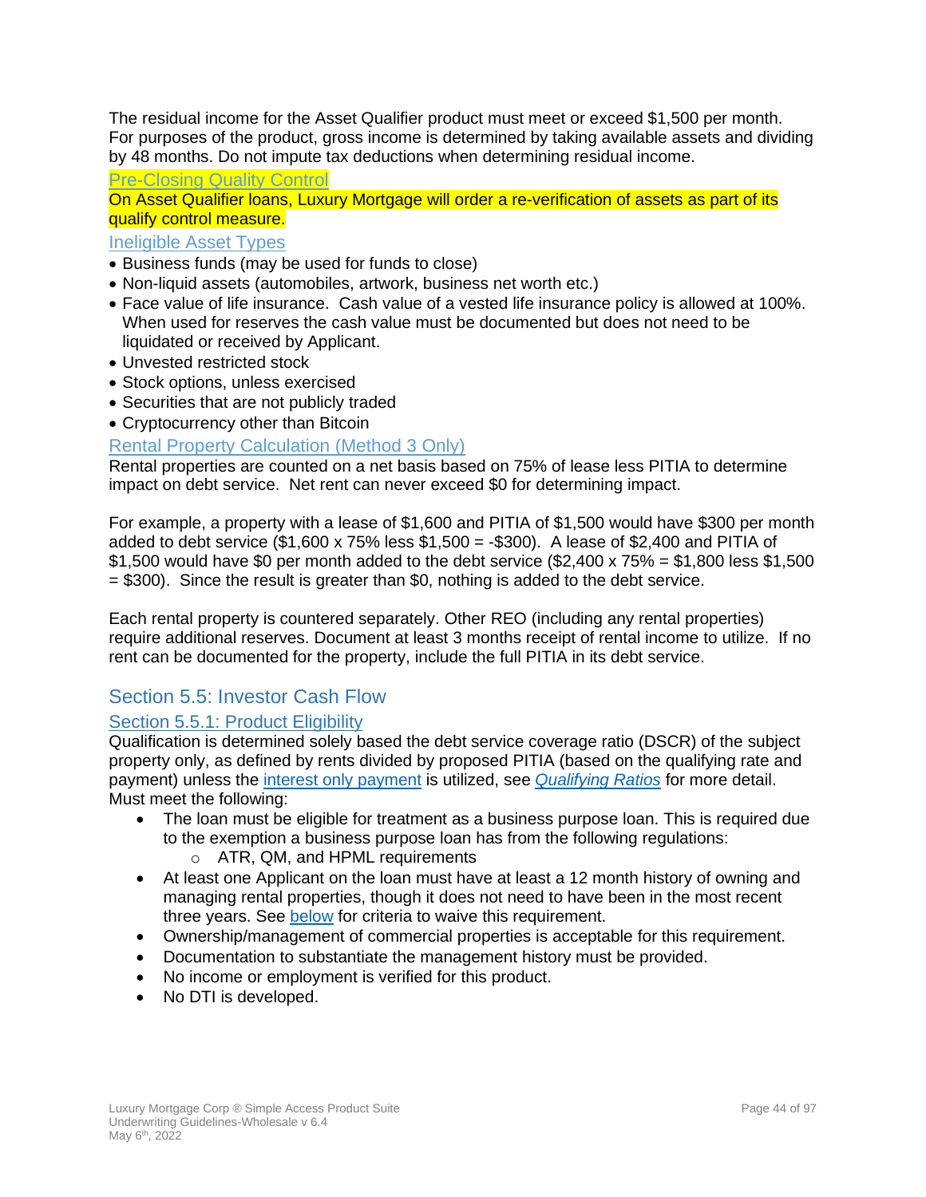The residual income for the Asset Qualifier product must meet or exceed $1,500 per month. For purposes of the product, gross income is determined by taking available assets and dividing by 48 months. Do not impute tax deductions when determining residual income.

### Pre-Closing Quality Control

On Asset Qualifier loans, Luxury Mortgage will order a re-verification of assets as part of its qualify control measure.

### Ineligible Asset Types

- Business funds (may be used for funds to close)
- Non-liquid assets (automobiles, artwork, business net worth etc.)
- Face value of life insurance. Cash value of a vested life insurance policy is allowed at 100%. When used for reserves the cash value must be documented but does not need to be liquidated or received by Applicant.
- Unvested restricted stock
- Stock options, unless exercised
- Securities that are not publicly traded
- Cryptocurrency other than Bitcoin

### Rental Property Calculation (Method 3 Only)

Rental properties are counted on a net basis based on 75% of lease less PITIA to determine impact on debt service. Net rent can never exceed $0 for determining impact.

For example, a property with a lease of $1,600 and PITIA of $1,500 would have $300 per month added to debt service ($1,600 x 75% less $1,500 = -$300). A lease of $2,400 and PITIA of $1,500 would have $0 per month added to the debt service ($2,400 x 75% = $1,800 less $1,500 = $300). Since the result is greater than $0, nothing is added to the debt service.

Each rental property is countered separately. Other REO (including any rental properties) require additional reserves. Document at least 3 months receipt of rental income to utilize. If no rent can be documented for the property, include the full PITIA in its debt service.

## Section 5.5: Investor Cash Flow

### Section 5.5.1: Product Eligibility

Qualification is determined solely based the debt service coverage ratio (DSCR) of the subject property only, as defined by rents divided by proposed PITIA (based on the qualifying rate and payment) unless the interest only payment is utilized, see *Qualifying Ratios* for more detail. Must meet the following:

- The loan must be eligible for treatment as a business purpose loan. This is required due to the exemption a business purpose loan has from the following regulations:
  - ATR, QM, and HPML requirements
- At least one Applicant on the loan must have at least a 12 month history of owning and managing rental properties, though it does not need to have been in the most recent three years. See below for criteria to waive this requirement.
- Ownership/management of commercial properties is acceptable for this requirement.
- Documentation to substantiate the management history must be provided.
- No income or employment is verified for this product.
- No DTI is developed.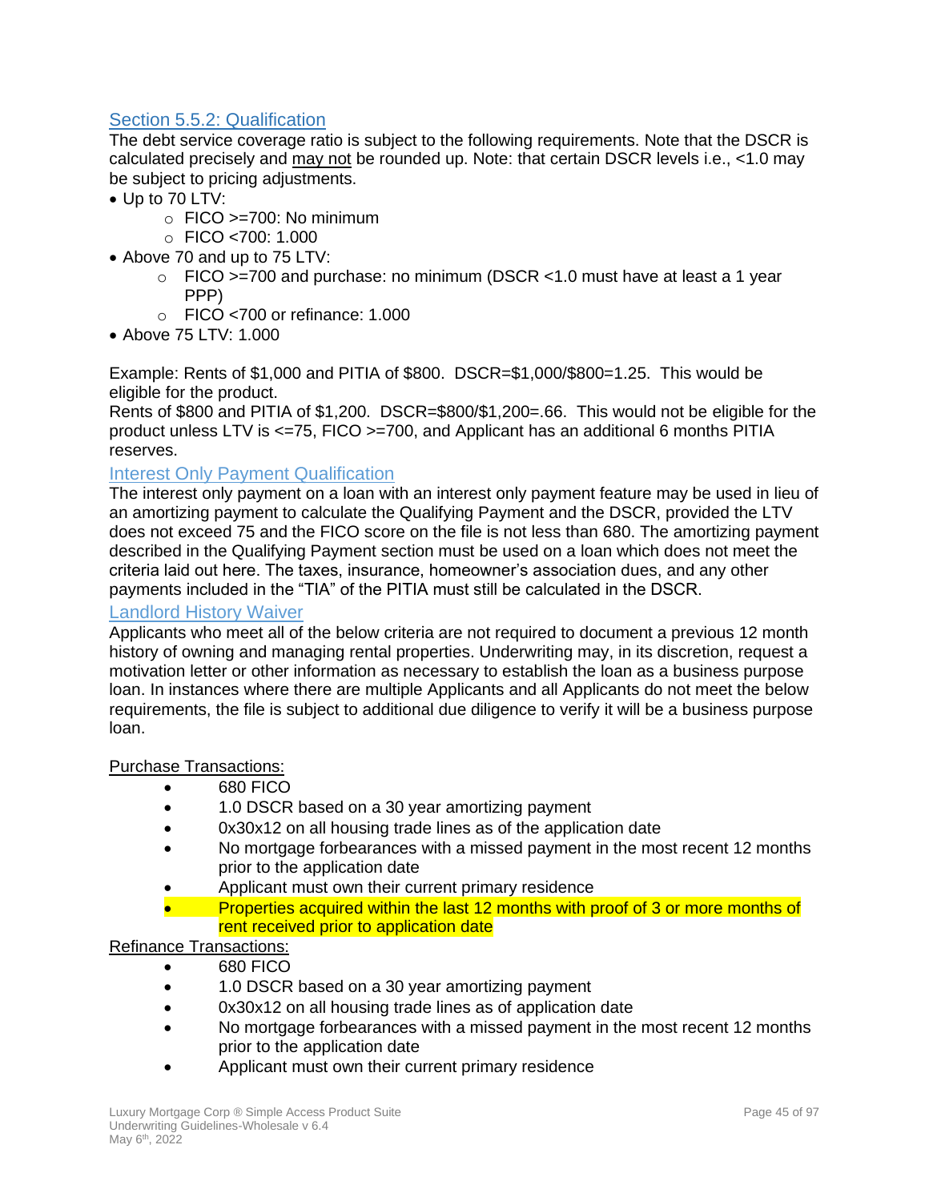## Section 5.5.2: Qualification

The debt service coverage ratio is subject to the following requirements. Note that the DSCR is calculated precisely and may not be rounded up. Note: that certain DSCR levels i.e., <1.0 may be subject to pricing adjustments.

- Up to 70 LTV:
  - FICO >=700: No minimum
  - FICO <700: 1.000
- Above 70 and up to 75 LTV:
  - FICO >=700 and purchase: no minimum (DSCR <1.0 must have at least a 1 year PPP)
  - FICO <700 or refinance: 1.000
- Above 75 LTV: 1.000

Example: Rents of $1,000 and PITIA of $800. DSCR=$1,000/$800=1.25. This would be eligible for the product.
Rents of $800 and PITIA of $1,200. DSCR=$800/$1,200=.66. This would not be eligible for the product unless LTV is <=75, FICO >=700, and Applicant has an additional 6 months PITIA reserves.

### Interest Only Payment Qualification

The interest only payment on a loan with an interest only payment feature may be used in lieu of an amortizing payment to calculate the Qualifying Payment and the DSCR, provided the LTV does not exceed 75 and the FICO score on the file is not less than 680. The amortizing payment described in the Qualifying Payment section must be used on a loan which does not meet the criteria laid out here. The taxes, insurance, homeowner's association dues, and any other payments included in the "TIA" of the PITIA must still be calculated in the DSCR.

### Landlord History Waiver

Applicants who meet all of the below criteria are not required to document a previous 12 month history of owning and managing rental properties. Underwriting may, in its discretion, request a motivation letter or other information as necessary to establish the loan as a business purpose loan. In instances where there are multiple Applicants and all Applicants do not meet the below requirements, the file is subject to additional due diligence to verify it will be a business purpose loan.

Purchase Transactions:

- 680 FICO
- 1.0 DSCR based on a 30 year amortizing payment
- 0x30x12 on all housing trade lines as of the application date
- No mortgage forbearances with a missed payment in the most recent 12 months prior to the application date
- Applicant must own their current primary residence
- Properties acquired within the last 12 months with proof of 3 or more months of rent received prior to application date

Refinance Transactions:

- 680 FICO
- 1.0 DSCR based on a 30 year amortizing payment
- 0x30x12 on all housing trade lines as of application date
- No mortgage forbearances with a missed payment in the most recent 12 months prior to the application date
- Applicant must own their current primary residence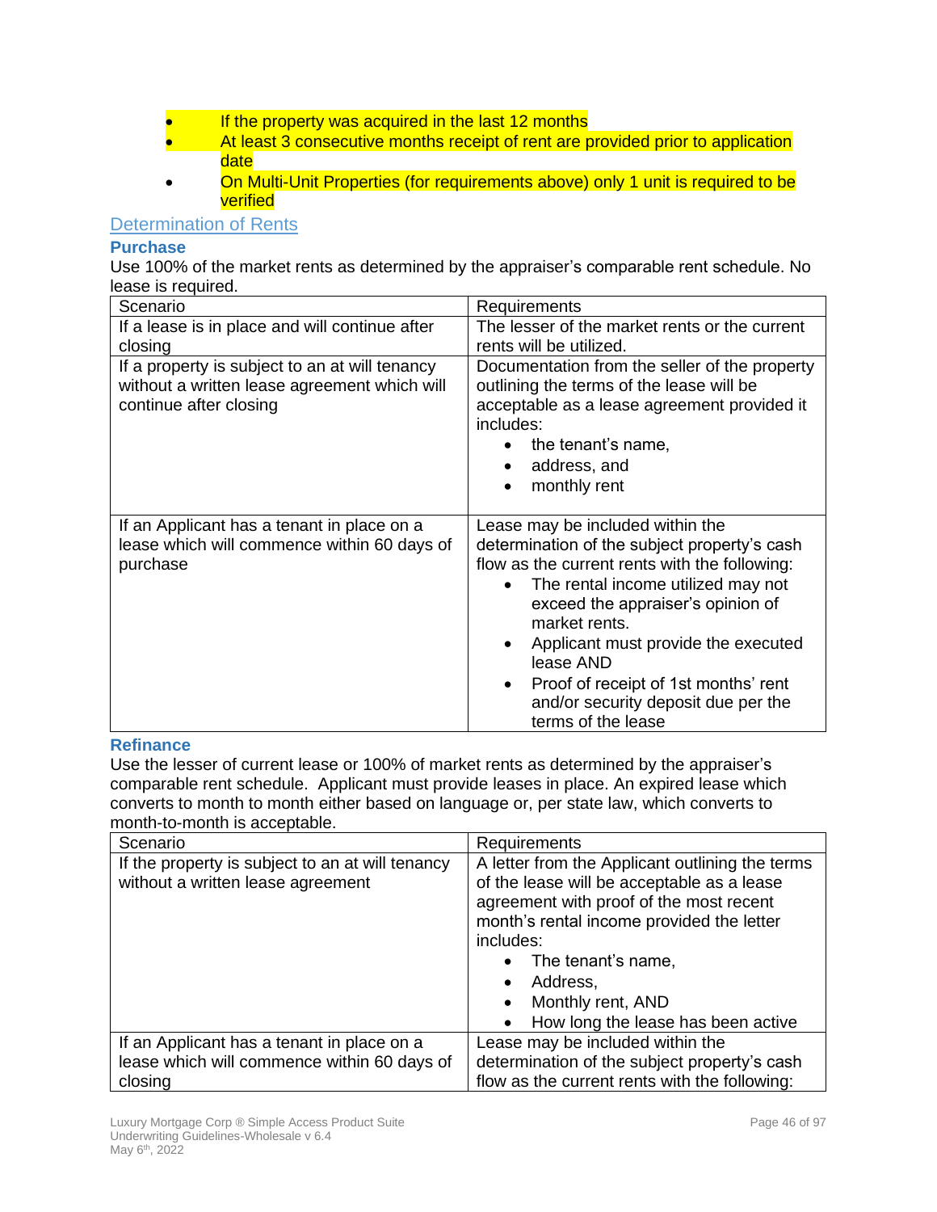- If the property was acquired in the last 12 months
- At least 3 consecutive months receipt of rent are provided prior to application date
- On Multi-Unit Properties (for requirements above) only 1 unit is required to be verified

## Determination of Rents

### Purchase

Use 100% of the market rents as determined by the appraiser's comparable rent schedule. No lease is required.

| Scenario | Requirements |
|---|---|
| If a lease is in place and will continue after closing | The lesser of the market rents or the current rents will be utilized. |
| If a property is subject to an at will tenancy without a written lease agreement which will continue after closing | Documentation from the seller of the property outlining the terms of the lease will be acceptable as a lease agreement provided it includes: <br>• the tenant's name, <br>• address, and <br>• monthly rent |
| If an Applicant has a tenant in place on a lease which will commence within 60 days of purchase | Lease may be included within the determination of the subject property's cash flow as the current rents with the following: <br>• The rental income utilized may not exceed the appraiser's opinion of market rents. <br>• Applicant must provide the executed lease AND <br>• Proof of receipt of 1st months' rent and/or security deposit due per the terms of the lease |

### Refinance

Use the lesser of current lease or 100% of market rents as determined by the appraiser's comparable rent schedule. Applicant must provide leases in place. An expired lease which converts to month to month either based on language or, per state law, which converts to month-to-month is acceptable.

| Scenario | Requirements |
|---|---|
| If the property is subject to an at will tenancy without a written lease agreement | A letter from the Applicant outlining the terms of the lease will be acceptable as a lease agreement with proof of the most recent month's rental income provided the letter includes: <br>• The tenant's name, <br>• Address, <br>• Monthly rent, AND <br>• How long the lease has been active |
| If an Applicant has a tenant in place on a lease which will commence within 60 days of closing | Lease may be included within the determination of the subject property's cash flow as the current rents with the following: |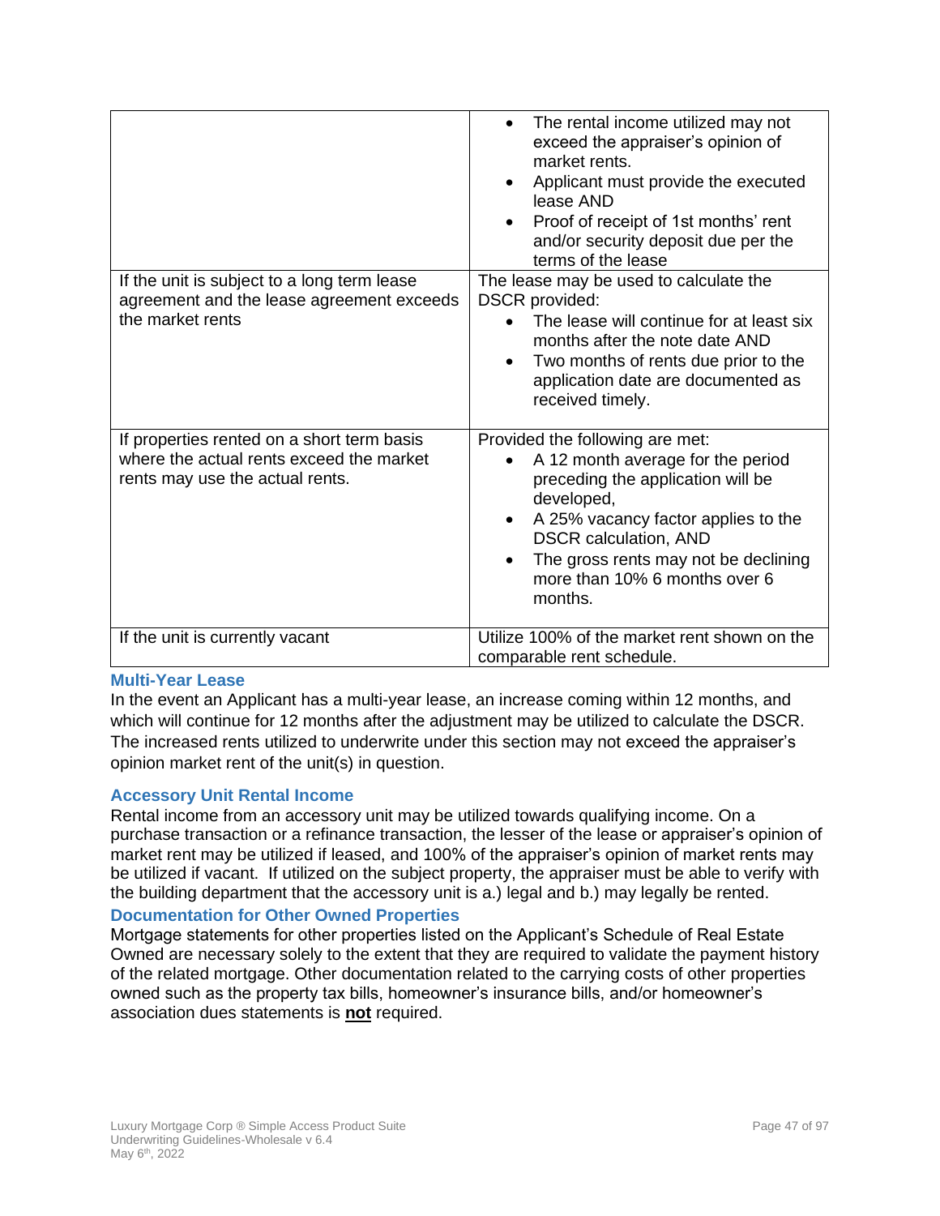| | |
|---|---|
| | • The rental income utilized may not exceed the appraiser's opinion of market rents.<br>• Applicant must provide the executed lease AND<br>• Proof of receipt of 1st months' rent and/or security deposit due per the terms of the lease |
| If the unit is subject to a long term lease agreement and the lease agreement exceeds the market rents | The lease may be used to calculate the DSCR provided:<br>• The lease will continue for at least six months after the note date AND<br>• Two months of rents due prior to the application date are documented as received timely. |
| If properties rented on a short term basis where the actual rents exceed the market rents may use the actual rents. | Provided the following are met:<br>• A 12 month average for the period preceding the application will be developed,<br>• A 25% vacancy factor applies to the DSCR calculation, AND<br>• The gross rents may not be declining more than 10% 6 months over 6 months. |
| If the unit is currently vacant | Utilize 100% of the market rent shown on the comparable rent schedule. |

### Multi-Year Lease

In the event an Applicant has a multi-year lease, an increase coming within 12 months, and which will continue for 12 months after the adjustment may be utilized to calculate the DSCR. The increased rents utilized to underwrite under this section may not exceed the appraiser's opinion market rent of the unit(s) in question.

### Accessory Unit Rental Income

Rental income from an accessory unit may be utilized towards qualifying income. On a purchase transaction or a refinance transaction, the lesser of the lease or appraiser's opinion of market rent may be utilized if leased, and 100% of the appraiser's opinion of market rents may be utilized if vacant. If utilized on the subject property, the appraiser must be able to verify with the building department that the accessory unit is a.) legal and b.) may legally be rented.

### Documentation for Other Owned Properties

Mortgage statements for other properties listed on the Applicant's Schedule of Real Estate Owned are necessary solely to the extent that they are required to validate the payment history of the related mortgage. Other documentation related to the carrying costs of other properties owned such as the property tax bills, homeowner's insurance bills, and/or homeowner's association dues statements is <u>**not**</u> required.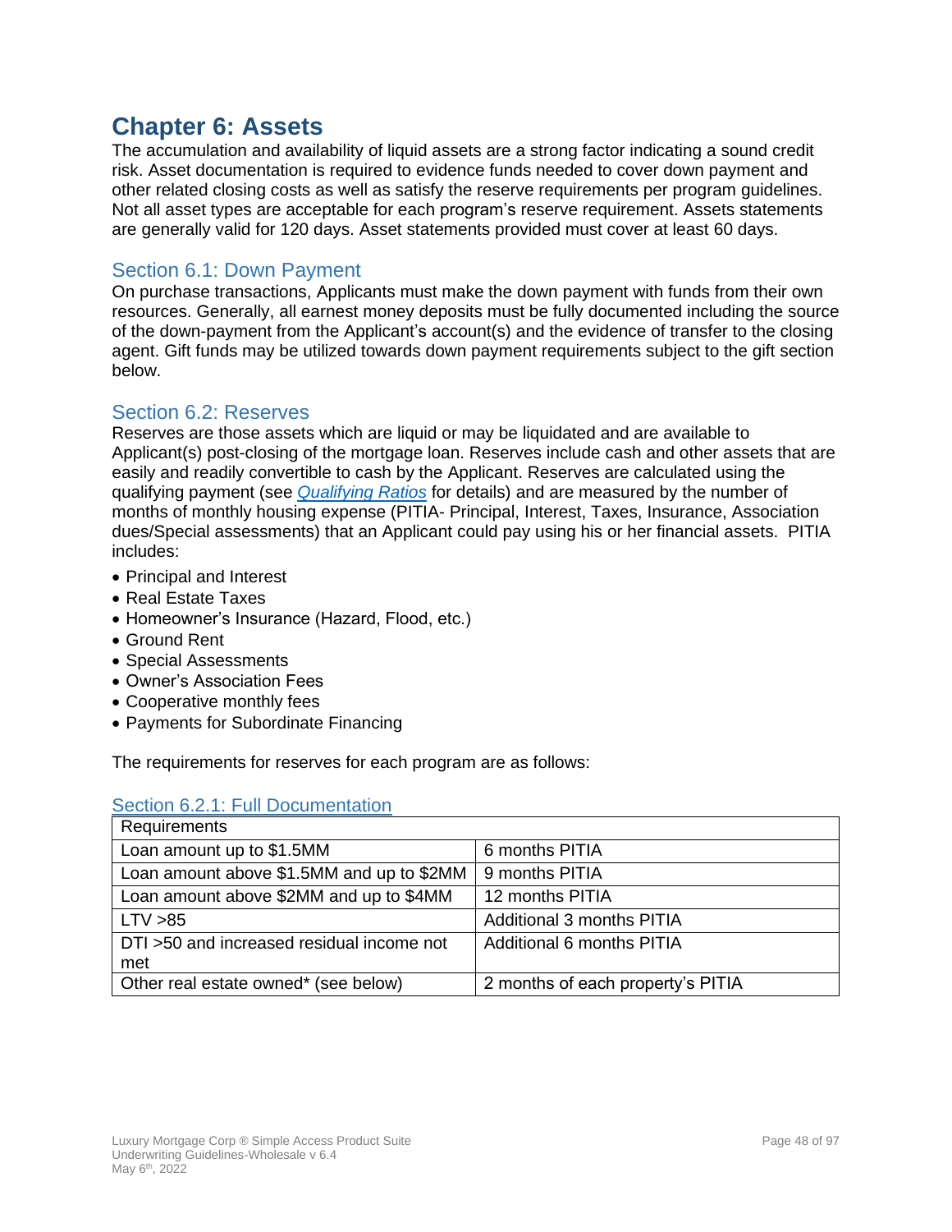# Chapter 6: Assets

The accumulation and availability of liquid assets are a strong factor indicating a sound credit risk. Asset documentation is required to evidence funds needed to cover down payment and other related closing costs as well as satisfy the reserve requirements per program guidelines. Not all asset types are acceptable for each program's reserve requirement. Assets statements are generally valid for 120 days. Asset statements provided must cover at least 60 days.

## Section 6.1: Down Payment

On purchase transactions, Applicants must make the down payment with funds from their own resources. Generally, all earnest money deposits must be fully documented including the source of the down-payment from the Applicant's account(s) and the evidence of transfer to the closing agent. Gift funds may be utilized towards down payment requirements subject to the gift section below.

## Section 6.2: Reserves

Reserves are those assets which are liquid or may be liquidated and are available to Applicant(s) post-closing of the mortgage loan. Reserves include cash and other assets that are easily and readily convertible to cash by the Applicant. Reserves are calculated using the qualifying payment (see *Qualifying Ratios* for details) and are measured by the number of months of monthly housing expense (PITIA- Principal, Interest, Taxes, Insurance, Association dues/Special assessments) that an Applicant could pay using his or her financial assets. PITIA includes:

- Principal and Interest
- Real Estate Taxes
- Homeowner's Insurance (Hazard, Flood, etc.)
- Ground Rent
- Special Assessments
- Owner's Association Fees
- Cooperative monthly fees
- Payments for Subordinate Financing

The requirements for reserves for each program are as follows:

### Section 6.2.1: Full Documentation

| Requirements | |
|---|---|
| Loan amount up to $1.5MM | 6 months PITIA |
| Loan amount above $1.5MM and up to $2MM | 9 months PITIA |
| Loan amount above $2MM and up to $4MM | 12 months PITIA |
| LTV >85 | Additional 3 months PITIA |
| DTI >50 and increased residual income not met | Additional 6 months PITIA |
| Other real estate owned* (see below) | 2 months of each property's PITIA |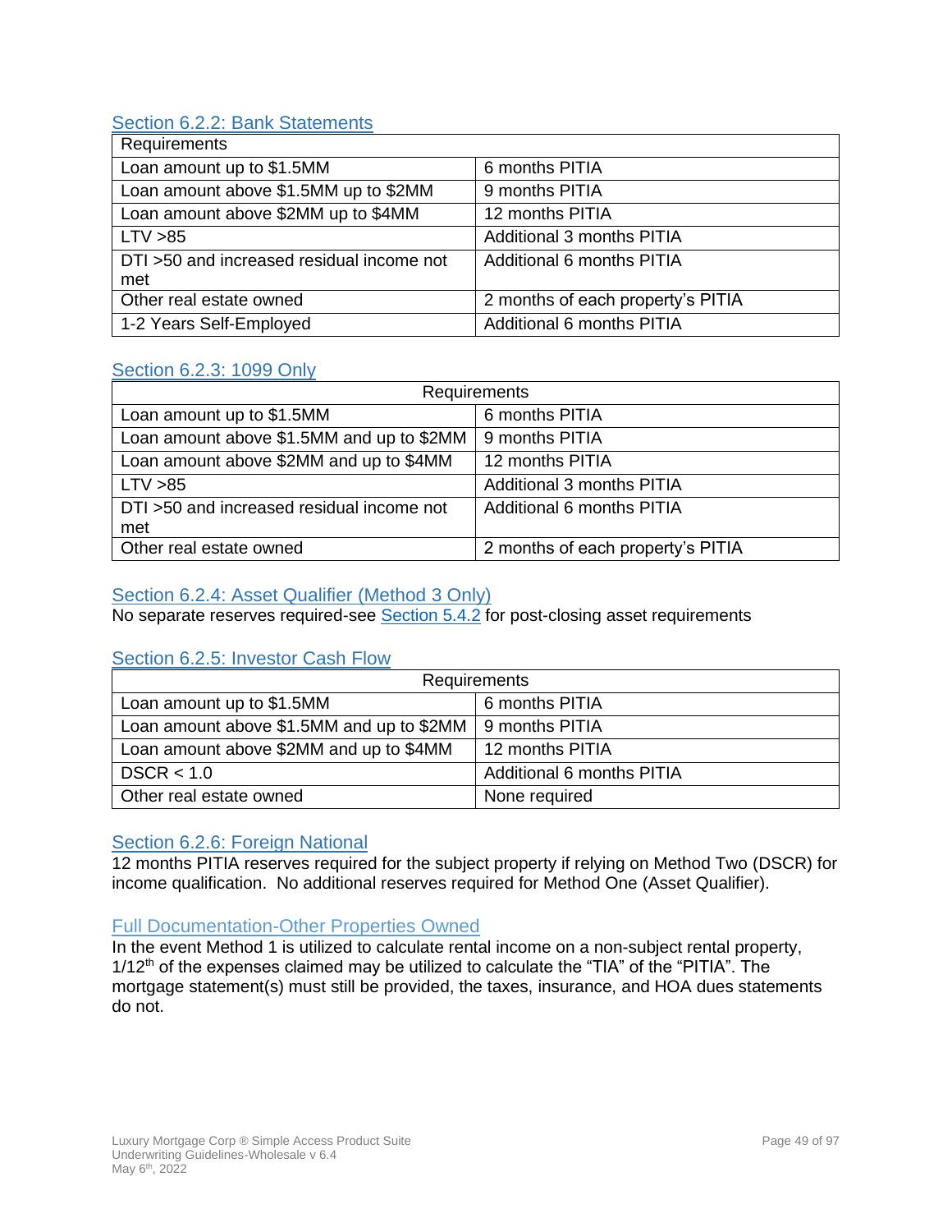### Section 6.2.2: Bank Statements

| Requirements | |
|---|---|
| Loan amount up to $1.5MM | 6 months PITIA |
| Loan amount above $1.5MM up to $2MM | 9 months PITIA |
| Loan amount above $2MM up to $4MM | 12 months PITIA |
| LTV >85 | Additional 3 months PITIA |
| DTI >50 and increased residual income not met | Additional 6 months PITIA |
| Other real estate owned | 2 months of each property's PITIA |
| 1-2 Years Self-Employed | Additional 6 months PITIA |

### Section 6.2.3: 1099 Only

| Requirements | |
|---|---|
| Loan amount up to $1.5MM | 6 months PITIA |
| Loan amount above $1.5MM and up to $2MM | 9 months PITIA |
| Loan amount above $2MM and up to $4MM | 12 months PITIA |
| LTV >85 | Additional 3 months PITIA |
| DTI >50 and increased residual income not met | Additional 6 months PITIA |
| Other real estate owned | 2 months of each property's PITIA |

### Section 6.2.4: Asset Qualifier (Method 3 Only)

No separate reserves required-see Section 5.4.2 for post-closing asset requirements

### Section 6.2.5: Investor Cash Flow

| Requirements | |
|---|---|
| Loan amount up to $1.5MM | 6 months PITIA |
| Loan amount above $1.5MM and up to $2MM | 9 months PITIA |
| Loan amount above $2MM and up to $4MM | 12 months PITIA |
| DSCR < 1.0 | Additional 6 months PITIA |
| Other real estate owned | None required |

### Section 6.2.6: Foreign National

12 months PITIA reserves required for the subject property if relying on Method Two (DSCR) for income qualification. No additional reserves required for Method One (Asset Qualifier).

### Full Documentation-Other Properties Owned

In the event Method 1 is utilized to calculate rental income on a non-subject rental property, 1/12th of the expenses claimed may be utilized to calculate the "TIA" of the "PITIA". The mortgage statement(s) must still be provided, the taxes, insurance, and HOA dues statements do not.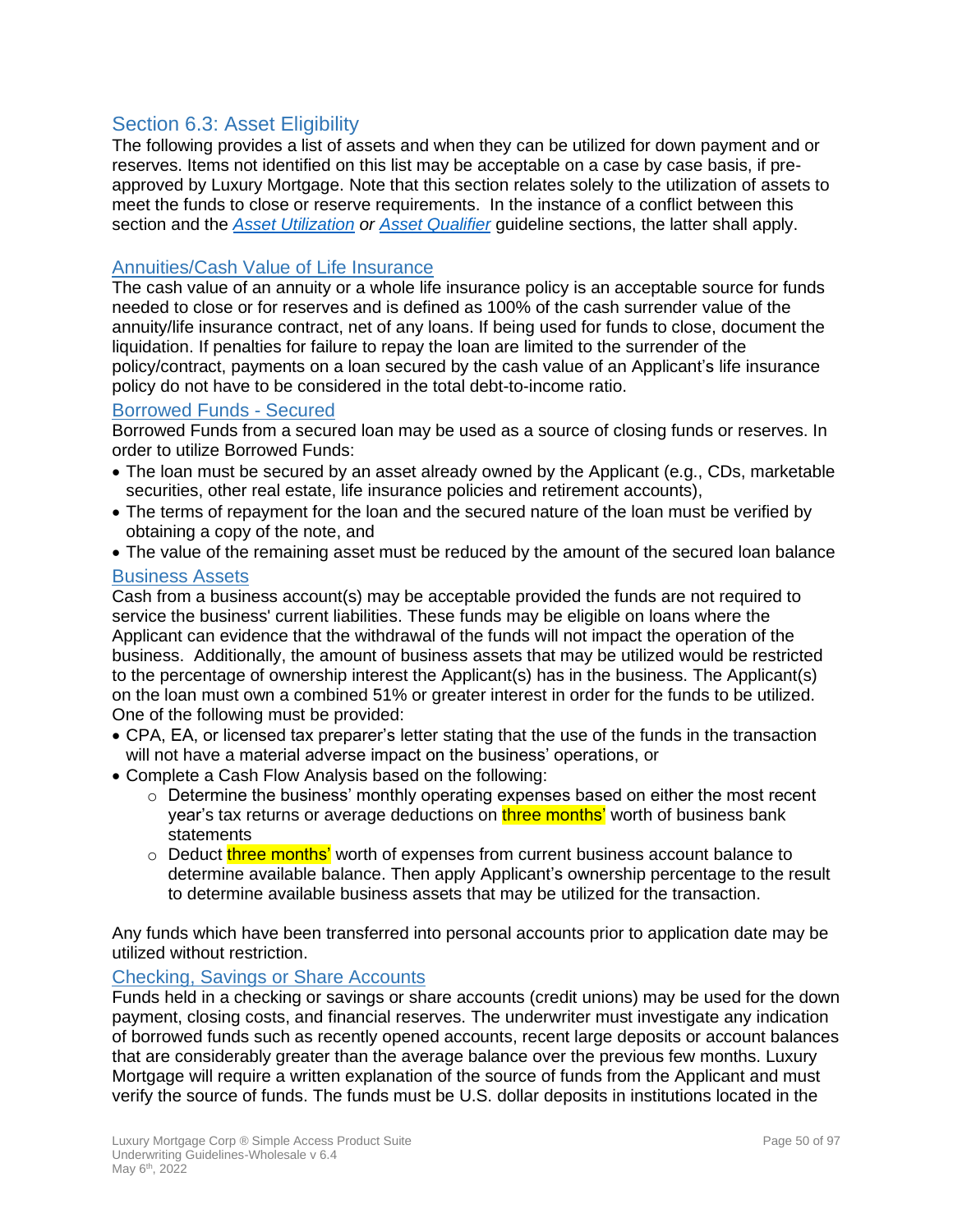## Section 6.3: Asset Eligibility

The following provides a list of assets and when they can be utilized for down payment and or reserves. Items not identified on this list may be acceptable on a case by case basis, if pre-approved by Luxury Mortgage. Note that this section relates solely to the utilization of assets to meet the funds to close or reserve requirements. In the instance of a conflict between this section and the *Asset Utilization* or *Asset Qualifier* guideline sections, the latter shall apply.

### Annuities/Cash Value of Life Insurance

The cash value of an annuity or a whole life insurance policy is an acceptable source for funds needed to close or for reserves and is defined as 100% of the cash surrender value of the annuity/life insurance contract, net of any loans. If being used for funds to close, document the liquidation. If penalties for failure to repay the loan are limited to the surrender of the policy/contract, payments on a loan secured by the cash value of an Applicant's life insurance policy do not have to be considered in the total debt-to-income ratio.

### Borrowed Funds - Secured

Borrowed Funds from a secured loan may be used as a source of closing funds or reserves. In order to utilize Borrowed Funds:

- The loan must be secured by an asset already owned by the Applicant (e.g., CDs, marketable securities, other real estate, life insurance policies and retirement accounts),
- The terms of repayment for the loan and the secured nature of the loan must be verified by obtaining a copy of the note, and
- The value of the remaining asset must be reduced by the amount of the secured loan balance

### Business Assets

Cash from a business account(s) may be acceptable provided the funds are not required to service the business' current liabilities. These funds may be eligible on loans where the Applicant can evidence that the withdrawal of the funds will not impact the operation of the business. Additionally, the amount of business assets that may be utilized would be restricted to the percentage of ownership interest the Applicant(s) has in the business. The Applicant(s) on the loan must own a combined 51% or greater interest in order for the funds to be utilized. One of the following must be provided:

- CPA, EA, or licensed tax preparer's letter stating that the use of the funds in the transaction will not have a material adverse impact on the business' operations, or
- Complete a Cash Flow Analysis based on the following:
  - Determine the business' monthly operating expenses based on either the most recent year's tax returns or average deductions on three months' worth of business bank statements
  - Deduct three months' worth of expenses from current business account balance to determine available balance. Then apply Applicant's ownership percentage to the result to determine available business assets that may be utilized for the transaction.

Any funds which have been transferred into personal accounts prior to application date may be utilized without restriction.

### Checking, Savings or Share Accounts

Funds held in a checking or savings or share accounts (credit unions) may be used for the down payment, closing costs, and financial reserves. The underwriter must investigate any indication of borrowed funds such as recently opened accounts, recent large deposits or account balances that are considerably greater than the average balance over the previous few months. Luxury Mortgage will require a written explanation of the source of funds from the Applicant and must verify the source of funds. The funds must be U.S. dollar deposits in institutions located in the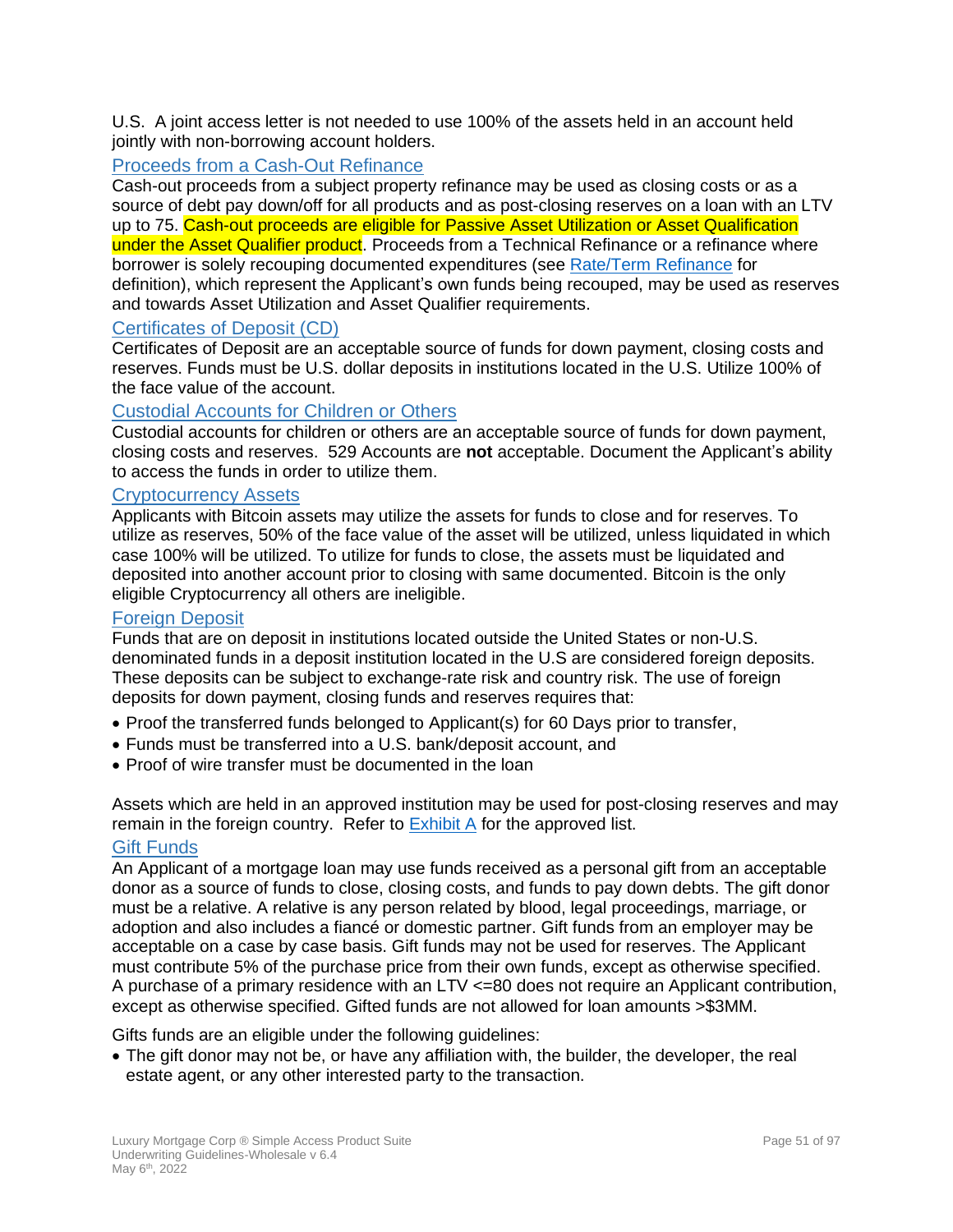U.S. A joint access letter is not needed to use 100% of the assets held in an account held jointly with non-borrowing account holders.

### Proceeds from a Cash-Out Refinance

Cash-out proceeds from a subject property refinance may be used as closing costs or as a source of debt pay down/off for all products and as post-closing reserves on a loan with an LTV up to 75. Cash-out proceeds are eligible for Passive Asset Utilization or Asset Qualification under the Asset Qualifier product. Proceeds from a Technical Refinance or a refinance where borrower is solely recouping documented expenditures (see Rate/Term Refinance for definition), which represent the Applicant's own funds being recouped, may be used as reserves and towards Asset Utilization and Asset Qualifier requirements.

### Certificates of Deposit (CD)

Certificates of Deposit are an acceptable source of funds for down payment, closing costs and reserves. Funds must be U.S. dollar deposits in institutions located in the U.S. Utilize 100% of the face value of the account.

### Custodial Accounts for Children or Others

Custodial accounts for children or others are an acceptable source of funds for down payment, closing costs and reserves. 529 Accounts are **not** acceptable. Document the Applicant's ability to access the funds in order to utilize them.

### Cryptocurrency Assets

Applicants with Bitcoin assets may utilize the assets for funds to close and for reserves. To utilize as reserves, 50% of the face value of the asset will be utilized, unless liquidated in which case 100% will be utilized. To utilize for funds to close, the assets must be liquidated and deposited into another account prior to closing with same documented. Bitcoin is the only eligible Cryptocurrency all others are ineligible.

### Foreign Deposit

Funds that are on deposit in institutions located outside the United States or non-U.S. denominated funds in a deposit institution located in the U.S are considered foreign deposits. These deposits can be subject to exchange-rate risk and country risk. The use of foreign deposits for down payment, closing funds and reserves requires that:

- Proof the transferred funds belonged to Applicant(s) for 60 Days prior to transfer,
- Funds must be transferred into a U.S. bank/deposit account, and
- Proof of wire transfer must be documented in the loan

Assets which are held in an approved institution may be used for post-closing reserves and may remain in the foreign country. Refer to Exhibit A for the approved list.

### Gift Funds

An Applicant of a mortgage loan may use funds received as a personal gift from an acceptable donor as a source of funds to close, closing costs, and funds to pay down debts. The gift donor must be a relative. A relative is any person related by blood, legal proceedings, marriage, or adoption and also includes a fiancé or domestic partner. Gift funds from an employer may be acceptable on a case by case basis. Gift funds may not be used for reserves. The Applicant must contribute 5% of the purchase price from their own funds, except as otherwise specified. A purchase of a primary residence with an LTV <=80 does not require an Applicant contribution, except as otherwise specified. Gifted funds are not allowed for loan amounts >$3MM.

Gifts funds are an eligible under the following guidelines:

- The gift donor may not be, or have any affiliation with, the builder, the developer, the real estate agent, or any other interested party to the transaction.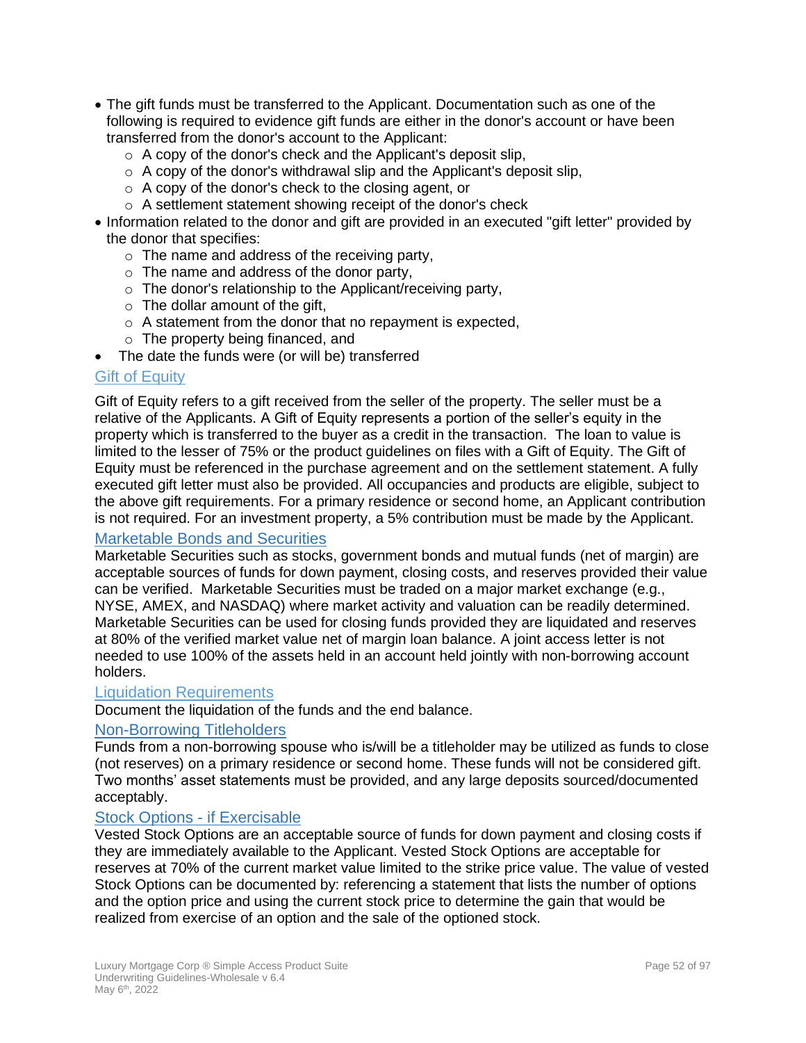- The gift funds must be transferred to the Applicant. Documentation such as one of the following is required to evidence gift funds are either in the donor's account or have been transferred from the donor's account to the Applicant:
  - A copy of the donor's check and the Applicant's deposit slip,
  - A copy of the donor's withdrawal slip and the Applicant's deposit slip,
  - A copy of the donor's check to the closing agent, or
  - A settlement statement showing receipt of the donor's check
- Information related to the donor and gift are provided in an executed "gift letter" provided by the donor that specifies:
  - The name and address of the receiving party,
  - The name and address of the donor party,
  - The donor's relationship to the Applicant/receiving party,
  - The dollar amount of the gift,
  - A statement from the donor that no repayment is expected,
  - The property being financed, and
- The date the funds were (or will be) transferred

## Gift of Equity

Gift of Equity refers to a gift received from the seller of the property. The seller must be a relative of the Applicants. A Gift of Equity represents a portion of the seller's equity in the property which is transferred to the buyer as a credit in the transaction. The loan to value is limited to the lesser of 75% or the product guidelines on files with a Gift of Equity. The Gift of Equity must be referenced in the purchase agreement and on the settlement statement. A fully executed gift letter must also be provided. All occupancies and products are eligible, subject to the above gift requirements. For a primary residence or second home, an Applicant contribution is not required. For an investment property, a 5% contribution must be made by the Applicant.

## Marketable Bonds and Securities

Marketable Securities such as stocks, government bonds and mutual funds (net of margin) are acceptable sources of funds for down payment, closing costs, and reserves provided their value can be verified. Marketable Securities must be traded on a major market exchange (e.g., NYSE, AMEX, and NASDAQ) where market activity and valuation can be readily determined. Marketable Securities can be used for closing funds provided they are liquidated and reserves at 80% of the verified market value net of margin loan balance. A joint access letter is not needed to use 100% of the assets held in an account held jointly with non-borrowing account holders.

## Liquidation Requirements

Document the liquidation of the funds and the end balance.

## Non-Borrowing Titleholders

Funds from a non-borrowing spouse who is/will be a titleholder may be utilized as funds to close (not reserves) on a primary residence or second home. These funds will not be considered gift. Two months' asset statements must be provided, and any large deposits sourced/documented acceptably.

## Stock Options - if Exercisable

Vested Stock Options are an acceptable source of funds for down payment and closing costs if they are immediately available to the Applicant. Vested Stock Options are acceptable for reserves at 70% of the current market value limited to the strike price value. The value of vested Stock Options can be documented by: referencing a statement that lists the number of options and the option price and using the current stock price to determine the gain that would be realized from exercise of an option and the sale of the optioned stock.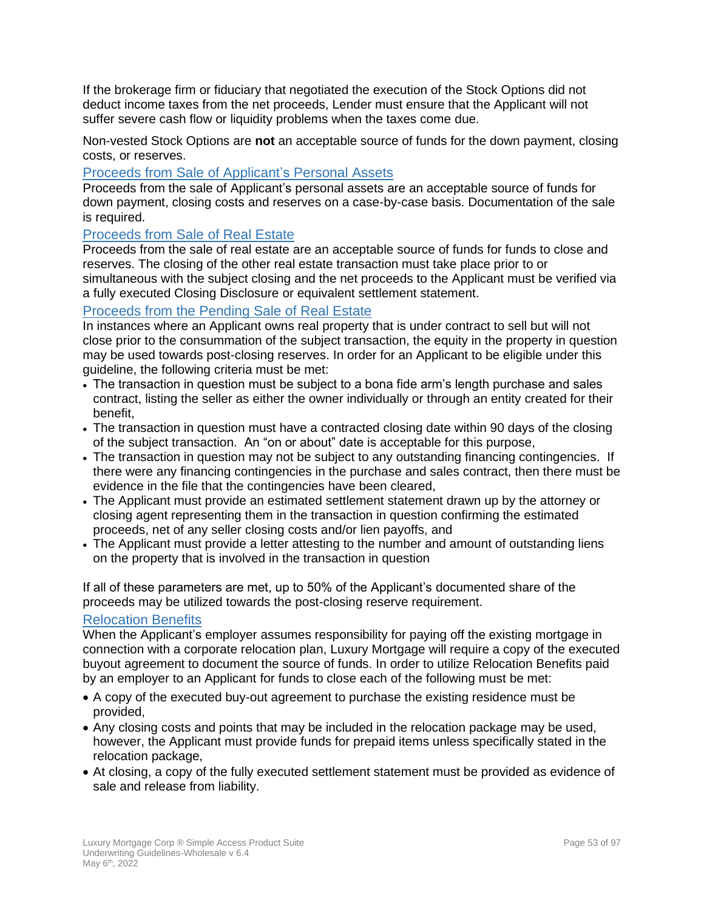If the brokerage firm or fiduciary that negotiated the execution of the Stock Options did not deduct income taxes from the net proceeds, Lender must ensure that the Applicant will not suffer severe cash flow or liquidity problems when the taxes come due.

Non-vested Stock Options are **not** an acceptable source of funds for the down payment, closing costs, or reserves.

### Proceeds from Sale of Applicant's Personal Assets

Proceeds from the sale of Applicant's personal assets are an acceptable source of funds for down payment, closing costs and reserves on a case-by-case basis. Documentation of the sale is required.

### Proceeds from Sale of Real Estate

Proceeds from the sale of real estate are an acceptable source of funds for funds to close and reserves. The closing of the other real estate transaction must take place prior to or simultaneous with the subject closing and the net proceeds to the Applicant must be verified via a fully executed Closing Disclosure or equivalent settlement statement.

### Proceeds from the Pending Sale of Real Estate

In instances where an Applicant owns real property that is under contract to sell but will not close prior to the consummation of the subject transaction, the equity in the property in question may be used towards post-closing reserves. In order for an Applicant to be eligible under this guideline, the following criteria must be met:

- The transaction in question must be subject to a bona fide arm's length purchase and sales contract, listing the seller as either the owner individually or through an entity created for their benefit,
- The transaction in question must have a contracted closing date within 90 days of the closing of the subject transaction. An "on or about" date is acceptable for this purpose,
- The transaction in question may not be subject to any outstanding financing contingencies. If there were any financing contingencies in the purchase and sales contract, then there must be evidence in the file that the contingencies have been cleared,
- The Applicant must provide an estimated settlement statement drawn up by the attorney or closing agent representing them in the transaction in question confirming the estimated proceeds, net of any seller closing costs and/or lien payoffs, and
- The Applicant must provide a letter attesting to the number and amount of outstanding liens on the property that is involved in the transaction in question

If all of these parameters are met, up to 50% of the Applicant's documented share of the proceeds may be utilized towards the post-closing reserve requirement.

### Relocation Benefits

When the Applicant's employer assumes responsibility for paying off the existing mortgage in connection with a corporate relocation plan, Luxury Mortgage will require a copy of the executed buyout agreement to document the source of funds. In order to utilize Relocation Benefits paid by an employer to an Applicant for funds to close each of the following must be met:

- A copy of the executed buy-out agreement to purchase the existing residence must be provided,
- Any closing costs and points that may be included in the relocation package may be used, however, the Applicant must provide funds for prepaid items unless specifically stated in the relocation package,
- At closing, a copy of the fully executed settlement statement must be provided as evidence of sale and release from liability.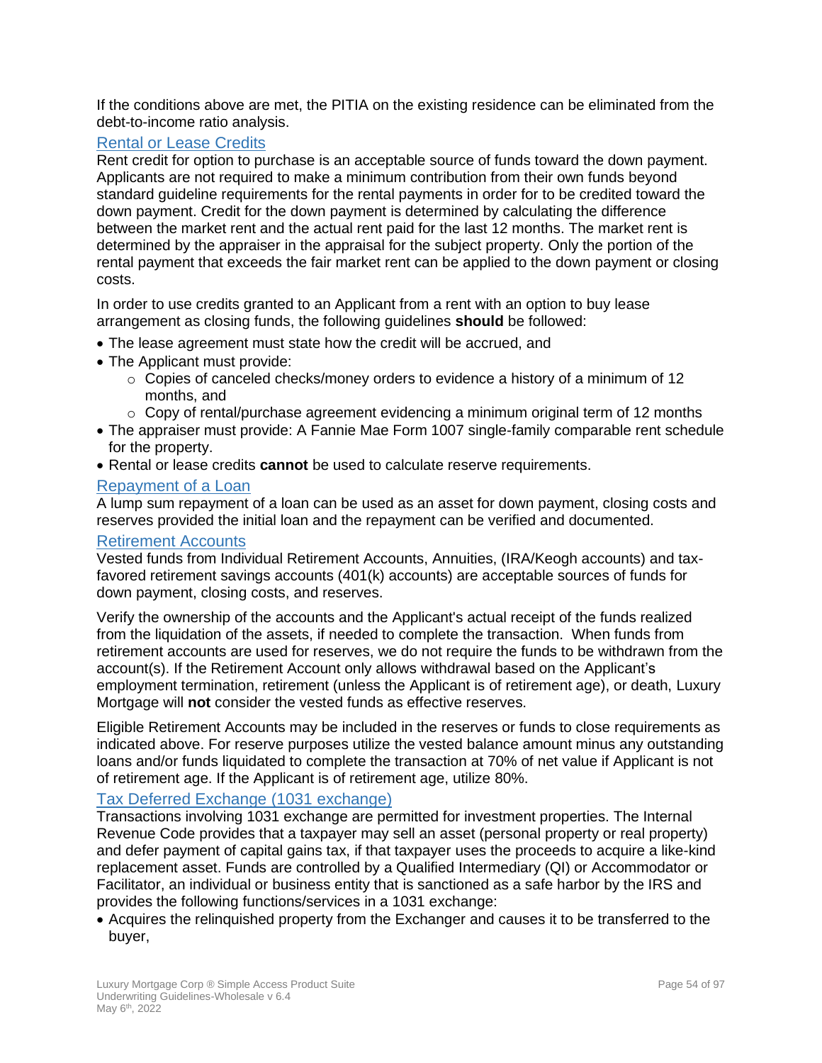If the conditions above are met, the PITIA on the existing residence can be eliminated from the debt-to-income ratio analysis.

### Rental or Lease Credits

Rent credit for option to purchase is an acceptable source of funds toward the down payment. Applicants are not required to make a minimum contribution from their own funds beyond standard guideline requirements for the rental payments in order for to be credited toward the down payment. Credit for the down payment is determined by calculating the difference between the market rent and the actual rent paid for the last 12 months. The market rent is determined by the appraiser in the appraisal for the subject property. Only the portion of the rental payment that exceeds the fair market rent can be applied to the down payment or closing costs.

In order to use credits granted to an Applicant from a rent with an option to buy lease arrangement as closing funds, the following guidelines **should** be followed:

- The lease agreement must state how the credit will be accrued, and
- The Applicant must provide:
  - Copies of canceled checks/money orders to evidence a history of a minimum of 12 months, and
  - Copy of rental/purchase agreement evidencing a minimum original term of 12 months
- The appraiser must provide: A Fannie Mae Form 1007 single-family comparable rent schedule for the property.
- Rental or lease credits **cannot** be used to calculate reserve requirements.

### Repayment of a Loan

A lump sum repayment of a loan can be used as an asset for down payment, closing costs and reserves provided the initial loan and the repayment can be verified and documented.

### Retirement Accounts

Vested funds from Individual Retirement Accounts, Annuities, (IRA/Keogh accounts) and tax-favored retirement savings accounts (401(k) accounts) are acceptable sources of funds for down payment, closing costs, and reserves.

Verify the ownership of the accounts and the Applicant's actual receipt of the funds realized from the liquidation of the assets, if needed to complete the transaction. When funds from retirement accounts are used for reserves, we do not require the funds to be withdrawn from the account(s). If the Retirement Account only allows withdrawal based on the Applicant's employment termination, retirement (unless the Applicant is of retirement age), or death, Luxury Mortgage will **not** consider the vested funds as effective reserves.

Eligible Retirement Accounts may be included in the reserves or funds to close requirements as indicated above. For reserve purposes utilize the vested balance amount minus any outstanding loans and/or funds liquidated to complete the transaction at 70% of net value if Applicant is not of retirement age. If the Applicant is of retirement age, utilize 80%.

### Tax Deferred Exchange (1031 exchange)

Transactions involving 1031 exchange are permitted for investment properties. The Internal Revenue Code provides that a taxpayer may sell an asset (personal property or real property) and defer payment of capital gains tax, if that taxpayer uses the proceeds to acquire a like-kind replacement asset. Funds are controlled by a Qualified Intermediary (QI) or Accommodator or Facilitator, an individual or business entity that is sanctioned as a safe harbor by the IRS and provides the following functions/services in a 1031 exchange:

- Acquires the relinquished property from the Exchanger and causes it to be transferred to the buyer,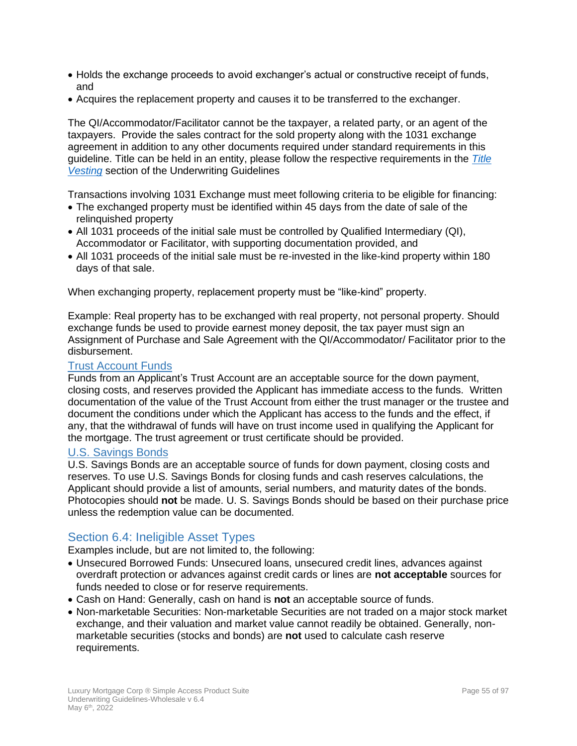- Holds the exchange proceeds to avoid exchanger's actual or constructive receipt of funds, and
- Acquires the replacement property and causes it to be transferred to the exchanger.

The QI/Accommodator/Facilitator cannot be the taxpayer, a related party, or an agent of the taxpayers. Provide the sales contract for the sold property along with the 1031 exchange agreement in addition to any other documents required under standard requirements in this guideline. Title can be held in an entity, please follow the respective requirements in the *Title Vesting* section of the Underwriting Guidelines

Transactions involving 1031 Exchange must meet following criteria to be eligible for financing:

- The exchanged property must be identified within 45 days from the date of sale of the relinquished property
- All 1031 proceeds of the initial sale must be controlled by Qualified Intermediary (QI), Accommodator or Facilitator, with supporting documentation provided, and
- All 1031 proceeds of the initial sale must be re-invested in the like-kind property within 180 days of that sale.

When exchanging property, replacement property must be "like-kind" property.

Example: Real property has to be exchanged with real property, not personal property. Should exchange funds be used to provide earnest money deposit, the tax payer must sign an Assignment of Purchase and Sale Agreement with the QI/Accommodator/ Facilitator prior to the disbursement.

#### Trust Account Funds

Funds from an Applicant's Trust Account are an acceptable source for the down payment, closing costs, and reserves provided the Applicant has immediate access to the funds. Written documentation of the value of the Trust Account from either the trust manager or the trustee and document the conditions under which the Applicant has access to the funds and the effect, if any, that the withdrawal of funds will have on trust income used in qualifying the Applicant for the mortgage. The trust agreement or trust certificate should be provided.

#### U.S. Savings Bonds

U.S. Savings Bonds are an acceptable source of funds for down payment, closing costs and reserves. To use U.S. Savings Bonds for closing funds and cash reserves calculations, the Applicant should provide a list of amounts, serial numbers, and maturity dates of the bonds. Photocopies should **not** be made. U. S. Savings Bonds should be based on their purchase price unless the redemption value can be documented.

## Section 6.4: Ineligible Asset Types

Examples include, but are not limited to, the following:

- Unsecured Borrowed Funds: Unsecured loans, unsecured credit lines, advances against overdraft protection or advances against credit cards or lines are **not acceptable** sources for funds needed to close or for reserve requirements.
- Cash on Hand: Generally, cash on hand is **not** an acceptable source of funds.
- Non-marketable Securities: Non-marketable Securities are not traded on a major stock market exchange, and their valuation and market value cannot readily be obtained. Generally, non-marketable securities (stocks and bonds) are **not** used to calculate cash reserve requirements.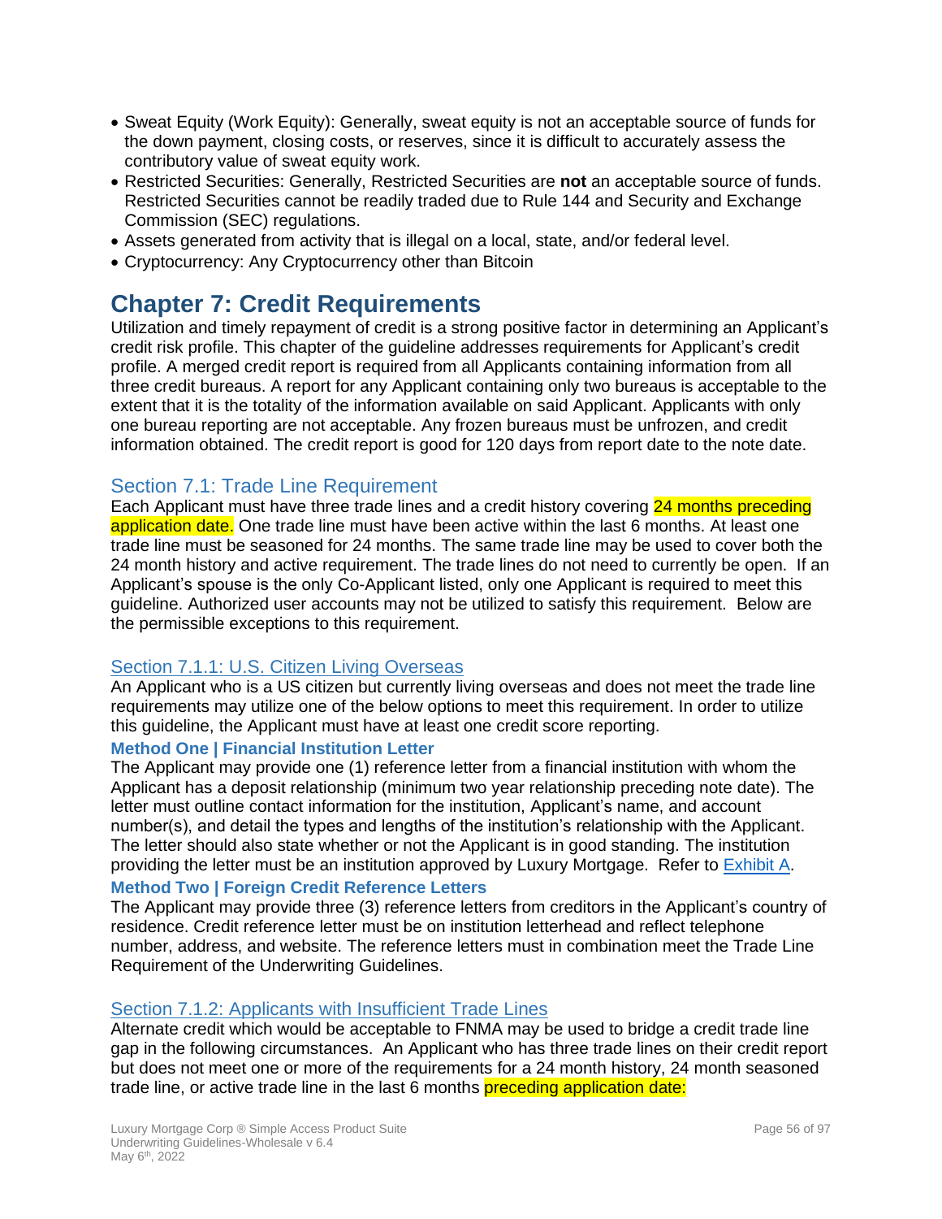- Sweat Equity (Work Equity): Generally, sweat equity is not an acceptable source of funds for the down payment, closing costs, or reserves, since it is difficult to accurately assess the contributory value of sweat equity work.
- Restricted Securities: Generally, Restricted Securities are **not** an acceptable source of funds. Restricted Securities cannot be readily traded due to Rule 144 and Security and Exchange Commission (SEC) regulations.
- Assets generated from activity that is illegal on a local, state, and/or federal level.
- Cryptocurrency: Any Cryptocurrency other than Bitcoin

# Chapter 7: Credit Requirements

Utilization and timely repayment of credit is a strong positive factor in determining an Applicant's credit risk profile. This chapter of the guideline addresses requirements for Applicant's credit profile. A merged credit report is required from all Applicants containing information from all three credit bureaus. A report for any Applicant containing only two bureaus is acceptable to the extent that it is the totality of the information available on said Applicant. Applicants with only one bureau reporting are not acceptable. Any frozen bureaus must be unfrozen, and credit information obtained. The credit report is good for 120 days from report date to the note date.

## Section 7.1: Trade Line Requirement

Each Applicant must have three trade lines and a credit history covering 24 months preceding application date. One trade line must have been active within the last 6 months. At least one trade line must be seasoned for 24 months. The same trade line may be used to cover both the 24 month history and active requirement. The trade lines do not need to currently be open. If an Applicant's spouse is the only Co-Applicant listed, only one Applicant is required to meet this guideline. Authorized user accounts may not be utilized to satisfy this requirement. Below are the permissible exceptions to this requirement.

### Section 7.1.1: U.S. Citizen Living Overseas

An Applicant who is a US citizen but currently living overseas and does not meet the trade line requirements may utilize one of the below options to meet this requirement. In order to utilize this guideline, the Applicant must have at least one credit score reporting.

**Method One | Financial Institution Letter**

The Applicant may provide one (1) reference letter from a financial institution with whom the Applicant has a deposit relationship (minimum two year relationship preceding note date). The letter must outline contact information for the institution, Applicant's name, and account number(s), and detail the types and lengths of the institution's relationship with the Applicant. The letter should also state whether or not the Applicant is in good standing. The institution providing the letter must be an institution approved by Luxury Mortgage. Refer to Exhibit A.

**Method Two | Foreign Credit Reference Letters**

The Applicant may provide three (3) reference letters from creditors in the Applicant's country of residence. Credit reference letter must be on institution letterhead and reflect telephone number, address, and website. The reference letters must in combination meet the Trade Line Requirement of the Underwriting Guidelines.

### Section 7.1.2: Applicants with Insufficient Trade Lines

Alternate credit which would be acceptable to FNMA may be used to bridge a credit trade line gap in the following circumstances. An Applicant who has three trade lines on their credit report but does not meet one or more of the requirements for a 24 month history, 24 month seasoned trade line, or active trade line in the last 6 months preceding application date: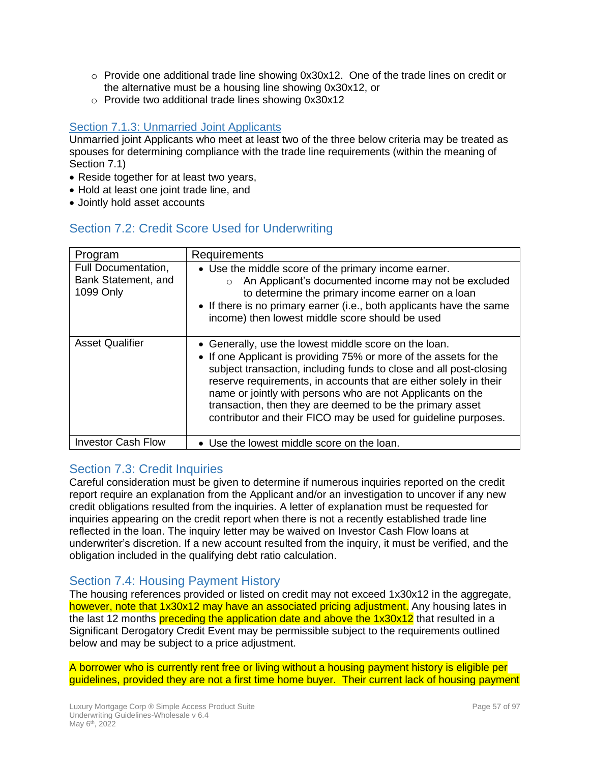- Provide one additional trade line showing 0x30x12. One of the trade lines on credit or the alternative must be a housing line showing 0x30x12, or
   - Provide two additional trade lines showing 0x30x12

### Section 7.1.3: Unmarried Joint Applicants

Unmarried joint Applicants who meet at least two of the three below criteria may be treated as spouses for determining compliance with the trade line requirements (within the meaning of Section 7.1)

- Reside together for at least two years,
- Hold at least one joint trade line, and
- Jointly hold asset accounts

## Section 7.2: Credit Score Used for Underwriting

| Program | Requirements |
|---|---|
| Full Documentation, Bank Statement, and 1099 Only | • Use the middle score of the primary income earner.<br>   ○ An Applicant's documented income may not be excluded to determine the primary income earner on a loan<br>• If there is no primary earner (i.e., both applicants have the same income) then lowest middle score should be used |
| Asset Qualifier | • Generally, use the lowest middle score on the loan.<br>• If one Applicant is providing 75% or more of the assets for the subject transaction, including funds to close and all post-closing reserve requirements, in accounts that are either solely in their name or jointly with persons who are not Applicants on the transaction, then they are deemed to be the primary asset contributor and their FICO may be used for guideline purposes. |
| Investor Cash Flow | • Use the lowest middle score on the loan. |

## Section 7.3: Credit Inquiries

Careful consideration must be given to determine if numerous inquiries reported on the credit report require an explanation from the Applicant and/or an investigation to uncover if any new credit obligations resulted from the inquiries. A letter of explanation must be requested for inquiries appearing on the credit report when there is not a recently established trade line reflected in the loan. The inquiry letter may be waived on Investor Cash Flow loans at underwriter's discretion. If a new account resulted from the inquiry, it must be verified, and the obligation included in the qualifying debt ratio calculation.

## Section 7.4: Housing Payment History

The housing references provided or listed on credit may not exceed 1x30x12 in the aggregate, however, note that 1x30x12 may have an associated pricing adjustment. Any housing lates in the last 12 months preceding the application date and above the 1x30x12 that resulted in a Significant Derogatory Credit Event may be permissible subject to the requirements outlined below and may be subject to a price adjustment.

A borrower who is currently rent free or living without a housing payment history is eligible per guidelines, provided they are not a first time home buyer. Their current lack of housing payment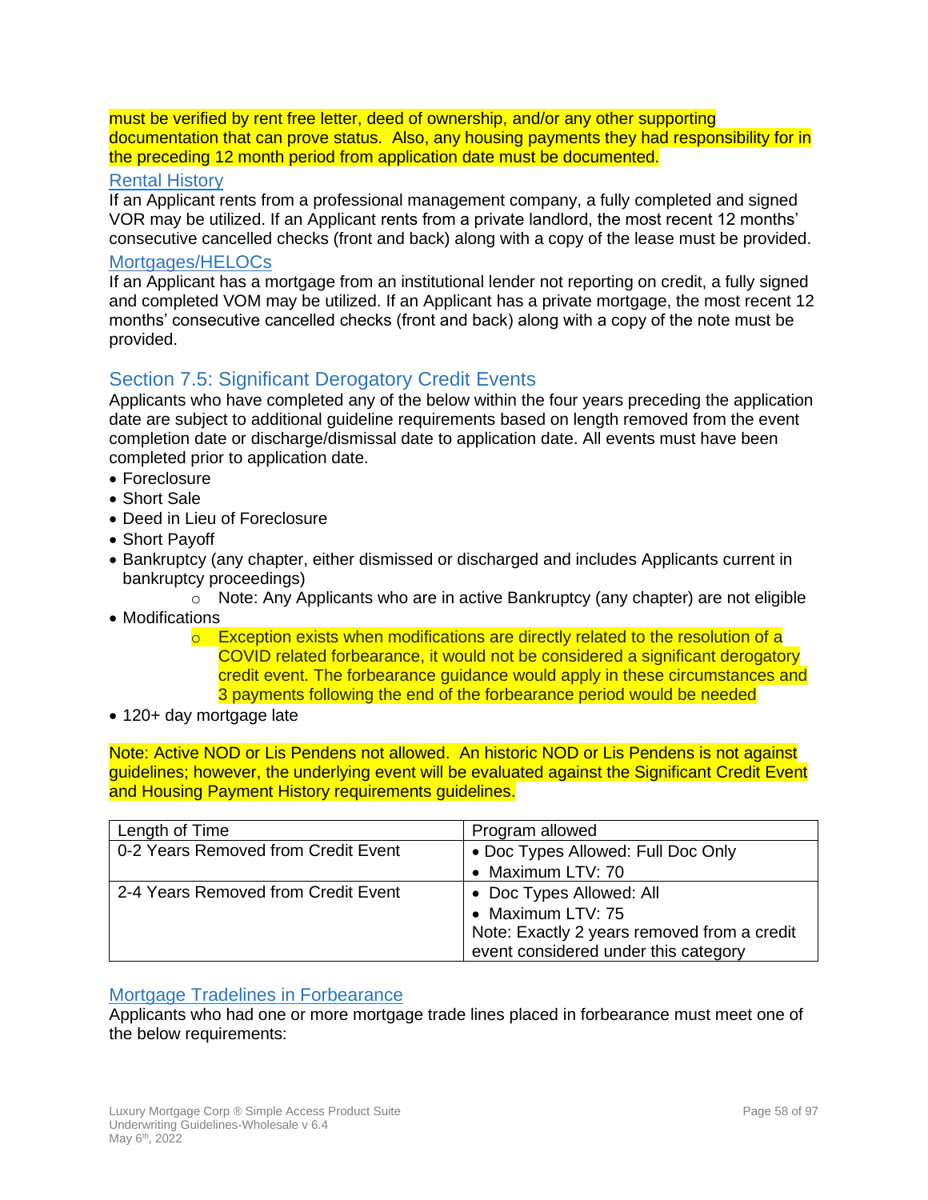must be verified by rent free letter, deed of ownership, and/or any other supporting documentation that can prove status. Also, any housing payments they had responsibility for in the preceding 12 month period from application date must be documented.

### Rental History

If an Applicant rents from a professional management company, a fully completed and signed VOR may be utilized. If an Applicant rents from a private landlord, the most recent 12 months' consecutive cancelled checks (front and back) along with a copy of the lease must be provided.

### Mortgages/HELOCs

If an Applicant has a mortgage from an institutional lender not reporting on credit, a fully signed and completed VOM may be utilized. If an Applicant has a private mortgage, the most recent 12 months' consecutive cancelled checks (front and back) along with a copy of the note must be provided.

## Section 7.5: Significant Derogatory Credit Events

Applicants who have completed any of the below within the four years preceding the application date are subject to additional guideline requirements based on length removed from the event completion date or discharge/dismissal date to application date. All events must have been completed prior to application date.

- Foreclosure
- Short Sale
- Deed in Lieu of Foreclosure
- Short Payoff
- Bankruptcy (any chapter, either dismissed or discharged and includes Applicants current in bankruptcy proceedings)
  - Note: Any Applicants who are in active Bankruptcy (any chapter) are not eligible
- Modifications
  - Exception exists when modifications are directly related to the resolution of a COVID related forbearance, it would not be considered a significant derogatory credit event. The forbearance guidance would apply in these circumstances and 3 payments following the end of the forbearance period would be needed
- 120+ day mortgage late

Note: Active NOD or Lis Pendens not allowed. An historic NOD or Lis Pendens is not against guidelines; however, the underlying event will be evaluated against the Significant Credit Event and Housing Payment History requirements guidelines.

| Length of Time | Program allowed |
|---|---|
| 0-2 Years Removed from Credit Event | • Doc Types Allowed: Full Doc Only<br>• Maximum LTV: 70 |
| 2-4 Years Removed from Credit Event | • Doc Types Allowed: All<br>• Maximum LTV: 75<br>Note: Exactly 2 years removed from a credit event considered under this category |

### Mortgage Tradelines in Forbearance

Applicants who had one or more mortgage trade lines placed in forbearance must meet one of the below requirements: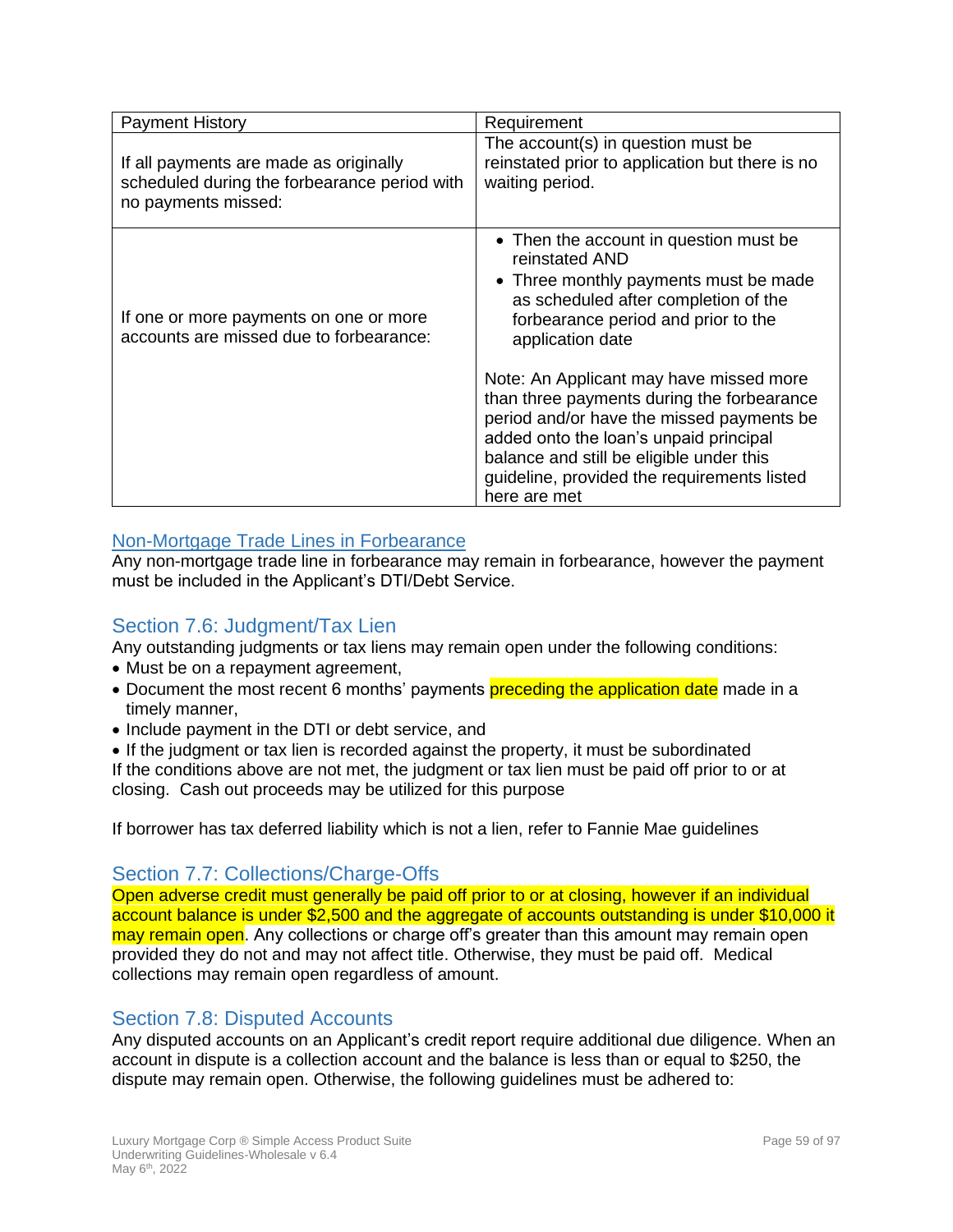| Payment History | Requirement |
| --- | --- |
| If all payments are made as originally scheduled during the forbearance period with no payments missed: | The account(s) in question must be reinstated prior to application but there is no waiting period. |
| If one or more payments on one or more accounts are missed due to forbearance: | • Then the account in question must be reinstated AND<br>• Three monthly payments must be made as scheduled after completion of the forbearance period and prior to the application date<br><br>Note: An Applicant may have missed more than three payments during the forbearance period and/or have the missed payments be added onto the loan's unpaid principal balance and still be eligible under this guideline, provided the requirements listed here are met |

### Non-Mortgage Trade Lines in Forbearance

Any non-mortgage trade line in forbearance may remain in forbearance, however the payment must be included in the Applicant's DTI/Debt Service.

## Section 7.6: Judgment/Tax Lien

Any outstanding judgments or tax liens may remain open under the following conditions:

- Must be on a repayment agreement,
- Document the most recent 6 months' payments preceding the application date made in a timely manner,
- Include payment in the DTI or debt service, and
- If the judgment or tax lien is recorded against the property, it must be subordinated

If the conditions above are not met, the judgment or tax lien must be paid off prior to or at closing. Cash out proceeds may be utilized for this purpose

If borrower has tax deferred liability which is not a lien, refer to Fannie Mae guidelines

## Section 7.7: Collections/Charge-Offs

Open adverse credit must generally be paid off prior to or at closing, however if an individual account balance is under $2,500 and the aggregate of accounts outstanding is under $10,000 it may remain open. Any collections or charge off's greater than this amount may remain open provided they do not and may not affect title. Otherwise, they must be paid off. Medical collections may remain open regardless of amount.

## Section 7.8: Disputed Accounts

Any disputed accounts on an Applicant's credit report require additional due diligence. When an account in dispute is a collection account and the balance is less than or equal to $250, the dispute may remain open. Otherwise, the following guidelines must be adhered to: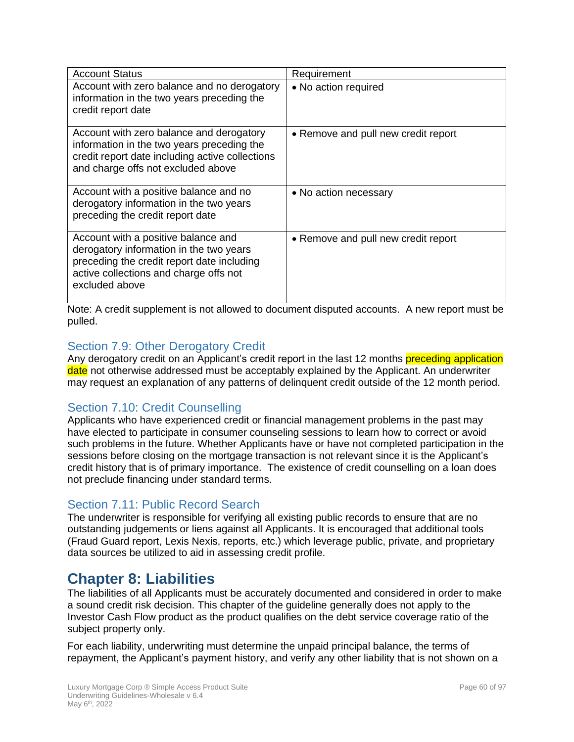| Account Status | Requirement |
| --- | --- |
| Account with zero balance and no derogatory information in the two years preceding the credit report date | • No action required |
| Account with zero balance and derogatory information in the two years preceding the credit report date including active collections and charge offs not excluded above | • Remove and pull new credit report |
| Account with a positive balance and no derogatory information in the two years preceding the credit report date | • No action necessary |
| Account with a positive balance and derogatory information in the two years preceding the credit report date including active collections and charge offs not excluded above | • Remove and pull new credit report |

Note: A credit supplement is not allowed to document disputed accounts. A new report must be pulled.

### Section 7.9: Other Derogatory Credit

Any derogatory credit on an Applicant's credit report in the last 12 months preceding application date not otherwise addressed must be acceptably explained by the Applicant. An underwriter may request an explanation of any patterns of delinquent credit outside of the 12 month period.

### Section 7.10: Credit Counselling

Applicants who have experienced credit or financial management problems in the past may have elected to participate in consumer counseling sessions to learn how to correct or avoid such problems in the future. Whether Applicants have or have not completed participation in the sessions before closing on the mortgage transaction is not relevant since it is the Applicant's credit history that is of primary importance. The existence of credit counselling on a loan does not preclude financing under standard terms.

### Section 7.11: Public Record Search

The underwriter is responsible for verifying all existing public records to ensure that are no outstanding judgements or liens against all Applicants. It is encouraged that additional tools (Fraud Guard report, Lexis Nexis, reports, etc.) which leverage public, private, and proprietary data sources be utilized to aid in assessing credit profile.

## Chapter 8: Liabilities

The liabilities of all Applicants must be accurately documented and considered in order to make a sound credit risk decision. This chapter of the guideline generally does not apply to the Investor Cash Flow product as the product qualifies on the debt service coverage ratio of the subject property only.

For each liability, underwriting must determine the unpaid principal balance, the terms of repayment, the Applicant's payment history, and verify any other liability that is not shown on a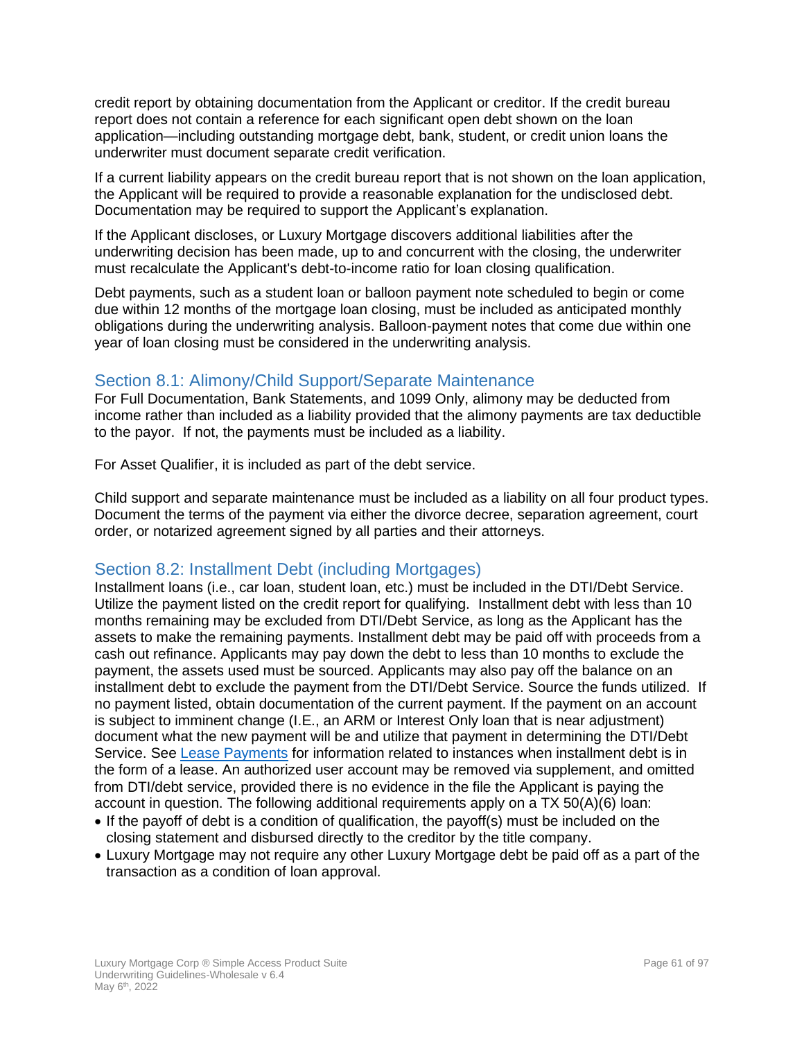credit report by obtaining documentation from the Applicant or creditor. If the credit bureau report does not contain a reference for each significant open debt shown on the loan application—including outstanding mortgage debt, bank, student, or credit union loans the underwriter must document separate credit verification.

If a current liability appears on the credit bureau report that is not shown on the loan application, the Applicant will be required to provide a reasonable explanation for the undisclosed debt. Documentation may be required to support the Applicant's explanation.

If the Applicant discloses, or Luxury Mortgage discovers additional liabilities after the underwriting decision has been made, up to and concurrent with the closing, the underwriter must recalculate the Applicant's debt-to-income ratio for loan closing qualification.

Debt payments, such as a student loan or balloon payment note scheduled to begin or come due within 12 months of the mortgage loan closing, must be included as anticipated monthly obligations during the underwriting analysis. Balloon-payment notes that come due within one year of loan closing must be considered in the underwriting analysis.

## Section 8.1: Alimony/Child Support/Separate Maintenance

For Full Documentation, Bank Statements, and 1099 Only, alimony may be deducted from income rather than included as a liability provided that the alimony payments are tax deductible to the payor. If not, the payments must be included as a liability.

For Asset Qualifier, it is included as part of the debt service.

Child support and separate maintenance must be included as a liability on all four product types. Document the terms of the payment via either the divorce decree, separation agreement, court order, or notarized agreement signed by all parties and their attorneys.

## Section 8.2: Installment Debt (including Mortgages)

Installment loans (i.e., car loan, student loan, etc.) must be included in the DTI/Debt Service. Utilize the payment listed on the credit report for qualifying. Installment debt with less than 10 months remaining may be excluded from DTI/Debt Service, as long as the Applicant has the assets to make the remaining payments. Installment debt may be paid off with proceeds from a cash out refinance. Applicants may pay down the debt to less than 10 months to exclude the payment, the assets used must be sourced. Applicants may also pay off the balance on an installment debt to exclude the payment from the DTI/Debt Service. Source the funds utilized. If no payment listed, obtain documentation of the current payment. If the payment on an account is subject to imminent change (I.E., an ARM or Interest Only loan that is near adjustment) document what the new payment will be and utilize that payment in determining the DTI/Debt Service. See Lease Payments for information related to instances when installment debt is in the form of a lease. An authorized user account may be removed via supplement, and omitted from DTI/debt service, provided there is no evidence in the file the Applicant is paying the account in question. The following additional requirements apply on a TX 50(A)(6) loan:

- If the payoff of debt is a condition of qualification, the payoff(s) must be included on the closing statement and disbursed directly to the creditor by the title company.
- Luxury Mortgage may not require any other Luxury Mortgage debt be paid off as a part of the transaction as a condition of loan approval.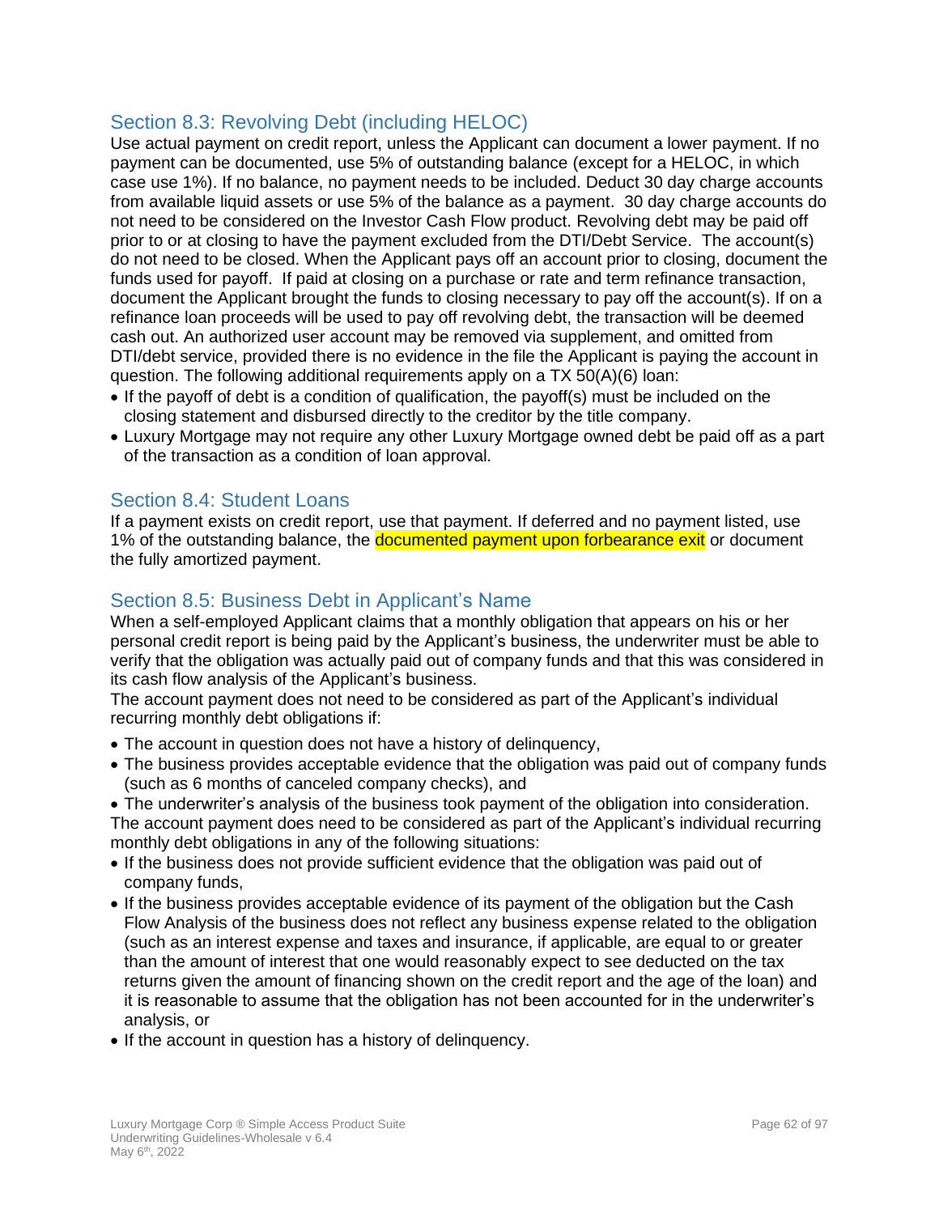## Section 8.3: Revolving Debt (including HELOC)

Use actual payment on credit report, unless the Applicant can document a lower payment. If no payment can be documented, use 5% of outstanding balance (except for a HELOC, in which case use 1%). If no balance, no payment needs to be included. Deduct 30 day charge accounts from available liquid assets or use 5% of the balance as a payment. 30 day charge accounts do not need to be considered on the Investor Cash Flow product. Revolving debt may be paid off prior to or at closing to have the payment excluded from the DTI/Debt Service. The account(s) do not need to be closed. When the Applicant pays off an account prior to closing, document the funds used for payoff. If paid at closing on a purchase or rate and term refinance transaction, document the Applicant brought the funds to closing necessary to pay off the account(s). If on a refinance loan proceeds will be used to pay off revolving debt, the transaction will be deemed cash out. An authorized user account may be removed via supplement, and omitted from DTI/debt service, provided there is no evidence in the file the Applicant is paying the account in question. The following additional requirements apply on a TX 50(A)(6) loan:

- If the payoff of debt is a condition of qualification, the payoff(s) must be included on the closing statement and disbursed directly to the creditor by the title company.
- Luxury Mortgage may not require any other Luxury Mortgage owned debt be paid off as a part of the transaction as a condition of loan approval.

## Section 8.4: Student Loans

If a payment exists on credit report, use that payment. If deferred and no payment listed, use 1% of the outstanding balance, the documented payment upon forbearance exit or document the fully amortized payment.

## Section 8.5: Business Debt in Applicant's Name

When a self-employed Applicant claims that a monthly obligation that appears on his or her personal credit report is being paid by the Applicant's business, the underwriter must be able to verify that the obligation was actually paid out of company funds and that this was considered in its cash flow analysis of the Applicant's business.

The account payment does not need to be considered as part of the Applicant's individual recurring monthly debt obligations if:

- The account in question does not have a history of delinquency,
- The business provides acceptable evidence that the obligation was paid out of company funds (such as 6 months of canceled company checks), and
- The underwriter's analysis of the business took payment of the obligation into consideration.

The account payment does need to be considered as part of the Applicant's individual recurring monthly debt obligations in any of the following situations:

- If the business does not provide sufficient evidence that the obligation was paid out of company funds,
- If the business provides acceptable evidence of its payment of the obligation but the Cash Flow Analysis of the business does not reflect any business expense related to the obligation (such as an interest expense and taxes and insurance, if applicable, are equal to or greater than the amount of interest that one would reasonably expect to see deducted on the tax returns given the amount of financing shown on the credit report and the age of the loan) and it is reasonable to assume that the obligation has not been accounted for in the underwriter's analysis, or
- If the account in question has a history of delinquency.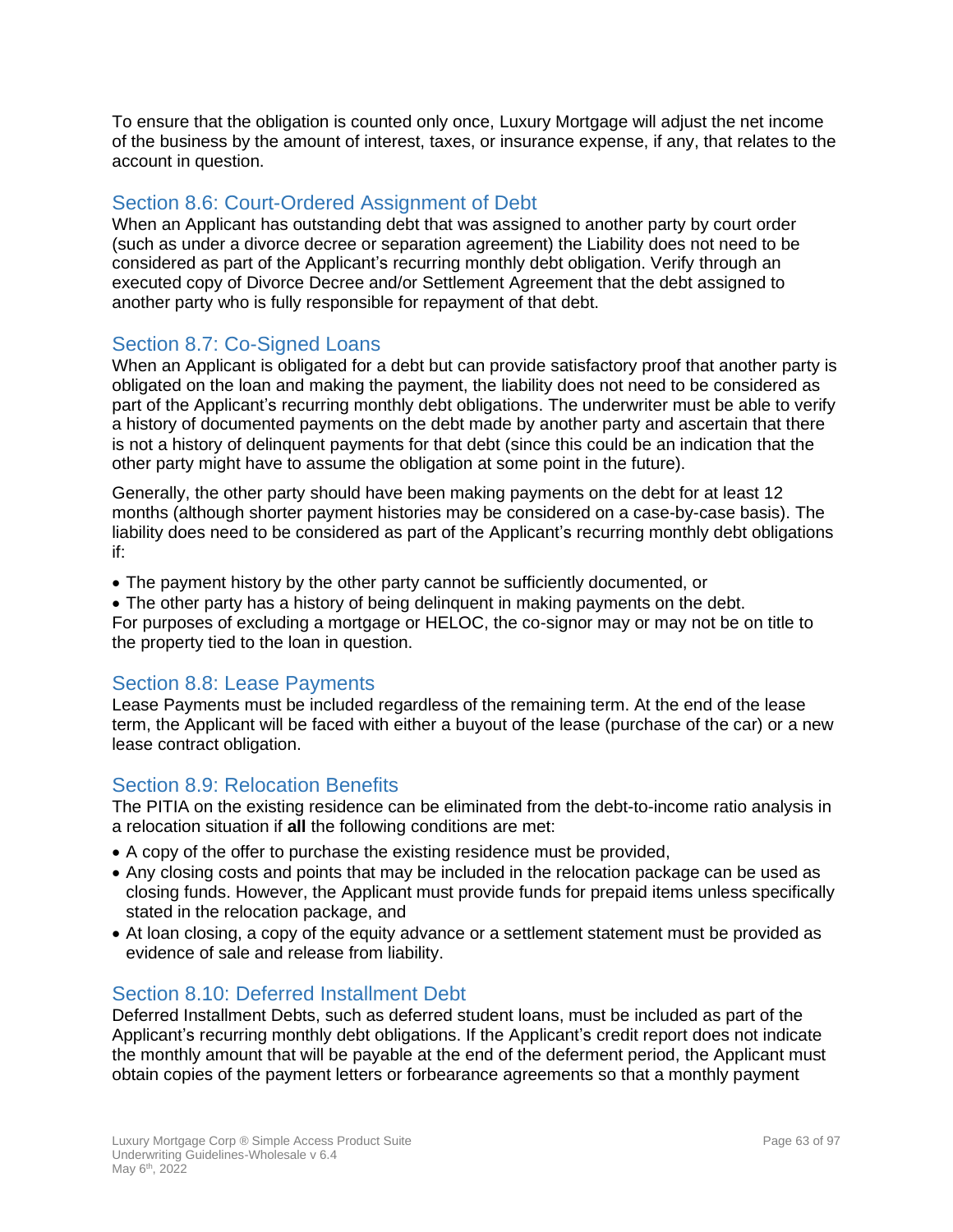To ensure that the obligation is counted only once, Luxury Mortgage will adjust the net income of the business by the amount of interest, taxes, or insurance expense, if any, that relates to the account in question.

## Section 8.6: Court-Ordered Assignment of Debt

When an Applicant has outstanding debt that was assigned to another party by court order (such as under a divorce decree or separation agreement) the Liability does not need to be considered as part of the Applicant's recurring monthly debt obligation. Verify through an executed copy of Divorce Decree and/or Settlement Agreement that the debt assigned to another party who is fully responsible for repayment of that debt.

## Section 8.7: Co-Signed Loans

When an Applicant is obligated for a debt but can provide satisfactory proof that another party is obligated on the loan and making the payment, the liability does not need to be considered as part of the Applicant's recurring monthly debt obligations. The underwriter must be able to verify a history of documented payments on the debt made by another party and ascertain that there is not a history of delinquent payments for that debt (since this could be an indication that the other party might have to assume the obligation at some point in the future).

Generally, the other party should have been making payments on the debt for at least 12 months (although shorter payment histories may be considered on a case-by-case basis). The liability does need to be considered as part of the Applicant's recurring monthly debt obligations if:

- The payment history by the other party cannot be sufficiently documented, or
- The other party has a history of being delinquent in making payments on the debt.

For purposes of excluding a mortgage or HELOC, the co-signor may or may not be on title to the property tied to the loan in question.

## Section 8.8: Lease Payments

Lease Payments must be included regardless of the remaining term. At the end of the lease term, the Applicant will be faced with either a buyout of the lease (purchase of the car) or a new lease contract obligation.

## Section 8.9: Relocation Benefits

The PITIA on the existing residence can be eliminated from the debt-to-income ratio analysis in a relocation situation if **all** the following conditions are met:

- A copy of the offer to purchase the existing residence must be provided,
- Any closing costs and points that may be included in the relocation package can be used as closing funds. However, the Applicant must provide funds for prepaid items unless specifically stated in the relocation package, and
- At loan closing, a copy of the equity advance or a settlement statement must be provided as evidence of sale and release from liability.

## Section 8.10: Deferred Installment Debt

Deferred Installment Debts, such as deferred student loans, must be included as part of the Applicant's recurring monthly debt obligations. If the Applicant's credit report does not indicate the monthly amount that will be payable at the end of the deferment period, the Applicant must obtain copies of the payment letters or forbearance agreements so that a monthly payment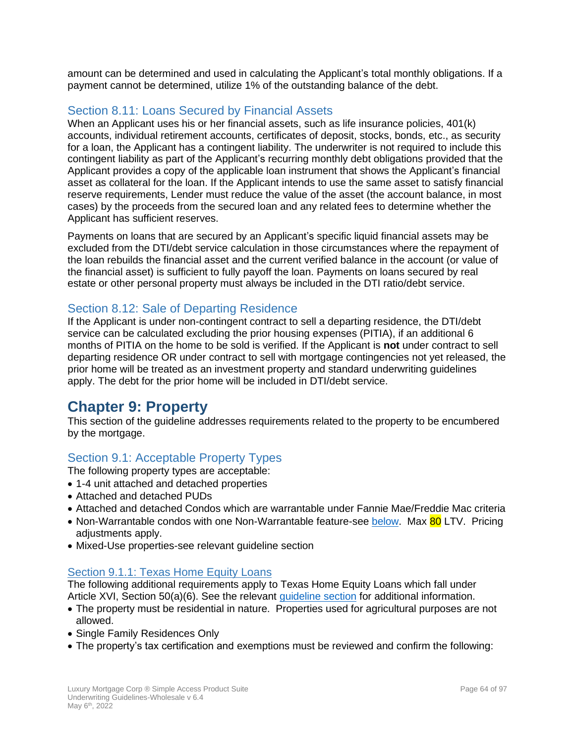amount can be determined and used in calculating the Applicant's total monthly obligations. If a payment cannot be determined, utilize 1% of the outstanding balance of the debt.

## Section 8.11: Loans Secured by Financial Assets

When an Applicant uses his or her financial assets, such as life insurance policies, 401(k) accounts, individual retirement accounts, certificates of deposit, stocks, bonds, etc., as security for a loan, the Applicant has a contingent liability. The underwriter is not required to include this contingent liability as part of the Applicant's recurring monthly debt obligations provided that the Applicant provides a copy of the applicable loan instrument that shows the Applicant's financial asset as collateral for the loan. If the Applicant intends to use the same asset to satisfy financial reserve requirements, Lender must reduce the value of the asset (the account balance, in most cases) by the proceeds from the secured loan and any related fees to determine whether the Applicant has sufficient reserves.

Payments on loans that are secured by an Applicant's specific liquid financial assets may be excluded from the DTI/debt service calculation in those circumstances where the repayment of the loan rebuilds the financial asset and the current verified balance in the account (or value of the financial asset) is sufficient to fully payoff the loan. Payments on loans secured by real estate or other personal property must always be included in the DTI ratio/debt service.

## Section 8.12: Sale of Departing Residence

If the Applicant is under non-contingent contract to sell a departing residence, the DTI/debt service can be calculated excluding the prior housing expenses (PITIA), if an additional 6 months of PITIA on the home to be sold is verified. If the Applicant is **not** under contract to sell departing residence OR under contract to sell with mortgage contingencies not yet released, the prior home will be treated as an investment property and standard underwriting guidelines apply. The debt for the prior home will be included in DTI/debt service.

# Chapter 9: Property

This section of the guideline addresses requirements related to the property to be encumbered by the mortgage.

## Section 9.1: Acceptable Property Types

The following property types are acceptable:

- 1-4 unit attached and detached properties
- Attached and detached PUDs
- Attached and detached Condos which are warrantable under Fannie Mae/Freddie Mac criteria
- Non-Warrantable condos with one Non-Warrantable feature-see below. Max 80 LTV. Pricing adjustments apply.
- Mixed-Use properties-see relevant guideline section

### Section 9.1.1: Texas Home Equity Loans

The following additional requirements apply to Texas Home Equity Loans which fall under Article XVI, Section 50(a)(6). See the relevant guideline section for additional information.

- The property must be residential in nature. Properties used for agricultural purposes are not allowed.
- Single Family Residences Only
- The property's tax certification and exemptions must be reviewed and confirm the following: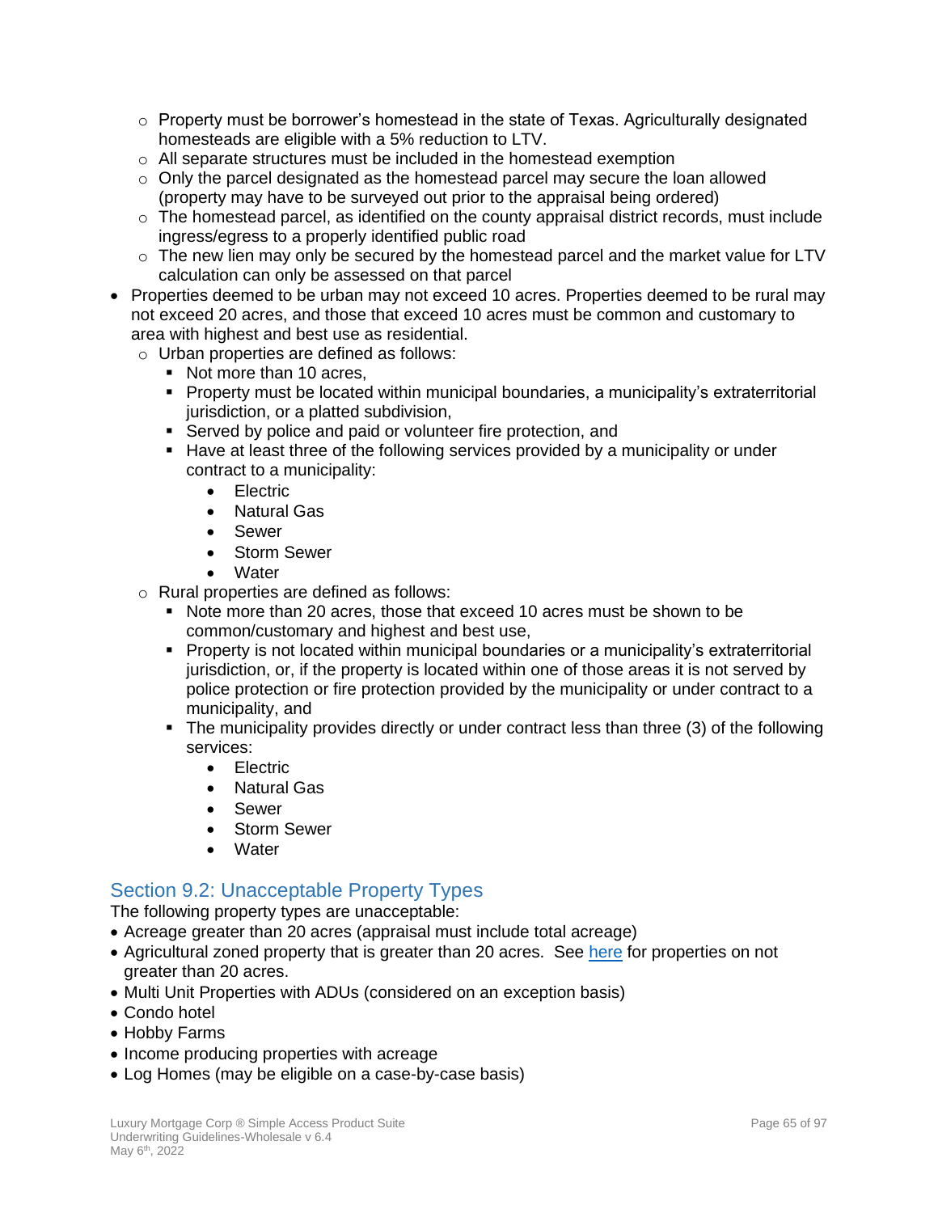- Property must be borrower's homestead in the state of Texas. Agriculturally designated homesteads are eligible with a 5% reduction to LTV.
  - All separate structures must be included in the homestead exemption
  - Only the parcel designated as the homestead parcel may secure the loan allowed (property may have to be surveyed out prior to the appraisal being ordered)
  - The homestead parcel, as identified on the county appraisal district records, must include ingress/egress to a properly identified public road
  - The new lien may only be secured by the homestead parcel and the market value for LTV calculation can only be assessed on that parcel
- Properties deemed to be urban may not exceed 10 acres. Properties deemed to be rural may not exceed 20 acres, and those that exceed 10 acres must be common and customary to area with highest and best use as residential.
  - Urban properties are defined as follows:
    - Not more than 10 acres,
    - Property must be located within municipal boundaries, a municipality's extraterritorial jurisdiction, or a platted subdivision,
    - Served by police and paid or volunteer fire protection, and
    - Have at least three of the following services provided by a municipality or under contract to a municipality:
      - Electric
      - Natural Gas
      - Sewer
      - Storm Sewer
      - Water
  - Rural properties are defined as follows:
    - Note more than 20 acres, those that exceed 10 acres must be shown to be common/customary and highest and best use,
    - Property is not located within municipal boundaries or a municipality's extraterritorial jurisdiction, or, if the property is located within one of those areas it is not served by police protection or fire protection provided by the municipality or under contract to a municipality, and
    - The municipality provides directly or under contract less than three (3) of the following services:
      - Electric
      - Natural Gas
      - Sewer
      - Storm Sewer
      - Water

## Section 9.2: Unacceptable Property Types

The following property types are unacceptable:

- Acreage greater than 20 acres (appraisal must include total acreage)
- Agricultural zoned property that is greater than 20 acres. See here for properties on not greater than 20 acres.
- Multi Unit Properties with ADUs (considered on an exception basis)
- Condo hotel
- Hobby Farms
- Income producing properties with acreage
- Log Homes (may be eligible on a case-by-case basis)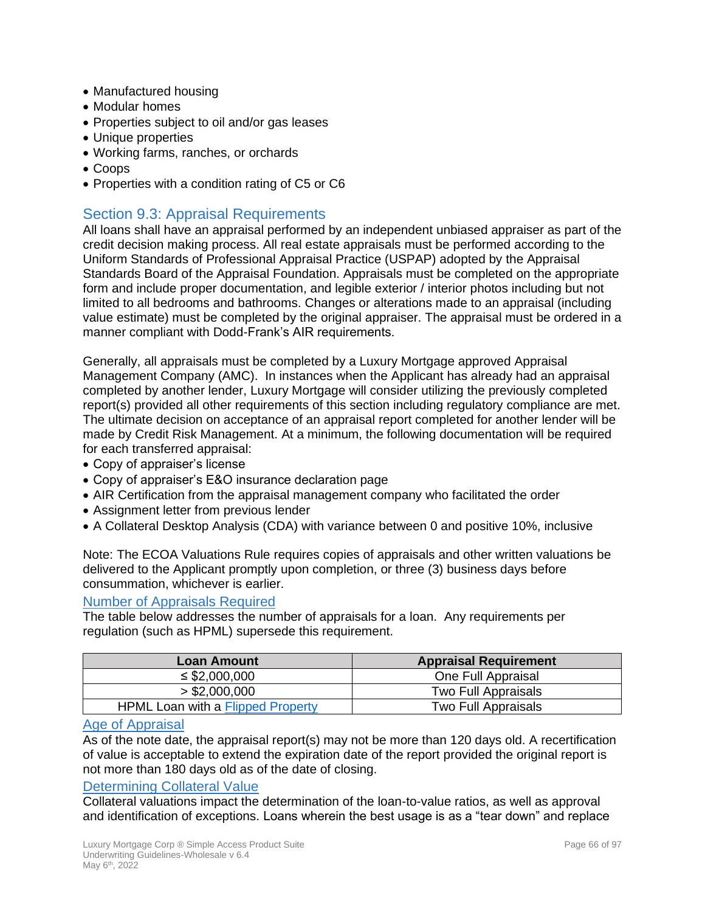- Manufactured housing
- Modular homes
- Properties subject to oil and/or gas leases
- Unique properties
- Working farms, ranches, or orchards
- Coops
- Properties with a condition rating of C5 or C6

## Section 9.3: Appraisal Requirements

All loans shall have an appraisal performed by an independent unbiased appraiser as part of the credit decision making process. All real estate appraisals must be performed according to the Uniform Standards of Professional Appraisal Practice (USPAP) adopted by the Appraisal Standards Board of the Appraisal Foundation. Appraisals must be completed on the appropriate form and include proper documentation, and legible exterior / interior photos including but not limited to all bedrooms and bathrooms. Changes or alterations made to an appraisal (including value estimate) must be completed by the original appraiser. The appraisal must be ordered in a manner compliant with Dodd-Frank's AIR requirements.

Generally, all appraisals must be completed by a Luxury Mortgage approved Appraisal Management Company (AMC). In instances when the Applicant has already had an appraisal completed by another lender, Luxury Mortgage will consider utilizing the previously completed report(s) provided all other requirements of this section including regulatory compliance are met. The ultimate decision on acceptance of an appraisal report completed for another lender will be made by Credit Risk Management. At a minimum, the following documentation will be required for each transferred appraisal:

- Copy of appraiser's license
- Copy of appraiser's E&O insurance declaration page
- AIR Certification from the appraisal management company who facilitated the order
- Assignment letter from previous lender
- A Collateral Desktop Analysis (CDA) with variance between 0 and positive 10%, inclusive

Note: The ECOA Valuations Rule requires copies of appraisals and other written valuations be delivered to the Applicant promptly upon completion, or three (3) business days before consummation, whichever is earlier.

### Number of Appraisals Required

The table below addresses the number of appraisals for a loan. Any requirements per regulation (such as HPML) supersede this requirement.

| Loan Amount | Appraisal Requirement |
|---|---|
| ≤ $2,000,000 | One Full Appraisal |
| > $2,000,000 | Two Full Appraisals |
| HPML Loan with a Flipped Property | Two Full Appraisals |

### Age of Appraisal

As of the note date, the appraisal report(s) may not be more than 120 days old. A recertification of value is acceptable to extend the expiration date of the report provided the original report is not more than 180 days old as of the date of closing.

### Determining Collateral Value

Collateral valuations impact the determination of the loan-to-value ratios, as well as approval and identification of exceptions. Loans wherein the best usage is as a "tear down" and replace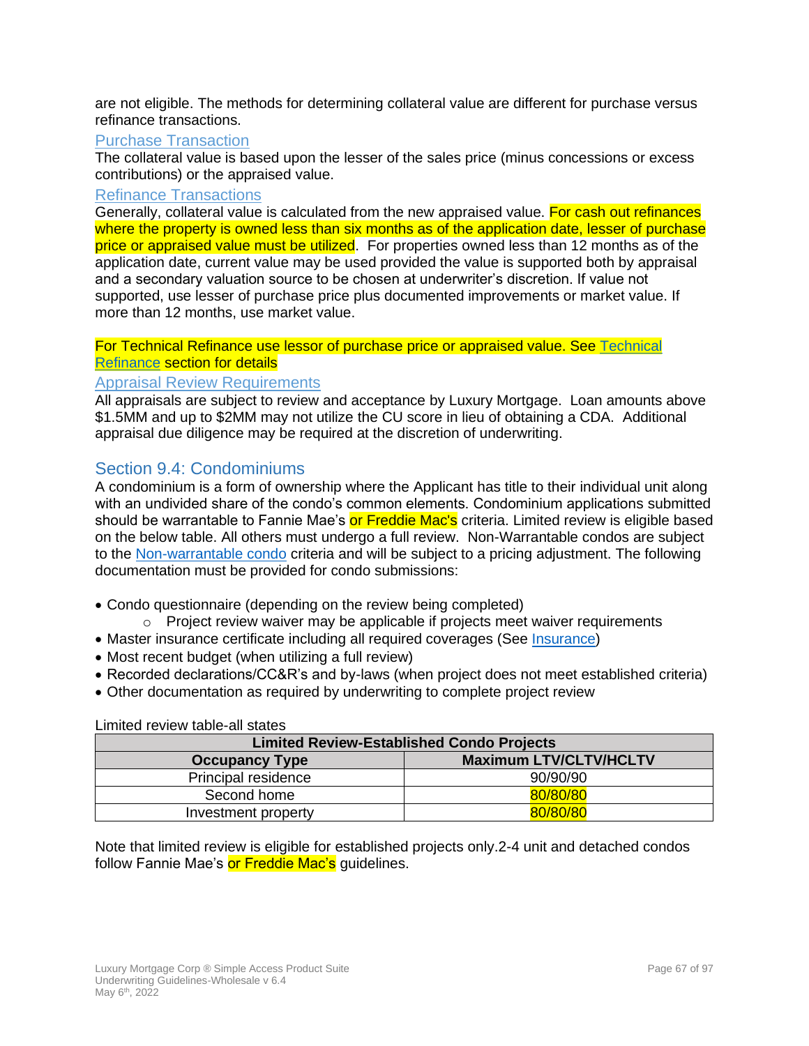are not eligible. The methods for determining collateral value are different for purchase versus refinance transactions.

### Purchase Transaction

The collateral value is based upon the lesser of the sales price (minus concessions or excess contributions) or the appraised value.

### Refinance Transactions

Generally, collateral value is calculated from the new appraised value. For cash out refinances where the property is owned less than six months as of the application date, lesser of purchase price or appraised value must be utilized. For properties owned less than 12 months as of the application date, current value may be used provided the value is supported both by appraisal and a secondary valuation source to be chosen at underwriter's discretion. If value not supported, use lesser of purchase price plus documented improvements or market value. If more than 12 months, use market value.

For Technical Refinance use lessor of purchase price or appraised value. See Technical Refinance section for details

### Appraisal Review Requirements

All appraisals are subject to review and acceptance by Luxury Mortgage. Loan amounts above $1.5MM and up to $2MM may not utilize the CU score in lieu of obtaining a CDA. Additional appraisal due diligence may be required at the discretion of underwriting.

## Section 9.4: Condominiums

A condominium is a form of ownership where the Applicant has title to their individual unit along with an undivided share of the condo's common elements. Condominium applications submitted should be warrantable to Fannie Mae's or Freddie Mac's criteria. Limited review is eligible based on the below table. All others must undergo a full review. Non-Warrantable condos are subject to the Non-warrantable condo criteria and will be subject to a pricing adjustment. The following documentation must be provided for condo submissions:

- Condo questionnaire (depending on the review being completed)
  - Project review waiver may be applicable if projects meet waiver requirements
- Master insurance certificate including all required coverages (See Insurance)
- Most recent budget (when utilizing a full review)
- Recorded declarations/CC&R's and by-laws (when project does not meet established criteria)
- Other documentation as required by underwriting to complete project review

Limited review table-all states

| Limited Review-Established Condo Projects | |
|---|---|
| **Occupancy Type** | **Maximum LTV/CLTV/HCLTV** |
| Principal residence | 90/90/90 |
| Second home | 80/80/80 |
| Investment property | 80/80/80 |

Note that limited review is eligible for established projects only.2-4 unit and detached condos follow Fannie Mae's or Freddie Mac's guidelines.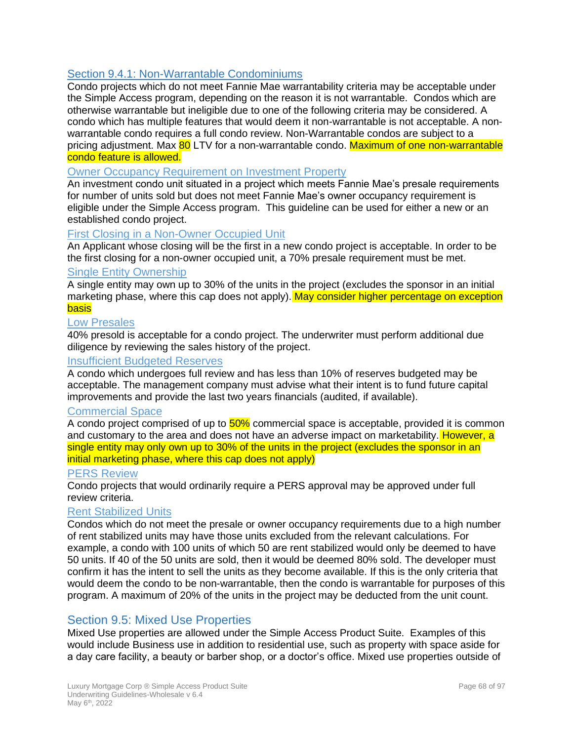## Section 9.4.1: Non-Warrantable Condominiums

Condo projects which do not meet Fannie Mae warrantability criteria may be acceptable under the Simple Access program, depending on the reason it is not warrantable. Condos which are otherwise warrantable but ineligible due to one of the following criteria may be considered. A condo which has multiple features that would deem it non-warrantable is not acceptable. A non-warrantable condo requires a full condo review. Non-Warrantable condos are subject to a pricing adjustment. Max 80 LTV for a non-warrantable condo. Maximum of one non-warrantable condo feature is allowed.

### Owner Occupancy Requirement on Investment Property

An investment condo unit situated in a project which meets Fannie Mae's presale requirements for number of units sold but does not meet Fannie Mae's owner occupancy requirement is eligible under the Simple Access program. This guideline can be used for either a new or an established condo project.

### First Closing in a Non-Owner Occupied Unit

An Applicant whose closing will be the first in a new condo project is acceptable. In order to be the first closing for a non-owner occupied unit, a 70% presale requirement must be met.

### Single Entity Ownership

A single entity may own up to 30% of the units in the project (excludes the sponsor in an initial marketing phase, where this cap does not apply). May consider higher percentage on exception basis

### Low Presales

40% presold is acceptable for a condo project. The underwriter must perform additional due diligence by reviewing the sales history of the project.

### Insufficient Budgeted Reserves

A condo which undergoes full review and has less than 10% of reserves budgeted may be acceptable. The management company must advise what their intent is to fund future capital improvements and provide the last two years financials (audited, if available).

### Commercial Space

A condo project comprised of up to 50% commercial space is acceptable, provided it is common and customary to the area and does not have an adverse impact on marketability. However, a single entity may only own up to 30% of the units in the project (excludes the sponsor in an initial marketing phase, where this cap does not apply)

### PERS Review

Condo projects that would ordinarily require a PERS approval may be approved under full review criteria.

### Rent Stabilized Units

Condos which do not meet the presale or owner occupancy requirements due to a high number of rent stabilized units may have those units excluded from the relevant calculations. For example, a condo with 100 units of which 50 are rent stabilized would only be deemed to have 50 units. If 40 of the 50 units are sold, then it would be deemed 80% sold. The developer must confirm it has the intent to sell the units as they become available. If this is the only criteria that would deem the condo to be non-warrantable, then the condo is warrantable for purposes of this program. A maximum of 20% of the units in the project may be deducted from the unit count.

## Section 9.5: Mixed Use Properties

Mixed Use properties are allowed under the Simple Access Product Suite. Examples of this would include Business use in addition to residential use, such as property with space aside for a day care facility, a beauty or barber shop, or a doctor's office. Mixed use properties outside of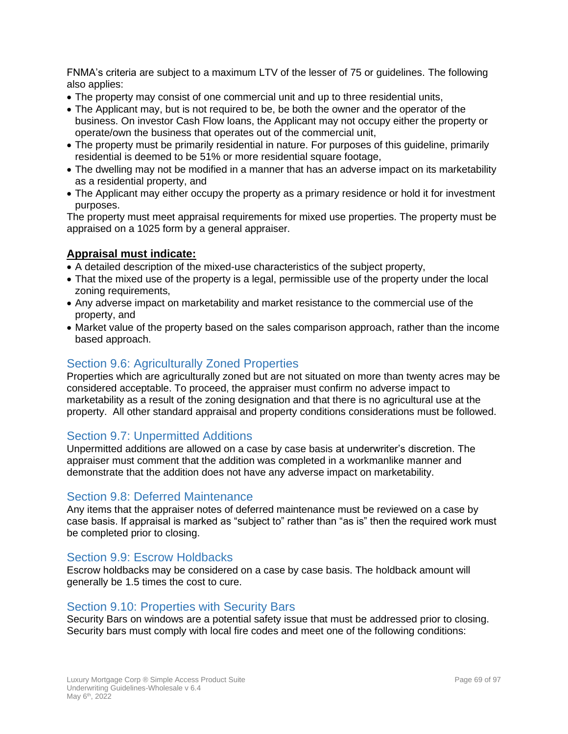FNMA's criteria are subject to a maximum LTV of the lesser of 75 or guidelines. The following also applies:

- The property may consist of one commercial unit and up to three residential units,
- The Applicant may, but is not required to be, be both the owner and the operator of the business. On investor Cash Flow loans, the Applicant may not occupy either the property or operate/own the business that operates out of the commercial unit,
- The property must be primarily residential in nature. For purposes of this guideline, primarily residential is deemed to be 51% or more residential square footage,
- The dwelling may not be modified in a manner that has an adverse impact on its marketability as a residential property, and
- The Applicant may either occupy the property as a primary residence or hold it for investment purposes.

The property must meet appraisal requirements for mixed use properties. The property must be appraised on a 1025 form by a general appraiser.

**Appraisal must indicate:**

- A detailed description of the mixed-use characteristics of the subject property,
- That the mixed use of the property is a legal, permissible use of the property under the local zoning requirements,
- Any adverse impact on marketability and market resistance to the commercial use of the property, and
- Market value of the property based on the sales comparison approach, rather than the income based approach.

## Section 9.6: Agriculturally Zoned Properties

Properties which are agriculturally zoned but are not situated on more than twenty acres may be considered acceptable. To proceed, the appraiser must confirm no adverse impact to marketability as a result of the zoning designation and that there is no agricultural use at the property. All other standard appraisal and property conditions considerations must be followed.

## Section 9.7: Unpermitted Additions

Unpermitted additions are allowed on a case by case basis at underwriter's discretion. The appraiser must comment that the addition was completed in a workmanlike manner and demonstrate that the addition does not have any adverse impact on marketability.

## Section 9.8: Deferred Maintenance

Any items that the appraiser notes of deferred maintenance must be reviewed on a case by case basis. If appraisal is marked as "subject to" rather than "as is" then the required work must be completed prior to closing.

## Section 9.9: Escrow Holdbacks

Escrow holdbacks may be considered on a case by case basis. The holdback amount will generally be 1.5 times the cost to cure.

## Section 9.10: Properties with Security Bars

Security Bars on windows are a potential safety issue that must be addressed prior to closing. Security bars must comply with local fire codes and meet one of the following conditions: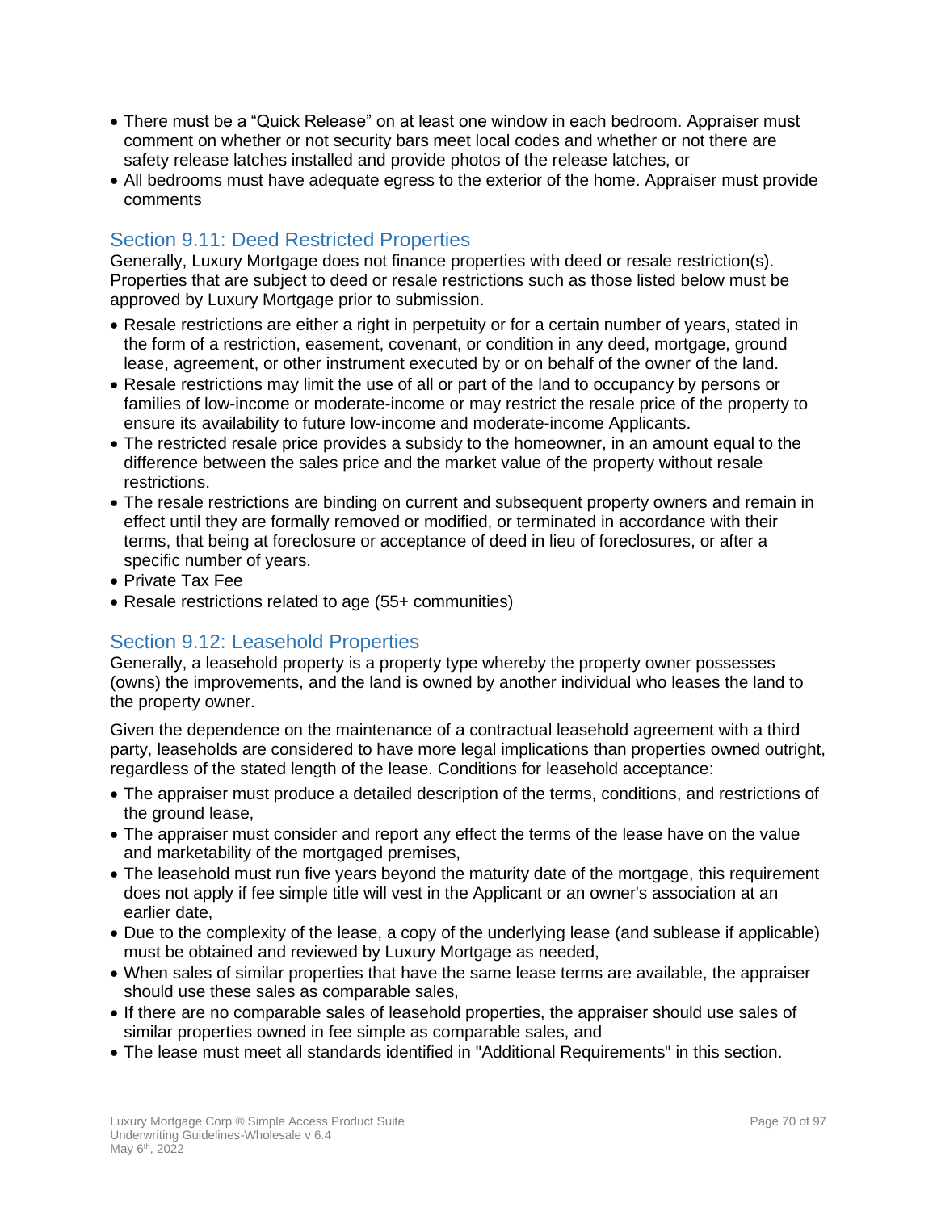- There must be a "Quick Release" on at least one window in each bedroom. Appraiser must comment on whether or not security bars meet local codes and whether or not there are safety release latches installed and provide photos of the release latches, or
- All bedrooms must have adequate egress to the exterior of the home. Appraiser must provide comments

## Section 9.11: Deed Restricted Properties

Generally, Luxury Mortgage does not finance properties with deed or resale restriction(s). Properties that are subject to deed or resale restrictions such as those listed below must be approved by Luxury Mortgage prior to submission.

- Resale restrictions are either a right in perpetuity or for a certain number of years, stated in the form of a restriction, easement, covenant, or condition in any deed, mortgage, ground lease, agreement, or other instrument executed by or on behalf of the owner of the land.
- Resale restrictions may limit the use of all or part of the land to occupancy by persons or families of low-income or moderate-income or may restrict the resale price of the property to ensure its availability to future low-income and moderate-income Applicants.
- The restricted resale price provides a subsidy to the homeowner, in an amount equal to the difference between the sales price and the market value of the property without resale restrictions.
- The resale restrictions are binding on current and subsequent property owners and remain in effect until they are formally removed or modified, or terminated in accordance with their terms, that being at foreclosure or acceptance of deed in lieu of foreclosures, or after a specific number of years.
- Private Tax Fee
- Resale restrictions related to age (55+ communities)

## Section 9.12: Leasehold Properties

Generally, a leasehold property is a property type whereby the property owner possesses (owns) the improvements, and the land is owned by another individual who leases the land to the property owner.

Given the dependence on the maintenance of a contractual leasehold agreement with a third party, leaseholds are considered to have more legal implications than properties owned outright, regardless of the stated length of the lease. Conditions for leasehold acceptance:

- The appraiser must produce a detailed description of the terms, conditions, and restrictions of the ground lease,
- The appraiser must consider and report any effect the terms of the lease have on the value and marketability of the mortgaged premises,
- The leasehold must run five years beyond the maturity date of the mortgage, this requirement does not apply if fee simple title will vest in the Applicant or an owner's association at an earlier date,
- Due to the complexity of the lease, a copy of the underlying lease (and sublease if applicable) must be obtained and reviewed by Luxury Mortgage as needed,
- When sales of similar properties that have the same lease terms are available, the appraiser should use these sales as comparable sales,
- If there are no comparable sales of leasehold properties, the appraiser should use sales of similar properties owned in fee simple as comparable sales, and
- The lease must meet all standards identified in "Additional Requirements" in this section.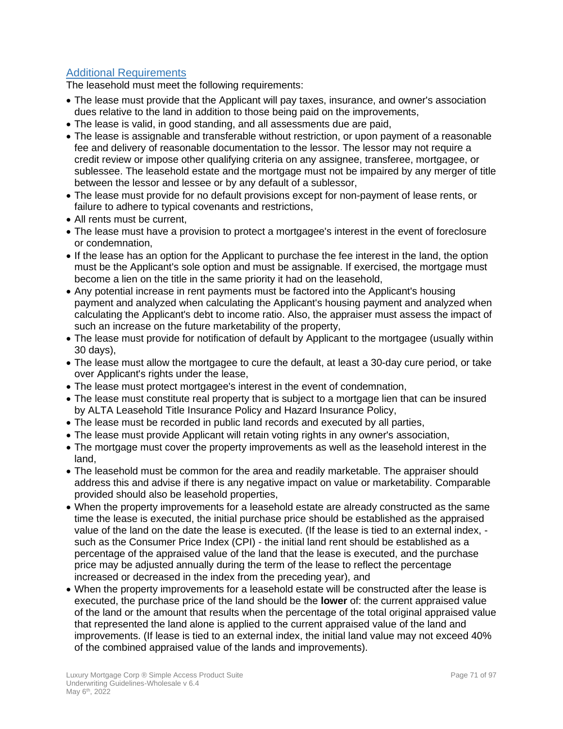## Additional Requirements

The leasehold must meet the following requirements:

- The lease must provide that the Applicant will pay taxes, insurance, and owner's association dues relative to the land in addition to those being paid on the improvements,
- The lease is valid, in good standing, and all assessments due are paid,
- The lease is assignable and transferable without restriction, or upon payment of a reasonable fee and delivery of reasonable documentation to the lessor. The lessor may not require a credit review or impose other qualifying criteria on any assignee, transferee, mortgagee, or sublessee. The leasehold estate and the mortgage must not be impaired by any merger of title between the lessor and lessee or by any default of a sublessor,
- The lease must provide for no default provisions except for non-payment of lease rents, or failure to adhere to typical covenants and restrictions,
- All rents must be current,
- The lease must have a provision to protect a mortgagee's interest in the event of foreclosure or condemnation,
- If the lease has an option for the Applicant to purchase the fee interest in the land, the option must be the Applicant's sole option and must be assignable. If exercised, the mortgage must become a lien on the title in the same priority it had on the leasehold,
- Any potential increase in rent payments must be factored into the Applicant's housing payment and analyzed when calculating the Applicant's housing payment and analyzed when calculating the Applicant's debt to income ratio. Also, the appraiser must assess the impact of such an increase on the future marketability of the property,
- The lease must provide for notification of default by Applicant to the mortgagee (usually within 30 days),
- The lease must allow the mortgagee to cure the default, at least a 30-day cure period, or take over Applicant's rights under the lease,
- The lease must protect mortgagee's interest in the event of condemnation,
- The lease must constitute real property that is subject to a mortgage lien that can be insured by ALTA Leasehold Title Insurance Policy and Hazard Insurance Policy,
- The lease must be recorded in public land records and executed by all parties,
- The lease must provide Applicant will retain voting rights in any owner's association,
- The mortgage must cover the property improvements as well as the leasehold interest in the land,
- The leasehold must be common for the area and readily marketable. The appraiser should address this and advise if there is any negative impact on value or marketability. Comparable provided should also be leasehold properties,
- When the property improvements for a leasehold estate are already constructed as the same time the lease is executed, the initial purchase price should be established as the appraised value of the land on the date the lease is executed. (If the lease is tied to an external index, - such as the Consumer Price Index (CPI) - the initial land rent should be established as a percentage of the appraised value of the land that the lease is executed, and the purchase price may be adjusted annually during the term of the lease to reflect the percentage increased or decreased in the index from the preceding year), and
- When the property improvements for a leasehold estate will be constructed after the lease is executed, the purchase price of the land should be the **lower** of: the current appraised value of the land or the amount that results when the percentage of the total original appraised value that represented the land alone is applied to the current appraised value of the land and improvements. (If lease is tied to an external index, the initial land value may not exceed 40% of the combined appraised value of the lands and improvements).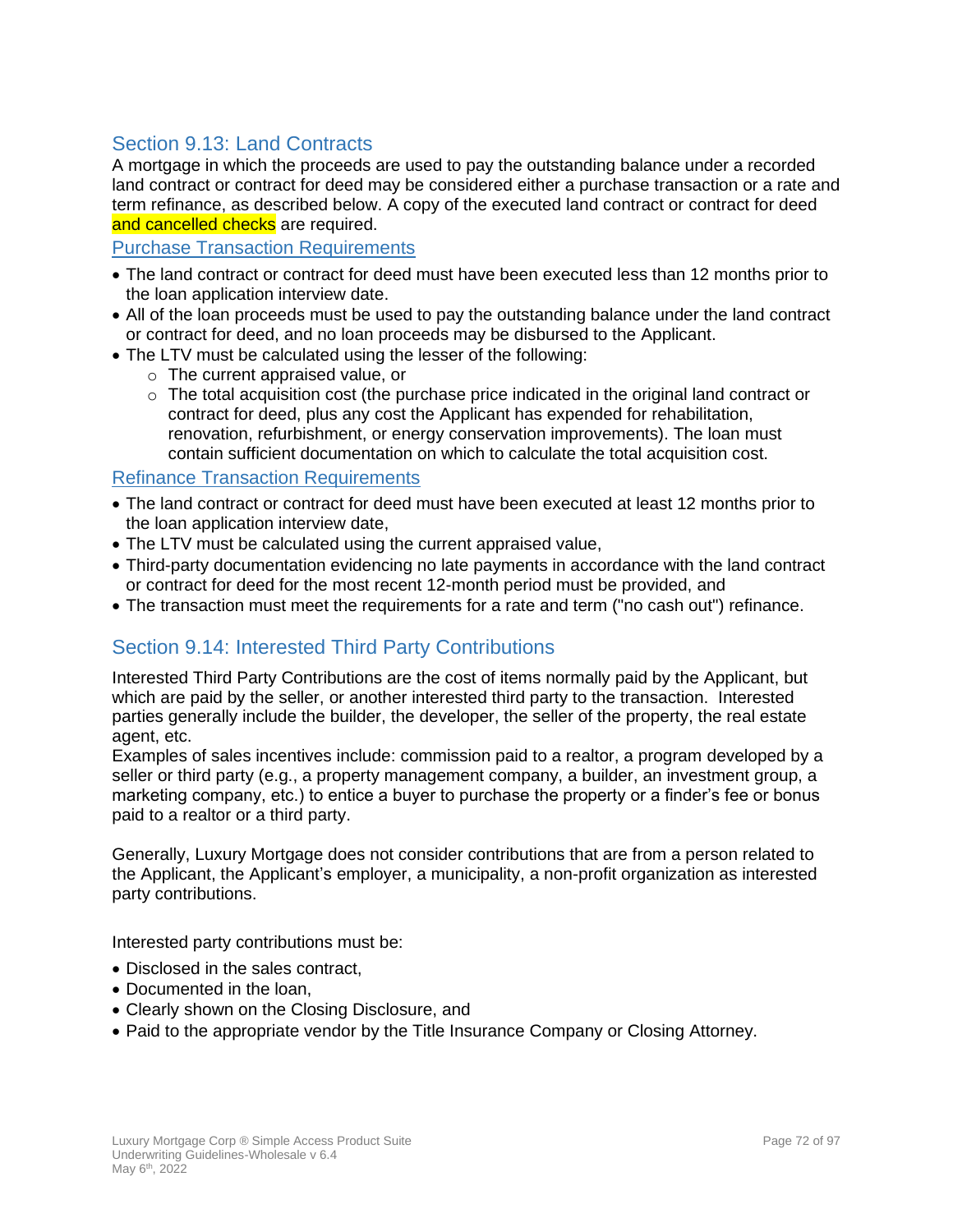## Section 9.13: Land Contracts

A mortgage in which the proceeds are used to pay the outstanding balance under a recorded land contract or contract for deed may be considered either a purchase transaction or a rate and term refinance, as described below. A copy of the executed land contract or contract for deed and cancelled checks are required.

### Purchase Transaction Requirements

- The land contract or contract for deed must have been executed less than 12 months prior to the loan application interview date.
- All of the loan proceeds must be used to pay the outstanding balance under the land contract or contract for deed, and no loan proceeds may be disbursed to the Applicant.
- The LTV must be calculated using the lesser of the following:
  - The current appraised value, or
  - The total acquisition cost (the purchase price indicated in the original land contract or contract for deed, plus any cost the Applicant has expended for rehabilitation, renovation, refurbishment, or energy conservation improvements). The loan must contain sufficient documentation on which to calculate the total acquisition cost.

### Refinance Transaction Requirements

- The land contract or contract for deed must have been executed at least 12 months prior to the loan application interview date,
- The LTV must be calculated using the current appraised value,
- Third-party documentation evidencing no late payments in accordance with the land contract or contract for deed for the most recent 12-month period must be provided, and
- The transaction must meet the requirements for a rate and term ("no cash out") refinance.

## Section 9.14: Interested Third Party Contributions

Interested Third Party Contributions are the cost of items normally paid by the Applicant, but which are paid by the seller, or another interested third party to the transaction. Interested parties generally include the builder, the developer, the seller of the property, the real estate agent, etc.

Examples of sales incentives include: commission paid to a realtor, a program developed by a seller or third party (e.g., a property management company, a builder, an investment group, a marketing company, etc.) to entice a buyer to purchase the property or a finder's fee or bonus paid to a realtor or a third party.

Generally, Luxury Mortgage does not consider contributions that are from a person related to the Applicant, the Applicant's employer, a municipality, a non-profit organization as interested party contributions.

Interested party contributions must be:

- Disclosed in the sales contract,
- Documented in the loan,
- Clearly shown on the Closing Disclosure, and
- Paid to the appropriate vendor by the Title Insurance Company or Closing Attorney.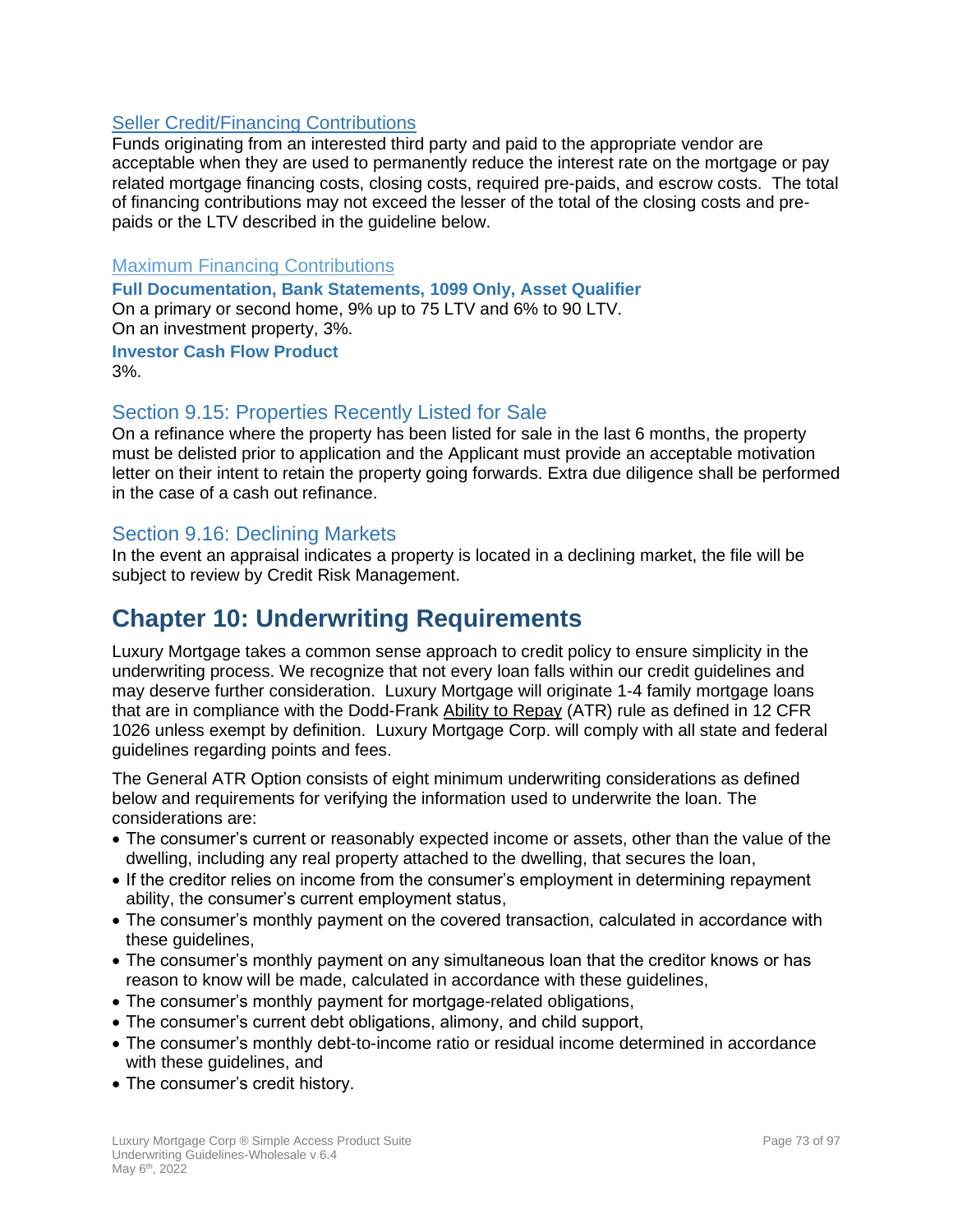### Seller Credit/Financing Contributions

Funds originating from an interested third party and paid to the appropriate vendor are acceptable when they are used to permanently reduce the interest rate on the mortgage or pay related mortgage financing costs, closing costs, required pre-paids, and escrow costs. The total of financing contributions may not exceed the lesser of the total of the closing costs and pre-paids or the LTV described in the guideline below.

### Maximum Financing Contributions

**Full Documentation, Bank Statements, 1099 Only, Asset Qualifier**

On a primary or second home, 9% up to 75 LTV and 6% to 90 LTV.
On an investment property, 3%.

**Investor Cash Flow Product**

3%.

## Section 9.15: Properties Recently Listed for Sale

On a refinance where the property has been listed for sale in the last 6 months, the property must be delisted prior to application and the Applicant must provide an acceptable motivation letter on their intent to retain the property going forwards. Extra due diligence shall be performed in the case of a cash out refinance.

## Section 9.16: Declining Markets

In the event an appraisal indicates a property is located in a declining market, the file will be subject to review by Credit Risk Management.

# Chapter 10: Underwriting Requirements

Luxury Mortgage takes a common sense approach to credit policy to ensure simplicity in the underwriting process. We recognize that not every loan falls within our credit guidelines and may deserve further consideration. Luxury Mortgage will originate 1-4 family mortgage loans that are in compliance with the Dodd-Frank Ability to Repay (ATR) rule as defined in 12 CFR 1026 unless exempt by definition. Luxury Mortgage Corp. will comply with all state and federal guidelines regarding points and fees.

The General ATR Option consists of eight minimum underwriting considerations as defined below and requirements for verifying the information used to underwrite the loan. The considerations are:

- The consumer's current or reasonably expected income or assets, other than the value of the dwelling, including any real property attached to the dwelling, that secures the loan,
- If the creditor relies on income from the consumer's employment in determining repayment ability, the consumer's current employment status,
- The consumer's monthly payment on the covered transaction, calculated in accordance with these guidelines,
- The consumer's monthly payment on any simultaneous loan that the creditor knows or has reason to know will be made, calculated in accordance with these guidelines,
- The consumer's monthly payment for mortgage-related obligations,
- The consumer's current debt obligations, alimony, and child support,
- The consumer's monthly debt-to-income ratio or residual income determined in accordance with these guidelines, and
- The consumer's credit history.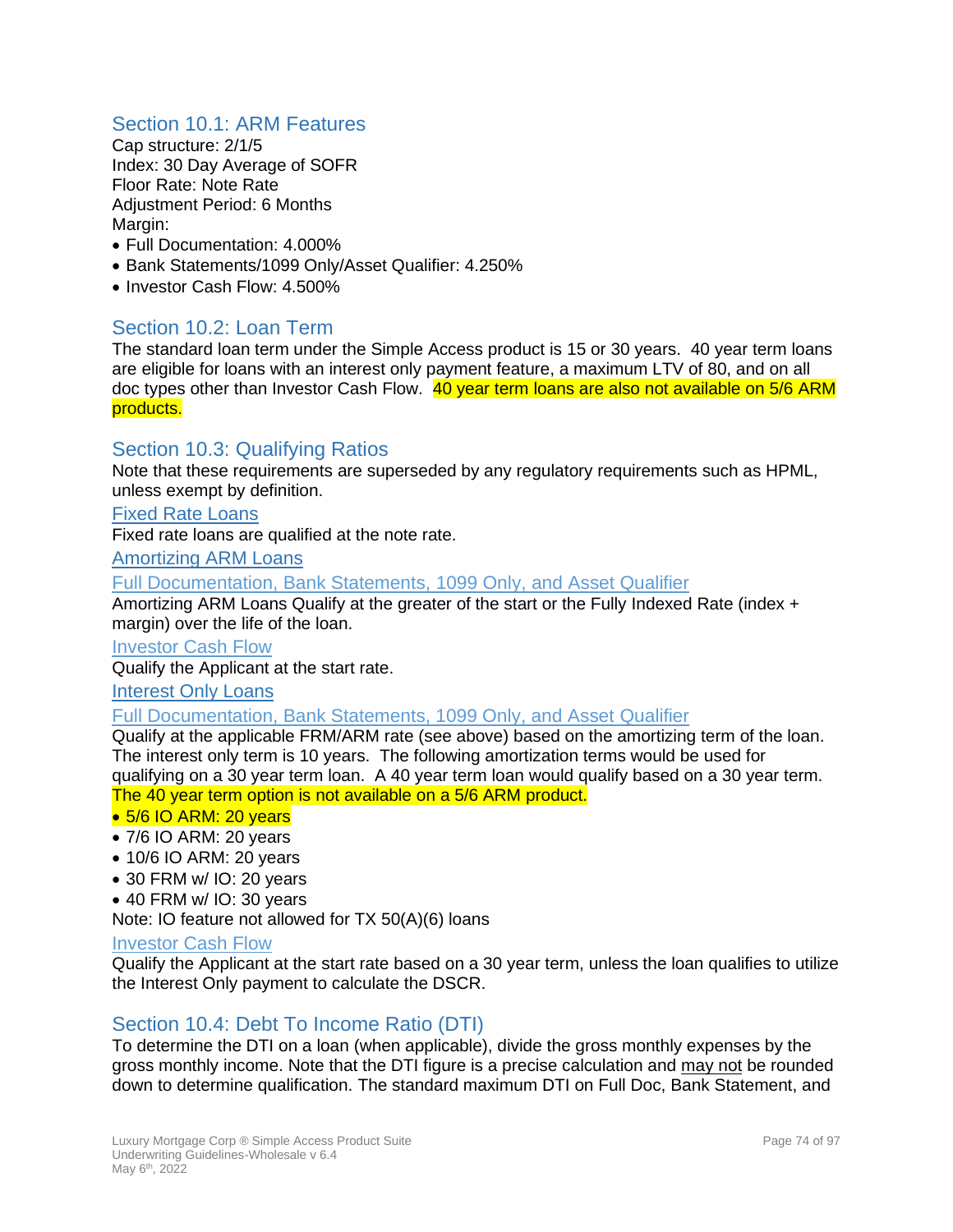## Section 10.1: ARM Features

Cap structure: 2/1/5
Index: 30 Day Average of SOFR
Floor Rate: Note Rate
Adjustment Period: 6 Months
Margin:

- Full Documentation: 4.000%
- Bank Statements/1099 Only/Asset Qualifier: 4.250%
- Investor Cash Flow: 4.500%

## Section 10.2: Loan Term

The standard loan term under the Simple Access product is 15 or 30 years. 40 year term loans are eligible for loans with an interest only payment feature, a maximum LTV of 80, and on all doc types other than Investor Cash Flow. 40 year term loans are also not available on 5/6 ARM products.

## Section 10.3: Qualifying Ratios

Note that these requirements are superseded by any regulatory requirements such as HPML, unless exempt by definition.

### Fixed Rate Loans

Fixed rate loans are qualified at the note rate.

### Amortizing ARM Loans

#### Full Documentation, Bank Statements, 1099 Only, and Asset Qualifier

Amortizing ARM Loans Qualify at the greater of the start or the Fully Indexed Rate (index + margin) over the life of the loan.

#### Investor Cash Flow

Qualify the Applicant at the start rate.

### Interest Only Loans

#### Full Documentation, Bank Statements, 1099 Only, and Asset Qualifier

Qualify at the applicable FRM/ARM rate (see above) based on the amortizing term of the loan. The interest only term is 10 years. The following amortization terms would be used for qualifying on a 30 year term loan. A 40 year term loan would qualify based on a 30 year term. The 40 year term option is not available on a 5/6 ARM product.

- 5/6 IO ARM: 20 years
- 7/6 IO ARM: 20 years
- 10/6 IO ARM: 20 years
- 30 FRM w/ IO: 20 years
- 40 FRM w/ IO: 30 years

Note: IO feature not allowed for TX 50(A)(6) loans

#### Investor Cash Flow

Qualify the Applicant at the start rate based on a 30 year term, unless the loan qualifies to utilize the Interest Only payment to calculate the DSCR.

## Section 10.4: Debt To Income Ratio (DTI)

To determine the DTI on a loan (when applicable), divide the gross monthly expenses by the gross monthly income. Note that the DTI figure is a precise calculation and may not be rounded down to determine qualification. The standard maximum DTI on Full Doc, Bank Statement, and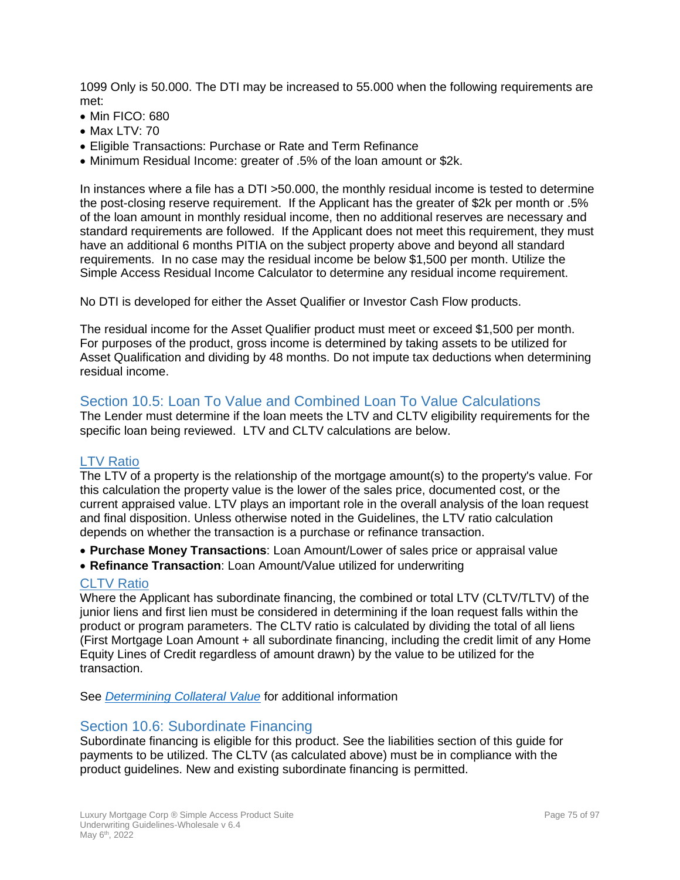1099 Only is 50.000. The DTI may be increased to 55.000 when the following requirements are met:

- Min FICO: 680
- Max LTV: 70
- Eligible Transactions: Purchase or Rate and Term Refinance
- Minimum Residual Income: greater of .5% of the loan amount or $2k.

In instances where a file has a DTI >50.000, the monthly residual income is tested to determine the post-closing reserve requirement. If the Applicant has the greater of $2k per month or .5% of the loan amount in monthly residual income, then no additional reserves are necessary and standard requirements are followed. If the Applicant does not meet this requirement, they must have an additional 6 months PITIA on the subject property above and beyond all standard requirements. In no case may the residual income be below $1,500 per month. Utilize the Simple Access Residual Income Calculator to determine any residual income requirement.

No DTI is developed for either the Asset Qualifier or Investor Cash Flow products.

The residual income for the Asset Qualifier product must meet or exceed $1,500 per month. For purposes of the product, gross income is determined by taking assets to be utilized for Asset Qualification and dividing by 48 months. Do not impute tax deductions when determining residual income.

## Section 10.5: Loan To Value and Combined Loan To Value Calculations

The Lender must determine if the loan meets the LTV and CLTV eligibility requirements for the specific loan being reviewed. LTV and CLTV calculations are below.

### LTV Ratio

The LTV of a property is the relationship of the mortgage amount(s) to the property's value. For this calculation the property value is the lower of the sales price, documented cost, or the current appraised value. LTV plays an important role in the overall analysis of the loan request and final disposition. Unless otherwise noted in the Guidelines, the LTV ratio calculation depends on whether the transaction is a purchase or refinance transaction.

- **Purchase Money Transactions**: Loan Amount/Lower of sales price or appraisal value
- **Refinance Transaction**: Loan Amount/Value utilized for underwriting

### CLTV Ratio

Where the Applicant has subordinate financing, the combined or total LTV (CLTV/TLTV) of the junior liens and first lien must be considered in determining if the loan request falls within the product or program parameters. The CLTV ratio is calculated by dividing the total of all liens (First Mortgage Loan Amount + all subordinate financing, including the credit limit of any Home Equity Lines of Credit regardless of amount drawn) by the value to be utilized for the transaction.

See *Determining Collateral Value* for additional information

## Section 10.6: Subordinate Financing

Subordinate financing is eligible for this product. See the liabilities section of this guide for payments to be utilized. The CLTV (as calculated above) must be in compliance with the product guidelines. New and existing subordinate financing is permitted.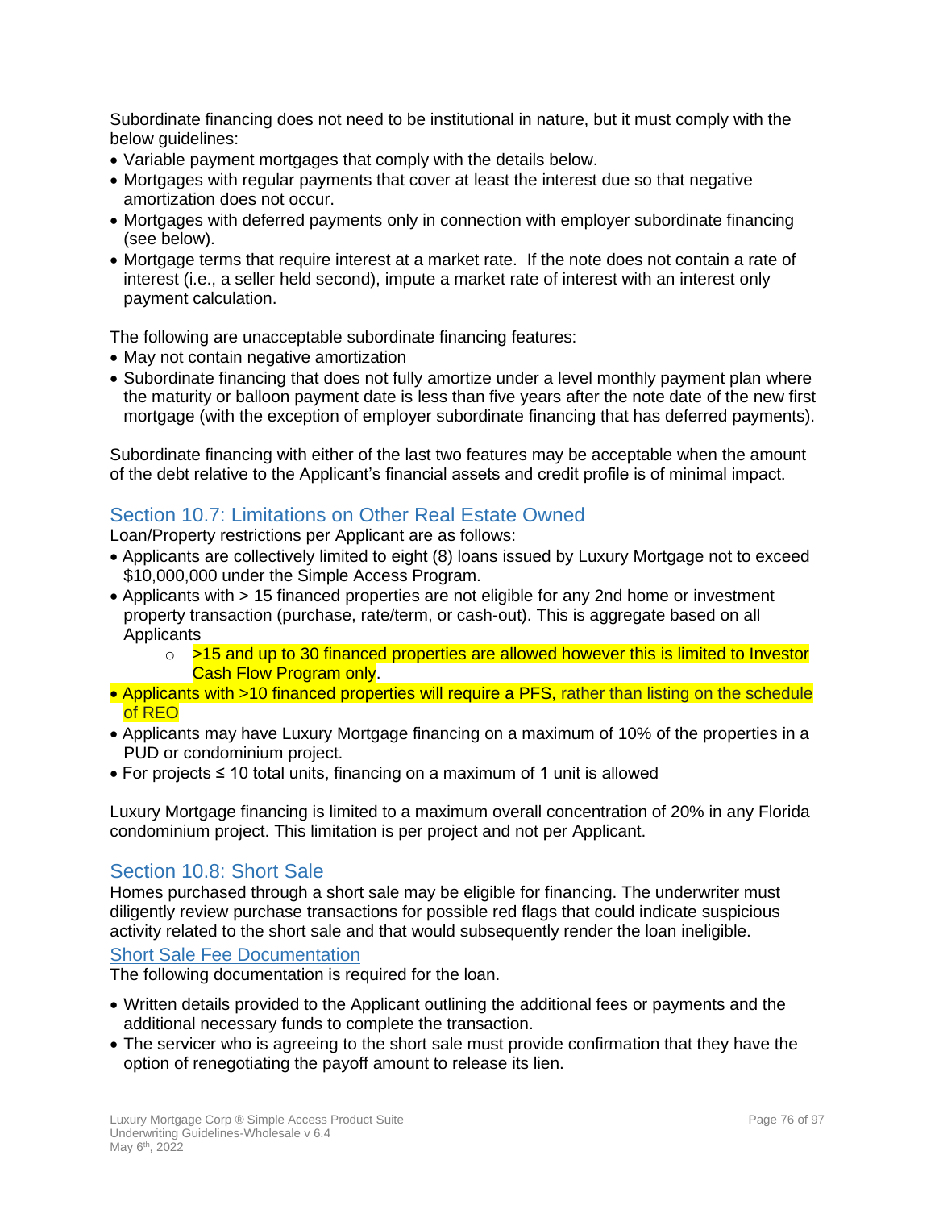Subordinate financing does not need to be institutional in nature, but it must comply with the below guidelines:

- Variable payment mortgages that comply with the details below.
- Mortgages with regular payments that cover at least the interest due so that negative amortization does not occur.
- Mortgages with deferred payments only in connection with employer subordinate financing (see below).
- Mortgage terms that require interest at a market rate. If the note does not contain a rate of interest (i.e., a seller held second), impute a market rate of interest with an interest only payment calculation.

The following are unacceptable subordinate financing features:

- May not contain negative amortization
- Subordinate financing that does not fully amortize under a level monthly payment plan where the maturity or balloon payment date is less than five years after the note date of the new first mortgage (with the exception of employer subordinate financing that has deferred payments).

Subordinate financing with either of the last two features may be acceptable when the amount of the debt relative to the Applicant's financial assets and credit profile is of minimal impact.

## Section 10.7: Limitations on Other Real Estate Owned

Loan/Property restrictions per Applicant are as follows:

- Applicants are collectively limited to eight (8) loans issued by Luxury Mortgage not to exceed $10,000,000 under the Simple Access Program.
- Applicants with > 15 financed properties are not eligible for any 2nd home or investment property transaction (purchase, rate/term, or cash-out). This is aggregate based on all Applicants
  - >15 and up to 30 financed properties are allowed however this is limited to Investor Cash Flow Program only.
- Applicants with >10 financed properties will require a PFS, rather than listing on the schedule of REO
- Applicants may have Luxury Mortgage financing on a maximum of 10% of the properties in a PUD or condominium project.
- For projects ≤ 10 total units, financing on a maximum of 1 unit is allowed

Luxury Mortgage financing is limited to a maximum overall concentration of 20% in any Florida condominium project. This limitation is per project and not per Applicant.

## Section 10.8: Short Sale

Homes purchased through a short sale may be eligible for financing. The underwriter must diligently review purchase transactions for possible red flags that could indicate suspicious activity related to the short sale and that would subsequently render the loan ineligible.

### Short Sale Fee Documentation

The following documentation is required for the loan.

- Written details provided to the Applicant outlining the additional fees or payments and the additional necessary funds to complete the transaction.
- The servicer who is agreeing to the short sale must provide confirmation that they have the option of renegotiating the payoff amount to release its lien.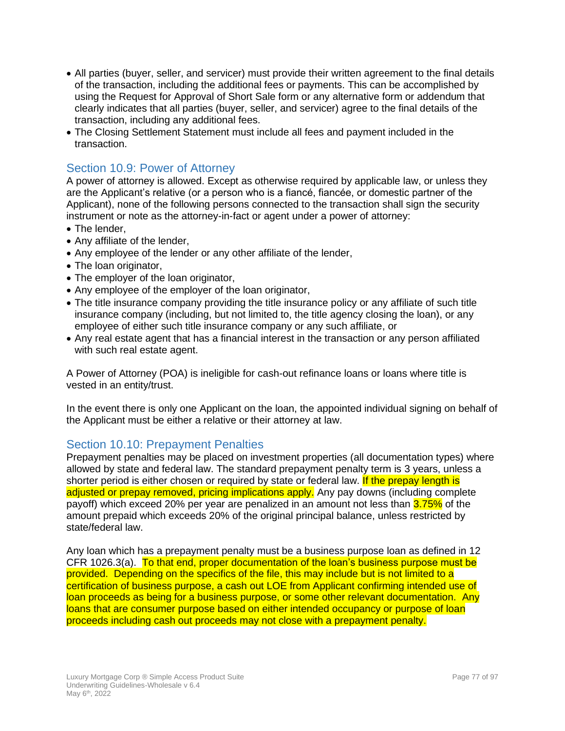- All parties (buyer, seller, and servicer) must provide their written agreement to the final details of the transaction, including the additional fees or payments. This can be accomplished by using the Request for Approval of Short Sale form or any alternative form or addendum that clearly indicates that all parties (buyer, seller, and servicer) agree to the final details of the transaction, including any additional fees.
- The Closing Settlement Statement must include all fees and payment included in the transaction.

## Section 10.9: Power of Attorney

A power of attorney is allowed. Except as otherwise required by applicable law, or unless they are the Applicant's relative (or a person who is a fiancé, fiancée, or domestic partner of the Applicant), none of the following persons connected to the transaction shall sign the security instrument or note as the attorney-in-fact or agent under a power of attorney:

- The lender,
- Any affiliate of the lender,
- Any employee of the lender or any other affiliate of the lender,
- The loan originator,
- The employer of the loan originator,
- Any employee of the employer of the loan originator,
- The title insurance company providing the title insurance policy or any affiliate of such title insurance company (including, but not limited to, the title agency closing the loan), or any employee of either such title insurance company or any such affiliate, or
- Any real estate agent that has a financial interest in the transaction or any person affiliated with such real estate agent.

A Power of Attorney (POA) is ineligible for cash-out refinance loans or loans where title is vested in an entity/trust.

In the event there is only one Applicant on the loan, the appointed individual signing on behalf of the Applicant must be either a relative or their attorney at law.

## Section 10.10: Prepayment Penalties

Prepayment penalties may be placed on investment properties (all documentation types) where allowed by state and federal law. The standard prepayment penalty term is 3 years, unless a shorter period is either chosen or required by state or federal law. If the prepay length is adjusted or prepay removed, pricing implications apply. Any pay downs (including complete payoff) which exceed 20% per year are penalized in an amount not less than 3.75% of the amount prepaid which exceeds 20% of the original principal balance, unless restricted by state/federal law.

Any loan which has a prepayment penalty must be a business purpose loan as defined in 12 CFR 1026.3(a). To that end, proper documentation of the loan's business purpose must be provided. Depending on the specifics of the file, this may include but is not limited to a certification of business purpose, a cash out LOE from Applicant confirming intended use of loan proceeds as being for a business purpose, or some other relevant documentation. Any loans that are consumer purpose based on either intended occupancy or purpose of loan proceeds including cash out proceeds may not close with a prepayment penalty.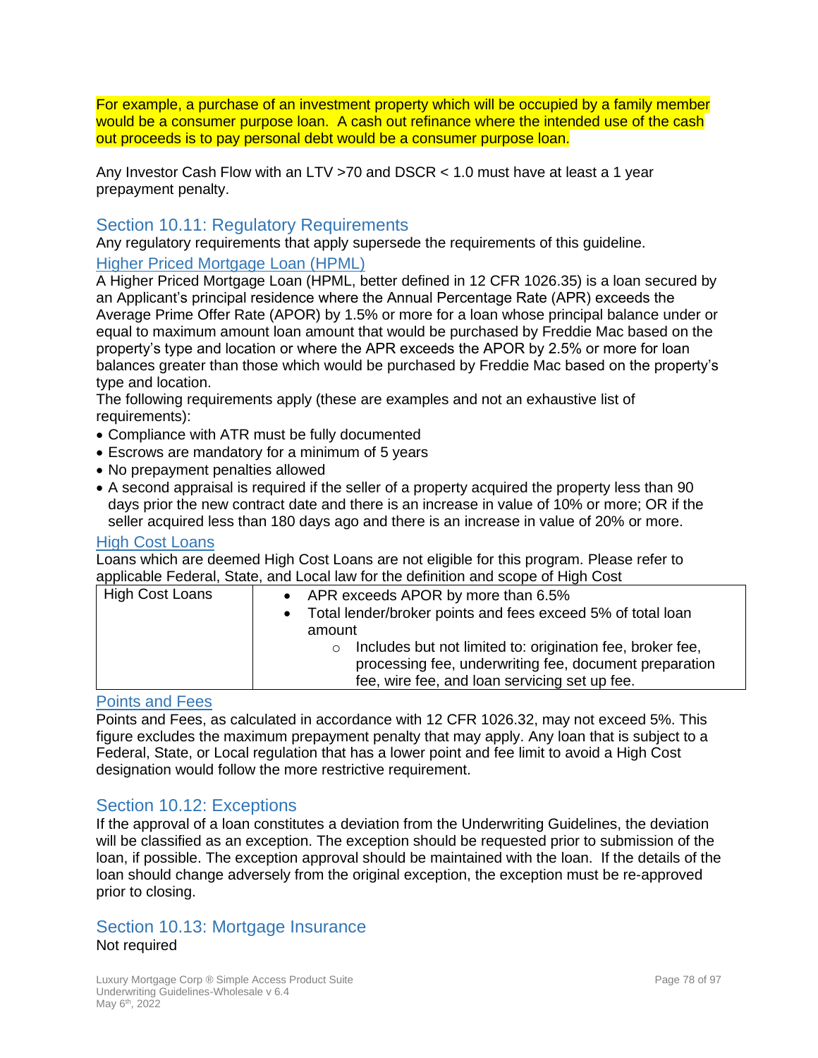For example, a purchase of an investment property which will be occupied by a family member would be a consumer purpose loan. A cash out refinance where the intended use of the cash out proceeds is to pay personal debt would be a consumer purpose loan.

Any Investor Cash Flow with an LTV >70 and DSCR < 1.0 must have at least a 1 year prepayment penalty.

## Section 10.11: Regulatory Requirements

Any regulatory requirements that apply supersede the requirements of this guideline.

### Higher Priced Mortgage Loan (HPML)

A Higher Priced Mortgage Loan (HPML, better defined in 12 CFR 1026.35) is a loan secured by an Applicant's principal residence where the Annual Percentage Rate (APR) exceeds the Average Prime Offer Rate (APOR) by 1.5% or more for a loan whose principal balance under or equal to maximum amount loan amount that would be purchased by Freddie Mac based on the property's type and location or where the APR exceeds the APOR by 2.5% or more for loan balances greater than those which would be purchased by Freddie Mac based on the property's type and location.

The following requirements apply (these are examples and not an exhaustive list of requirements):

- Compliance with ATR must be fully documented
- Escrows are mandatory for a minimum of 5 years
- No prepayment penalties allowed
- A second appraisal is required if the seller of a property acquired the property less than 90 days prior the new contract date and there is an increase in value of 10% or more; OR if the seller acquired less than 180 days ago and there is an increase in value of 20% or more.

### High Cost Loans

Loans which are deemed High Cost Loans are not eligible for this program. Please refer to applicable Federal, State, and Local law for the definition and scope of High Cost

| High Cost Loans | • APR exceeds APOR by more than 6.5%<br>• Total lender/broker points and fees exceed 5% of total loan amount<br>&nbsp;&nbsp;&nbsp;&nbsp;○ Includes but not limited to: origination fee, broker fee, processing fee, underwriting fee, document preparation fee, wire fee, and loan servicing set up fee. |
|---|---|

### Points and Fees

Points and Fees, as calculated in accordance with 12 CFR 1026.32, may not exceed 5%. This figure excludes the maximum prepayment penalty that may apply. Any loan that is subject to a Federal, State, or Local regulation that has a lower point and fee limit to avoid a High Cost designation would follow the more restrictive requirement.

## Section 10.12: Exceptions

If the approval of a loan constitutes a deviation from the Underwriting Guidelines, the deviation will be classified as an exception. The exception should be requested prior to submission of the loan, if possible. The exception approval should be maintained with the loan. If the details of the loan should change adversely from the original exception, the exception must be re-approved prior to closing.

## Section 10.13: Mortgage Insurance

Not required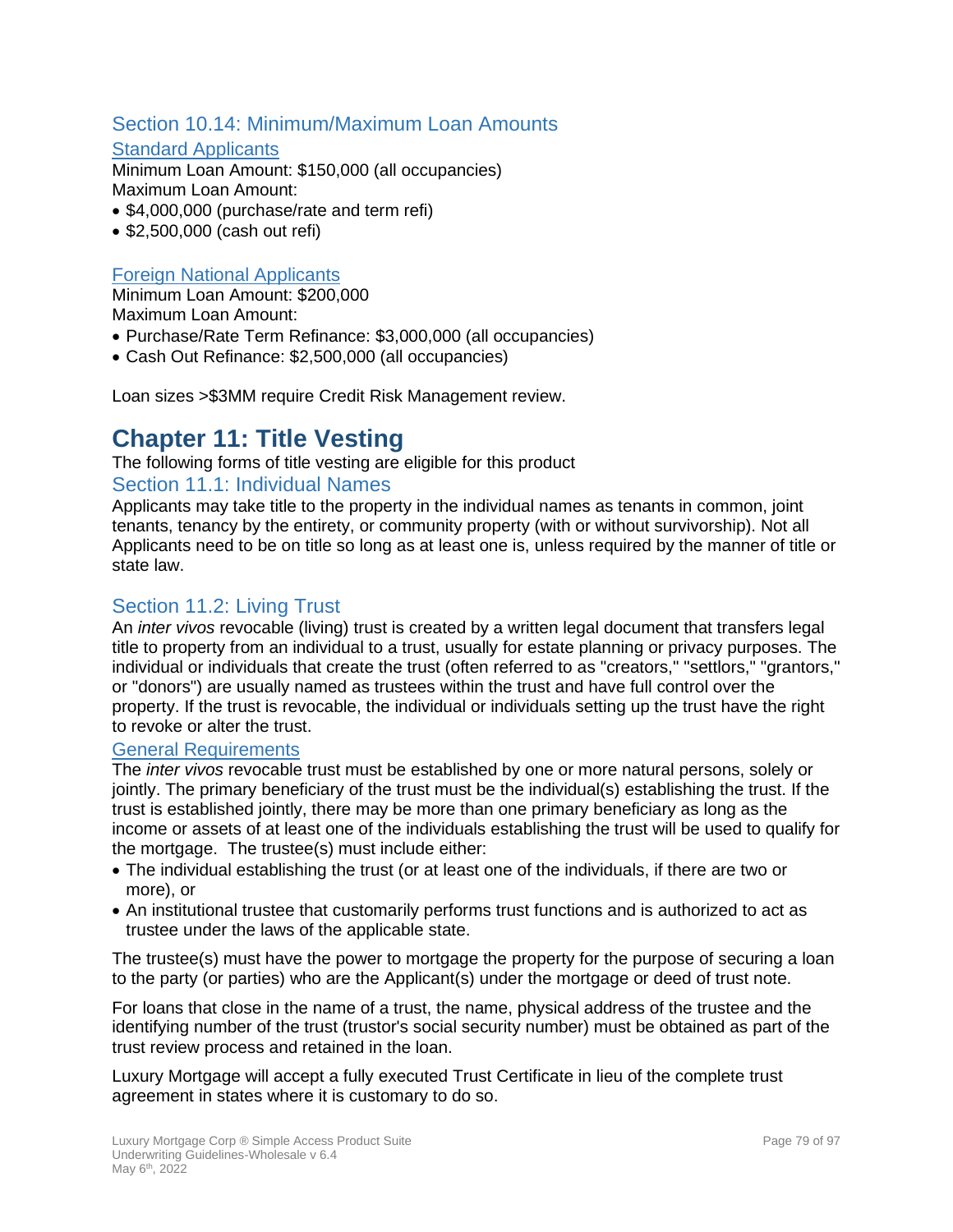## Section 10.14: Minimum/Maximum Loan Amounts

### Standard Applicants

Minimum Loan Amount: $150,000 (all occupancies)
Maximum Loan Amount:

- $4,000,000 (purchase/rate and term refi)
- $2,500,000 (cash out refi)

### Foreign National Applicants

Minimum Loan Amount: $200,000
Maximum Loan Amount:

- Purchase/Rate Term Refinance: $3,000,000 (all occupancies)
- Cash Out Refinance: $2,500,000 (all occupancies)

Loan sizes >$3MM require Credit Risk Management review.

# Chapter 11: Title Vesting

The following forms of title vesting are eligible for this product

## Section 11.1: Individual Names

Applicants may take title to the property in the individual names as tenants in common, joint tenants, tenancy by the entirety, or community property (with or without survivorship). Not all Applicants need to be on title so long as at least one is, unless required by the manner of title or state law.

## Section 11.2: Living Trust

An *inter vivos* revocable (living) trust is created by a written legal document that transfers legal title to property from an individual to a trust, usually for estate planning or privacy purposes. The individual or individuals that create the trust (often referred to as "creators," "settlors," "grantors," or "donors") are usually named as trustees within the trust and have full control over the property. If the trust is revocable, the individual or individuals setting up the trust have the right to revoke or alter the trust.

### General Requirements

The *inter vivos* revocable trust must be established by one or more natural persons, solely or jointly. The primary beneficiary of the trust must be the individual(s) establishing the trust. If the trust is established jointly, there may be more than one primary beneficiary as long as the income or assets of at least one of the individuals establishing the trust will be used to qualify for the mortgage. The trustee(s) must include either:

- The individual establishing the trust (or at least one of the individuals, if there are two or more), or
- An institutional trustee that customarily performs trust functions and is authorized to act as trustee under the laws of the applicable state.

The trustee(s) must have the power to mortgage the property for the purpose of securing a loan to the party (or parties) who are the Applicant(s) under the mortgage or deed of trust note.

For loans that close in the name of a trust, the name, physical address of the trustee and the identifying number of the trust (trustor's social security number) must be obtained as part of the trust review process and retained in the loan.

Luxury Mortgage will accept a fully executed Trust Certificate in lieu of the complete trust agreement in states where it is customary to do so.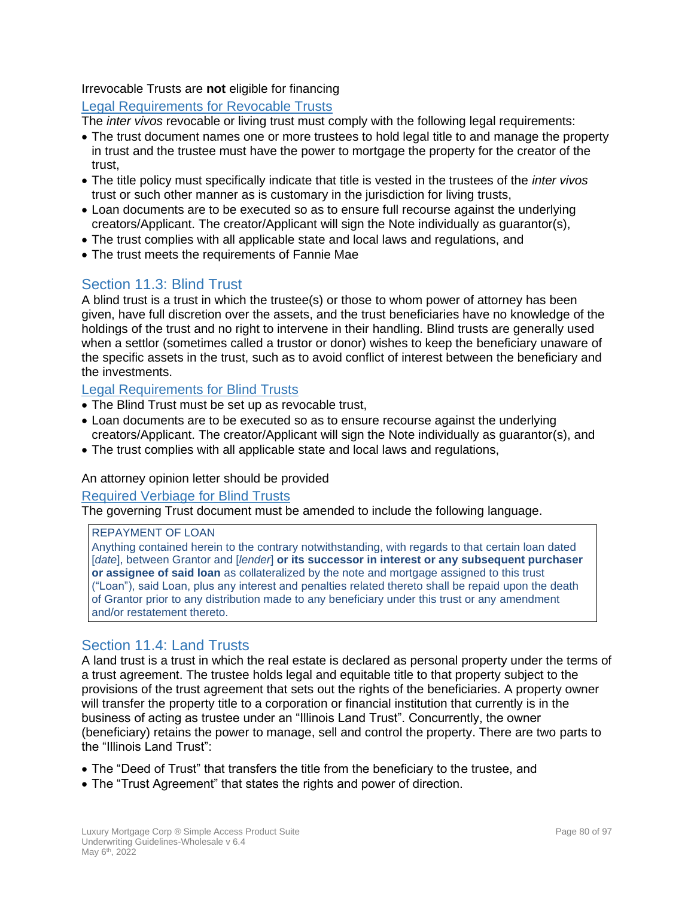Irrevocable Trusts are **not** eligible for financing

### Legal Requirements for Revocable Trusts

The *inter vivos* revocable or living trust must comply with the following legal requirements:

- The trust document names one or more trustees to hold legal title to and manage the property in trust and the trustee must have the power to mortgage the property for the creator of the trust,
- The title policy must specifically indicate that title is vested in the trustees of the *inter vivos* trust or such other manner as is customary in the jurisdiction for living trusts,
- Loan documents are to be executed so as to ensure full recourse against the underlying creators/Applicant. The creator/Applicant will sign the Note individually as guarantor(s),
- The trust complies with all applicable state and local laws and regulations, and
- The trust meets the requirements of Fannie Mae

## Section 11.3: Blind Trust

A blind trust is a trust in which the trustee(s) or those to whom power of attorney has been given, have full discretion over the assets, and the trust beneficiaries have no knowledge of the holdings of the trust and no right to intervene in their handling. Blind trusts are generally used when a settlor (sometimes called a trustor or donor) wishes to keep the beneficiary unaware of the specific assets in the trust, such as to avoid conflict of interest between the beneficiary and the investments.

### Legal Requirements for Blind Trusts

- The Blind Trust must be set up as revocable trust,
- Loan documents are to be executed so as to ensure recourse against the underlying creators/Applicant. The creator/Applicant will sign the Note individually as guarantor(s), and
- The trust complies with all applicable state and local laws and regulations,

An attorney opinion letter should be provided

### Required Verbiage for Blind Trusts

The governing Trust document must be amended to include the following language.

> REPAYMENT OF LOAN
>
> Anything contained herein to the contrary notwithstanding, with regards to that certain loan dated [*date*], between Grantor and [*lender*] **or its successor in interest or any subsequent purchaser or assignee of said loan** as collateralized by the note and mortgage assigned to this trust ("Loan"), said Loan, plus any interest and penalties related thereto shall be repaid upon the death of Grantor prior to any distribution made to any beneficiary under this trust or any amendment and/or restatement thereto.

## Section 11.4: Land Trusts

A land trust is a trust in which the real estate is declared as personal property under the terms of a trust agreement. The trustee holds legal and equitable title to that property subject to the provisions of the trust agreement that sets out the rights of the beneficiaries. A property owner will transfer the property title to a corporation or financial institution that currently is in the business of acting as trustee under an "Illinois Land Trust". Concurrently, the owner (beneficiary) retains the power to manage, sell and control the property. There are two parts to the "Illinois Land Trust":

- The "Deed of Trust" that transfers the title from the beneficiary to the trustee, and
- The "Trust Agreement" that states the rights and power of direction.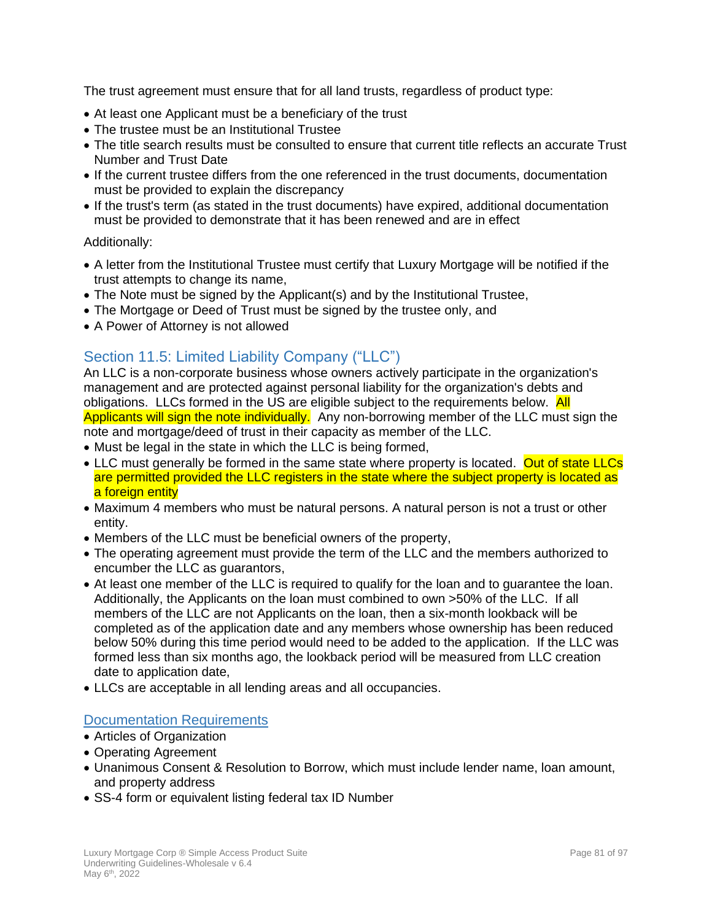The trust agreement must ensure that for all land trusts, regardless of product type:

- At least one Applicant must be a beneficiary of the trust
- The trustee must be an Institutional Trustee
- The title search results must be consulted to ensure that current title reflects an accurate Trust Number and Trust Date
- If the current trustee differs from the one referenced in the trust documents, documentation must be provided to explain the discrepancy
- If the trust's term (as stated in the trust documents) have expired, additional documentation must be provided to demonstrate that it has been renewed and are in effect

Additionally:

- A letter from the Institutional Trustee must certify that Luxury Mortgage will be notified if the trust attempts to change its name,
- The Note must be signed by the Applicant(s) and by the Institutional Trustee,
- The Mortgage or Deed of Trust must be signed by the trustee only, and
- A Power of Attorney is not allowed

## Section 11.5: Limited Liability Company ("LLC")

An LLC is a non-corporate business whose owners actively participate in the organization's management and are protected against personal liability for the organization's debts and obligations. LLCs formed in the US are eligible subject to the requirements below. All Applicants will sign the note individually. Any non-borrowing member of the LLC must sign the note and mortgage/deed of trust in their capacity as member of the LLC.

- Must be legal in the state in which the LLC is being formed,
- LLC must generally be formed in the same state where property is located. Out of state LLCs are permitted provided the LLC registers in the state where the subject property is located as a foreign entity
- Maximum 4 members who must be natural persons. A natural person is not a trust or other entity.
- Members of the LLC must be beneficial owners of the property,
- The operating agreement must provide the term of the LLC and the members authorized to encumber the LLC as guarantors,
- At least one member of the LLC is required to qualify for the loan and to guarantee the loan. Additionally, the Applicants on the loan must combined to own >50% of the LLC. If all members of the LLC are not Applicants on the loan, then a six-month lookback will be completed as of the application date and any members whose ownership has been reduced below 50% during this time period would need to be added to the application. If the LLC was formed less than six months ago, the lookback period will be measured from LLC creation date to application date,
- LLCs are acceptable in all lending areas and all occupancies.

### Documentation Requirements

- Articles of Organization
- Operating Agreement
- Unanimous Consent & Resolution to Borrow, which must include lender name, loan amount, and property address
- SS-4 form or equivalent listing federal tax ID Number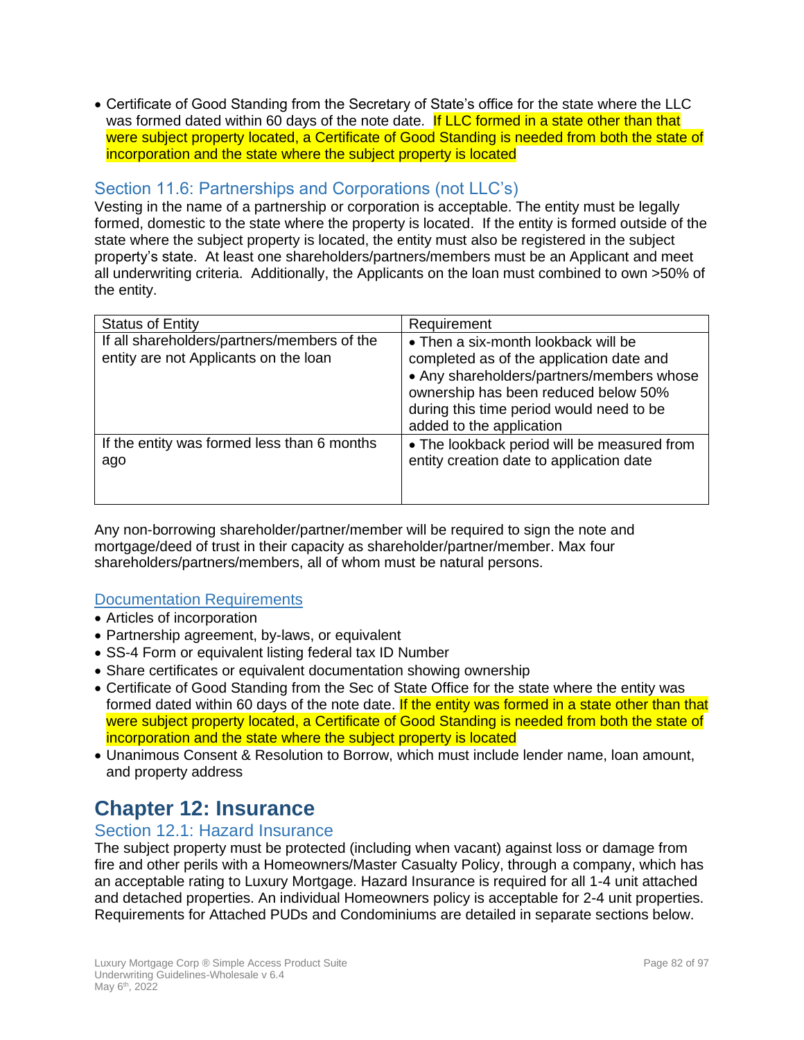- Certificate of Good Standing from the Secretary of State's office for the state where the LLC was formed dated within 60 days of the note date. If LLC formed in a state other than that were subject property located, a Certificate of Good Standing is needed from both the state of incorporation and the state where the subject property is located

## Section 11.6: Partnerships and Corporations (not LLC's)

Vesting in the name of a partnership or corporation is acceptable. The entity must be legally formed, domestic to the state where the property is located. If the entity is formed outside of the state where the subject property is located, the entity must also be registered in the subject property's state. At least one shareholders/partners/members must be an Applicant and meet all underwriting criteria. Additionally, the Applicants on the loan must combined to own >50% of the entity.

| Status of Entity | Requirement |
|---|---|
| If all shareholders/partners/members of the entity are not Applicants on the loan | • Then a six-month lookback will be completed as of the application date and<br>• Any shareholders/partners/members whose ownership has been reduced below 50% during this time period would need to be added to the application |
| If the entity was formed less than 6 months ago | • The lookback period will be measured from entity creation date to application date |

Any non-borrowing shareholder/partner/member will be required to sign the note and mortgage/deed of trust in their capacity as shareholder/partner/member. Max four shareholders/partners/members, all of whom must be natural persons.

### Documentation Requirements

- Articles of incorporation
- Partnership agreement, by-laws, or equivalent
- SS-4 Form or equivalent listing federal tax ID Number
- Share certificates or equivalent documentation showing ownership
- Certificate of Good Standing from the Sec of State Office for the state where the entity was formed dated within 60 days of the note date. If the entity was formed in a state other than that were subject property located, a Certificate of Good Standing is needed from both the state of incorporation and the state where the subject property is located
- Unanimous Consent & Resolution to Borrow, which must include lender name, loan amount, and property address

# Chapter 12: Insurance

## Section 12.1: Hazard Insurance

The subject property must be protected (including when vacant) against loss or damage from fire and other perils with a Homeowners/Master Casualty Policy, through a company, which has an acceptable rating to Luxury Mortgage. Hazard Insurance is required for all 1-4 unit attached and detached properties. An individual Homeowners policy is acceptable for 2-4 unit properties. Requirements for Attached PUDs and Condominiums are detailed in separate sections below.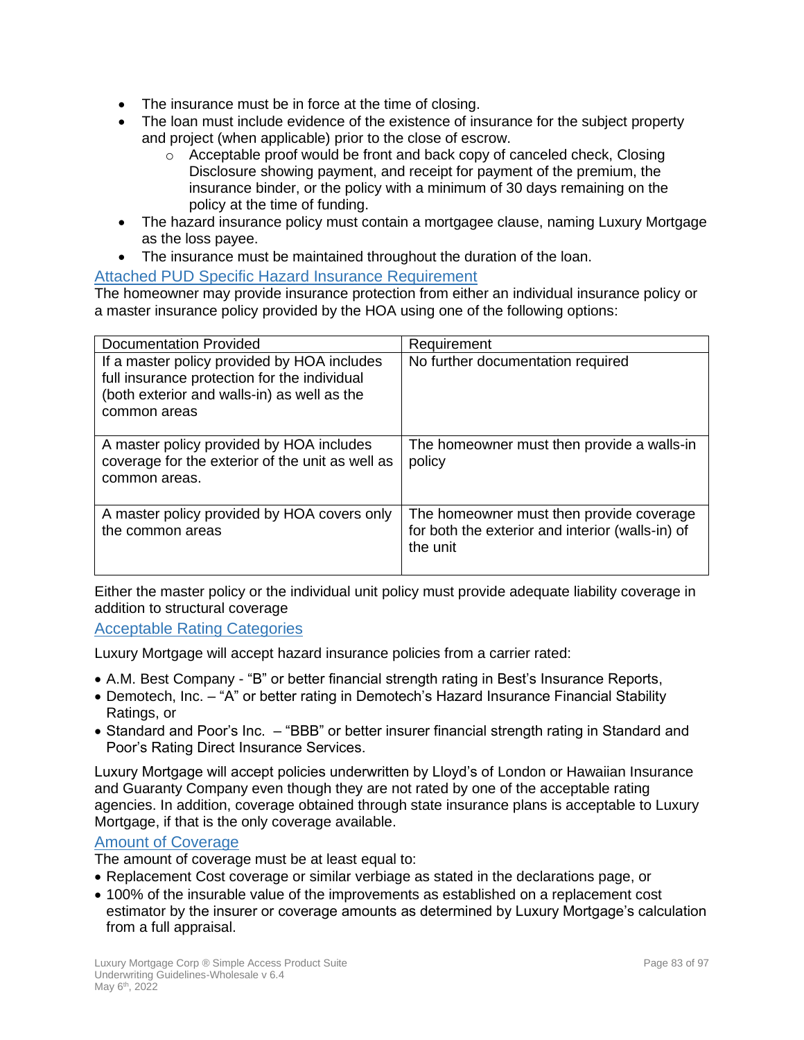- The insurance must be in force at the time of closing.
- The loan must include evidence of the existence of insurance for the subject property and project (when applicable) prior to the close of escrow.
    - Acceptable proof would be front and back copy of canceled check, Closing Disclosure showing payment, and receipt for payment of the premium, the insurance binder, or the policy with a minimum of 30 days remaining on the policy at the time of funding.
- The hazard insurance policy must contain a mortgagee clause, naming Luxury Mortgage as the loss payee.
- The insurance must be maintained throughout the duration of the loan.

## Attached PUD Specific Hazard Insurance Requirement

The homeowner may provide insurance protection from either an individual insurance policy or a master insurance policy provided by the HOA using one of the following options:

| Documentation Provided | Requirement |
|---|---|
| If a master policy provided by HOA includes full insurance protection for the individual (both exterior and walls-in) as well as the common areas | No further documentation required |
| A master policy provided by HOA includes coverage for the exterior of the unit as well as common areas. | The homeowner must then provide a walls-in policy |
| A master policy provided by HOA covers only the common areas | The homeowner must then provide coverage for both the exterior and interior (walls-in) of the unit |

Either the master policy or the individual unit policy must provide adequate liability coverage in addition to structural coverage

## Acceptable Rating Categories

Luxury Mortgage will accept hazard insurance policies from a carrier rated:

- A.M. Best Company - "B" or better financial strength rating in Best's Insurance Reports,
- Demotech, Inc. – "A" or better rating in Demotech's Hazard Insurance Financial Stability Ratings, or
- Standard and Poor's Inc. – "BBB" or better insurer financial strength rating in Standard and Poor's Rating Direct Insurance Services.

Luxury Mortgage will accept policies underwritten by Lloyd's of London or Hawaiian Insurance and Guaranty Company even though they are not rated by one of the acceptable rating agencies. In addition, coverage obtained through state insurance plans is acceptable to Luxury Mortgage, if that is the only coverage available.

## Amount of Coverage

The amount of coverage must be at least equal to:

- Replacement Cost coverage or similar verbiage as stated in the declarations page, or
- 100% of the insurable value of the improvements as established on a replacement cost estimator by the insurer or coverage amounts as determined by Luxury Mortgage's calculation from a full appraisal.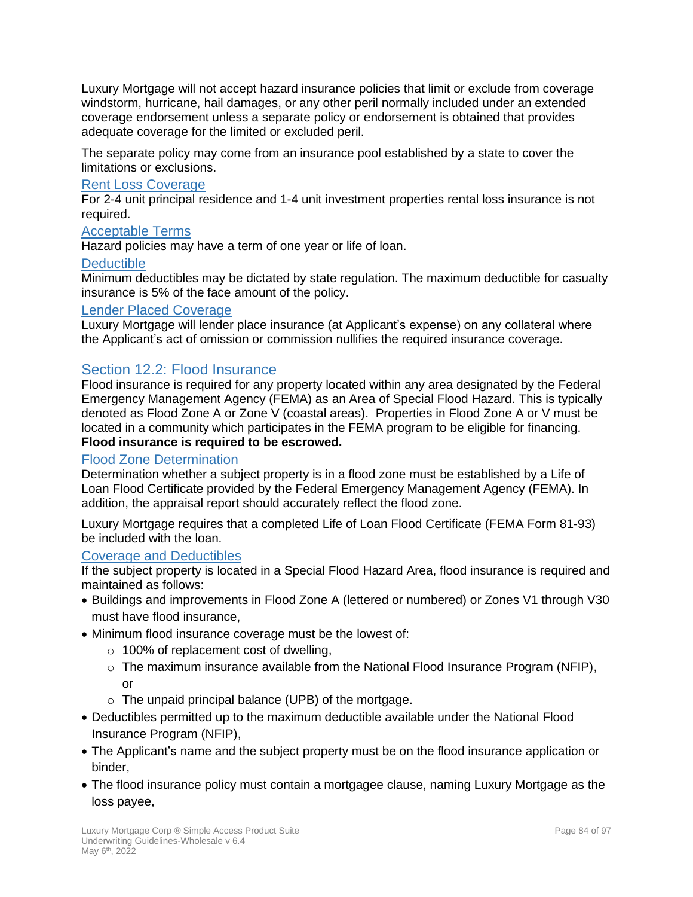Luxury Mortgage will not accept hazard insurance policies that limit or exclude from coverage windstorm, hurricane, hail damages, or any other peril normally included under an extended coverage endorsement unless a separate policy or endorsement is obtained that provides adequate coverage for the limited or excluded peril.

The separate policy may come from an insurance pool established by a state to cover the limitations or exclusions.

### Rent Loss Coverage

For 2-4 unit principal residence and 1-4 unit investment properties rental loss insurance is not required.

### Acceptable Terms

Hazard policies may have a term of one year or life of loan.

### Deductible

Minimum deductibles may be dictated by state regulation. The maximum deductible for casualty insurance is 5% of the face amount of the policy.

### Lender Placed Coverage

Luxury Mortgage will lender place insurance (at Applicant's expense) on any collateral where the Applicant's act of omission or commission nullifies the required insurance coverage.

## Section 12.2: Flood Insurance

Flood insurance is required for any property located within any area designated by the Federal Emergency Management Agency (FEMA) as an Area of Special Flood Hazard. This is typically denoted as Flood Zone A or Zone V (coastal areas). Properties in Flood Zone A or V must be located in a community which participates in the FEMA program to be eligible for financing. **Flood insurance is required to be escrowed.**

### Flood Zone Determination

Determination whether a subject property is in a flood zone must be established by a Life of Loan Flood Certificate provided by the Federal Emergency Management Agency (FEMA). In addition, the appraisal report should accurately reflect the flood zone.

Luxury Mortgage requires that a completed Life of Loan Flood Certificate (FEMA Form 81-93) be included with the loan.

### Coverage and Deductibles

If the subject property is located in a Special Flood Hazard Area, flood insurance is required and maintained as follows:

- Buildings and improvements in Flood Zone A (lettered or numbered) or Zones V1 through V30 must have flood insurance,
- Minimum flood insurance coverage must be the lowest of:
  - 100% of replacement cost of dwelling,
  - The maximum insurance available from the National Flood Insurance Program (NFIP), or
  - The unpaid principal balance (UPB) of the mortgage.
- Deductibles permitted up to the maximum deductible available under the National Flood Insurance Program (NFIP),
- The Applicant's name and the subject property must be on the flood insurance application or binder,
- The flood insurance policy must contain a mortgagee clause, naming Luxury Mortgage as the loss payee,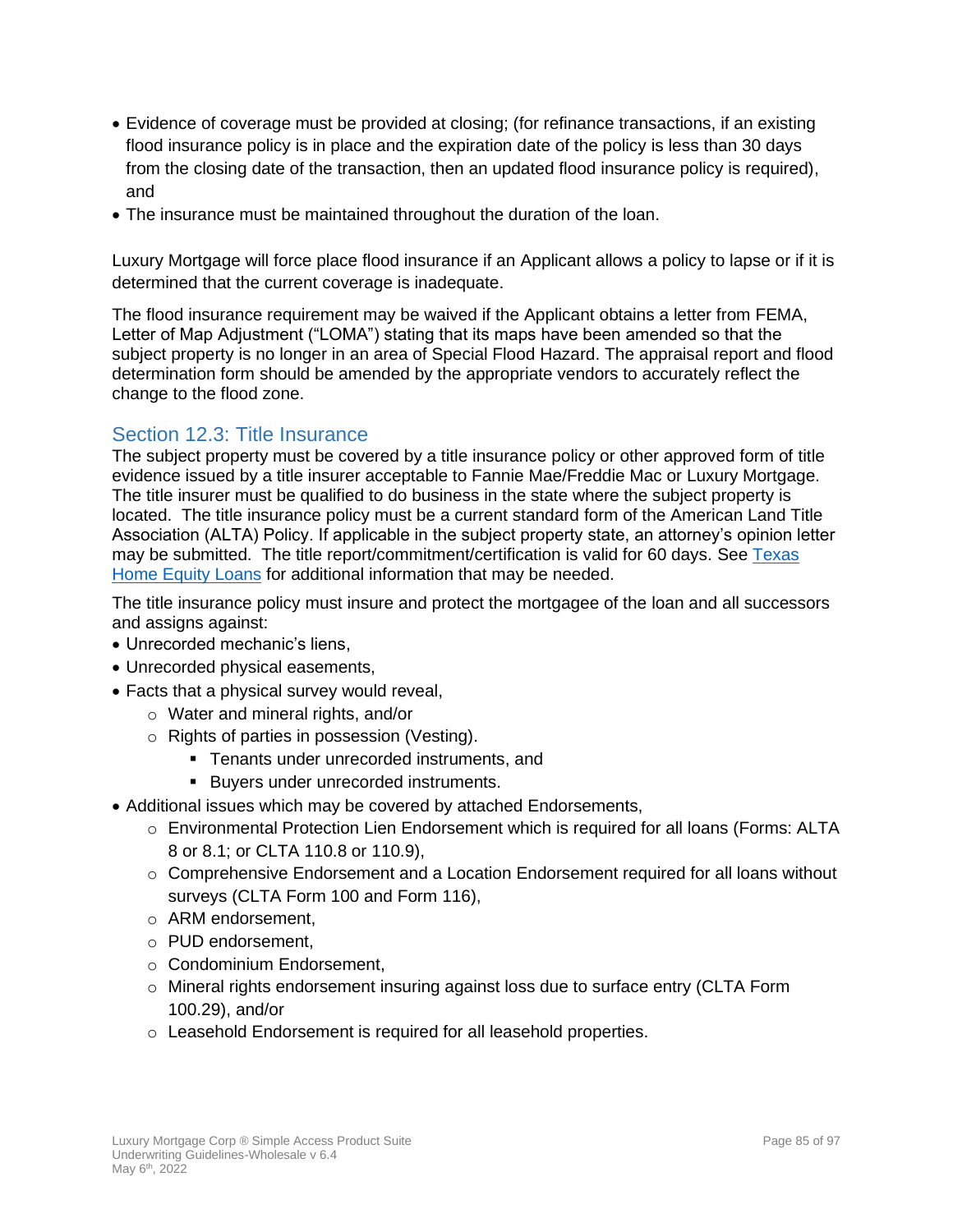- Evidence of coverage must be provided at closing; (for refinance transactions, if an existing flood insurance policy is in place and the expiration date of the policy is less than 30 days from the closing date of the transaction, then an updated flood insurance policy is required), and
- The insurance must be maintained throughout the duration of the loan.

Luxury Mortgage will force place flood insurance if an Applicant allows a policy to lapse or if it is determined that the current coverage is inadequate.

The flood insurance requirement may be waived if the Applicant obtains a letter from FEMA, Letter of Map Adjustment ("LOMA") stating that its maps have been amended so that the subject property is no longer in an area of Special Flood Hazard. The appraisal report and flood determination form should be amended by the appropriate vendors to accurately reflect the change to the flood zone.

## Section 12.3: Title Insurance

The subject property must be covered by a title insurance policy or other approved form of title evidence issued by a title insurer acceptable to Fannie Mae/Freddie Mac or Luxury Mortgage. The title insurer must be qualified to do business in the state where the subject property is located. The title insurance policy must be a current standard form of the American Land Title Association (ALTA) Policy. If applicable in the subject property state, an attorney's opinion letter may be submitted. The title report/commitment/certification is valid for 60 days. See Texas Home Equity Loans for additional information that may be needed.

The title insurance policy must insure and protect the mortgagee of the loan and all successors and assigns against:

- Unrecorded mechanic's liens,
- Unrecorded physical easements,
- Facts that a physical survey would reveal,
  - Water and mineral rights, and/or
  - Rights of parties in possession (Vesting).
    - Tenants under unrecorded instruments, and
    - Buyers under unrecorded instruments.
- Additional issues which may be covered by attached Endorsements,
  - Environmental Protection Lien Endorsement which is required for all loans (Forms: ALTA 8 or 8.1; or CLTA 110.8 or 110.9),
  - Comprehensive Endorsement and a Location Endorsement required for all loans without surveys (CLTA Form 100 and Form 116),
  - ARM endorsement,
  - PUD endorsement,
  - Condominium Endorsement,
  - Mineral rights endorsement insuring against loss due to surface entry (CLTA Form 100.29), and/or
  - Leasehold Endorsement is required for all leasehold properties.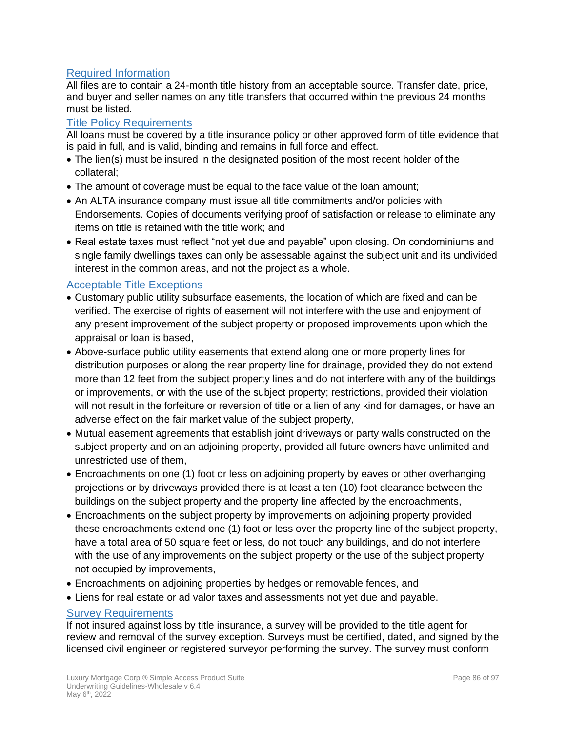### Required Information

All files are to contain a 24-month title history from an acceptable source. Transfer date, price, and buyer and seller names on any title transfers that occurred within the previous 24 months must be listed.

### Title Policy Requirements

All loans must be covered by a title insurance policy or other approved form of title evidence that is paid in full, and is valid, binding and remains in full force and effect.

- The lien(s) must be insured in the designated position of the most recent holder of the collateral;
- The amount of coverage must be equal to the face value of the loan amount;
- An ALTA insurance company must issue all title commitments and/or policies with Endorsements. Copies of documents verifying proof of satisfaction or release to eliminate any items on title is retained with the title work; and
- Real estate taxes must reflect "not yet due and payable" upon closing. On condominiums and single family dwellings taxes can only be assessable against the subject unit and its undivided interest in the common areas, and not the project as a whole.

### Acceptable Title Exceptions

- Customary public utility subsurface easements, the location of which are fixed and can be verified. The exercise of rights of easement will not interfere with the use and enjoyment of any present improvement of the subject property or proposed improvements upon which the appraisal or loan is based,
- Above-surface public utility easements that extend along one or more property lines for distribution purposes or along the rear property line for drainage, provided they do not extend more than 12 feet from the subject property lines and do not interfere with any of the buildings or improvements, or with the use of the subject property; restrictions, provided their violation will not result in the forfeiture or reversion of title or a lien of any kind for damages, or have an adverse effect on the fair market value of the subject property,
- Mutual easement agreements that establish joint driveways or party walls constructed on the subject property and on an adjoining property, provided all future owners have unlimited and unrestricted use of them,
- Encroachments on one (1) foot or less on adjoining property by eaves or other overhanging projections or by driveways provided there is at least a ten (10) foot clearance between the buildings on the subject property and the property line affected by the encroachments,
- Encroachments on the subject property by improvements on adjoining property provided these encroachments extend one (1) foot or less over the property line of the subject property, have a total area of 50 square feet or less, do not touch any buildings, and do not interfere with the use of any improvements on the subject property or the use of the subject property not occupied by improvements,
- Encroachments on adjoining properties by hedges or removable fences, and
- Liens for real estate or ad valor taxes and assessments not yet due and payable.

### Survey Requirements

If not insured against loss by title insurance, a survey will be provided to the title agent for review and removal of the survey exception. Surveys must be certified, dated, and signed by the licensed civil engineer or registered surveyor performing the survey. The survey must conform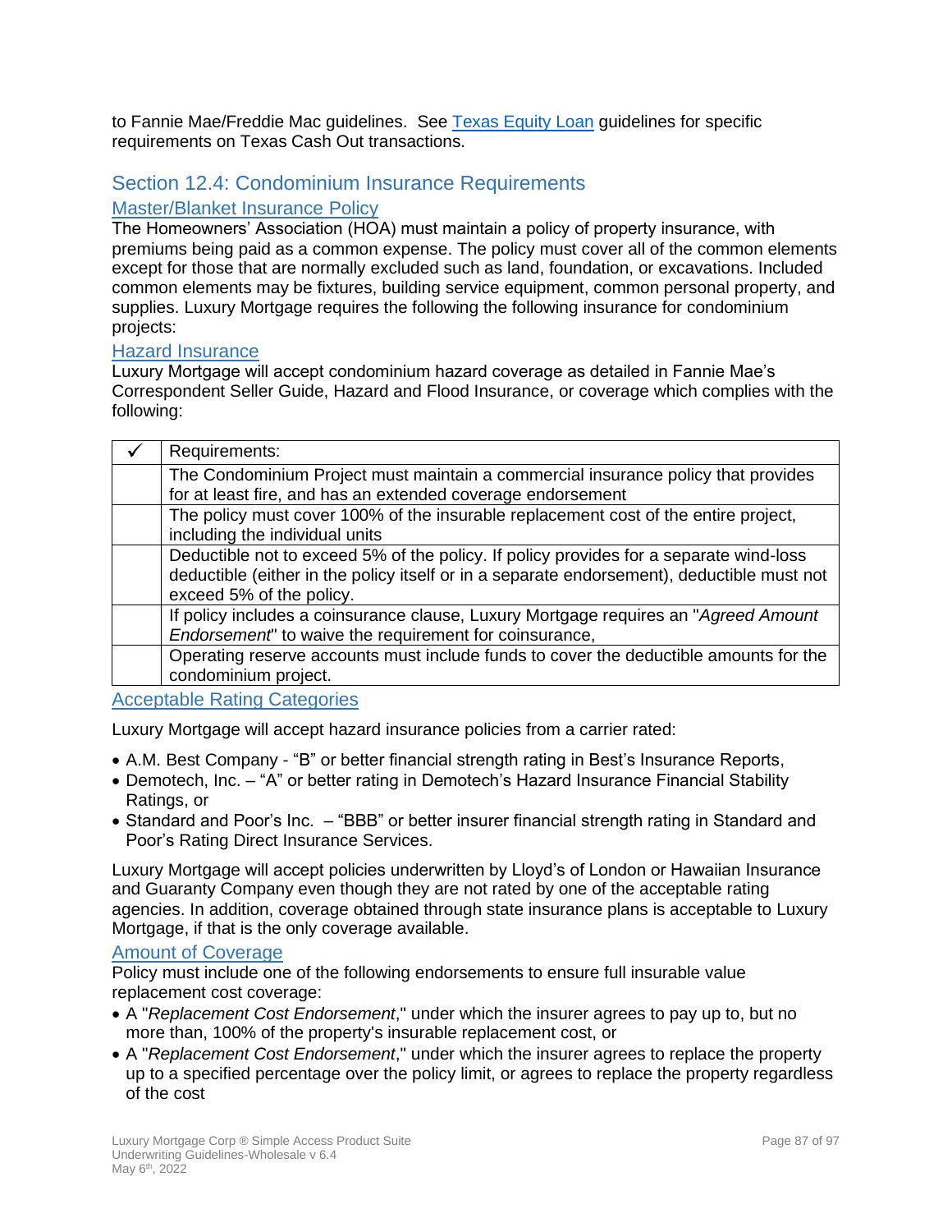to Fannie Mae/Freddie Mac guidelines. See Texas Equity Loan guidelines for specific requirements on Texas Cash Out transactions.

## Section 12.4: Condominium Insurance Requirements

### Master/Blanket Insurance Policy

The Homeowners' Association (HOA) must maintain a policy of property insurance, with premiums being paid as a common expense. The policy must cover all of the common elements except for those that are normally excluded such as land, foundation, or excavations. Included common elements may be fixtures, building service equipment, common personal property, and supplies. Luxury Mortgage requires the following the following insurance for condominium projects:

### Hazard Insurance

Luxury Mortgage will accept condominium hazard coverage as detailed in Fannie Mae's Correspondent Seller Guide, Hazard and Flood Insurance, or coverage which complies with the following:

| ✓ | Requirements: |
|---|---|
| | The Condominium Project must maintain a commercial insurance policy that provides for at least fire, and has an extended coverage endorsement |
| | The policy must cover 100% of the insurable replacement cost of the entire project, including the individual units |
| | Deductible not to exceed 5% of the policy. If policy provides for a separate wind-loss deductible (either in the policy itself or in a separate endorsement), deductible must not exceed 5% of the policy. |
| | If policy includes a coinsurance clause, Luxury Mortgage requires an "*Agreed Amount Endorsement*" to waive the requirement for coinsurance, |
| | Operating reserve accounts must include funds to cover the deductible amounts for the condominium project. |

### Acceptable Rating Categories

Luxury Mortgage will accept hazard insurance policies from a carrier rated:

- A.M. Best Company - "B" or better financial strength rating in Best's Insurance Reports,
- Demotech, Inc. – "A" or better rating in Demotech's Hazard Insurance Financial Stability Ratings, or
- Standard and Poor's Inc. – "BBB" or better insurer financial strength rating in Standard and Poor's Rating Direct Insurance Services.

Luxury Mortgage will accept policies underwritten by Lloyd's of London or Hawaiian Insurance and Guaranty Company even though they are not rated by one of the acceptable rating agencies. In addition, coverage obtained through state insurance plans is acceptable to Luxury Mortgage, if that is the only coverage available.

### Amount of Coverage

Policy must include one of the following endorsements to ensure full insurable value replacement cost coverage:

- A "*Replacement Cost Endorsement*," under which the insurer agrees to pay up to, but no more than, 100% of the property's insurable replacement cost, or
- A "*Replacement Cost Endorsement*," under which the insurer agrees to replace the property up to a specified percentage over the policy limit, or agrees to replace the property regardless of the cost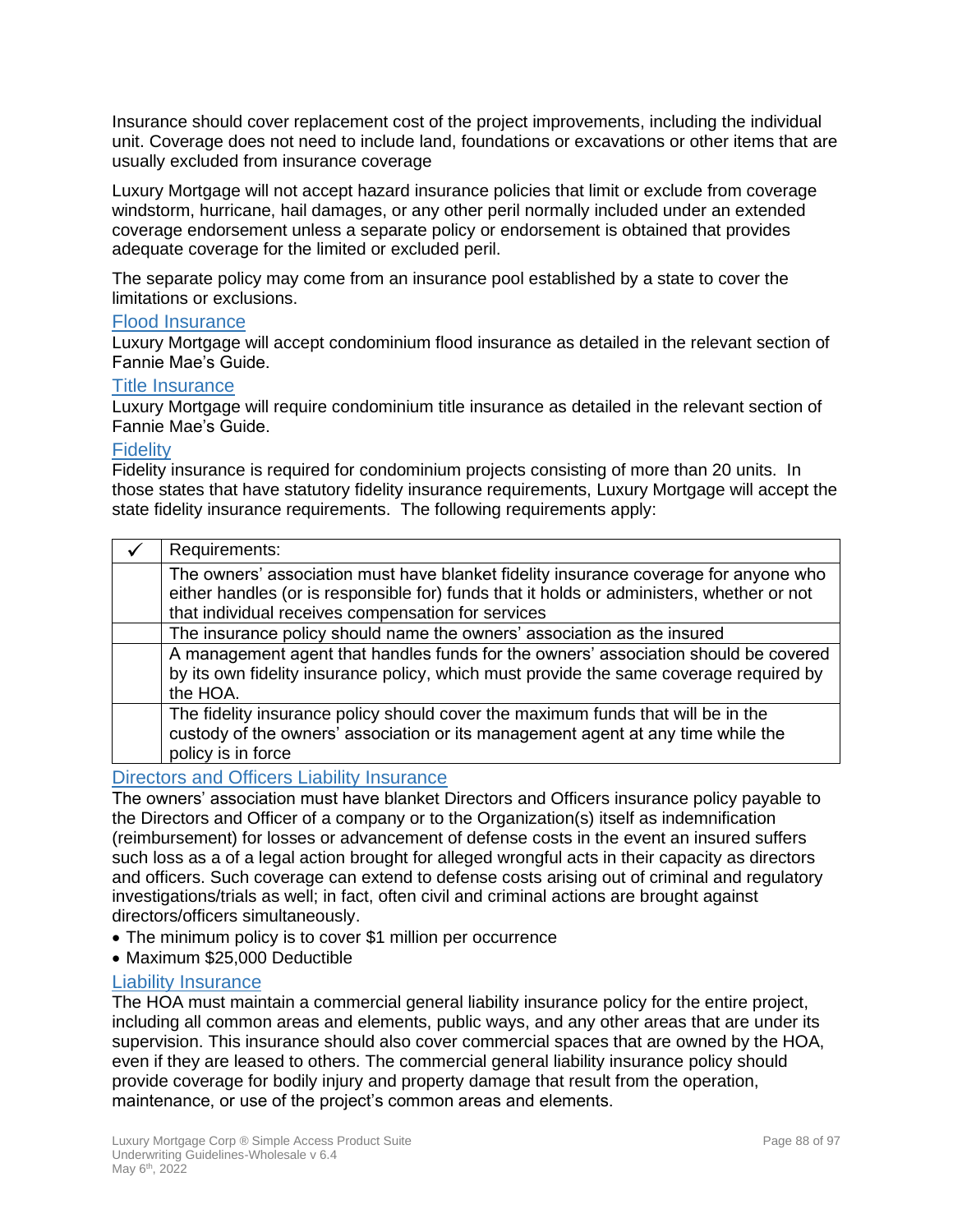Insurance should cover replacement cost of the project improvements, including the individual unit. Coverage does not need to include land, foundations or excavations or other items that are usually excluded from insurance coverage

Luxury Mortgage will not accept hazard insurance policies that limit or exclude from coverage windstorm, hurricane, hail damages, or any other peril normally included under an extended coverage endorsement unless a separate policy or endorsement is obtained that provides adequate coverage for the limited or excluded peril.

The separate policy may come from an insurance pool established by a state to cover the limitations or exclusions.

### Flood Insurance

Luxury Mortgage will accept condominium flood insurance as detailed in the relevant section of Fannie Mae's Guide.

### Title Insurance

Luxury Mortgage will require condominium title insurance as detailed in the relevant section of Fannie Mae's Guide.

### Fidelity

Fidelity insurance is required for condominium projects consisting of more than 20 units. In those states that have statutory fidelity insurance requirements, Luxury Mortgage will accept the state fidelity insurance requirements. The following requirements apply:

| ✓ | Requirements: |
|---|---|
| | The owners' association must have blanket fidelity insurance coverage for anyone who either handles (or is responsible for) funds that it holds or administers, whether or not that individual receives compensation for services |
| | The insurance policy should name the owners' association as the insured |
| | A management agent that handles funds for the owners' association should be covered by its own fidelity insurance policy, which must provide the same coverage required by the HOA. |
| | The fidelity insurance policy should cover the maximum funds that will be in the custody of the owners' association or its management agent at any time while the policy is in force |

### Directors and Officers Liability Insurance

The owners' association must have blanket Directors and Officers insurance policy payable to the Directors and Officer of a company or to the Organization(s) itself as indemnification (reimbursement) for losses or advancement of defense costs in the event an insured suffers such loss as a of a legal action brought for alleged wrongful acts in their capacity as directors and officers. Such coverage can extend to defense costs arising out of criminal and regulatory investigations/trials as well; in fact, often civil and criminal actions are brought against directors/officers simultaneously.

- The minimum policy is to cover $1 million per occurrence
- Maximum $25,000 Deductible

### Liability Insurance

The HOA must maintain a commercial general liability insurance policy for the entire project, including all common areas and elements, public ways, and any other areas that are under its supervision. This insurance should also cover commercial spaces that are owned by the HOA, even if they are leased to others. The commercial general liability insurance policy should provide coverage for bodily injury and property damage that result from the operation, maintenance, or use of the project's common areas and elements.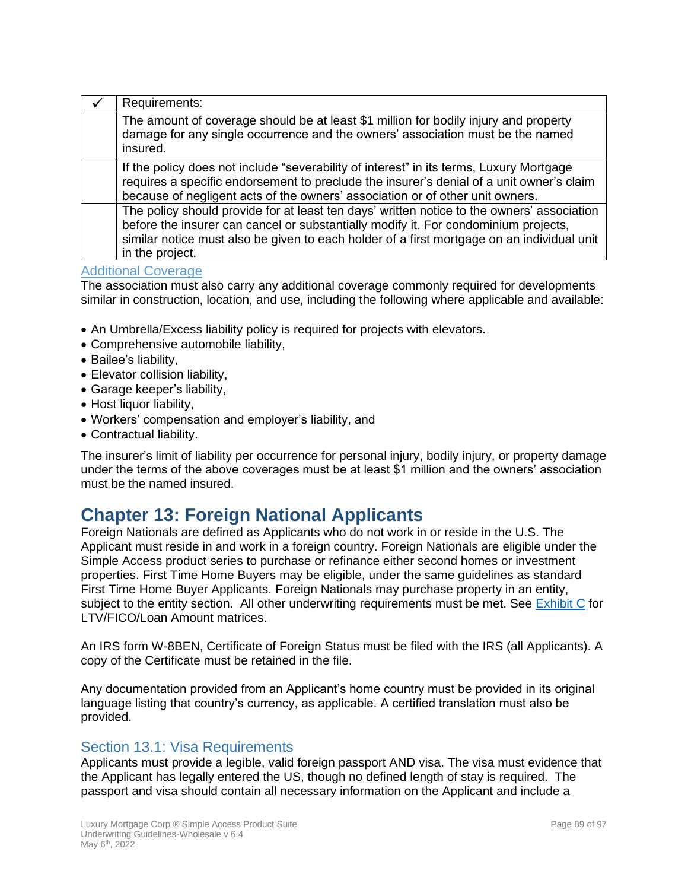| ✓ | Requirements: |
|---|---|
| | The amount of coverage should be at least $1 million for bodily injury and property damage for any single occurrence and the owners' association must be the named insured. |
| | If the policy does not include "severability of interest" in its terms, Luxury Mortgage requires a specific endorsement to preclude the insurer's denial of a unit owner's claim because of negligent acts of the owners' association or of other unit owners. |
| | The policy should provide for at least ten days' written notice to the owners' association before the insurer can cancel or substantially modify it. For condominium projects, similar notice must also be given to each holder of a first mortgage on an individual unit in the project. |

### Additional Coverage

The association must also carry any additional coverage commonly required for developments similar in construction, location, and use, including the following where applicable and available:

- An Umbrella/Excess liability policy is required for projects with elevators.
- Comprehensive automobile liability,
- Bailee's liability,
- Elevator collision liability,
- Garage keeper's liability,
- Host liquor liability,
- Workers' compensation and employer's liability, and
- Contractual liability.

The insurer's limit of liability per occurrence for personal injury, bodily injury, or property damage under the terms of the above coverages must be at least $1 million and the owners' association must be the named insured.

# Chapter 13: Foreign National Applicants

Foreign Nationals are defined as Applicants who do not work in or reside in the U.S. The Applicant must reside in and work in a foreign country. Foreign Nationals are eligible under the Simple Access product series to purchase or refinance either second homes or investment properties. First Time Home Buyers may be eligible, under the same guidelines as standard First Time Home Buyer Applicants. Foreign Nationals may purchase property in an entity, subject to the entity section. All other underwriting requirements must be met. See Exhibit C for LTV/FICO/Loan Amount matrices.

An IRS form W-8BEN, Certificate of Foreign Status must be filed with the IRS (all Applicants). A copy of the Certificate must be retained in the file.

Any documentation provided from an Applicant's home country must be provided in its original language listing that country's currency, as applicable. A certified translation must also be provided.

## Section 13.1: Visa Requirements

Applicants must provide a legible, valid foreign passport AND visa. The visa must evidence that the Applicant has legally entered the US, though no defined length of stay is required. The passport and visa should contain all necessary information on the Applicant and include a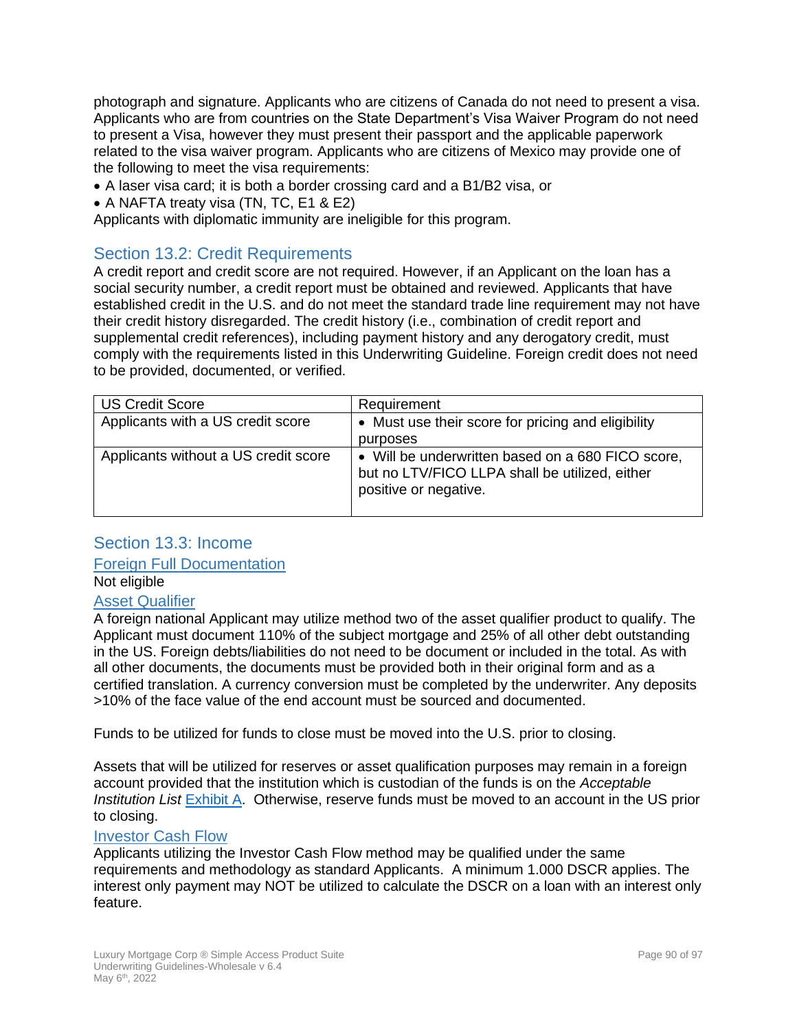photograph and signature. Applicants who are citizens of Canada do not need to present a visa. Applicants who are from countries on the State Department's Visa Waiver Program do not need to present a Visa, however they must present their passport and the applicable paperwork related to the visa waiver program. Applicants who are citizens of Mexico may provide one of the following to meet the visa requirements:

- A laser visa card; it is both a border crossing card and a B1/B2 visa, or
- A NAFTA treaty visa (TN, TC, E1 & E2)

Applicants with diplomatic immunity are ineligible for this program.

## Section 13.2: Credit Requirements

A credit report and credit score are not required. However, if an Applicant on the loan has a social security number, a credit report must be obtained and reviewed. Applicants that have established credit in the U.S. and do not meet the standard trade line requirement may not have their credit history disregarded. The credit history (i.e., combination of credit report and supplemental credit references), including payment history and any derogatory credit, must comply with the requirements listed in this Underwriting Guideline. Foreign credit does not need to be provided, documented, or verified.

| US Credit Score | Requirement |
| --- | --- |
| Applicants with a US credit score | • Must use their score for pricing and eligibility purposes |
| Applicants without a US credit score | • Will be underwritten based on a 680 FICO score, but no LTV/FICO LLPA shall be utilized, either positive or negative. |

## Section 13.3: Income

### Foreign Full Documentation

Not eligible

### Asset Qualifier

A foreign national Applicant may utilize method two of the asset qualifier product to qualify. The Applicant must document 110% of the subject mortgage and 25% of all other debt outstanding in the US. Foreign debts/liabilities do not need to be document or included in the total. As with all other documents, the documents must be provided both in their original form and as a certified translation. A currency conversion must be completed by the underwriter. Any deposits >10% of the face value of the end account must be sourced and documented.

Funds to be utilized for funds to close must be moved into the U.S. prior to closing.

Assets that will be utilized for reserves or asset qualification purposes may remain in a foreign account provided that the institution which is custodian of the funds is on the *Acceptable Institution List* Exhibit A. Otherwise, reserve funds must be moved to an account in the US prior to closing.

### Investor Cash Flow

Applicants utilizing the Investor Cash Flow method may be qualified under the same requirements and methodology as standard Applicants. A minimum 1.000 DSCR applies. The interest only payment may NOT be utilized to calculate the DSCR on a loan with an interest only feature.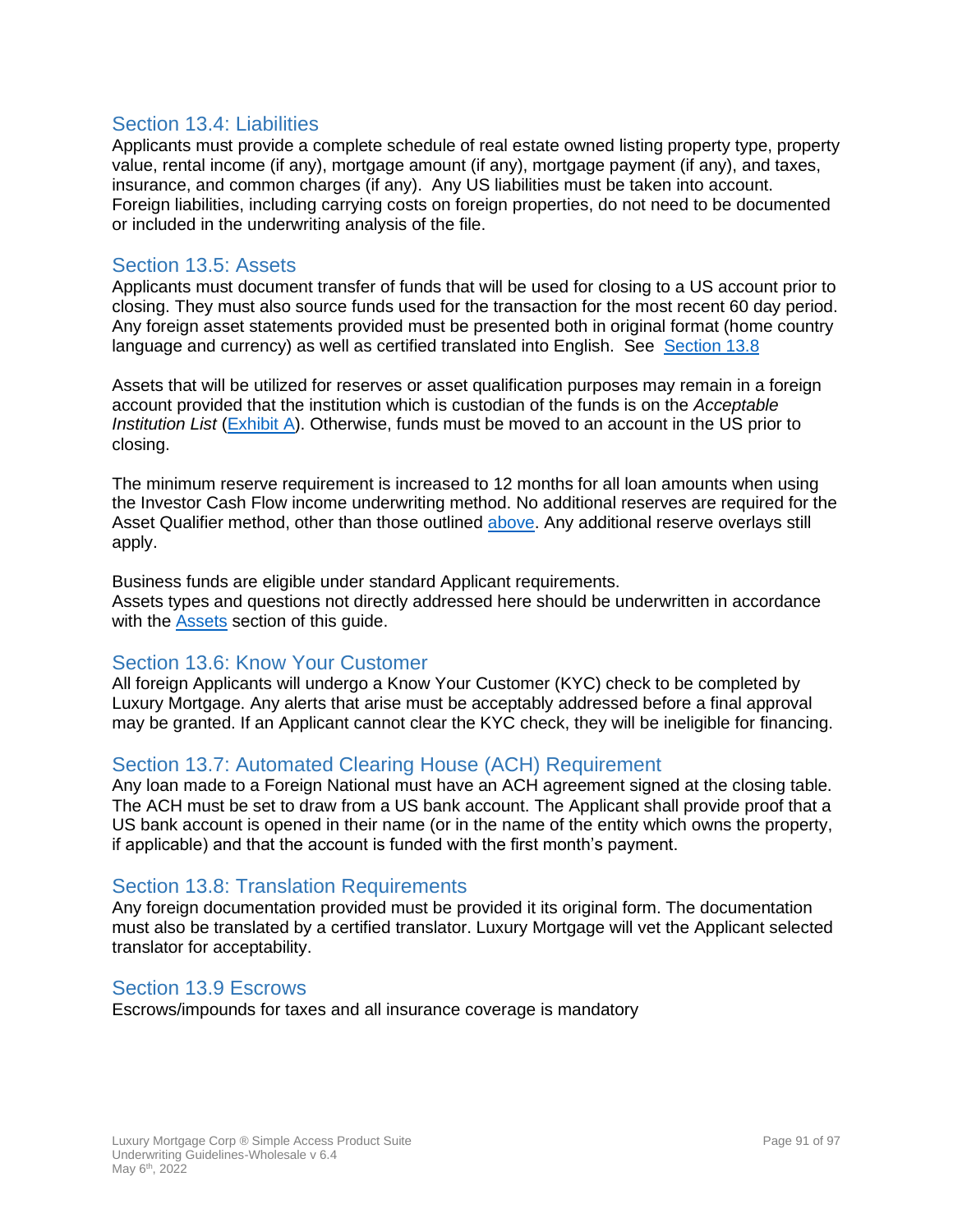## Section 13.4: Liabilities

Applicants must provide a complete schedule of real estate owned listing property type, property value, rental income (if any), mortgage amount (if any), mortgage payment (if any), and taxes, insurance, and common charges (if any). Any US liabilities must be taken into account. Foreign liabilities, including carrying costs on foreign properties, do not need to be documented or included in the underwriting analysis of the file.

## Section 13.5: Assets

Applicants must document transfer of funds that will be used for closing to a US account prior to closing. They must also source funds used for the transaction for the most recent 60 day period. Any foreign asset statements provided must be presented both in original format (home country language and currency) as well as certified translated into English. See Section 13.8

Assets that will be utilized for reserves or asset qualification purposes may remain in a foreign account provided that the institution which is custodian of the funds is on the *Acceptable Institution List* (Exhibit A). Otherwise, funds must be moved to an account in the US prior to closing.

The minimum reserve requirement is increased to 12 months for all loan amounts when using the Investor Cash Flow income underwriting method. No additional reserves are required for the Asset Qualifier method, other than those outlined above. Any additional reserve overlays still apply.

Business funds are eligible under standard Applicant requirements.
Assets types and questions not directly addressed here should be underwritten in accordance with the Assets section of this guide.

## Section 13.6: Know Your Customer

All foreign Applicants will undergo a Know Your Customer (KYC) check to be completed by Luxury Mortgage. Any alerts that arise must be acceptably addressed before a final approval may be granted. If an Applicant cannot clear the KYC check, they will be ineligible for financing.

## Section 13.7: Automated Clearing House (ACH) Requirement

Any loan made to a Foreign National must have an ACH agreement signed at the closing table. The ACH must be set to draw from a US bank account. The Applicant shall provide proof that a US bank account is opened in their name (or in the name of the entity which owns the property, if applicable) and that the account is funded with the first month's payment.

## Section 13.8: Translation Requirements

Any foreign documentation provided must be provided it its original form. The documentation must also be translated by a certified translator. Luxury Mortgage will vet the Applicant selected translator for acceptability.

## Section 13.9 Escrows

Escrows/impounds for taxes and all insurance coverage is mandatory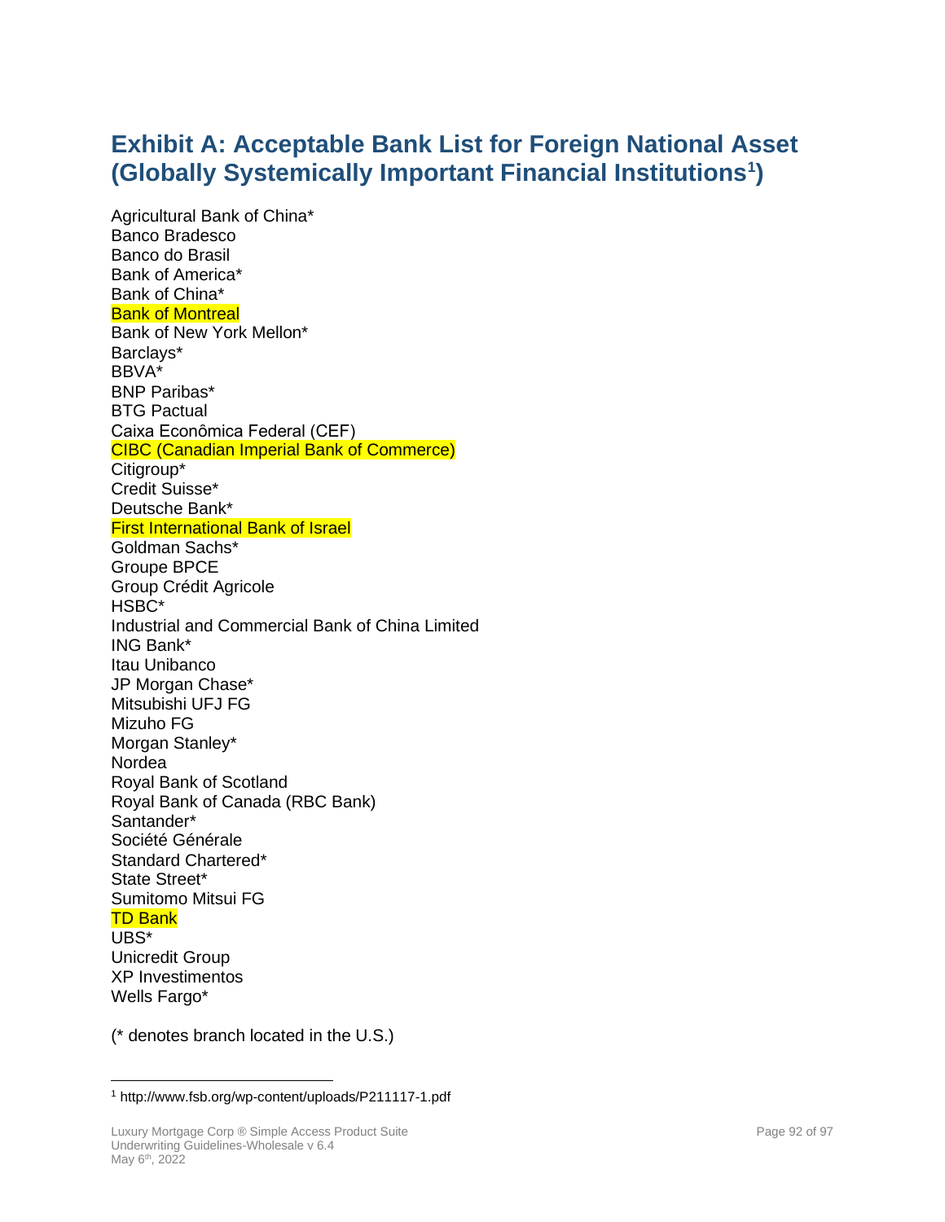# Exhibit A: Acceptable Bank List for Foreign National Asset (Globally Systemically Important Financial Institutions[1])

Agricultural Bank of China*
Banco Bradesco
Banco do Brasil
Bank of America*
Bank of China*
Bank of Montreal
Bank of New York Mellon*
Barclays*
BBVA*
BNP Paribas*
BTG Pactual
Caixa Econômica Federal (CEF)
CIBC (Canadian Imperial Bank of Commerce)
Citigroup*
Credit Suisse*
Deutsche Bank*
First International Bank of Israel
Goldman Sachs*
Groupe BPCE
Group Crédit Agricole
HSBC*
Industrial and Commercial Bank of China Limited
ING Bank*
Itau Unibanco
JP Morgan Chase*
Mitsubishi UFJ FG
Mizuho FG
Morgan Stanley*
Nordea
Royal Bank of Scotland
Royal Bank of Canada (RBC Bank)
Santander*
Société Générale
Standard Chartered*
State Street*
Sumitomo Mitsui FG
TD Bank
UBS*
Unicredit Group
XP Investimentos
Wells Fargo*

(* denotes branch located in the U.S.)

---

[1] http://www.fsb.org/wp-content/uploads/P211117-1.pdf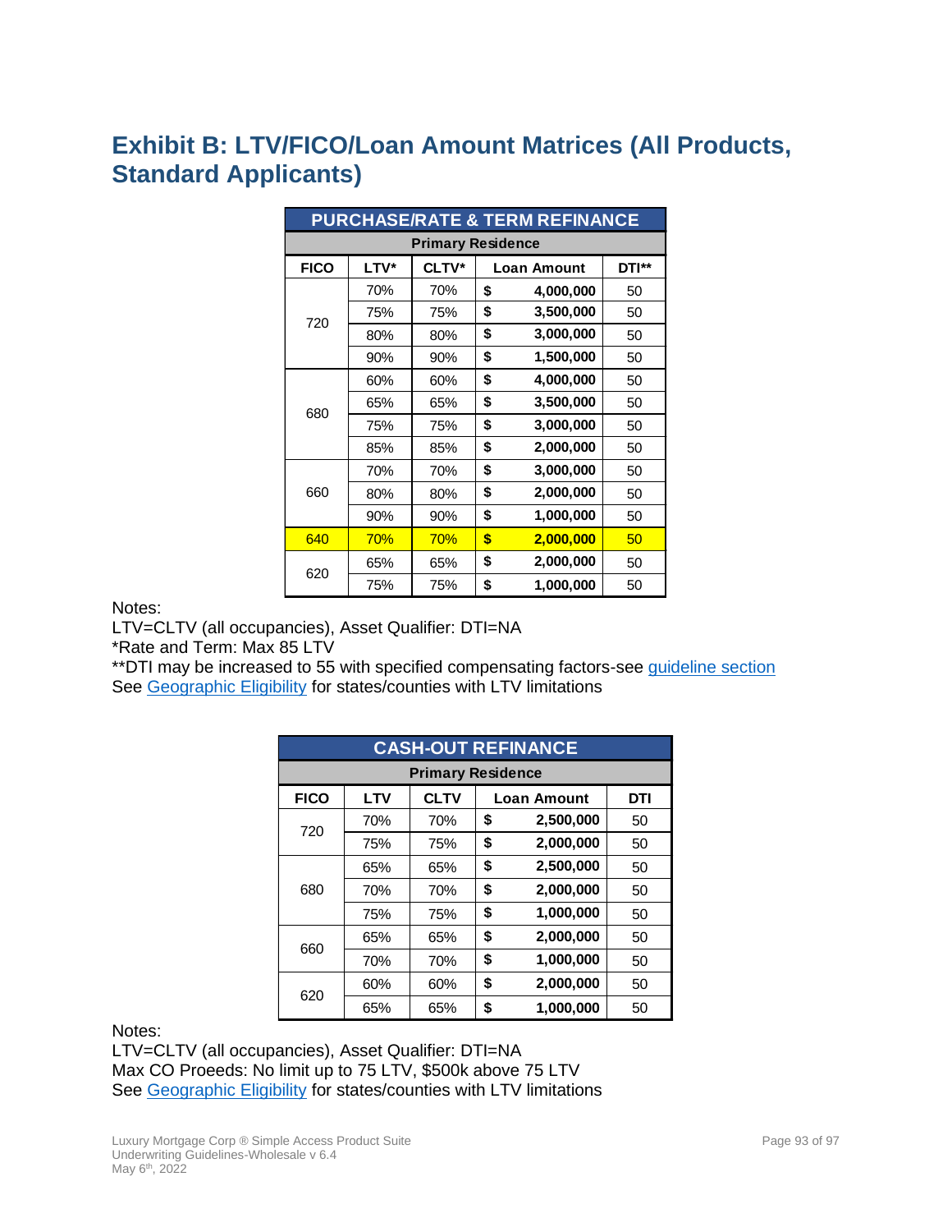# Exhibit B: LTV/FICO/Loan Amount Matrices (All Products, Standard Applicants)

| PURCHASE/RATE & TERM REFINANCE | | | | |
|---|---|---|---|---|
| Primary Residence | | | | |
| FICO | LTV* | CLTV* | Loan Amount | DTI** |
| 720 | 70% | 70% | $ 4,000,000 | 50 |
| | 75% | 75% | $ 3,500,000 | 50 |
| | 80% | 80% | $ 3,000,000 | 50 |
| | 90% | 90% | $ 1,500,000 | 50 |
| 680 | 60% | 60% | $ 4,000,000 | 50 |
| | 65% | 65% | $ 3,500,000 | 50 |
| | 75% | 75% | $ 3,000,000 | 50 |
| | 85% | 85% | $ 2,000,000 | 50 |
| 660 | 70% | 70% | $ 3,000,000 | 50 |
| | 80% | 80% | $ 2,000,000 | 50 |
| | 90% | 90% | $ 1,000,000 | 50 |
| 640 | 70% | 70% | $ 2,000,000 | 50 |
| 620 | 65% | 65% | $ 2,000,000 | 50 |
| | 75% | 75% | $ 1,000,000 | 50 |

Notes:
LTV=CLTV (all occupancies), Asset Qualifier: DTI=NA
*Rate and Term: Max 85 LTV
**DTI may be increased to 55 with specified compensating factors-see guideline section
See Geographic Eligibility for states/counties with LTV limitations

| CASH-OUT REFINANCE | | | | |
|---|---|---|---|---|
| Primary Residence | | | | |
| FICO | LTV | CLTV | Loan Amount | DTI |
| 720 | 70% | 70% | $ 2,500,000 | 50 |
| | 75% | 75% | $ 2,000,000 | 50 |
| 680 | 65% | 65% | $ 2,500,000 | 50 |
| | 70% | 70% | $ 2,000,000 | 50 |
| | 75% | 75% | $ 1,000,000 | 50 |
| 660 | 65% | 65% | $ 2,000,000 | 50 |
| | 70% | 70% | $ 1,000,000 | 50 |
| 620 | 60% | 60% | $ 2,000,000 | 50 |
| | 65% | 65% | $ 1,000,000 | 50 |

Notes:
LTV=CLTV (all occupancies), Asset Qualifier: DTI=NA
Max CO Proeeds: No limit up to 75 LTV, $500k above 75 LTV
See Geographic Eligibility for states/counties with LTV limitations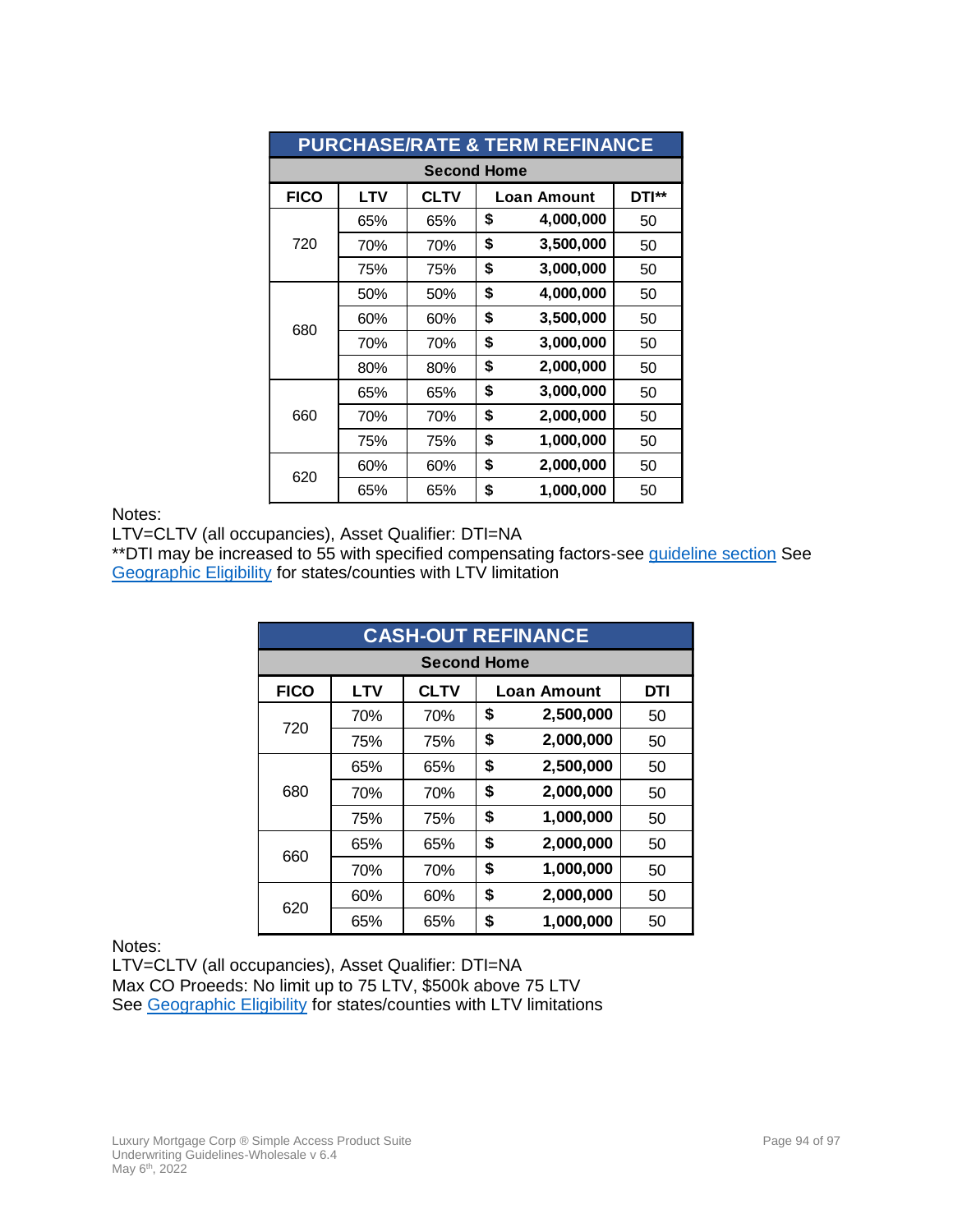| PURCHASE/RATE & TERM REFINANCE | | | | |
|---|---|---|---|---|
| Second Home | | | | |
| FICO | LTV | CLTV | Loan Amount | DTI** |
| 720 | 65% | 65% | $ 4,000,000 | 50 |
| | 70% | 70% | $ 3,500,000 | 50 |
| | 75% | 75% | $ 3,000,000 | 50 |
| 680 | 50% | 50% | $ 4,000,000 | 50 |
| | 60% | 60% | $ 3,500,000 | 50 |
| | 70% | 70% | $ 3,000,000 | 50 |
| | 80% | 80% | $ 2,000,000 | 50 |
| 660 | 65% | 65% | $ 3,000,000 | 50 |
| | 70% | 70% | $ 2,000,000 | 50 |
| | 75% | 75% | $ 1,000,000 | 50 |
| 620 | 60% | 60% | $ 2,000,000 | 50 |
| | 65% | 65% | $ 1,000,000 | 50 |

Notes:
LTV=CLTV (all occupancies), Asset Qualifier: DTI=NA
**DTI may be increased to 55 with specified compensating factors-see guideline section See Geographic Eligibility for states/counties with LTV limitation

| CASH-OUT REFINANCE | | | | |
|---|---|---|---|---|
| Second Home | | | | |
| FICO | LTV | CLTV | Loan Amount | DTI |
| 720 | 70% | 70% | $ 2,500,000 | 50 |
| | 75% | 75% | $ 2,000,000 | 50 |
| 680 | 65% | 65% | $ 2,500,000 | 50 |
| | 70% | 70% | $ 2,000,000 | 50 |
| | 75% | 75% | $ 1,000,000 | 50 |
| 660 | 65% | 65% | $ 2,000,000 | 50 |
| | 70% | 70% | $ 1,000,000 | 50 |
| 620 | 60% | 60% | $ 2,000,000 | 50 |
| | 65% | 65% | $ 1,000,000 | 50 |

Notes:
LTV=CLTV (all occupancies), Asset Qualifier: DTI=NA
Max CO Proeeds: No limit up to 75 LTV, $500k above 75 LTV
See Geographic Eligibility for states/counties with LTV limitations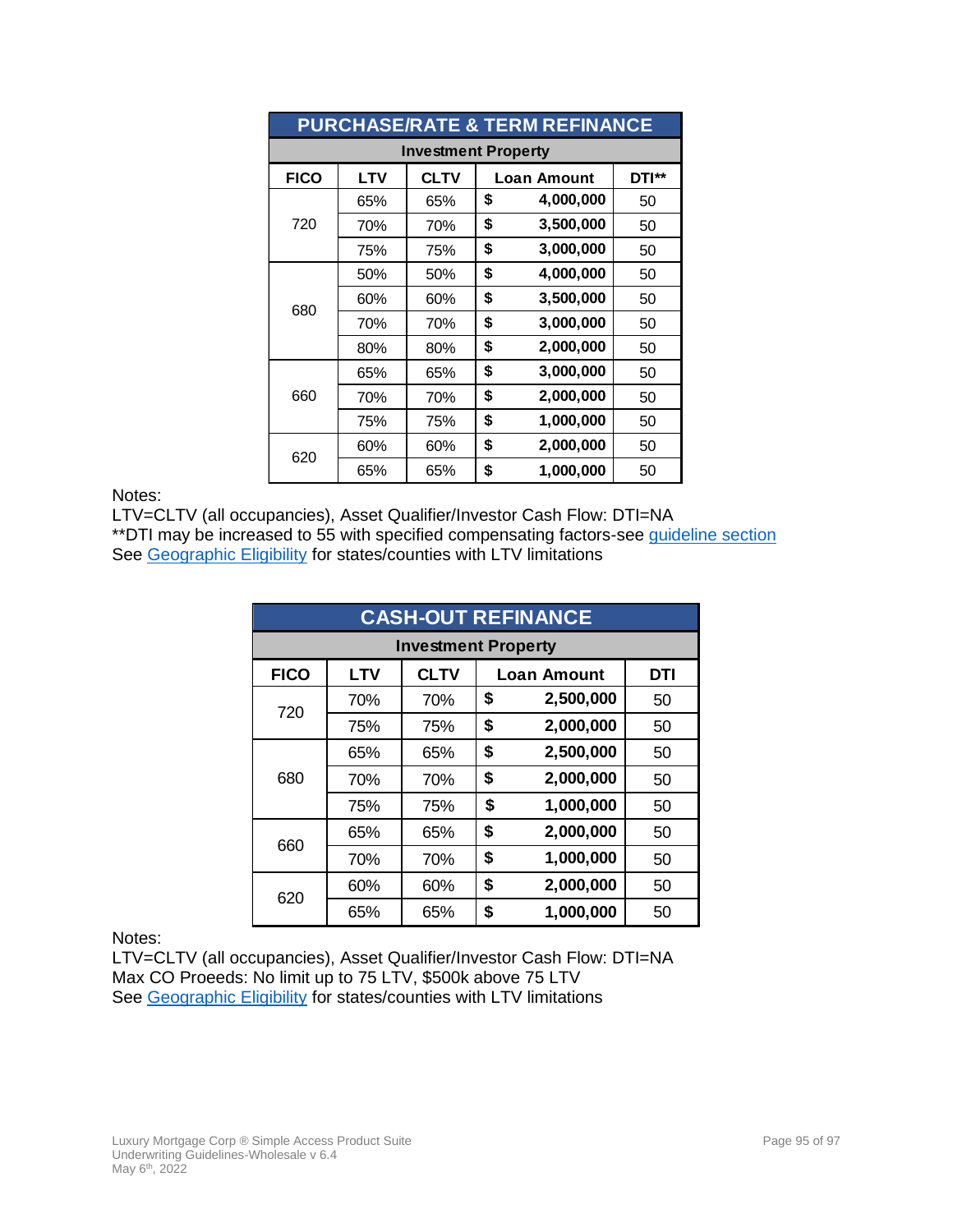| PURCHASE/RATE & TERM REFINANCE | | | | |
|---|---|---|---|---|
| **Investment Property** | | | | |
| **FICO** | **LTV** | **CLTV** | **Loan Amount** | **DTI**** |
| 720 | 65% | 65% | $ 4,000,000 | 50 |
| | 70% | 70% | $ 3,500,000 | 50 |
| | 75% | 75% | $ 3,000,000 | 50 |
| 680 | 50% | 50% | $ 4,000,000 | 50 |
| | 60% | 60% | $ 3,500,000 | 50 |
| | 70% | 70% | $ 3,000,000 | 50 |
| | 80% | 80% | $ 2,000,000 | 50 |
| 660 | 65% | 65% | $ 3,000,000 | 50 |
| | 70% | 70% | $ 2,000,000 | 50 |
| | 75% | 75% | $ 1,000,000 | 50 |
| 620 | 60% | 60% | $ 2,000,000 | 50 |
| | 65% | 65% | $ 1,000,000 | 50 |

Notes:
LTV=CLTV (all occupancies), Asset Qualifier/Investor Cash Flow: DTI=NA
**DTI may be increased to 55 with specified compensating factors-see guideline section
See Geographic Eligibility for states/counties with LTV limitations

| CASH-OUT REFINANCE | | | | |
|---|---|---|---|---|
| **Investment Property** | | | | |
| **FICO** | **LTV** | **CLTV** | **Loan Amount** | **DTI** |
| 720 | 70% | 70% | $ 2,500,000 | 50 |
| | 75% | 75% | $ 2,000,000 | 50 |
| 680 | 65% | 65% | $ 2,500,000 | 50 |
| | 70% | 70% | $ 2,000,000 | 50 |
| | 75% | 75% | $ 1,000,000 | 50 |
| 660 | 65% | 65% | $ 2,000,000 | 50 |
| | 70% | 70% | $ 1,000,000 | 50 |
| 620 | 60% | 60% | $ 2,000,000 | 50 |
| | 65% | 65% | $ 1,000,000 | 50 |

Notes:
LTV=CLTV (all occupancies), Asset Qualifier/Investor Cash Flow: DTI=NA
Max CO Proeeds: No limit up to 75 LTV, $500k above 75 LTV
See Geographic Eligibility for states/counties with LTV limitations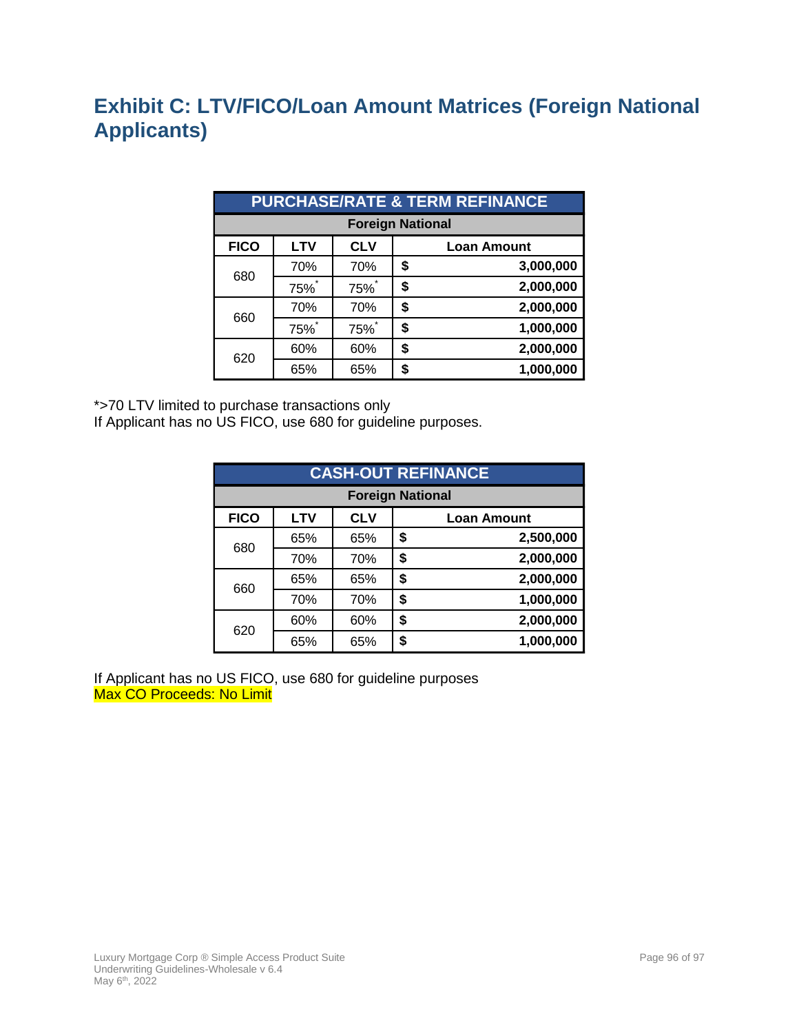# Exhibit C: LTV/FICO/Loan Amount Matrices (Foreign National Applicants)

| PURCHASE/RATE & TERM REFINANCE | | | |
|---|---|---|---|
| **Foreign National** | | | |
| **FICO** | **LTV** | **CLV** | **Loan Amount** |
| 680 | 70% | 70% | $ 3,000,000 |
| | 75%* | 75%* | $ 2,000,000 |
| 660 | 70% | 70% | $ 2,000,000 |
| | 75%* | 75%* | $ 1,000,000 |
| 620 | 60% | 60% | $ 2,000,000 |
| | 65% | 65% | $ 1,000,000 |

*>70 LTV limited to purchase transactions only
If Applicant has no US FICO, use 680 for guideline purposes.

| CASH-OUT REFINANCE | | | |
|---|---|---|---|
| **Foreign National** | | | |
| **FICO** | **LTV** | **CLV** | **Loan Amount** |
| 680 | 65% | 65% | $ 2,500,000 |
| | 70% | 70% | $ 2,000,000 |
| 660 | 65% | 65% | $ 2,000,000 |
| | 70% | 70% | $ 1,000,000 |
| 620 | 60% | 60% | $ 2,000,000 |
| | 65% | 65% | $ 1,000,000 |

If Applicant has no US FICO, use 680 for guideline purposes
Max CO Proceeds: No Limit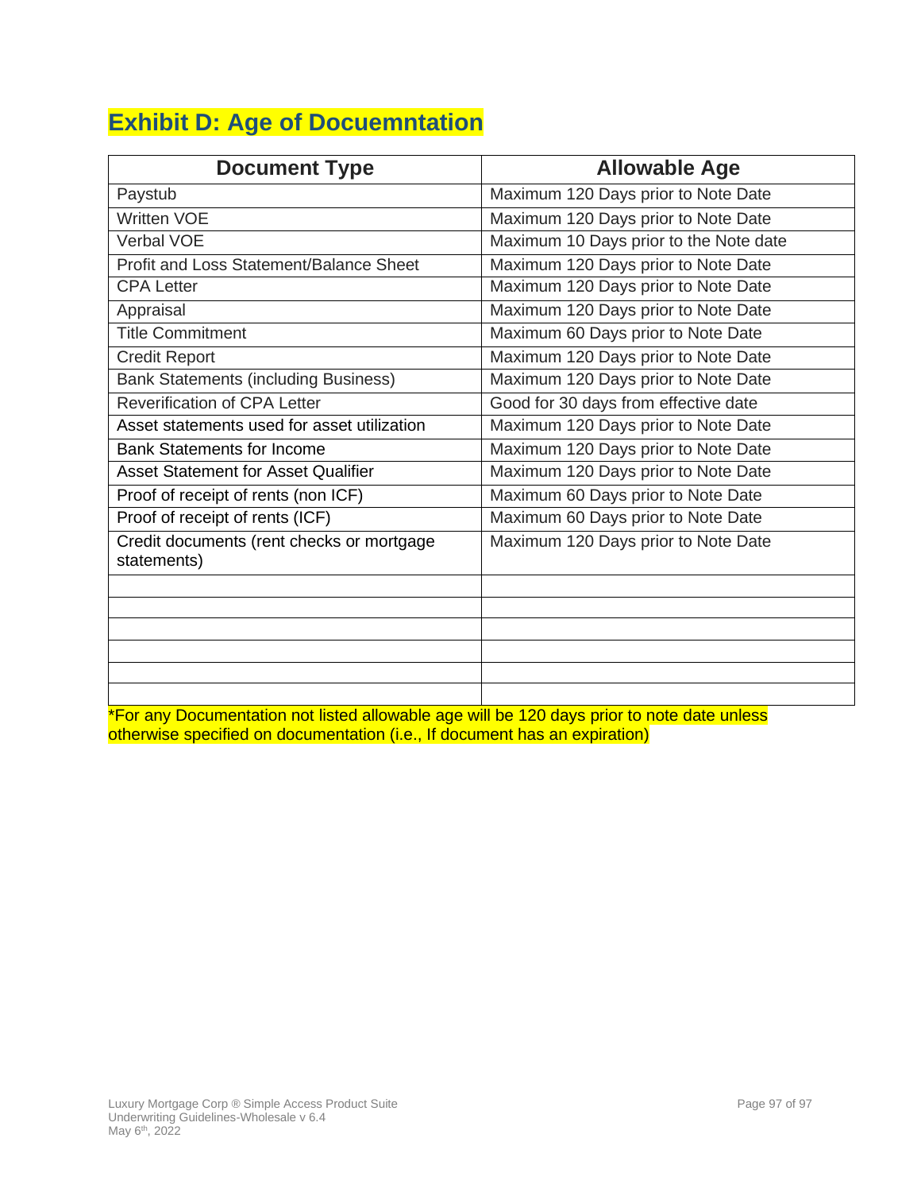## Exhibit D: Age of Docuemntation

| Document Type | Allowable Age |
|---|---|
| Paystub | Maximum 120 Days prior to Note Date |
| Written VOE | Maximum 120 Days prior to Note Date |
| Verbal VOE | Maximum 10 Days prior to the Note date |
| Profit and Loss Statement/Balance Sheet | Maximum 120 Days prior to Note Date |
| CPA Letter | Maximum 120 Days prior to Note Date |
| Appraisal | Maximum 120 Days prior to Note Date |
| Title Commitment | Maximum 60 Days prior to Note Date |
| Credit Report | Maximum 120 Days prior to Note Date |
| Bank Statements (including Business) | Maximum 120 Days prior to Note Date |
| Reverification of CPA Letter | Good for 30 days from effective date |
| Asset statements used for asset utilization | Maximum 120 Days prior to Note Date |
| Bank Statements for Income | Maximum 120 Days prior to Note Date |
| Asset Statement for Asset Qualifier | Maximum 120 Days prior to Note Date |
| Proof of receipt of rents (non ICF) | Maximum 60 Days prior to Note Date |
| Proof of receipt of rents (ICF) | Maximum 60 Days prior to Note Date |
| Credit documents (rent checks or mortgage statements) | Maximum 120 Days prior to Note Date |
| | |
| | |
| | |
| | |
| | |
| | |

*For any Documentation not listed allowable age will be 120 days prior to note date unless otherwise specified on documentation (i.e., If document has an expiration)